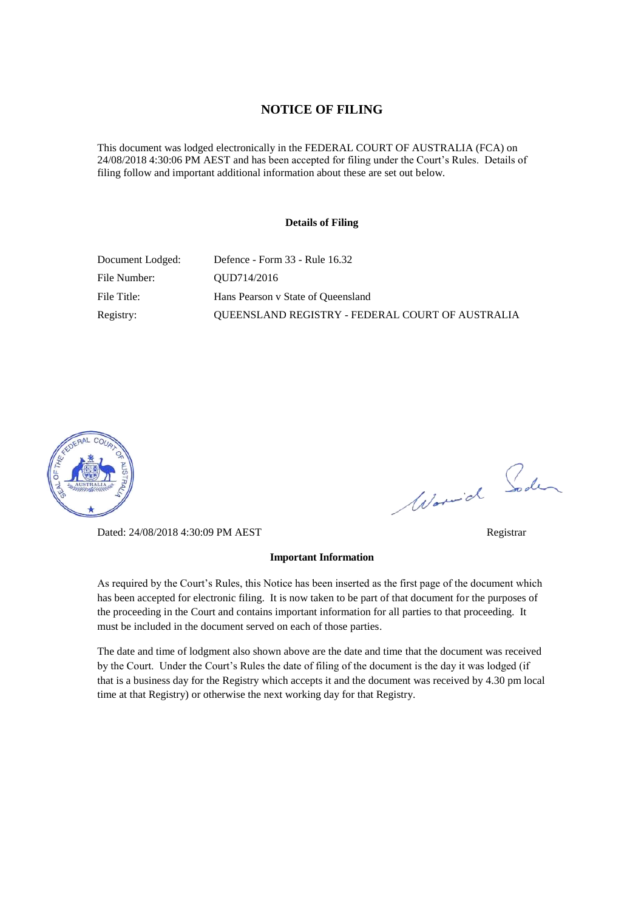# NOTICE OF FILING

This document was lodged electronically in the FEDERAL COURT OF AUSTRALIA (FCA) on 24/08/2018 4:30:06 PM AEST and has been accepted for filing under the Court's Rules. Details of filing follow and important additional information about these are set out below.

## Details of Filing

| | |
|---|---|
| Document Lodged: | Defence - Form 33 - Rule 16.32 |
| File Number: | QUD714/2016 |
| File Title: | Hans Pearson v State of Queensland |
| Registry: | QUEENSLAND REGISTRY - FEDERAL COURT OF AUSTRALIA |

Dated: 24/08/2018 4:30:09 PM AEST

Registrar

## Important Information

As required by the Court's Rules, this Notice has been inserted as the first page of the document which has been accepted for electronic filing. It is now taken to be part of that document for the purposes of the proceeding in the Court and contains important information for all parties to that proceeding. It must be included in the document served on each of those parties.

The date and time of lodgment also shown above are the date and time that the document was received by the Court. Under the Court's Rules the date of filing of the document is the day it was lodged (if that is a business day for the Registry which accepts it and the document was received by 4.30 pm local time at that Registry) or otherwise the next working day for that Registry.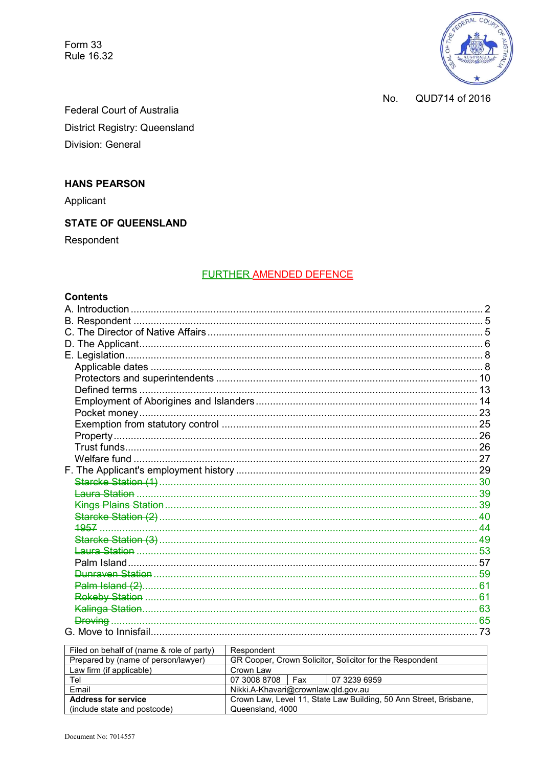Form 33
Rule 16.32

No. QUD714 of 2016

Federal Court of Australia
District Registry: Queensland
Division: General

**HANS PEARSON**

Applicant

**STATE OF QUEENSLAND**

Respondent

# FURTHER AMENDED DEFENCE

**Contents**

A. Introduction .......... 2
B. Respondent .......... 5
C. The Director of Native Affairs .......... 5
D. The Applicant .......... 6
E. Legislation .......... 8
- Applicable dates .......... 8
- Protectors and superintendents .......... 10
- Defined terms .......... 13
- Employment of Aborigines and Islanders .......... 14
- Pocket money .......... 23
- Exemption from statutory control .......... 25
- Property .......... 26
- Trust funds .......... 26
- Welfare fund .......... 27

F. The Applicant's employment history .......... 29
- ~~Starcke Station (1)~~ .......... ~~30~~
- ~~Laura Station~~ .......... ~~39~~
- ~~Kings Plains Station~~ .......... ~~39~~
- ~~Starcke Station (2)~~ .......... ~~40~~
- ~~1957~~ .......... ~~44~~
- ~~Starcke Station (3)~~ .......... ~~49~~
- ~~Laura Station~~ .......... ~~53~~
- Palm Island .......... 57
- ~~Dunraven Station~~ .......... ~~59~~
- ~~Palm Island (2)~~ .......... ~~61~~
- ~~Rokeby Station~~ .......... ~~61~~
- ~~Kalinga Station~~ .......... ~~63~~
- ~~Droving~~ .......... ~~65~~

G. Move to Innisfail .......... 73

| Filed on behalf of (name & role of party) | Respondent | | |
|---|---|---|---|
| Prepared by (name of person/lawyer) | GR Cooper, Crown Solicitor, Solicitor for the Respondent | | |
| Law firm (if applicable) | Crown Law | | |
| Tel | 07 3008 8708 | Fax | 07 3239 6959 |
| Email | Nikki.A-Khavari@crownlaw.qld.gov.au | | |
| **Address for service** (include state and postcode) | Crown Law, Level 11, State Law Building, 50 Ann Street, Brisbane, Queensland, 4000 | | |

Document No: 7014557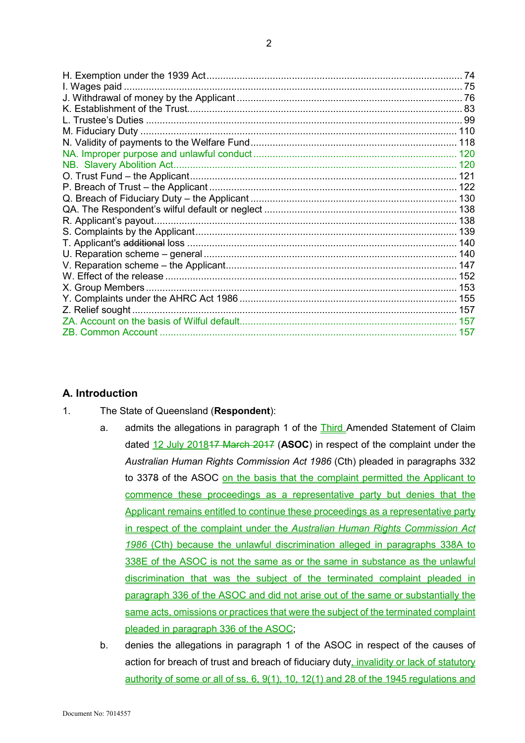| | |
|---|---|
| H. Exemption under the 1939 Act | 74 |
| I. Wages paid | 75 |
| J. Withdrawal of money by the Applicant | 76 |
| K. Establishment of the Trust | 83 |
| L. Trustee's Duties | 99 |
| M. Fiduciary Duty | 110 |
| N. Validity of payments to the Welfare Fund | 118 |
| NA. Improper purpose and unlawful conduct | 120 |
| NB. Slavery Abolition Act | 120 |
| O. Trust Fund – the Applicant | 121 |
| P. Breach of Trust – the Applicant | 122 |
| Q. Breach of Fiduciary Duty – the Applicant | 130 |
| QA. The Respondent's wilful default or neglect | 138 |
| R. Applicant's payout | 138 |
| S. Complaints by the Applicant | 139 |
| T. Applicant's ~~additional~~ loss | 140 |
| U. Reparation scheme – general | 140 |
| V. Reparation scheme – the Applicant | 147 |
| W. Effect of the release | 152 |
| X. Group Members | 153 |
| Y. Complaints under the AHRC Act 1986 | 155 |
| Z. Relief sought | 157 |
| ZA. Account on the basis of Wilful default | 157 |
| ZB. Common Account | 157 |

## A. Introduction

1. The State of Queensland (**Respondent**):

   a. admits the allegations in paragraph 1 of the Third Amended Statement of Claim dated 12 July 2018~~17 March 2017~~ (**ASOC**) in respect of the complaint under the *Australian Human Rights Commission Act 1986* (Cth) pleaded in paragraphs 332 to 337~~8~~ of the ASOC on the basis that the complaint permitted the Applicant to commence these proceedings as a representative party but denies that the Applicant remains entitled to continue these proceedings as a representative party in respect of the complaint under the *Australian Human Rights Commission Act 1986* (Cth) because the unlawful discrimination alleged in paragraphs 338A to 338E of the ASOC is not the same as or the same in substance as the unlawful discrimination that was the subject of the terminated complaint pleaded in paragraph 336 of the ASOC and did not arise out of the same or substantially the same acts, omissions or practices that were the subject of the terminated complaint pleaded in paragraph 336 of the ASOC;

   b. denies the allegations in paragraph 1 of the ASOC in respect of the causes of action for breach of trust and breach of fiduciary duty, invalidity or lack of statutory authority of some or all of ss. 6, 9(1), 10, 12(1) and 28 of the 1945 regulations and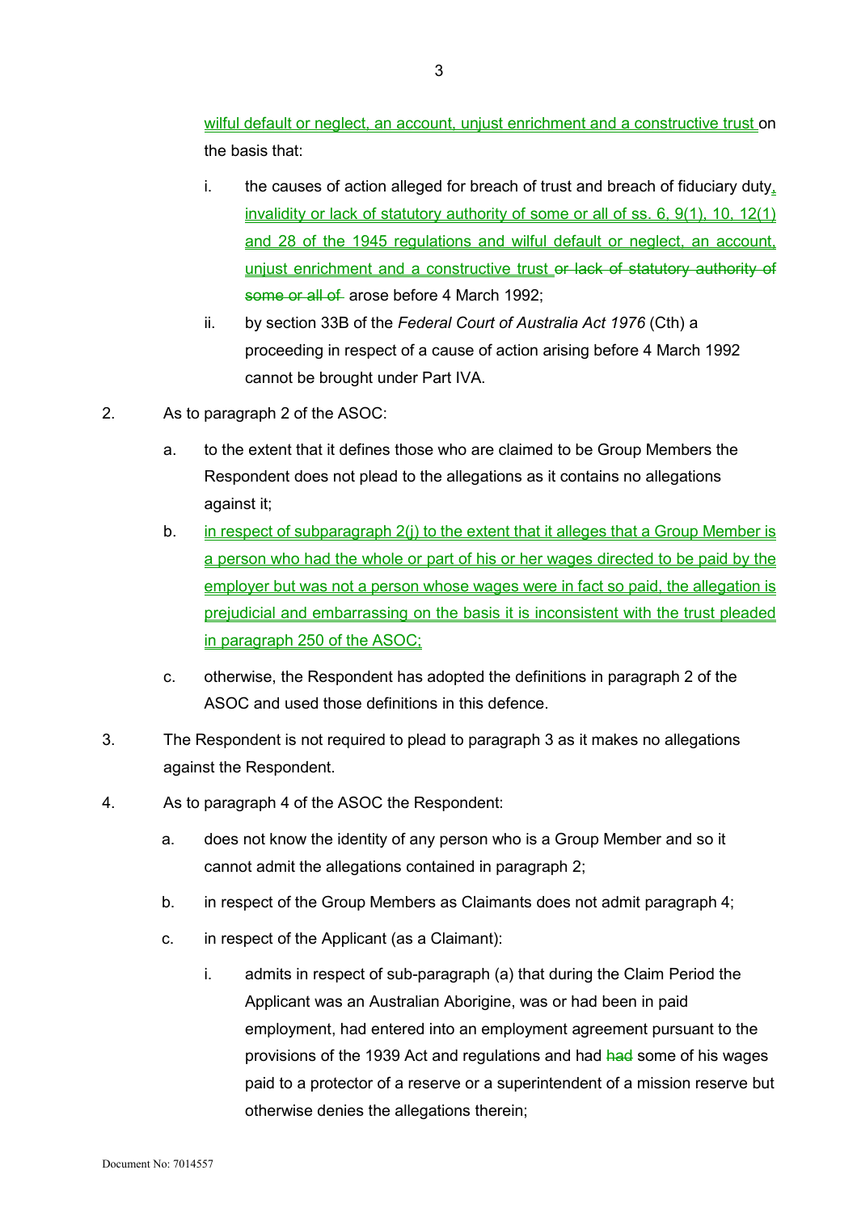wilful default or neglect, an account, unjust enrichment and a constructive trust on the basis that:

i. the causes of action alleged for breach of trust and breach of fiduciary duty, invalidity or lack of statutory authority of some or all of ss. 6, 9(1), 10, 12(1) and 28 of the 1945 regulations and wilful default or neglect, an account, unjust enrichment and a constructive trust ~~or lack of statutory authority of some or all of~~ arose before 4 March 1992;

ii. by section 33B of the *Federal Court of Australia Act 1976* (Cth) a proceeding in respect of a cause of action arising before 4 March 1992 cannot be brought under Part IVA.

2. As to paragraph 2 of the ASOC:

a. to the extent that it defines those who are claimed to be Group Members the Respondent does not plead to the allegations as it contains no allegations against it;

b. in respect of subparagraph 2(j) to the extent that it alleges that a Group Member is a person who had the whole or part of his or her wages directed to be paid by the employer but was not a person whose wages were in fact so paid, the allegation is prejudicial and embarrassing on the basis it is inconsistent with the trust pleaded in paragraph 250 of the ASOC;

c. otherwise, the Respondent has adopted the definitions in paragraph 2 of the ASOC and used those definitions in this defence.

3. The Respondent is not required to plead to paragraph 3 as it makes no allegations against the Respondent.

4. As to paragraph 4 of the ASOC the Respondent:

a. does not know the identity of any person who is a Group Member and so it cannot admit the allegations contained in paragraph 2;

b. in respect of the Group Members as Claimants does not admit paragraph 4;

c. in respect of the Applicant (as a Claimant):

i. admits in respect of sub-paragraph (a) that during the Claim Period the Applicant was an Australian Aborigine, was or had been in paid employment, had entered into an employment agreement pursuant to the provisions of the 1939 Act and regulations and had ~~had~~ some of his wages paid to a protector of a reserve or a superintendent of a mission reserve but otherwise denies the allegations therein;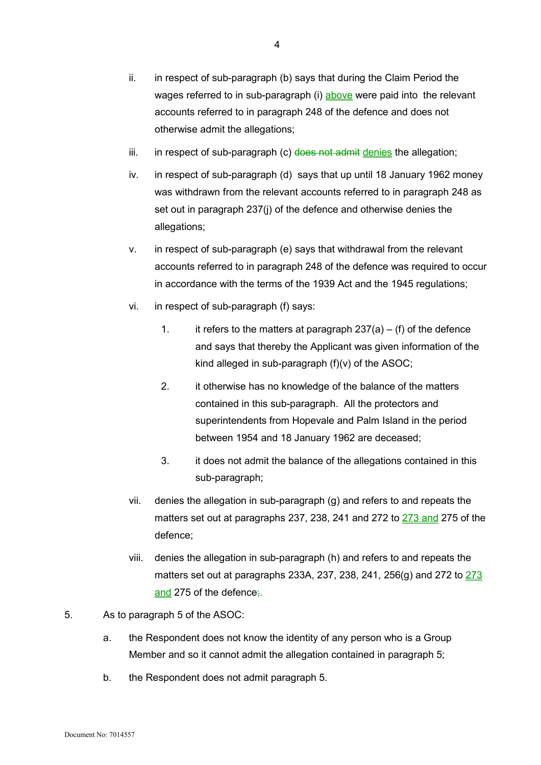ii. in respect of sub-paragraph (b) says that during the Claim Period the wages referred to in sub-paragraph (i) above were paid into the relevant accounts referred to in paragraph 248 of the defence and does not otherwise admit the allegations;

iii. in respect of sub-paragraph (c) ~~does not admit~~ denies the allegation;

iv. in respect of sub-paragraph (d) says that up until 18 January 1962 money was withdrawn from the relevant accounts referred to in paragraph 248 as set out in paragraph 237(j) of the defence and otherwise denies the allegations;

v. in respect of sub-paragraph (e) says that withdrawal from the relevant accounts referred to in paragraph 248 of the defence was required to occur in accordance with the terms of the 1939 Act and the 1945 regulations;

vi. in respect of sub-paragraph (f) says:

1. it refers to the matters at paragraph 237(a) – (f) of the defence and says that thereby the Applicant was given information of the kind alleged in sub-paragraph (f)(v) of the ASOC;

2. it otherwise has no knowledge of the balance of the matters contained in this sub-paragraph. All the protectors and superintendents from Hopevale and Palm Island in the period between 1954 and 18 January 1962 are deceased;

3. it does not admit the balance of the allegations contained in this sub-paragraph;

vii. denies the allegation in sub-paragraph (g) and refers to and repeats the matters set out at paragraphs 237, 238, 241 and 272 to 273 and 275 of the defence;

viii. denies the allegation in sub-paragraph (h) and refers to and repeats the matters set out at paragraphs 233A, 237, 238, 241, 256(g) and 272 to 273 and 275 of the defence~~;~~.

5. As to paragraph 5 of the ASOC:

a. the Respondent does not know the identity of any person who is a Group Member and so it cannot admit the allegation contained in paragraph 5;

b. the Respondent does not admit paragraph 5.

Document No: 7014557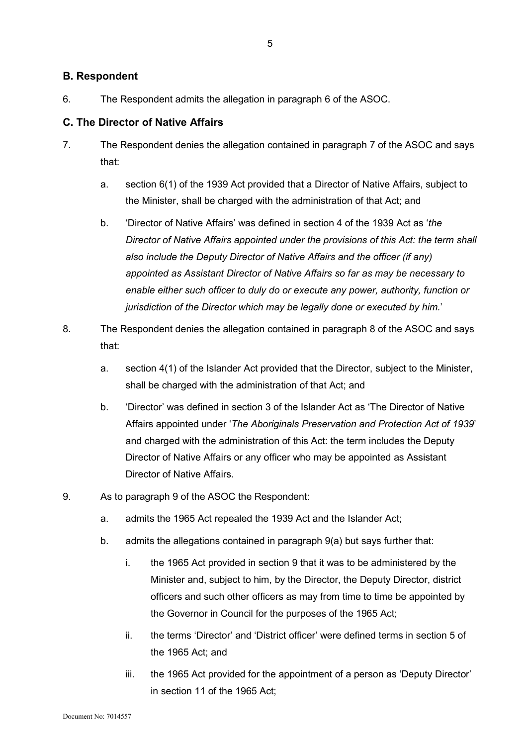## B. Respondent

6. The Respondent admits the allegation in paragraph 6 of the ASOC.

## C. The Director of Native Affairs

7. The Respondent denies the allegation contained in paragraph 7 of the ASOC and says that:

   a. section 6(1) of the 1939 Act provided that a Director of Native Affairs, subject to the Minister, shall be charged with the administration of that Act; and

   b. 'Director of Native Affairs' was defined in section 4 of the 1939 Act as '*the Director of Native Affairs appointed under the provisions of this Act: the term shall also include the Deputy Director of Native Affairs and the officer (if any) appointed as Assistant Director of Native Affairs so far as may be necessary to enable either such officer to duly do or execute any power, authority, function or jurisdiction of the Director which may be legally done or executed by him.*'

8. The Respondent denies the allegation contained in paragraph 8 of the ASOC and says that:

   a. section 4(1) of the Islander Act provided that the Director, subject to the Minister, shall be charged with the administration of that Act; and

   b. 'Director' was defined in section 3 of the Islander Act as 'The Director of Native Affairs appointed under '*The Aboriginals Preservation and Protection Act of 1939*' and charged with the administration of this Act: the term includes the Deputy Director of Native Affairs or any officer who may be appointed as Assistant Director of Native Affairs.

9. As to paragraph 9 of the ASOC the Respondent:

   a. admits the 1965 Act repealed the 1939 Act and the Islander Act;

   b. admits the allegations contained in paragraph 9(a) but says further that:

      i. the 1965 Act provided in section 9 that it was to be administered by the Minister and, subject to him, by the Director, the Deputy Director, district officers and such other officers as may from time to time be appointed by the Governor in Council for the purposes of the 1965 Act;

      ii. the terms 'Director' and 'District officer' were defined terms in section 5 of the 1965 Act; and

      iii. the 1965 Act provided for the appointment of a person as 'Deputy Director' in section 11 of the 1965 Act;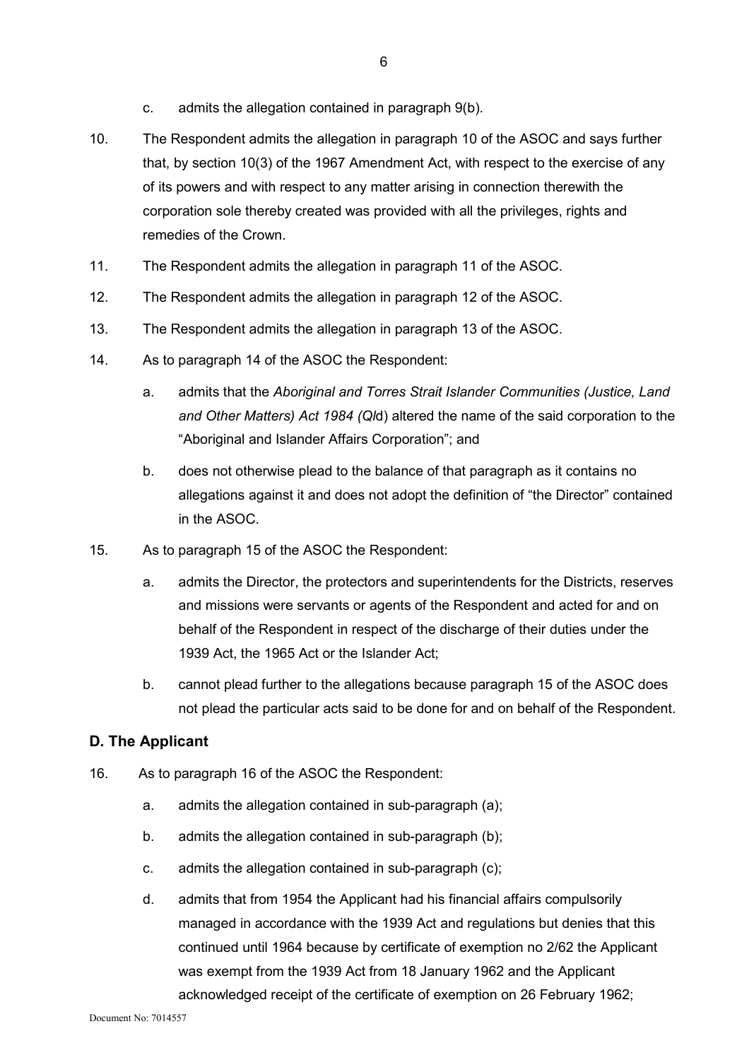c. admits the allegation contained in paragraph 9(b).

10. The Respondent admits the allegation in paragraph 10 of the ASOC and says further that, by section 10(3) of the 1967 Amendment Act, with respect to the exercise of any of its powers and with respect to any matter arising in connection therewith the corporation sole thereby created was provided with all the privileges, rights and remedies of the Crown.

11. The Respondent admits the allegation in paragraph 11 of the ASOC.

12. The Respondent admits the allegation in paragraph 12 of the ASOC.

13. The Respondent admits the allegation in paragraph 13 of the ASOC.

14. As to paragraph 14 of the ASOC the Respondent:

    a. admits that the *Aboriginal and Torres Strait Islander Communities (Justice, Land and Other Matters) Act 1984 (Ql*d) altered the name of the said corporation to the "Aboriginal and Islander Affairs Corporation"; and

    b. does not otherwise plead to the balance of that paragraph as it contains no allegations against it and does not adopt the definition of "the Director" contained in the ASOC.

15. As to paragraph 15 of the ASOC the Respondent:

    a. admits the Director, the protectors and superintendents for the Districts, reserves and missions were servants or agents of the Respondent and acted for and on behalf of the Respondent in respect of the discharge of their duties under the 1939 Act, the 1965 Act or the Islander Act;

    b. cannot plead further to the allegations because paragraph 15 of the ASOC does not plead the particular acts said to be done for and on behalf of the Respondent.

## D. The Applicant

16. As to paragraph 16 of the ASOC the Respondent:

    a. admits the allegation contained in sub-paragraph (a);

    b. admits the allegation contained in sub-paragraph (b);

    c. admits the allegation contained in sub-paragraph (c);

    d. admits that from 1954 the Applicant had his financial affairs compulsorily managed in accordance with the 1939 Act and regulations but denies that this continued until 1964 because by certificate of exemption no 2/62 the Applicant was exempt from the 1939 Act from 18 January 1962 and the Applicant acknowledged receipt of the certificate of exemption on 26 February 1962;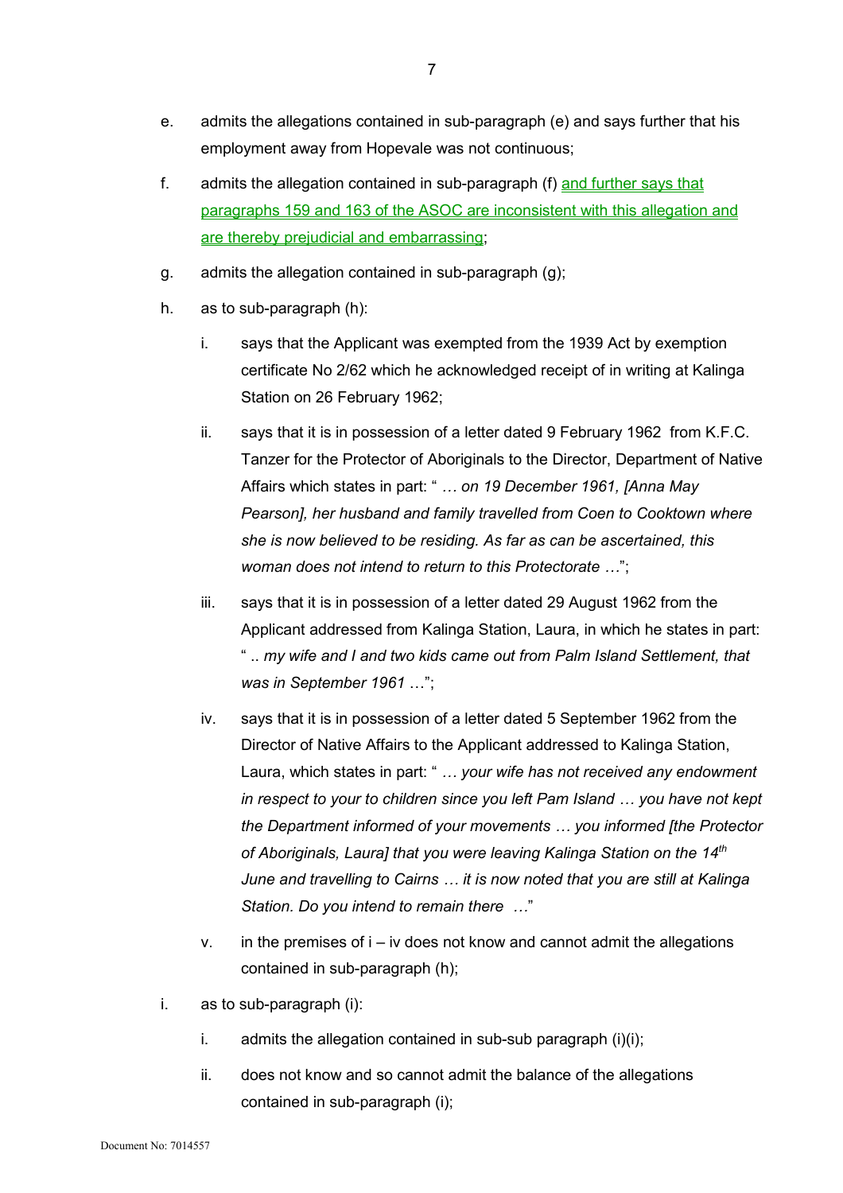e. admits the allegations contained in sub-paragraph (e) and says further that his employment away from Hopevale was not continuous;

f. admits the allegation contained in sub-paragraph (f) <u>and further says that paragraphs 159 and 163 of the ASOC are inconsistent with this allegation and are thereby prejudicial and embarrassing</u>;

g. admits the allegation contained in sub-paragraph (g);

h. as to sub-paragraph (h):

   i. says that the Applicant was exempted from the 1939 Act by exemption certificate No 2/62 which he acknowledged receipt of in writing at Kalinga Station on 26 February 1962;

   ii. says that it is in possession of a letter dated 9 February 1962 from K.F.C. Tanzer for the Protector of Aboriginals to the Director, Department of Native Affairs which states in part: " *… on 19 December 1961, [Anna May Pearson], her husband and family travelled from Coen to Cooktown where she is now believed to be residing. As far as can be ascertained, this woman does not intend to return to this Protectorate …*";

   iii. says that it is in possession of a letter dated 29 August 1962 from the Applicant addressed from Kalinga Station, Laura, in which he states in part: " *.. my wife and I and two kids came out from Palm Island Settlement, that was in September 1961 …*";

   iv. says that it is in possession of a letter dated 5 September 1962 from the Director of Native Affairs to the Applicant addressed to Kalinga Station, Laura, which states in part: " *… your wife has not received any endowment in respect to your to children since you left Pam Island … you have not kept the Department informed of your movements … you informed [the Protector of Aboriginals, Laura] that you were leaving Kalinga Station on the 14th June and travelling to Cairns … it is now noted that you are still at Kalinga Station. Do you intend to remain there …*"

   v. in the premises of i – iv does not know and cannot admit the allegations contained in sub-paragraph (h);

i. as to sub-paragraph (i):

   i. admits the allegation contained in sub-sub paragraph (i)(i);

   ii. does not know and so cannot admit the balance of the allegations contained in sub-paragraph (i);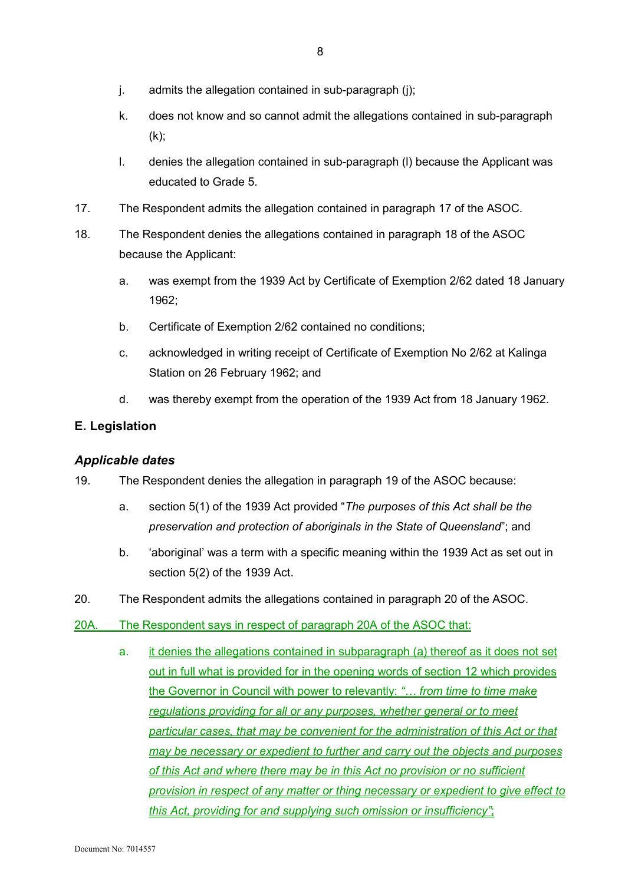j. admits the allegation contained in sub-paragraph (j);

k. does not know and so cannot admit the allegations contained in sub-paragraph (k);

l. denies the allegation contained in sub-paragraph (l) because the Applicant was educated to Grade 5.

17. The Respondent admits the allegation contained in paragraph 17 of the ASOC.

18. The Respondent denies the allegations contained in paragraph 18 of the ASOC because the Applicant:

a. was exempt from the 1939 Act by Certificate of Exemption 2/62 dated 18 January 1962;

b. Certificate of Exemption 2/62 contained no conditions;

c. acknowledged in writing receipt of Certificate of Exemption No 2/62 at Kalinga Station on 26 February 1962; and

d. was thereby exempt from the operation of the 1939 Act from 18 January 1962.

## E. Legislation

### *Applicable dates*

19. The Respondent denies the allegation in paragraph 19 of the ASOC because:

a. section 5(1) of the 1939 Act provided "*The purposes of this Act shall be the preservation and protection of aboriginals in the State of Queensland*"; and

b. 'aboriginal' was a term with a specific meaning within the 1939 Act as set out in section 5(2) of the 1939 Act.

20. The Respondent admits the allegations contained in paragraph 20 of the ASOC.

20A. The Respondent says in respect of paragraph 20A of the ASOC that:

a. it denies the allegations contained in subparagraph (a) thereof as it does not set out in full what is provided for in the opening words of section 12 which provides the Governor in Council with power to relevantly: *"… from time to time make regulations providing for all or any purposes, whether general or to meet particular cases, that may be convenient for the administration of this Act or that may be necessary or expedient to further and carry out the objects and purposes of this Act and where there may be in this Act no provision or no sufficient provision in respect of any matter or thing necessary or expedient to give effect to this Act, providing for and supplying such omission or insufficiency"*;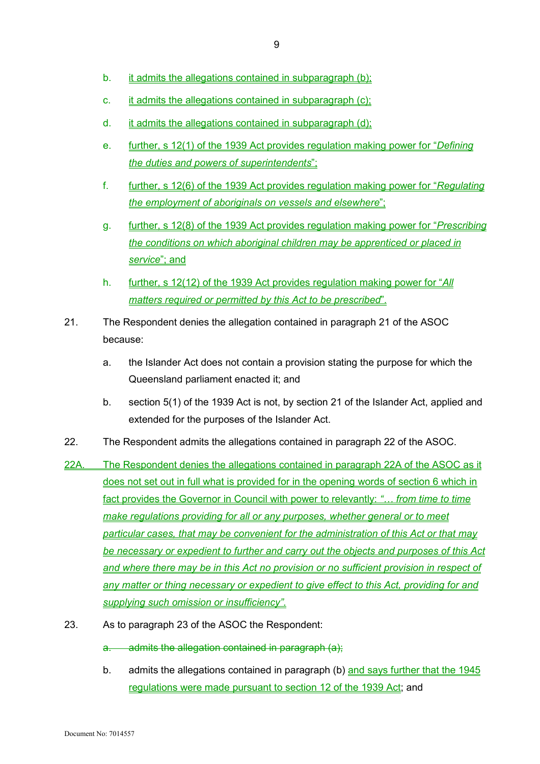b. it admits the allegations contained in subparagraph (b);

c. it admits the allegations contained in subparagraph (c);

d. it admits the allegations contained in subparagraph (d);

e. further, s 12(1) of the 1939 Act provides regulation making power for "*Defining the duties and powers of superintendents*";

f. further, s 12(6) of the 1939 Act provides regulation making power for "*Regulating the employment of aboriginals on vessels and elsewhere*";

g. further, s 12(8) of the 1939 Act provides regulation making power for "*Prescribing the conditions on which aboriginal children may be apprenticed or placed in service*"; and

h. further, s 12(12) of the 1939 Act provides regulation making power for "*All matters required or permitted by this Act to be prescribed*".

21. The Respondent denies the allegation contained in paragraph 21 of the ASOC because:

a. the Islander Act does not contain a provision stating the purpose for which the Queensland parliament enacted it; and

b. section 5(1) of the 1939 Act is not, by section 21 of the Islander Act, applied and extended for the purposes of the Islander Act.

22. The Respondent admits the allegations contained in paragraph 22 of the ASOC.

22A. The Respondent denies the allegations contained in paragraph 22A of the ASOC as it does not set out in full what is provided for in the opening words of section 6 which in fact provides the Governor in Council with power to relevantly: *"… from time to time make regulations providing for all or any purposes, whether general or to meet particular cases, that may be convenient for the administration of this Act or that may be necessary or expedient to further and carry out the objects and purposes of this Act and where there may be in this Act no provision or no sufficient provision in respect of any matter or thing necessary or expedient to give effect to this Act, providing for and supplying such omission or insufficiency".*

23. As to paragraph 23 of the ASOC the Respondent:

a. ~~admits the allegation contained in paragraph (a);~~

b. admits the allegations contained in paragraph (b) and says further that the 1945 regulations were made pursuant to section 12 of the 1939 Act; and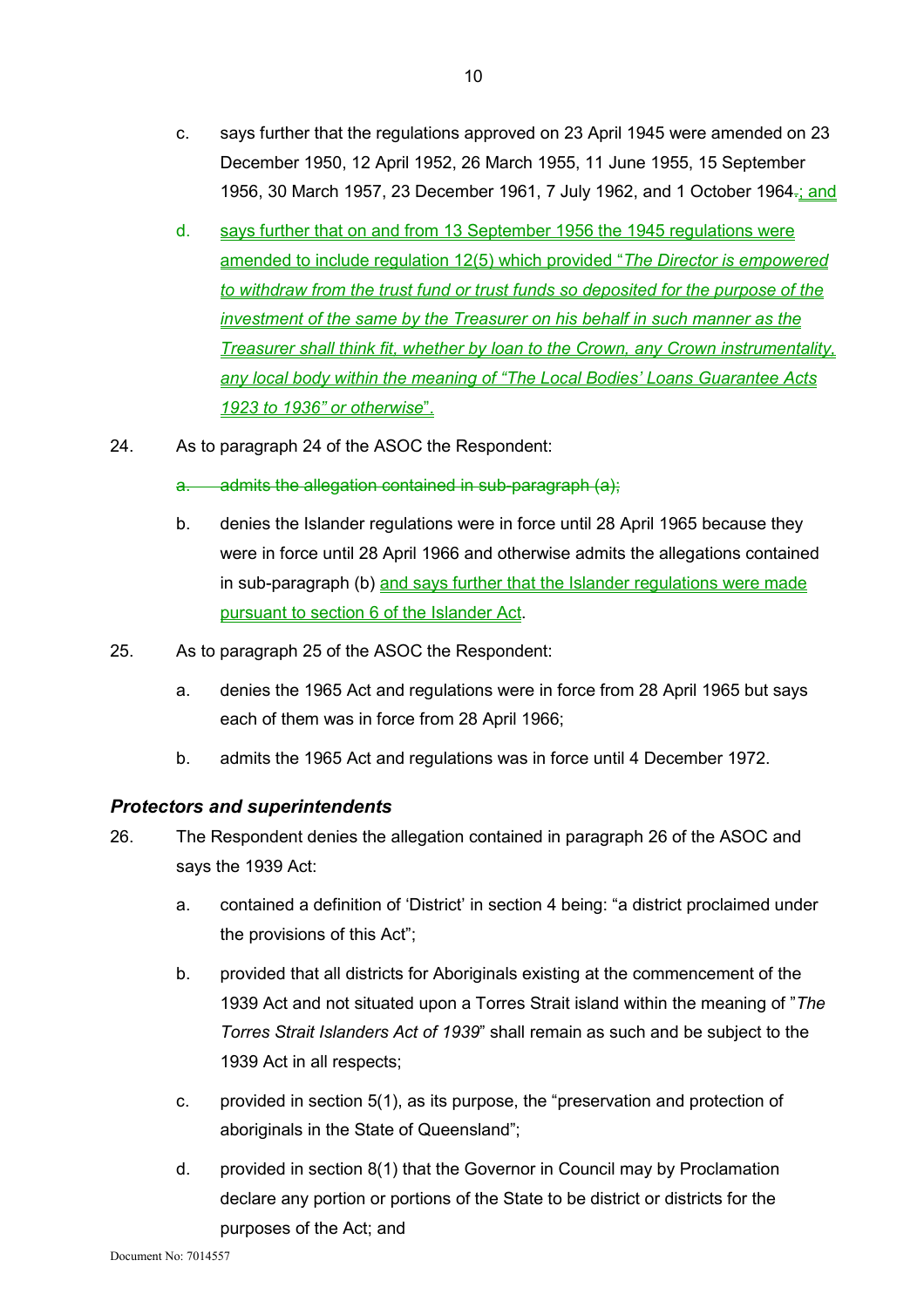c. says further that the regulations approved on 23 April 1945 were amended on 23 December 1950, 12 April 1952, 26 March 1955, 11 June 1955, 15 September 1956, 30 March 1957, 23 December 1961, 7 July 1962, and 1 October 1964~~.~~; and

d. says further that on and from 13 September 1956 the 1945 regulations were amended to include regulation 12(5) which provided "*The Director is empowered to withdraw from the trust fund or trust funds so deposited for the purpose of the investment of the same by the Treasurer on his behalf in such manner as the Treasurer shall think fit, whether by loan to the Crown, any Crown instrumentality, any local body within the meaning of "The Local Bodies' Loans Guarantee Acts 1923 to 1936" or otherwise*".

24. As to paragraph 24 of the ASOC the Respondent:

~~a. admits the allegation contained in sub-paragraph (a);~~

b. denies the Islander regulations were in force until 28 April 1965 because they were in force until 28 April 1966 and otherwise admits the allegations contained in sub-paragraph (b) and says further that the Islander regulations were made pursuant to section 6 of the Islander Act.

25. As to paragraph 25 of the ASOC the Respondent:

a. denies the 1965 Act and regulations were in force from 28 April 1965 but says each of them was in force from 28 April 1966;

b. admits the 1965 Act and regulations was in force until 4 December 1972.

### *Protectors and superintendents*

26. The Respondent denies the allegation contained in paragraph 26 of the ASOC and says the 1939 Act:

a. contained a definition of 'District' in section 4 being: "a district proclaimed under the provisions of this Act";

b. provided that all districts for Aboriginals existing at the commencement of the 1939 Act and not situated upon a Torres Strait island within the meaning of "*The Torres Strait Islanders Act of 1939*" shall remain as such and be subject to the 1939 Act in all respects;

c. provided in section 5(1), as its purpose, the "preservation and protection of aboriginals in the State of Queensland";

d. provided in section 8(1) that the Governor in Council may by Proclamation declare any portion or portions of the State to be district or districts for the purposes of the Act; and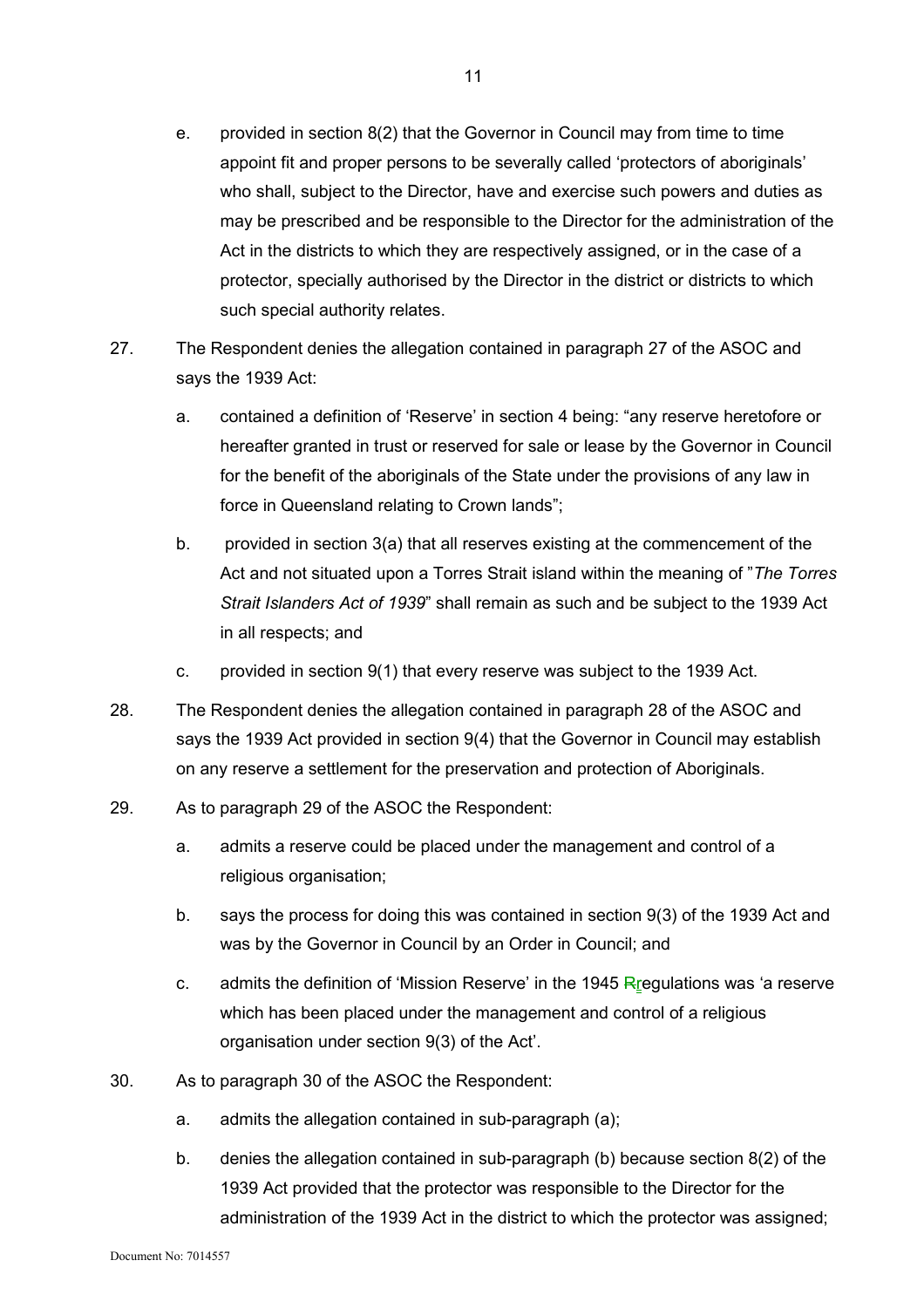e. provided in section 8(2) that the Governor in Council may from time to time appoint fit and proper persons to be severally called 'protectors of aboriginals' who shall, subject to the Director, have and exercise such powers and duties as may be prescribed and be responsible to the Director for the administration of the Act in the districts to which they are respectively assigned, or in the case of a protector, specially authorised by the Director in the district or districts to which such special authority relates.

27. The Respondent denies the allegation contained in paragraph 27 of the ASOC and says the 1939 Act:

    a. contained a definition of 'Reserve' in section 4 being: "any reserve heretofore or hereafter granted in trust or reserved for sale or lease by the Governor in Council for the benefit of the aboriginals of the State under the provisions of any law in force in Queensland relating to Crown lands";

    b. provided in section 3(a) that all reserves existing at the commencement of the Act and not situated upon a Torres Strait island within the meaning of "*The Torres Strait Islanders Act of 1939*" shall remain as such and be subject to the 1939 Act in all respects; and

    c. provided in section 9(1) that every reserve was subject to the 1939 Act.

28. The Respondent denies the allegation contained in paragraph 28 of the ASOC and says the 1939 Act provided in section 9(4) that the Governor in Council may establish on any reserve a settlement for the preservation and protection of Aboriginals.

29. As to paragraph 29 of the ASOC the Respondent:

    a. admits a reserve could be placed under the management and control of a religious organisation;

    b. says the process for doing this was contained in section 9(3) of the 1939 Act and was by the Governor in Council by an Order in Council; and

    c. admits the definition of 'Mission Reserve' in the 1945 ~~R~~regulations was 'a reserve which has been placed under the management and control of a religious organisation under section 9(3) of the Act'.

30. As to paragraph 30 of the ASOC the Respondent:

    a. admits the allegation contained in sub-paragraph (a);

    b. denies the allegation contained in sub-paragraph (b) because section 8(2) of the 1939 Act provided that the protector was responsible to the Director for the administration of the 1939 Act in the district to which the protector was assigned;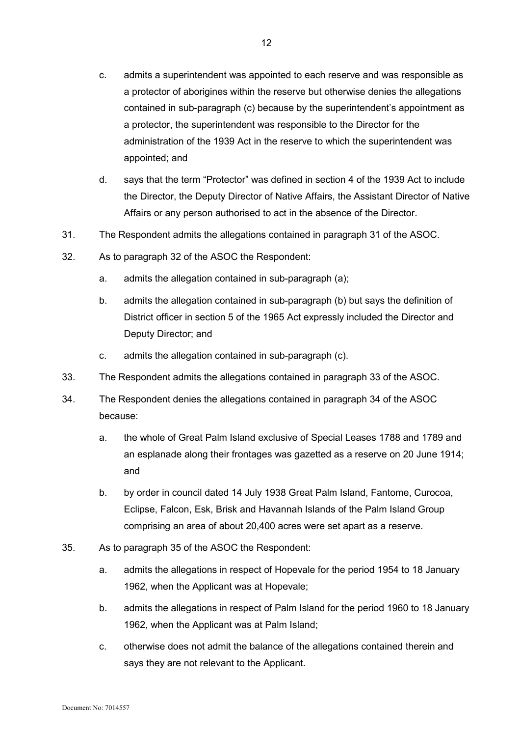c. admits a superintendent was appointed to each reserve and was responsible as a protector of aborigines within the reserve but otherwise denies the allegations contained in sub-paragraph (c) because by the superintendent's appointment as a protector, the superintendent was responsible to the Director for the administration of the 1939 Act in the reserve to which the superintendent was appointed; and

d. says that the term "Protector" was defined in section 4 of the 1939 Act to include the Director, the Deputy Director of Native Affairs, the Assistant Director of Native Affairs or any person authorised to act in the absence of the Director.

31. The Respondent admits the allegations contained in paragraph 31 of the ASOC.

32. As to paragraph 32 of the ASOC the Respondent:

 a. admits the allegation contained in sub-paragraph (a);

 b. admits the allegation contained in sub-paragraph (b) but says the definition of District officer in section 5 of the 1965 Act expressly included the Director and Deputy Director; and

 c. admits the allegation contained in sub-paragraph (c).

33. The Respondent admits the allegations contained in paragraph 33 of the ASOC.

34. The Respondent denies the allegations contained in paragraph 34 of the ASOC because:

 a. the whole of Great Palm Island exclusive of Special Leases 1788 and 1789 and an esplanade along their frontages was gazetted as a reserve on 20 June 1914; and

 b. by order in council dated 14 July 1938 Great Palm Island, Fantome, Curocoa, Eclipse, Falcon, Esk, Brisk and Havannah Islands of the Palm Island Group comprising an area of about 20,400 acres were set apart as a reserve.

35. As to paragraph 35 of the ASOC the Respondent:

 a. admits the allegations in respect of Hopevale for the period 1954 to 18 January 1962, when the Applicant was at Hopevale;

 b. admits the allegations in respect of Palm Island for the period 1960 to 18 January 1962, when the Applicant was at Palm Island;

 c. otherwise does not admit the balance of the allegations contained therein and says they are not relevant to the Applicant.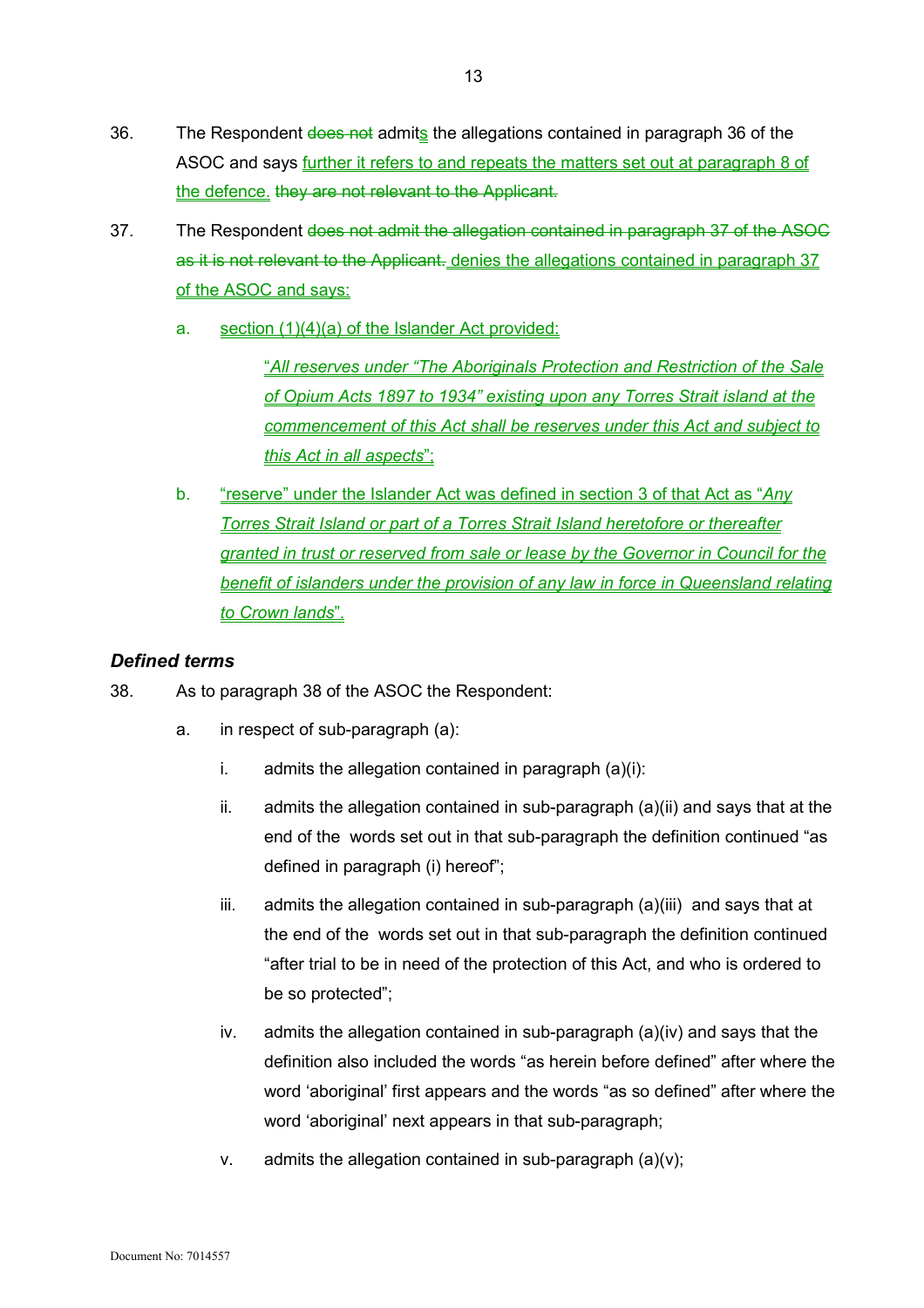36. The Respondent ~~does not~~ admit<u>s</u> the allegations contained in paragraph 36 of the ASOC and says <u>further it refers to and repeats the matters set out at paragraph 8 of the defence.</u> ~~they are not relevant to the Applicant.~~

37. The Respondent ~~does not admit the allegation contained in paragraph 37 of the ASOC as it is not relevant to the Applicant.~~ <u>denies the allegations contained in paragraph 37 of the ASOC and says:</u>

    a. <u>section (1)(4)(a) of the Islander Act provided:</u>

       <u>"*All reserves under "The Aboriginals Protection and Restriction of the Sale of Opium Acts 1897 to 1934" existing upon any Torres Strait island at the commencement of this Act shall be reserves under this Act and subject to this Act in all aspects*";</u>

    b. <u>"reserve" under the Islander Act was defined in section 3 of that Act as "*Any Torres Strait Island or part of a Torres Strait Island heretofore or thereafter granted in trust or reserved from sale or lease by the Governor in Council for the benefit of islanders under the provision of any law in force in Queensland relating to Crown lands*".</u>

### *Defined terms*

38. As to paragraph 38 of the ASOC the Respondent:

    a. in respect of sub-paragraph (a):

       i. admits the allegation contained in paragraph (a)(i):

       ii. admits the allegation contained in sub-paragraph (a)(ii) and says that at the end of the words set out in that sub-paragraph the definition continued "as defined in paragraph (i) hereof";

       iii. admits the allegation contained in sub-paragraph (a)(iii) and says that at the end of the words set out in that sub-paragraph the definition continued "after trial to be in need of the protection of this Act, and who is ordered to be so protected";

       iv. admits the allegation contained in sub-paragraph (a)(iv) and says that the definition also included the words "as herein before defined" after where the word 'aboriginal' first appears and the words "as so defined" after where the word 'aboriginal' next appears in that sub-paragraph;

       v. admits the allegation contained in sub-paragraph (a)(v);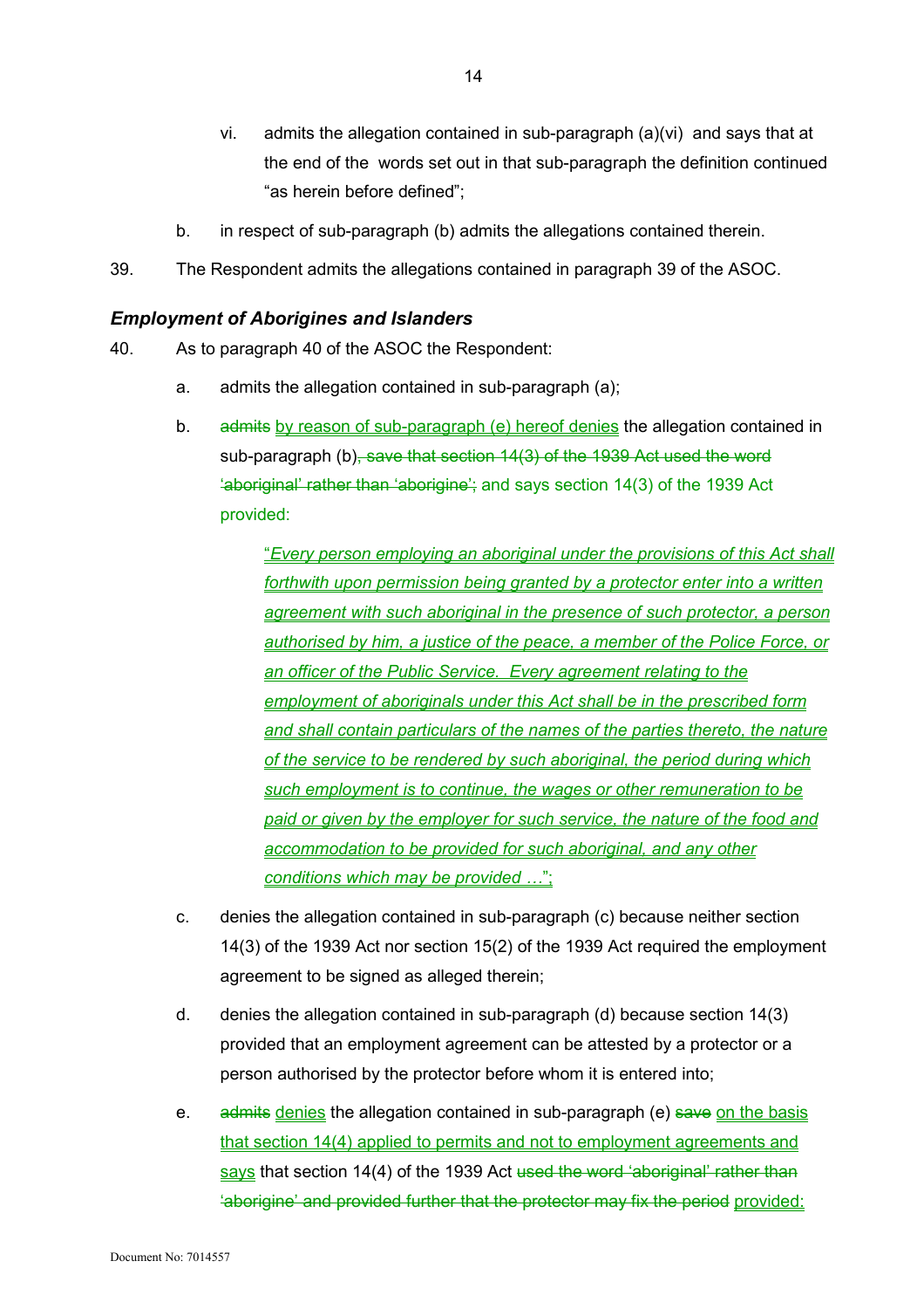vi. admits the allegation contained in sub-paragraph (a)(vi) and says that at the end of the words set out in that sub-paragraph the definition continued "as herein before defined";

b. in respect of sub-paragraph (b) admits the allegations contained therein.

39. The Respondent admits the allegations contained in paragraph 39 of the ASOC.

### *Employment of Aborigines and Islanders*

40. As to paragraph 40 of the ASOC the Respondent:

a. admits the allegation contained in sub-paragraph (a);

b. ~~admits~~ by reason of sub-paragraph (e) hereof denies the allegation contained in sub-paragraph (b)~~, save that section 14(3) of the 1939 Act used the word 'aboriginal' rather than 'aborigine';~~ and says section 14(3) of the 1939 Act provided:

> "*Every person employing an aboriginal under the provisions of this Act shall forthwith upon permission being granted by a protector enter into a written agreement with such aboriginal in the presence of such protector, a person authorised by him, a justice of the peace, a member of the Police Force, or an officer of the Public Service. Every agreement relating to the employment of aboriginals under this Act shall be in the prescribed form and shall contain particulars of the names of the parties thereto, the nature of the service to be rendered by such aboriginal, the period during which such employment is to continue, the wages or other remuneration to be paid or given by the employer for such service, the nature of the food and accommodation to be provided for such aboriginal, and any other conditions which may be provided …*";

c. denies the allegation contained in sub-paragraph (c) because neither section 14(3) of the 1939 Act nor section 15(2) of the 1939 Act required the employment agreement to be signed as alleged therein;

d. denies the allegation contained in sub-paragraph (d) because section 14(3) provided that an employment agreement can be attested by a protector or a person authorised by the protector before whom it is entered into;

e. ~~admits~~ denies the allegation contained in sub-paragraph (e) ~~save~~ on the basis that section 14(4) applied to permits and not to employment agreements and says that section 14(4) of the 1939 Act ~~used the word 'aboriginal' rather than 'aborigine' and provided further that the protector may fix the period~~ provided: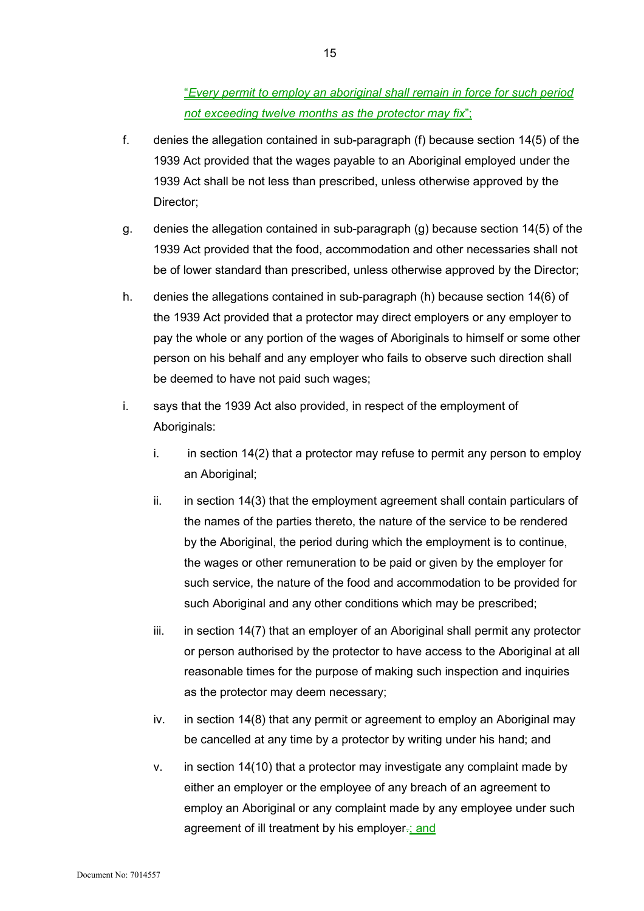"*Every permit to employ an aboriginal shall remain in force for such period not exceeding twelve months as the protector may fix*";

f. denies the allegation contained in sub-paragraph (f) because section 14(5) of the 1939 Act provided that the wages payable to an Aboriginal employed under the 1939 Act shall be not less than prescribed, unless otherwise approved by the Director;

g. denies the allegation contained in sub-paragraph (g) because section 14(5) of the 1939 Act provided that the food, accommodation and other necessaries shall not be of lower standard than prescribed, unless otherwise approved by the Director;

h. denies the allegations contained in sub-paragraph (h) because section 14(6) of the 1939 Act provided that a protector may direct employers or any employer to pay the whole or any portion of the wages of Aboriginals to himself or some other person on his behalf and any employer who fails to observe such direction shall be deemed to have not paid such wages;

i. says that the 1939 Act also provided, in respect of the employment of Aboriginals:

   i. in section 14(2) that a protector may refuse to permit any person to employ an Aboriginal;

   ii. in section 14(3) that the employment agreement shall contain particulars of the names of the parties thereto, the nature of the service to be rendered by the Aboriginal, the period during which the employment is to continue, the wages or other remuneration to be paid or given by the employer for such service, the nature of the food and accommodation to be provided for such Aboriginal and any other conditions which may be prescribed;

   iii. in section 14(7) that an employer of an Aboriginal shall permit any protector or person authorised by the protector to have access to the Aboriginal at all reasonable times for the purpose of making such inspection and inquiries as the protector may deem necessary;

   iv. in section 14(8) that any permit or agreement to employ an Aboriginal may be cancelled at any time by a protector by writing under his hand; and

   v. in section 14(10) that a protector may investigate any complaint made by either an employer or the employee of any breach of an agreement to employ an Aboriginal or any complaint made by any employee under such agreement of ill treatment by his employer~~.~~; and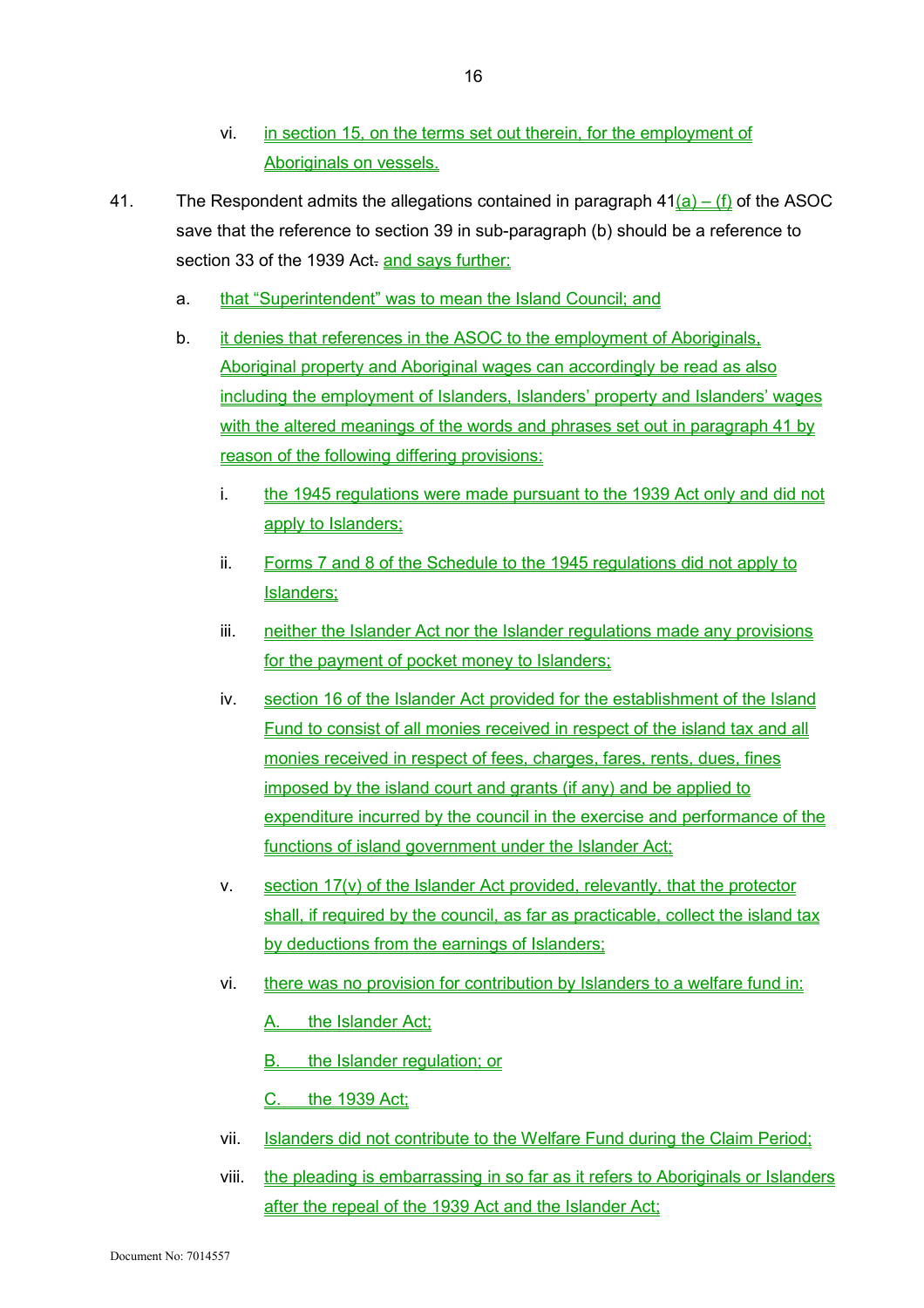vi. in section 15, on the terms set out therein, for the employment of Aboriginals on vessels.

41. The Respondent admits the allegations contained in paragraph 41(a) – (f) of the ASOC save that the reference to section 39 in sub-paragraph (b) should be a reference to section 33 of the 1939 Act. and says further:

a. that "Superintendent" was to mean the Island Council; and

b. it denies that references in the ASOC to the employment of Aboriginals, Aboriginal property and Aboriginal wages can accordingly be read as also including the employment of Islanders, Islanders' property and Islanders' wages with the altered meanings of the words and phrases set out in paragraph 41 by reason of the following differing provisions:

   i. the 1945 regulations were made pursuant to the 1939 Act only and did not apply to Islanders;

   ii. Forms 7 and 8 of the Schedule to the 1945 regulations did not apply to Islanders;

   iii. neither the Islander Act nor the Islander regulations made any provisions for the payment of pocket money to Islanders;

   iv. section 16 of the Islander Act provided for the establishment of the Island Fund to consist of all monies received in respect of the island tax and all monies received in respect of fees, charges, fares, rents, dues, fines imposed by the island court and grants (if any) and be applied to expenditure incurred by the council in the exercise and performance of the functions of island government under the Islander Act;

   v. section 17(v) of the Islander Act provided, relevantly, that the protector shall, if required by the council, as far as practicable, collect the island tax by deductions from the earnings of Islanders;

   vi. there was no provision for contribution by Islanders to a welfare fund in:

      A. the Islander Act;

      B. the Islander regulation; or

      C. the 1939 Act;

   vii. Islanders did not contribute to the Welfare Fund during the Claim Period;

   viii. the pleading is embarrassing in so far as it refers to Aboriginals or Islanders after the repeal of the 1939 Act and the Islander Act;

Document No: 7014557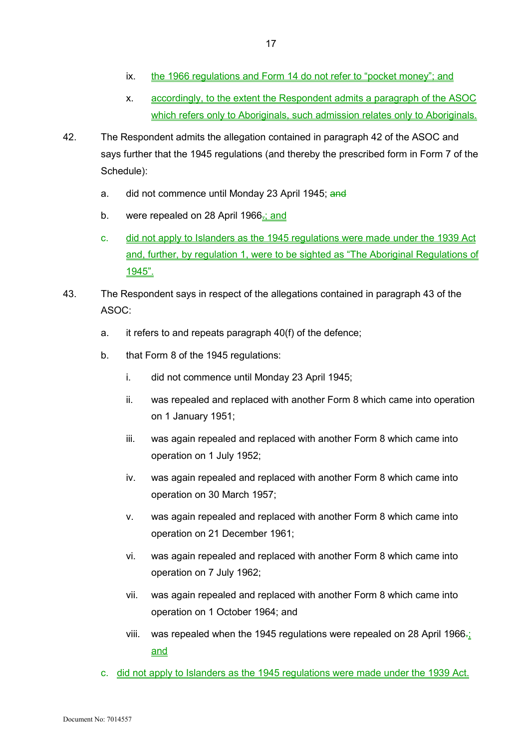ix. the 1966 regulations and Form 14 do not refer to "pocket money"; and

x. accordingly, to the extent the Respondent admits a paragraph of the ASOC which refers only to Aboriginals, such admission relates only to Aboriginals.

42. The Respondent admits the allegation contained in paragraph 42 of the ASOC and says further that the 1945 regulations (and thereby the prescribed form in Form 7 of the Schedule):

a. did not commence until Monday 23 April 1945; ~~and~~

b. were repealed on 28 April 1966~~.~~; and

c. did not apply to Islanders as the 1945 regulations were made under the 1939 Act and, further, by regulation 1, were to be sighted as "The Aboriginal Regulations of 1945".

43. The Respondent says in respect of the allegations contained in paragraph 43 of the ASOC:

a. it refers to and repeats paragraph 40(f) of the defence;

b. that Form 8 of the 1945 regulations:

i. did not commence until Monday 23 April 1945;

ii. was repealed and replaced with another Form 8 which came into operation on 1 January 1951;

iii. was again repealed and replaced with another Form 8 which came into operation on 1 July 1952;

iv. was again repealed and replaced with another Form 8 which came into operation on 30 March 1957;

v. was again repealed and replaced with another Form 8 which came into operation on 21 December 1961;

vi. was again repealed and replaced with another Form 8 which came into operation on 7 July 1962;

vii. was again repealed and replaced with another Form 8 which came into operation on 1 October 1964; and

viii. was repealed when the 1945 regulations were repealed on 28 April 1966~~.~~; and

c. did not apply to Islanders as the 1945 regulations were made under the 1939 Act.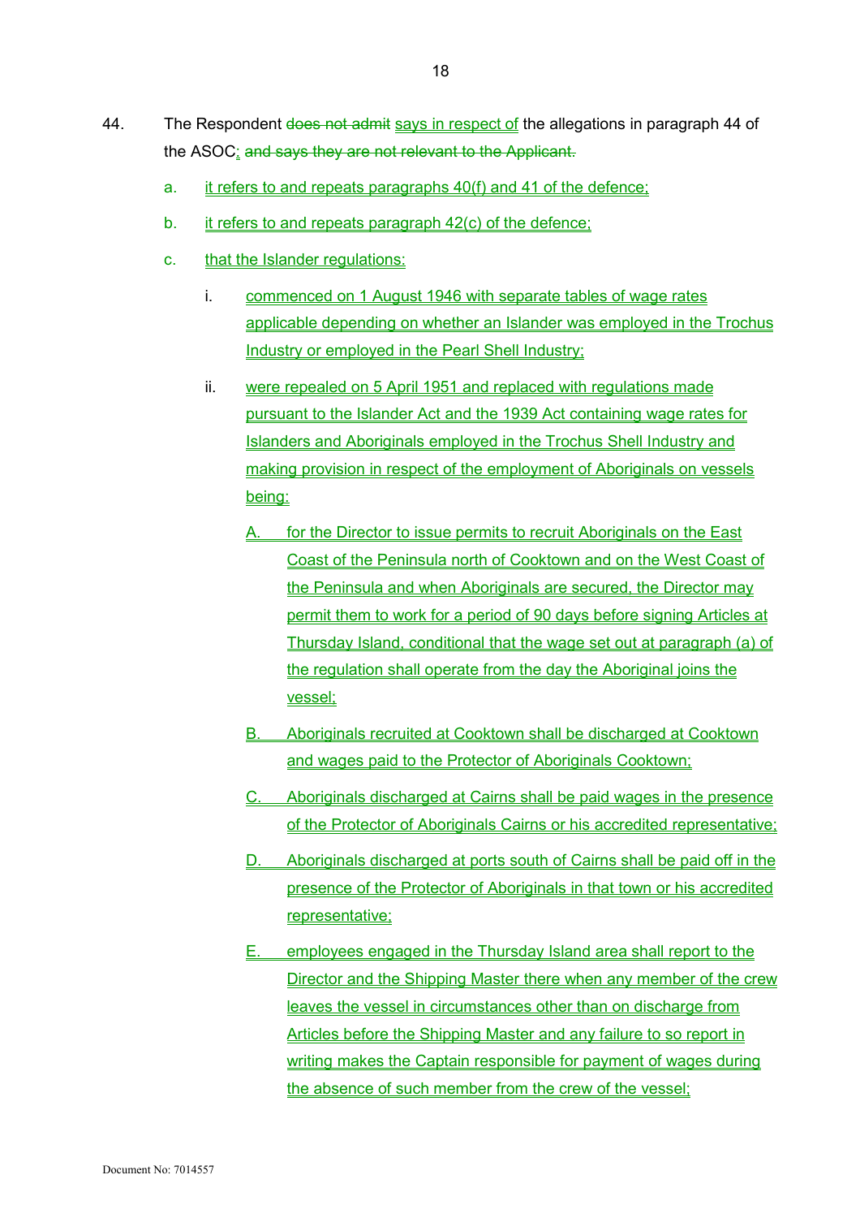44. The Respondent ~~does not admit~~ says in respect of the allegations in paragraph 44 of the ASOC; ~~and says they are not relevant to the Applicant.~~

a. it refers to and repeats paragraphs 40(f) and 41 of the defence;

b. it refers to and repeats paragraph 42(c) of the defence;

c. that the Islander regulations:

i. commenced on 1 August 1946 with separate tables of wage rates applicable depending on whether an Islander was employed in the Trochus Industry or employed in the Pearl Shell Industry;

ii. were repealed on 5 April 1951 and replaced with regulations made pursuant to the Islander Act and the 1939 Act containing wage rates for Islanders and Aboriginals employed in the Trochus Shell Industry and making provision in respect of the employment of Aboriginals on vessels being:

A. for the Director to issue permits to recruit Aboriginals on the East Coast of the Peninsula north of Cooktown and on the West Coast of the Peninsula and when Aboriginals are secured, the Director may permit them to work for a period of 90 days before signing Articles at Thursday Island, conditional that the wage set out at paragraph (a) of the regulation shall operate from the day the Aboriginal joins the vessel;

B. Aboriginals recruited at Cooktown shall be discharged at Cooktown and wages paid to the Protector of Aboriginals Cooktown;

C. Aboriginals discharged at Cairns shall be paid wages in the presence of the Protector of Aboriginals Cairns or his accredited representative;

D. Aboriginals discharged at ports south of Cairns shall be paid off in the presence of the Protector of Aboriginals in that town or his accredited representative;

E. employees engaged in the Thursday Island area shall report to the Director and the Shipping Master there when any member of the crew leaves the vessel in circumstances other than on discharge from Articles before the Shipping Master and any failure to so report in writing makes the Captain responsible for payment of wages during the absence of such member from the crew of the vessel;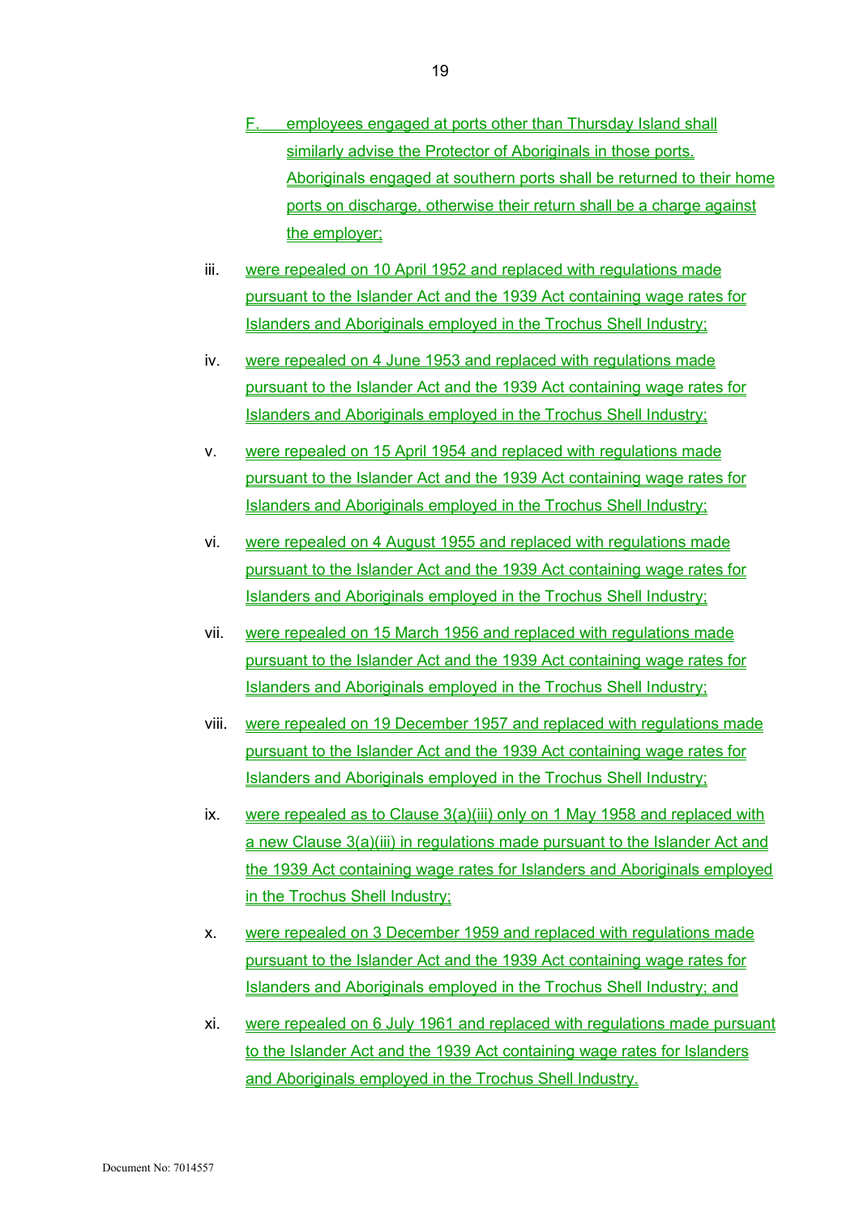F. employees engaged at ports other than Thursday Island shall similarly advise the Protector of Aboriginals in those ports. Aboriginals engaged at southern ports shall be returned to their home ports on discharge, otherwise their return shall be a charge against the employer;

iii. were repealed on 10 April 1952 and replaced with regulations made pursuant to the Islander Act and the 1939 Act containing wage rates for Islanders and Aboriginals employed in the Trochus Shell Industry;

iv. were repealed on 4 June 1953 and replaced with regulations made pursuant to the Islander Act and the 1939 Act containing wage rates for Islanders and Aboriginals employed in the Trochus Shell Industry;

v. were repealed on 15 April 1954 and replaced with regulations made pursuant to the Islander Act and the 1939 Act containing wage rates for Islanders and Aboriginals employed in the Trochus Shell Industry;

vi. were repealed on 4 August 1955 and replaced with regulations made pursuant to the Islander Act and the 1939 Act containing wage rates for Islanders and Aboriginals employed in the Trochus Shell Industry;

vii. were repealed on 15 March 1956 and replaced with regulations made pursuant to the Islander Act and the 1939 Act containing wage rates for Islanders and Aboriginals employed in the Trochus Shell Industry;

viii. were repealed on 19 December 1957 and replaced with regulations made pursuant to the Islander Act and the 1939 Act containing wage rates for Islanders and Aboriginals employed in the Trochus Shell Industry;

ix. were repealed as to Clause 3(a)(iii) only on 1 May 1958 and replaced with a new Clause 3(a)(iii) in regulations made pursuant to the Islander Act and the 1939 Act containing wage rates for Islanders and Aboriginals employed in the Trochus Shell Industry;

x. were repealed on 3 December 1959 and replaced with regulations made pursuant to the Islander Act and the 1939 Act containing wage rates for Islanders and Aboriginals employed in the Trochus Shell Industry; and

xi. were repealed on 6 July 1961 and replaced with regulations made pursuant to the Islander Act and the 1939 Act containing wage rates for Islanders and Aboriginals employed in the Trochus Shell Industry.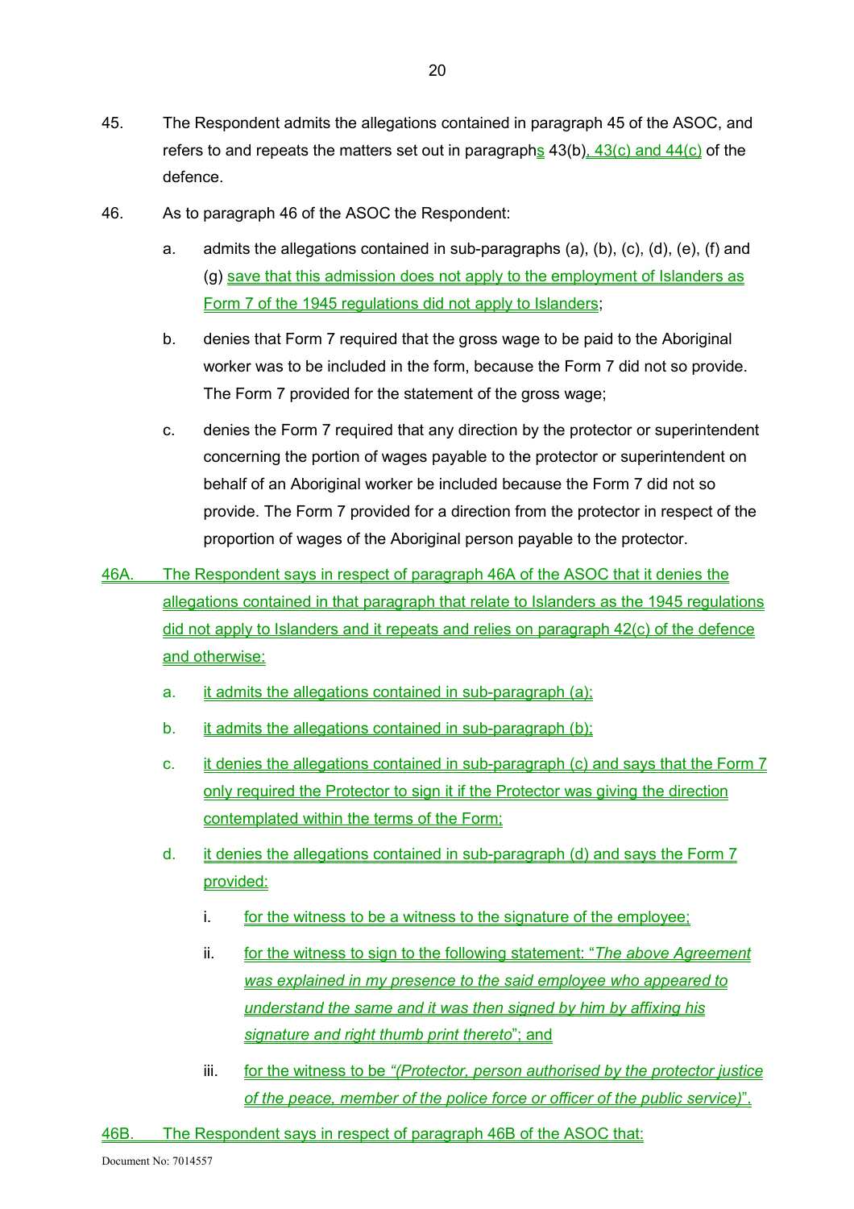45. The Respondent admits the allegations contained in paragraph 45 of the ASOC, and refers to and repeats the matters set out in paragraphs 43(b), 43(c) and 44(c) of the defence.

46. As to paragraph 46 of the ASOC the Respondent:

   a. admits the allegations contained in sub-paragraphs (a), (b), (c), (d), (e), (f) and (g) save that this admission does not apply to the employment of Islanders as Form 7 of the 1945 regulations did not apply to Islanders;

   b. denies that Form 7 required that the gross wage to be paid to the Aboriginal worker was to be included in the form, because the Form 7 did not so provide. The Form 7 provided for the statement of the gross wage;

   c. denies the Form 7 required that any direction by the protector or superintendent concerning the portion of wages payable to the protector or superintendent on behalf of an Aboriginal worker be included because the Form 7 did not so provide. The Form 7 provided for a direction from the protector in respect of the proportion of wages of the Aboriginal person payable to the protector.

46A. The Respondent says in respect of paragraph 46A of the ASOC that it denies the allegations contained in that paragraph that relate to Islanders as the 1945 regulations did not apply to Islanders and it repeats and relies on paragraph 42(c) of the defence and otherwise:

   a. it admits the allegations contained in sub-paragraph (a);

   b. it admits the allegations contained in sub-paragraph (b);

   c. it denies the allegations contained in sub-paragraph (c) and says that the Form 7 only required the Protector to sign it if the Protector was giving the direction contemplated within the terms of the Form;

   d. it denies the allegations contained in sub-paragraph (d) and says the Form 7 provided:

      i. for the witness to be a witness to the signature of the employee;

      ii. for the witness to sign to the following statement: "*The above Agreement was explained in my presence to the said employee who appeared to understand the same and it was then signed by him by affixing his signature and right thumb print thereto*"; and

      iii. for the witness to be *"(Protector, person authorised by the protector justice of the peace, member of the police force or officer of the public service)"*.

46B. The Respondent says in respect of paragraph 46B of the ASOC that: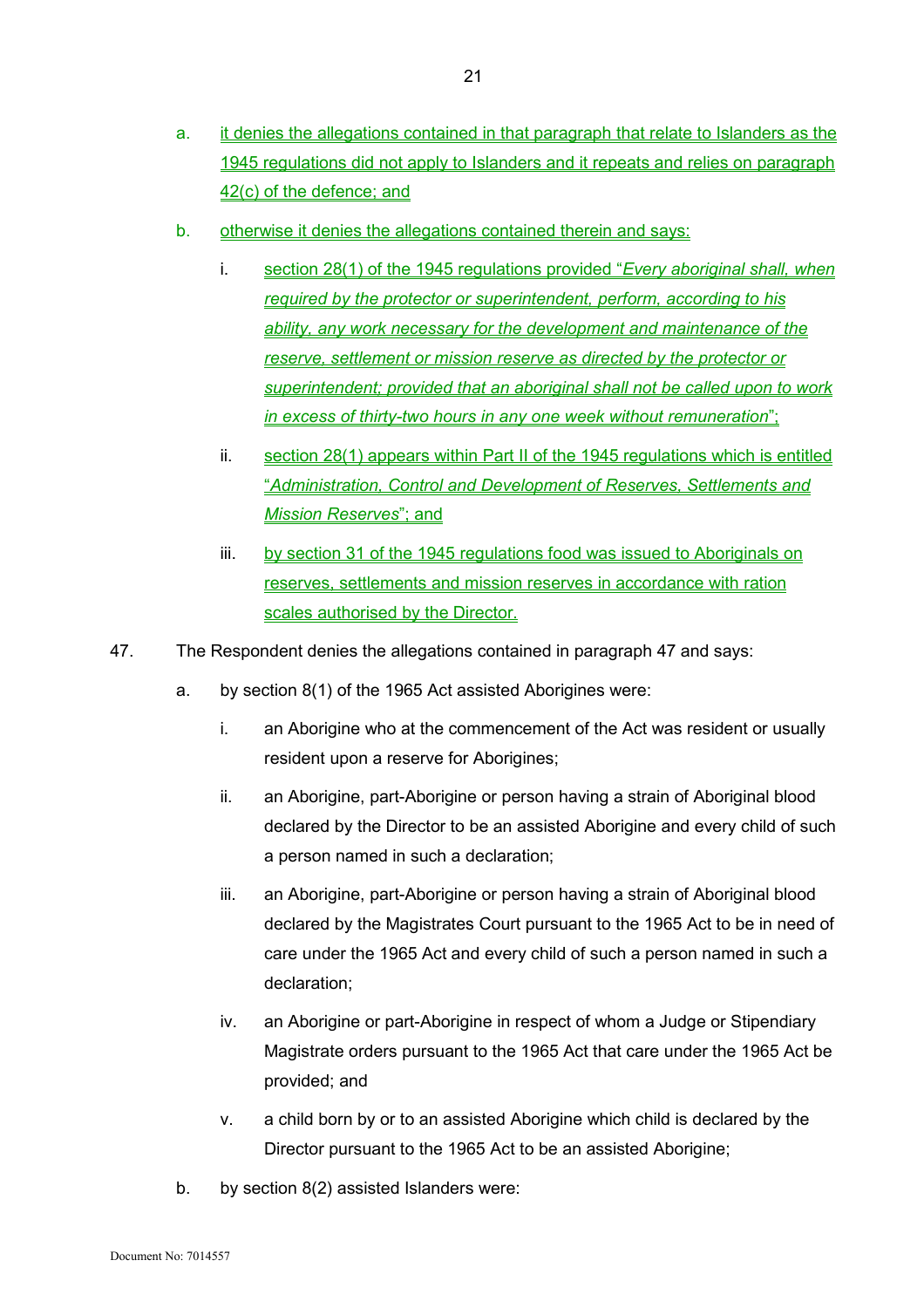a. it denies the allegations contained in that paragraph that relate to Islanders as the 1945 regulations did not apply to Islanders and it repeats and relies on paragraph 42(c) of the defence; and

b. otherwise it denies the allegations contained therein and says:

   i. section 28(1) of the 1945 regulations provided "*Every aboriginal shall, when required by the protector or superintendent, perform, according to his ability, any work necessary for the development and maintenance of the reserve, settlement or mission reserve as directed by the protector or superintendent; provided that an aboriginal shall not be called upon to work in excess of thirty-two hours in any one week without remuneration*";

   ii. section 28(1) appears within Part II of the 1945 regulations which is entitled "*Administration, Control and Development of Reserves, Settlements and Mission Reserves*"; and

   iii. by section 31 of the 1945 regulations food was issued to Aboriginals on reserves, settlements and mission reserves in accordance with ration scales authorised by the Director.

47. The Respondent denies the allegations contained in paragraph 47 and says:

a. by section 8(1) of the 1965 Act assisted Aborigines were:

   i. an Aborigine who at the commencement of the Act was resident or usually resident upon a reserve for Aborigines;

   ii. an Aborigine, part-Aborigine or person having a strain of Aboriginal blood declared by the Director to be an assisted Aborigine and every child of such a person named in such a declaration;

   iii. an Aborigine, part-Aborigine or person having a strain of Aboriginal blood declared by the Magistrates Court pursuant to the 1965 Act to be in need of care under the 1965 Act and every child of such a person named in such a declaration;

   iv. an Aborigine or part-Aborigine in respect of whom a Judge or Stipendiary Magistrate orders pursuant to the 1965 Act that care under the 1965 Act be provided; and

   v. a child born by or to an assisted Aborigine which child is declared by the Director pursuant to the 1965 Act to be an assisted Aborigine;

b. by section 8(2) assisted Islanders were: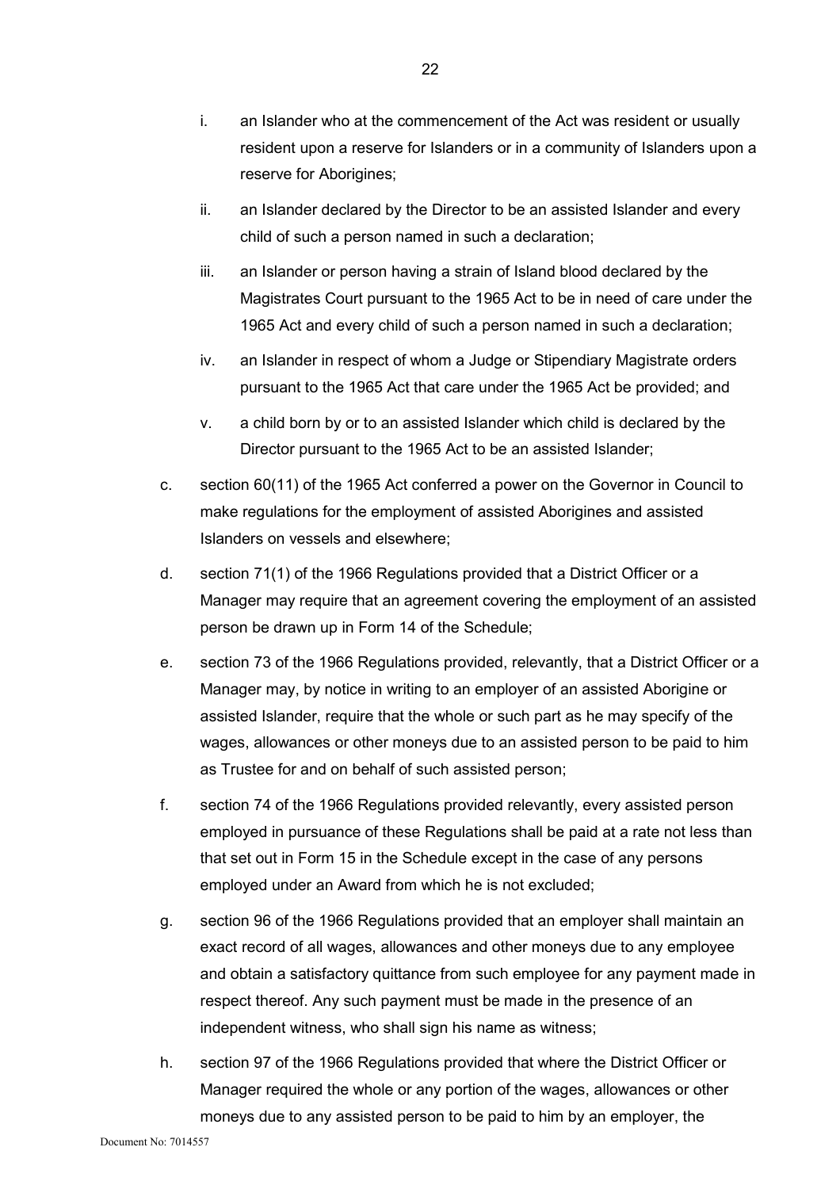i. an Islander who at the commencement of the Act was resident or usually resident upon a reserve for Islanders or in a community of Islanders upon a reserve for Aborigines;

ii. an Islander declared by the Director to be an assisted Islander and every child of such a person named in such a declaration;

iii. an Islander or person having a strain of Island blood declared by the Magistrates Court pursuant to the 1965 Act to be in need of care under the 1965 Act and every child of such a person named in such a declaration;

iv. an Islander in respect of whom a Judge or Stipendiary Magistrate orders pursuant to the 1965 Act that care under the 1965 Act be provided; and

v. a child born by or to an assisted Islander which child is declared by the Director pursuant to the 1965 Act to be an assisted Islander;

c. section 60(11) of the 1965 Act conferred a power on the Governor in Council to make regulations for the employment of assisted Aborigines and assisted Islanders on vessels and elsewhere;

d. section 71(1) of the 1966 Regulations provided that a District Officer or a Manager may require that an agreement covering the employment of an assisted person be drawn up in Form 14 of the Schedule;

e. section 73 of the 1966 Regulations provided, relevantly, that a District Officer or a Manager may, by notice in writing to an employer of an assisted Aborigine or assisted Islander, require that the whole or such part as he may specify of the wages, allowances or other moneys due to an assisted person to be paid to him as Trustee for and on behalf of such assisted person;

f. section 74 of the 1966 Regulations provided relevantly, every assisted person employed in pursuance of these Regulations shall be paid at a rate not less than that set out in Form 15 in the Schedule except in the case of any persons employed under an Award from which he is not excluded;

g. section 96 of the 1966 Regulations provided that an employer shall maintain an exact record of all wages, allowances and other moneys due to any employee and obtain a satisfactory quittance from such employee for any payment made in respect thereof. Any such payment must be made in the presence of an independent witness, who shall sign his name as witness;

h. section 97 of the 1966 Regulations provided that where the District Officer or Manager required the whole or any portion of the wages, allowances or other moneys due to any assisted person to be paid to him by an employer, the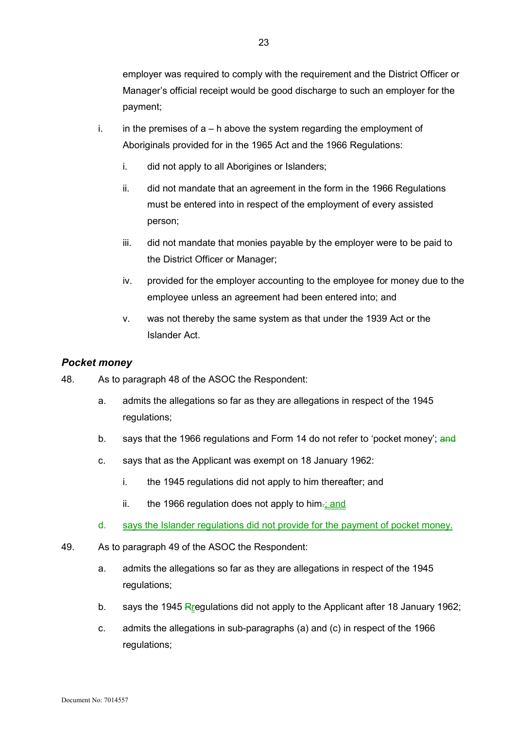employer was required to comply with the requirement and the District Officer or Manager's official receipt would be good discharge to such an employer for the payment;

i. in the premises of a – h above the system regarding the employment of Aboriginals provided for in the 1965 Act and the 1966 Regulations:

   i. did not apply to all Aborigines or Islanders;

   ii. did not mandate that an agreement in the form in the 1966 Regulations must be entered into in respect of the employment of every assisted person;

   iii. did not mandate that monies payable by the employer were to be paid to the District Officer or Manager;

   iv. provided for the employer accounting to the employee for money due to the employee unless an agreement had been entered into; and

   v. was not thereby the same system as that under the 1939 Act or the Islander Act.

### *Pocket money*

48. As to paragraph 48 of the ASOC the Respondent:

   a. admits the allegations so far as they are allegations in respect of the 1945 regulations;

   b. says that the 1966 regulations and Form 14 do not refer to 'pocket money'; ~~and~~

   c. says that as the Applicant was exempt on 18 January 1962:

      i. the 1945 regulations did not apply to him thereafter; and

      ii. the 1966 regulation does not apply to him~~.~~<u>; and</u>

   d. <u>says the Islander regulations did not provide for the payment of pocket money.</u>

49. As to paragraph 49 of the ASOC the Respondent:

   a. admits the allegations so far as they are allegations in respect of the 1945 regulations;

   b. says the 1945 ~~R~~<u>r</u>egulations did not apply to the Applicant after 18 January 1962;

   c. admits the allegations in sub-paragraphs (a) and (c) in respect of the 1966 regulations;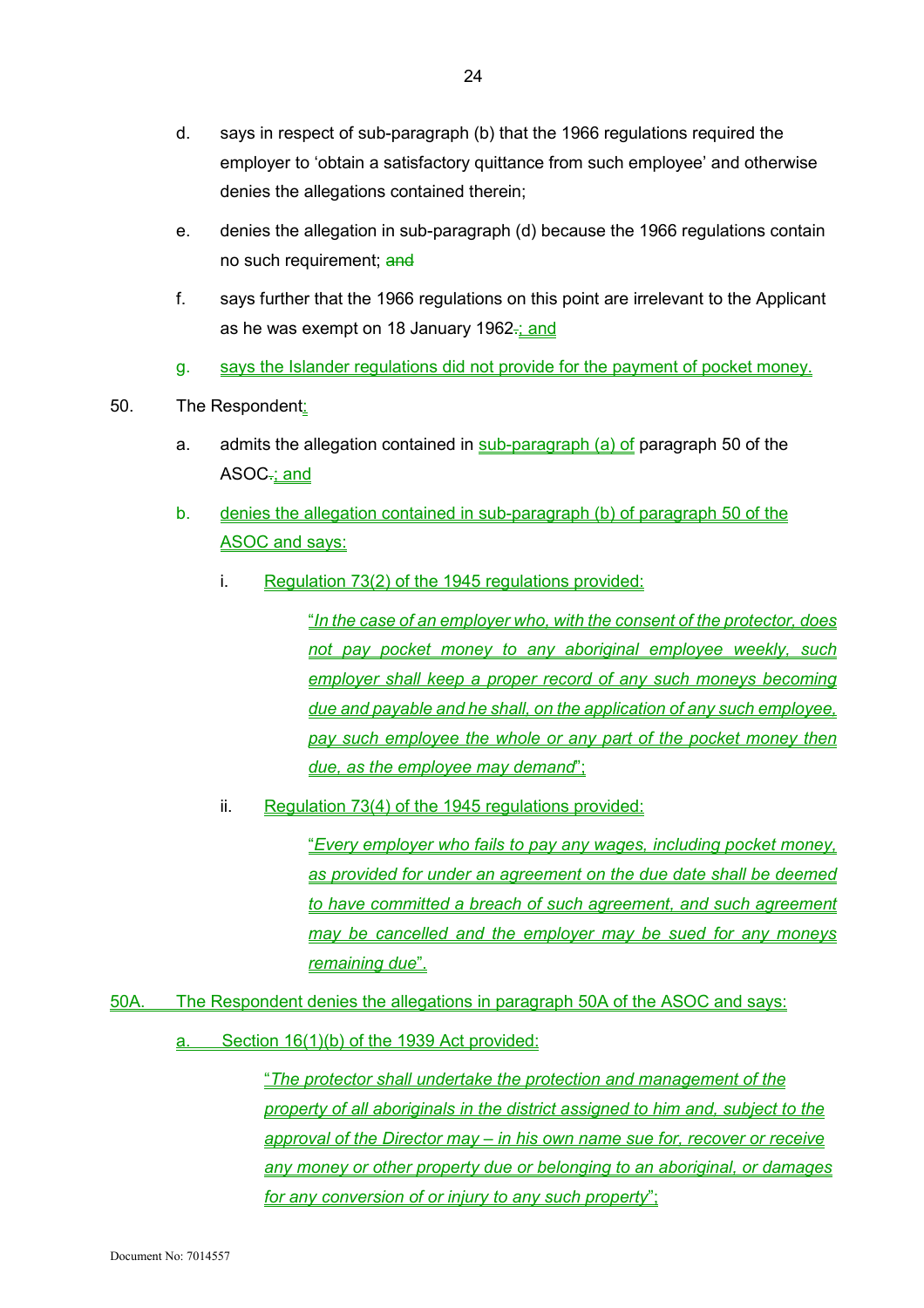d. says in respect of sub-paragraph (b) that the 1966 regulations required the employer to 'obtain a satisfactory quittance from such employee' and otherwise denies the allegations contained therein;

e. denies the allegation in sub-paragraph (d) because the 1966 regulations contain no such requirement; ~~and~~

f. says further that the 1966 regulations on this point are irrelevant to the Applicant as he was exempt on 18 January 1962~~.~~; and

g. says the Islander regulations did not provide for the payment of pocket money.

50. The Respondent:

a. admits the allegation contained in sub-paragraph (a) of paragraph 50 of the ASOC~~.~~; and

b. denies the allegation contained in sub-paragraph (b) of paragraph 50 of the ASOC and says:

i. Regulation 73(2) of the 1945 regulations provided:

> "*In the case of an employer who, with the consent of the protector, does not pay pocket money to any aboriginal employee weekly, such employer shall keep a proper record of any such moneys becoming due and payable and he shall, on the application of any such employee, pay such employee the whole or any part of the pocket money then due, as the employee may demand*";

ii. Regulation 73(4) of the 1945 regulations provided:

> "*Every employer who fails to pay any wages, including pocket money, as provided for under an agreement on the due date shall be deemed to have committed a breach of such agreement, and such agreement may be cancelled and the employer may be sued for any moneys remaining due*".

50A. The Respondent denies the allegations in paragraph 50A of the ASOC and says:

a. Section 16(1)(b) of the 1939 Act provided:

> "*The protector shall undertake the protection and management of the property of all aboriginals in the district assigned to him and, subject to the approval of the Director may – in his own name sue for, recover or receive any money or other property due or belonging to an aboriginal, or damages for any conversion of or injury to any such property*";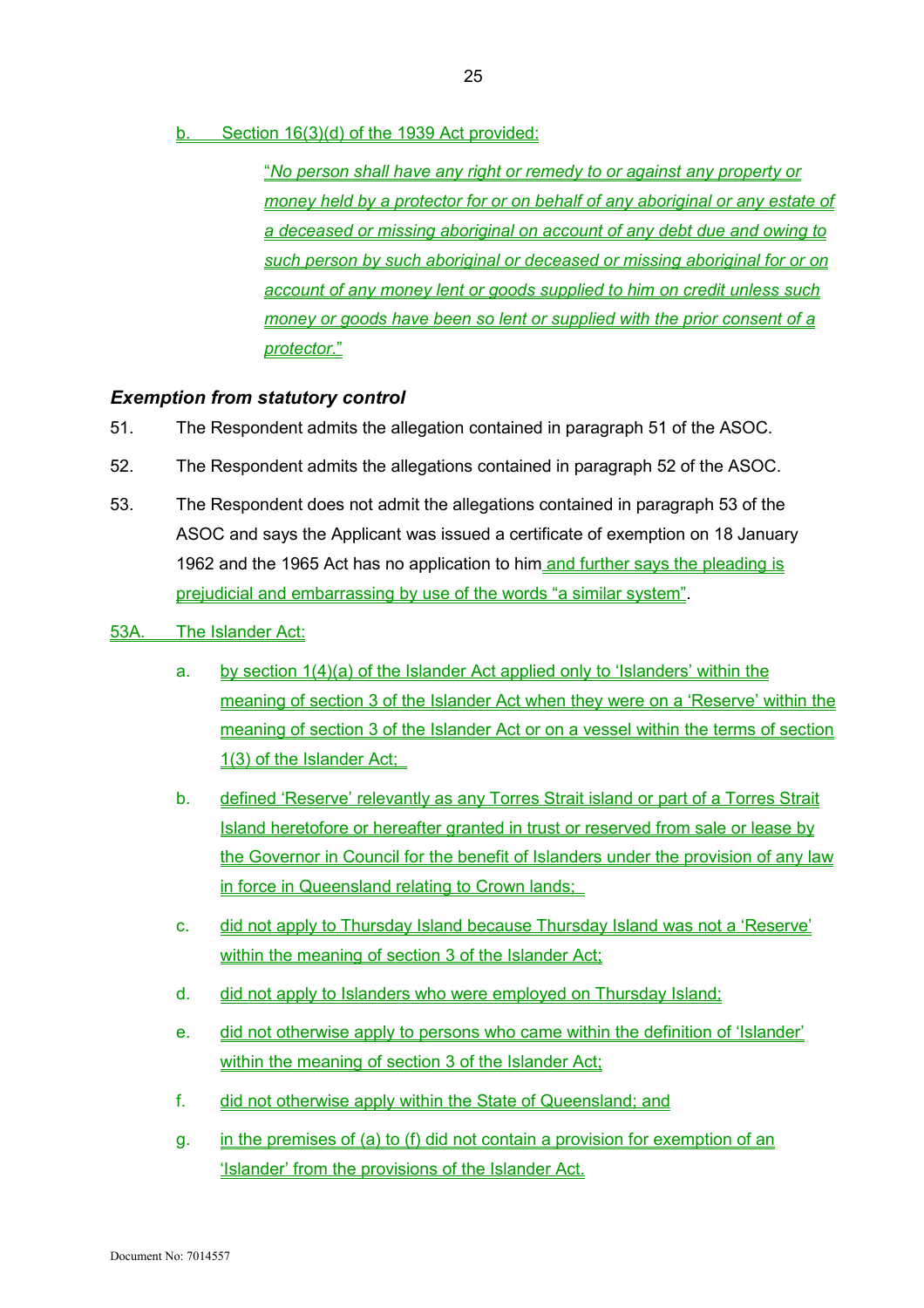b. Section 16(3)(d) of the 1939 Act provided:

> "*No person shall have any right or remedy to or against any property or money held by a protector for or on behalf of any aboriginal or any estate of a deceased or missing aboriginal on account of any debt due and owing to such person by such aboriginal or deceased or missing aboriginal for or on account of any money lent or goods supplied to him on credit unless such money or goods have been so lent or supplied with the prior consent of a protector.*"

### *Exemption from statutory control*

51. The Respondent admits the allegation contained in paragraph 51 of the ASOC.

52. The Respondent admits the allegations contained in paragraph 52 of the ASOC.

53. The Respondent does not admit the allegations contained in paragraph 53 of the ASOC and says the Applicant was issued a certificate of exemption on 18 January 1962 and the 1965 Act has no application to him and further says the pleading is prejudicial and embarrassing by use of the words "a similar system".

53A. The Islander Act:

a. by section 1(4)(a) of the Islander Act applied only to 'Islanders' within the meaning of section 3 of the Islander Act when they were on a 'Reserve' within the meaning of section 3 of the Islander Act or on a vessel within the terms of section 1(3) of the Islander Act;

b. defined 'Reserve' relevantly as any Torres Strait island or part of a Torres Strait Island heretofore or hereafter granted in trust or reserved from sale or lease by the Governor in Council for the benefit of Islanders under the provision of any law in force in Queensland relating to Crown lands;

c. did not apply to Thursday Island because Thursday Island was not a 'Reserve' within the meaning of section 3 of the Islander Act;

d. did not apply to Islanders who were employed on Thursday Island;

e. did not otherwise apply to persons who came within the definition of 'Islander' within the meaning of section 3 of the Islander Act;

f. did not otherwise apply within the State of Queensland; and

g. in the premises of (a) to (f) did not contain a provision for exemption of an 'Islander' from the provisions of the Islander Act.

Document No: 7014557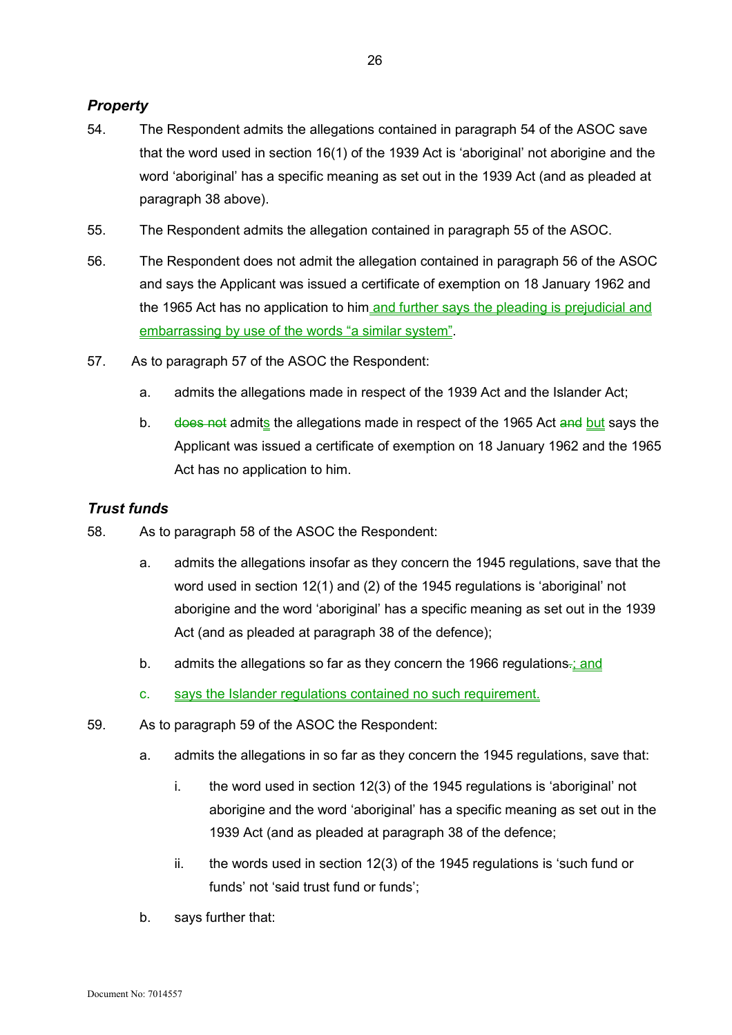## *Property*

54. The Respondent admits the allegations contained in paragraph 54 of the ASOC save that the word used in section 16(1) of the 1939 Act is 'aboriginal' not aborigine and the word 'aboriginal' has a specific meaning as set out in the 1939 Act (and as pleaded at paragraph 38 above).

55. The Respondent admits the allegation contained in paragraph 55 of the ASOC.

56. The Respondent does not admit the allegation contained in paragraph 56 of the ASOC and says the Applicant was issued a certificate of exemption on 18 January 1962 and the 1965 Act has no application to him and further says the pleading is prejudicial and embarrassing by use of the words "a similar system".

57. As to paragraph 57 of the ASOC the Respondent:

    a. admits the allegations made in respect of the 1939 Act and the Islander Act;

    b. ~~does not~~ admits the allegations made in respect of the 1965 Act ~~and~~ but says the Applicant was issued a certificate of exemption on 18 January 1962 and the 1965 Act has no application to him.

## *Trust funds*

58. As to paragraph 58 of the ASOC the Respondent:

    a. admits the allegations insofar as they concern the 1945 regulations, save that the word used in section 12(1) and (2) of the 1945 regulations is 'aboriginal' not aborigine and the word 'aboriginal' has a specific meaning as set out in the 1939 Act (and as pleaded at paragraph 38 of the defence);

    b. admits the allegations so far as they concern the 1966 regulations~~.~~; and

    c. says the Islander regulations contained no such requirement.

59. As to paragraph 59 of the ASOC the Respondent:

    a. admits the allegations in so far as they concern the 1945 regulations, save that:

        i. the word used in section 12(3) of the 1945 regulations is 'aboriginal' not aborigine and the word 'aboriginal' has a specific meaning as set out in the 1939 Act (and as pleaded at paragraph 38 of the defence;

        ii. the words used in section 12(3) of the 1945 regulations is 'such fund or funds' not 'said trust fund or funds';

    b. says further that: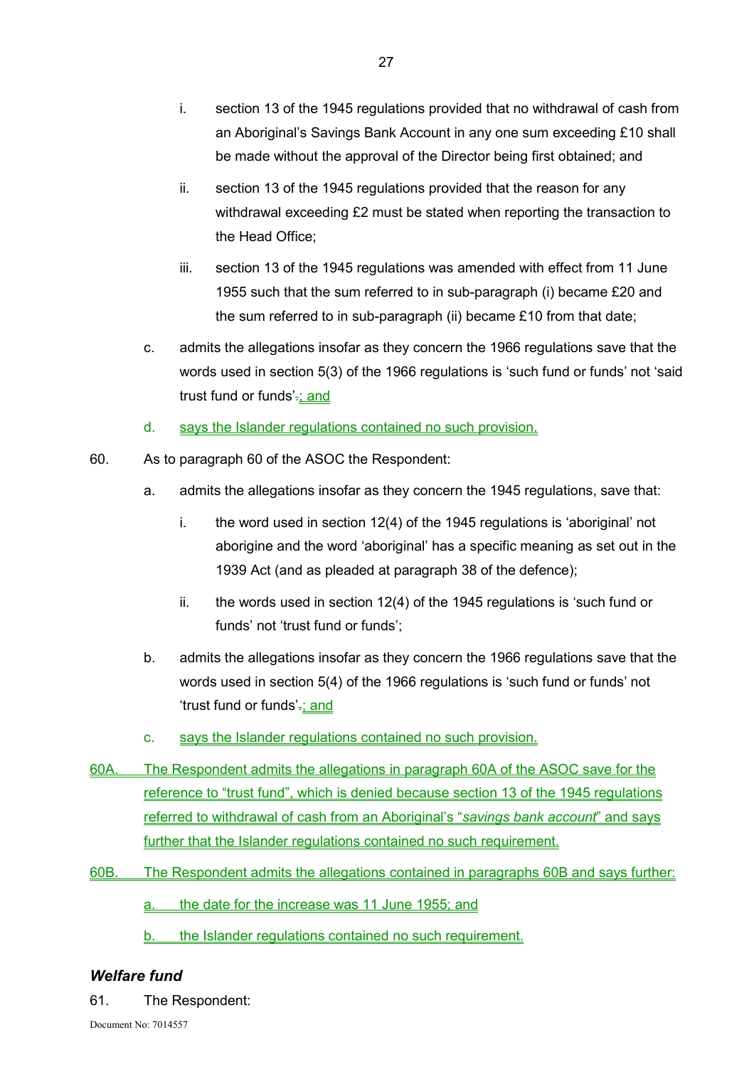i. section 13 of the 1945 regulations provided that no withdrawal of cash from an Aboriginal's Savings Bank Account in any one sum exceeding £10 shall be made without the approval of the Director being first obtained; and

ii. section 13 of the 1945 regulations provided that the reason for any withdrawal exceeding £2 must be stated when reporting the transaction to the Head Office;

iii. section 13 of the 1945 regulations was amended with effect from 11 June 1955 such that the sum referred to in sub-paragraph (i) became £20 and the sum referred to in sub-paragraph (ii) became £10 from that date;

c. admits the allegations insofar as they concern the 1966 regulations save that the words used in section 5(3) of the 1966 regulations is 'such fund or funds' not 'said trust fund or funds'~~.~~; and

d. says the Islander regulations contained no such provision.

60. As to paragraph 60 of the ASOC the Respondent:

a. admits the allegations insofar as they concern the 1945 regulations, save that:

i. the word used in section 12(4) of the 1945 regulations is 'aboriginal' not aborigine and the word 'aboriginal' has a specific meaning as set out in the 1939 Act (and as pleaded at paragraph 38 of the defence);

ii. the words used in section 12(4) of the 1945 regulations is 'such fund or funds' not 'trust fund or funds';

b. admits the allegations insofar as they concern the 1966 regulations save that the words used in section 5(4) of the 1966 regulations is 'such fund or funds' not 'trust fund or funds'~~.~~; and

c. says the Islander regulations contained no such provision.

60A. The Respondent admits the allegations in paragraph 60A of the ASOC save for the reference to "trust fund", which is denied because section 13 of the 1945 regulations referred to withdrawal of cash from an Aboriginal's "*savings bank account*" and says further that the Islander regulations contained no such requirement.

60B. The Respondent admits the allegations contained in paragraphs 60B and says further:

a. the date for the increase was 11 June 1955; and

b. the Islander regulations contained no such requirement.

### *Welfare fund*

61. The Respondent: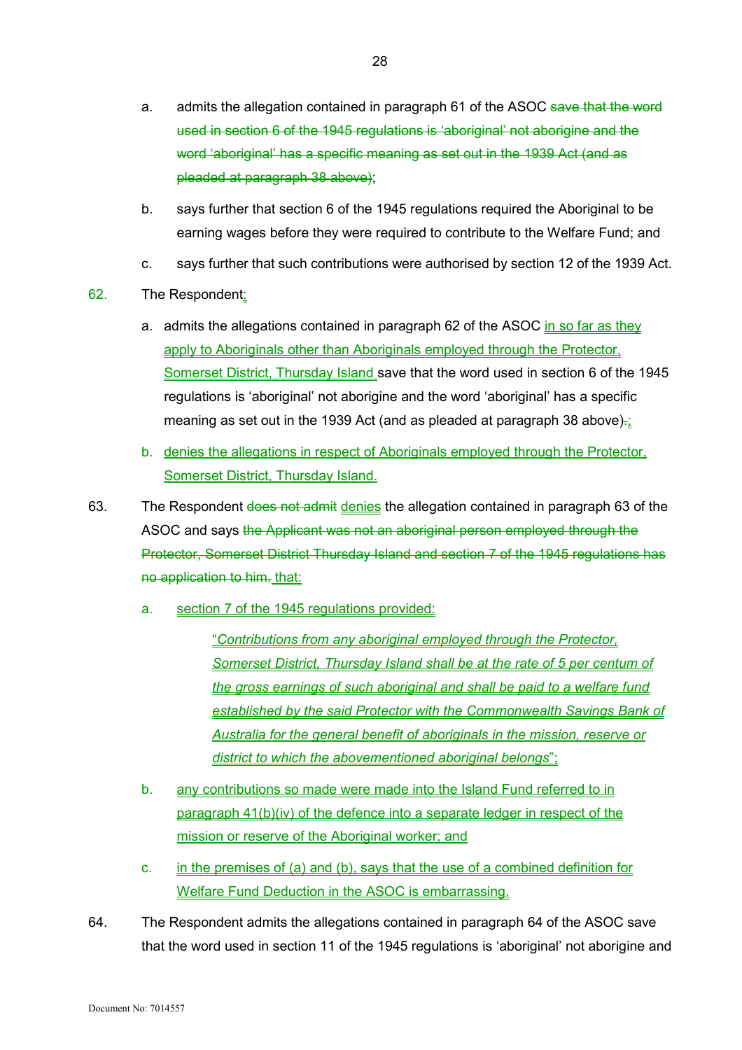a. admits the allegation contained in paragraph 61 of the ASOC ~~save that the word used in section 6 of the 1945 regulations is 'aboriginal' not aborigine and the word 'aboriginal' has a specific meaning as set out in the 1939 Act (and as pleaded at paragraph 38 above)~~;

b. says further that section 6 of the 1945 regulations required the Aboriginal to be earning wages before they were required to contribute to the Welfare Fund; and

c. says further that such contributions were authorised by section 12 of the 1939 Act.

62. The Respondent:

a. admits the allegations contained in paragraph 62 of the ASOC in so far as they apply to Aboriginals other than Aboriginals employed through the Protector, Somerset District, Thursday Island save that the word used in section 6 of the 1945 regulations is 'aboriginal' not aborigine and the word 'aboriginal' has a specific meaning as set out in the 1939 Act (and as pleaded at paragraph 38 above)~~.~~;

b. denies the allegations in respect of Aboriginals employed through the Protector, Somerset District, Thursday Island.

63. The Respondent ~~does not admit~~ denies the allegation contained in paragraph 63 of the ASOC and says ~~the Applicant was not an aboriginal person employed through the Protector, Somerset District Thursday Island and section 7 of the 1945 regulations has no application to him.~~ that:

a. section 7 of the 1945 regulations provided:

> "*Contributions from any aboriginal employed through the Protector, Somerset District, Thursday Island shall be at the rate of 5 per centum of the gross earnings of such aboriginal and shall be paid to a welfare fund established by the said Protector with the Commonwealth Savings Bank of Australia for the general benefit of aboriginals in the mission, reserve or district to which the abovementioned aboriginal belongs*";

b. any contributions so made were made into the Island Fund referred to in paragraph 41(b)(iv) of the defence into a separate ledger in respect of the mission or reserve of the Aboriginal worker; and

c. in the premises of (a) and (b), says that the use of a combined definition for Welfare Fund Deduction in the ASOC is embarrassing.

64. The Respondent admits the allegations contained in paragraph 64 of the ASOC save that the word used in section 11 of the 1945 regulations is 'aboriginal' not aborigine and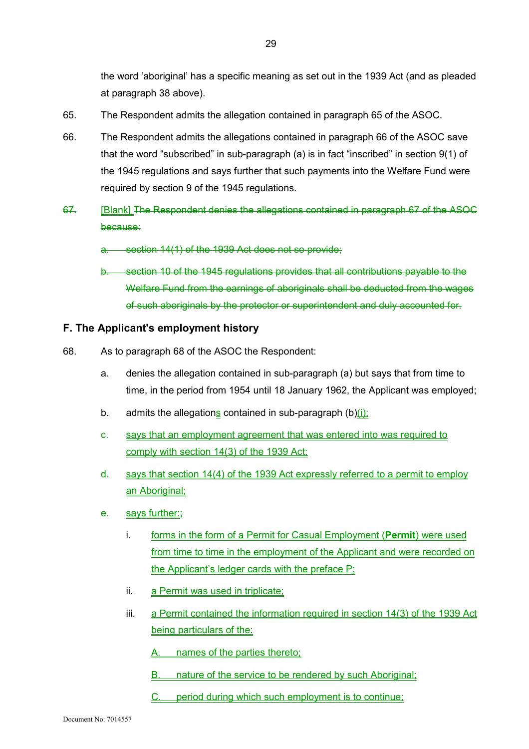the word 'aboriginal' has a specific meaning as set out in the 1939 Act (and as pleaded at paragraph 38 above).

65. The Respondent admits the allegation contained in paragraph 65 of the ASOC.

66. The Respondent admits the allegations contained in paragraph 66 of the ASOC save that the word "subscribed" in sub-paragraph (a) is in fact "inscribed" in section 9(1) of the 1945 regulations and says further that such payments into the Welfare Fund were required by section 9 of the 1945 regulations.

67. [Blank] ~~The Respondent denies the allegations contained in paragraph 67 of the ASOC because:~~

   ~~a. section 14(1) of the 1939 Act does not so provide;~~

   ~~b. section 10 of the 1945 regulations provides that all contributions payable to the Welfare Fund from the earnings of aboriginals shall be deducted from the wages of such aboriginals by the protector or superintendent and duly accounted for.~~

## F. The Applicant's employment history

68. As to paragraph 68 of the ASOC the Respondent:

   a. denies the allegation contained in sub-paragraph (a) but says that from time to time, in the period from 1954 until 18 January 1962, the Applicant was employed;

   b. admits the allegations contained in sub-paragraph (b)(i);

   c. says that an employment agreement that was entered into was required to comply with section 14(3) of the 1939 Act;

   d. says that section 14(4) of the 1939 Act expressly referred to a permit to employ an Aboriginal;

   e. says further:

      i. forms in the form of a Permit for Casual Employment (**Permit**) were used from time to time in the employment of the Applicant and were recorded on the Applicant's ledger cards with the preface P;

      ii. a Permit was used in triplicate;

      iii. a Permit contained the information required in section 14(3) of the 1939 Act being particulars of the:

         A. names of the parties thereto;

         B. nature of the service to be rendered by such Aboriginal;

         C. period during which such employment is to continue;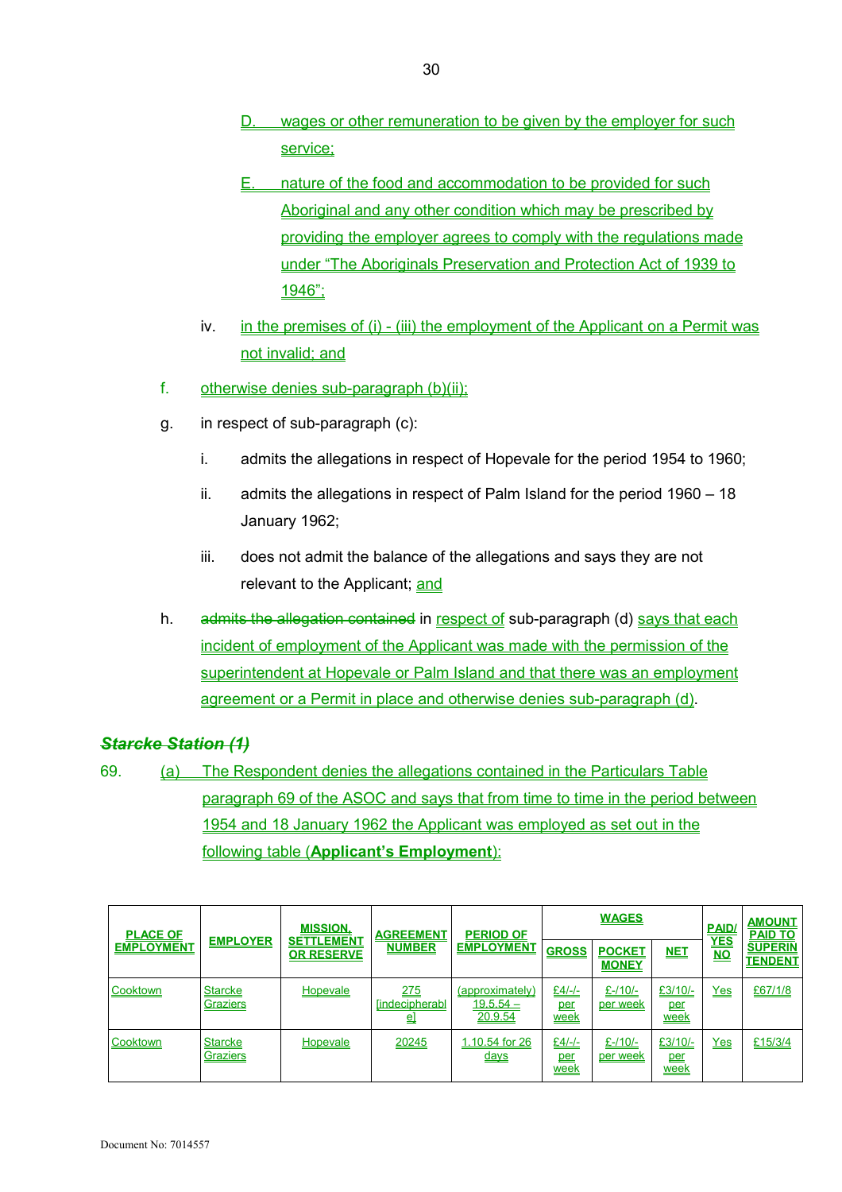D. wages or other remuneration to be given by the employer for such service;

E. nature of the food and accommodation to be provided for such Aboriginal and any other condition which may be prescribed by providing the employer agrees to comply with the regulations made under "The Aboriginals Preservation and Protection Act of 1939 to 1946";

iv. in the premises of (i) - (iii) the employment of the Applicant on a Permit was not invalid; and

f. otherwise denies sub-paragraph (b)(ii);

g. in respect of sub-paragraph (c):

i. admits the allegations in respect of Hopevale for the period 1954 to 1960;

ii. admits the allegations in respect of Palm Island for the period 1960 – 18 January 1962;

iii. does not admit the balance of the allegations and says they are not relevant to the Applicant; and

h. ~~admits the allegation contained~~ in respect of sub-paragraph (d) says that each incident of employment of the Applicant was made with the permission of the superintendent at Hopevale or Palm Island and that there was an employment agreement or a Permit in place and otherwise denies sub-paragraph (d).

***~~Starcke Station (1)~~***

69. (a) The Respondent denies the allegations contained in the Particulars Table paragraph 69 of the ASOC and says that from time to time in the period between 1954 and 18 January 1962 the Applicant was employed as set out in the following table (**Applicant's Employment**):

| PLACE OF EMPLOYMENT | EMPLOYER | MISSION, SETTLEMENT OR RESERVE | AGREEMENT NUMBER | PERIOD OF EMPLOYMENT | WAGES | | | PAID/ YES NO | AMOUNT PAID TO SUPERINTENDENT |
|---|---|---|---|---|---|---|---|---|---|
| | | | | | GROSS | POCKET MONEY | NET | | |
| Cooktown | Starcke Graziers | Hopevale | 275 [indecipherable] | (approximately) 19.5.54 – 20.9.54 | £4/-/- per week | £-/10/- per week | £3/10/- per week | Yes | £67/1/8 |
| Cooktown | Starcke Graziers | Hopevale | 20245 | 1.10.54 for 26 days | £4/-/- per week | £-/10/- per week | £3/10/- per week | Yes | £15/3/4 |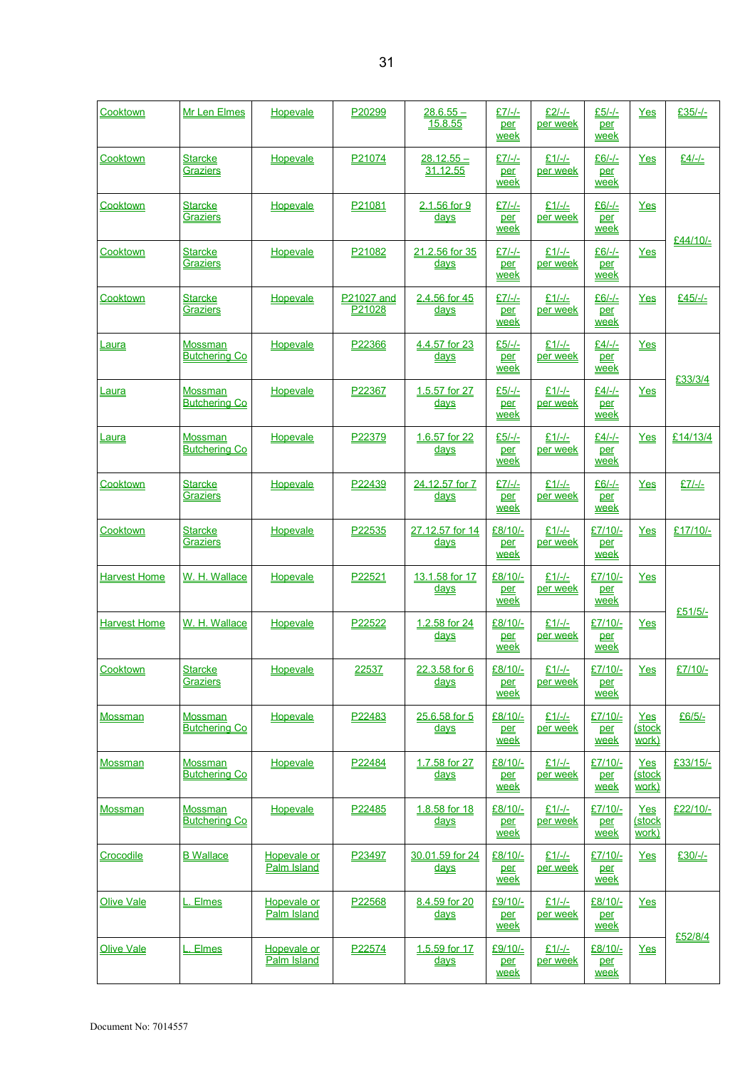| Cooktown | Mr Len Elmes | Hopevale | P20299 | 28.6.55 – 15.8.55 | £7/-/- per week | £2/-/- per week | £5/-/- per week | Yes | £35/-/- |
|---|---|---|---|---|---|---|---|---|---|
| Cooktown | Starcke Graziers | Hopevale | P21074 | 28.12.55 – 31.12.55 | £7/-/- per week | £1/-/- per week | £6/-/- per week | Yes | £4/-/- |
| Cooktown | Starcke Graziers | Hopevale | P21081 | 2.1.56 for 9 days | £7/-/- per week | £1/-/- per week | £6/-/- per week | Yes | £44/10/- |
| Cooktown | Starcke Graziers | Hopevale | P21082 | 21.2.56 for 35 days | £7/-/- per week | £1/-/- per week | £6/-/- per week | Yes | |
| Cooktown | Starcke Graziers | Hopevale | P21027 and P21028 | 2.4.56 for 45 days | £7/-/- per week | £1/-/- per week | £6/-/- per week | Yes | £45/-/- |
| Laura | Mossman Butchering Co | Hopevale | P22366 | 4.4.57 for 23 days | £5/-/- per week | £1/-/- per week | £4/-/- per week | Yes | £33/3/4 |
| Laura | Mossman Butchering Co | Hopevale | P22367 | 1.5.57 for 27 days | £5/-/- per week | £1/-/- per week | £4/-/- per week | Yes | |
| Laura | Mossman Butchering Co | Hopevale | P22379 | 1.6.57 for 22 days | £5/-/- per week | £1/-/- per week | £4/-/- per week | Yes | £14/13/4 |
| Cooktown | Starcke Graziers | Hopevale | P22439 | 24.12.57 for 7 days | £7/-/- per week | £1/-/- per week | £6/-/- per week | Yes | £7/-/- |
| Cooktown | Starcke Graziers | Hopevale | P22535 | 27.12.57 for 14 days | £8/10/- per week | £1/-/- per week | £7/10/- per week | Yes | £17/10/- |
| Harvest Home | W. H. Wallace | Hopevale | P22521 | 13.1.58 for 17 days | £8/10/- per week | £1/-/- per week | £7/10/- per week | Yes | £51/5/- |
| Harvest Home | W. H. Wallace | Hopevale | P22522 | 1.2.58 for 24 days | £8/10/- per week | £1/-/- per week | £7/10/- per week | Yes | |
| Cooktown | Starcke Graziers | Hopevale | 22537 | 22.3.58 for 6 days | £8/10/- per week | £1/-/- per week | £7/10/- per week | Yes | £7/10/- |
| Mossman | Mossman Butchering Co | Hopevale | P22483 | 25.6.58 for 5 days | £8/10/- per week | £1/-/- per week | £7/10/- per week | Yes (stock work) | £6/5/- |
| Mossman | Mossman Butchering Co | Hopevale | P22484 | 1.7.58 for 27 days | £8/10/- per week | £1/-/- per week | £7/10/- per week | Yes (stock work) | £33/15/- |
| Mossman | Mossman Butchering Co | Hopevale | P22485 | 1.8.58 for 18 days | £8/10/- per week | £1/-/- per week | £7/10/- per week | Yes (stock work) | £22/10/- |
| Crocodile | B Wallace | Hopevale or Palm Island | P23497 | 30.01.59 for 24 days | £8/10/- per week | £1/-/- per week | £7/10/- per week | Yes | £30/-/- |
| Olive Vale | L. Elmes | Hopevale or Palm Island | P22568 | 8.4.59 for 20 days | £9/10/- per week | £1/-/- per week | £8/10/- per week | Yes | £52/8/4 |
| Olive Vale | L. Elmes | Hopevale or Palm Island | P22574 | 1.5.59 for 17 days | £9/10/- per week | £1/-/- per week | £8/10/- per week | Yes | |

Document No: 7014557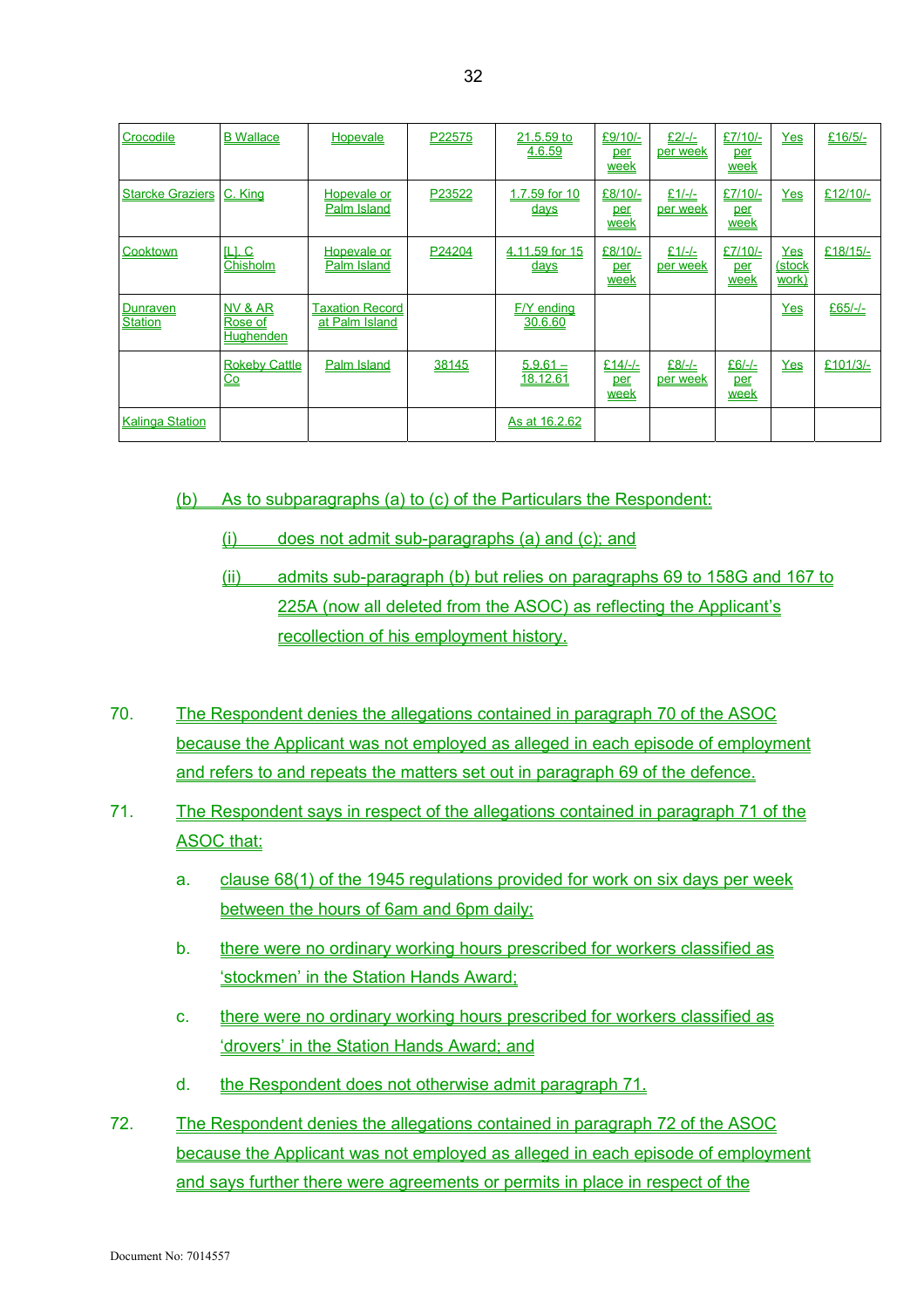| Crocodile | B Wallace | Hopevale | P22575 | 21.5.59 to 4.6.59 | £9/10/- per week | £2/-/- per week | £7/10/- per week | Yes | £16/5/- |
|---|---|---|---|---|---|---|---|---|---|
| Starcke Graziers | C. King | Hopevale or Palm Island | P23522 | 1.7.59 for 10 days | £8/10/- per week | £1/-/- per week | £7/10/- per week | Yes | £12/10/- |
| Cooktown | [L]. C Chisholm | Hopevale or Palm Island | P24204 | 4.11.59 for 15 days | £8/10/- per week | £1/-/- per week | £7/10/- per week | Yes (stock work) | £18/15/- |
| Dunraven Station | NV & AR Rose of Hughenden | Taxation Record at Palm Island | | F/Y ending 30.6.60 | | | | Yes | £65/-/- |
| | Rokeby Cattle Co | Palm Island | 38145 | 5.9.61 – 18.12.61 | £14/-/- per week | £8/-/- per week | £6/-/- per week | Yes | £101/3/- |
| Kalinga Station | | | | As at 16.2.62 | | | | | |

(b) As to subparagraphs (a) to (c) of the Particulars the Respondent:

(i) does not admit sub-paragraphs (a) and (c); and

(ii) admits sub-paragraph (b) but relies on paragraphs 69 to 158G and 167 to 225A (now all deleted from the ASOC) as reflecting the Applicant's recollection of his employment history.

70. The Respondent denies the allegations contained in paragraph 70 of the ASOC because the Applicant was not employed as alleged in each episode of employment and refers to and repeats the matters set out in paragraph 69 of the defence.

71. The Respondent says in respect of the allegations contained in paragraph 71 of the ASOC that:

a. clause 68(1) of the 1945 regulations provided for work on six days per week between the hours of 6am and 6pm daily;

b. there were no ordinary working hours prescribed for workers classified as 'stockmen' in the Station Hands Award;

c. there were no ordinary working hours prescribed for workers classified as 'drovers' in the Station Hands Award; and

d. the Respondent does not otherwise admit paragraph 71.

72. The Respondent denies the allegations contained in paragraph 72 of the ASOC because the Applicant was not employed as alleged in each episode of employment and says further there were agreements or permits in place in respect of the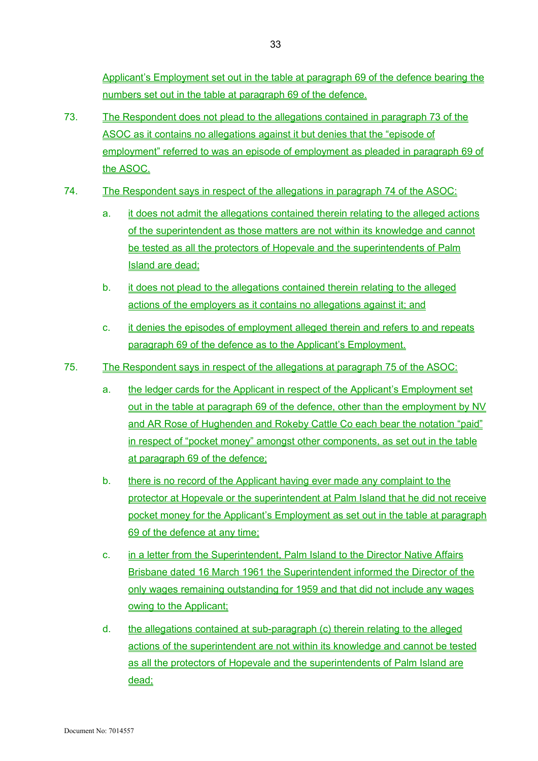Applicant's Employment set out in the table at paragraph 69 of the defence bearing the numbers set out in the table at paragraph 69 of the defence.

73. The Respondent does not plead to the allegations contained in paragraph 73 of the ASOC as it contains no allegations against it but denies that the "episode of employment" referred to was an episode of employment as pleaded in paragraph 69 of the ASOC.

74. The Respondent says in respect of the allegations in paragraph 74 of the ASOC:

    a. it does not admit the allegations contained therein relating to the alleged actions of the superintendent as those matters are not within its knowledge and cannot be tested as all the protectors of Hopevale and the superintendents of Palm Island are dead;

    b. it does not plead to the allegations contained therein relating to the alleged actions of the employers as it contains no allegations against it; and

    c. it denies the episodes of employment alleged therein and refers to and repeats paragraph 69 of the defence as to the Applicant's Employment.

75. The Respondent says in respect of the allegations at paragraph 75 of the ASOC:

    a. the ledger cards for the Applicant in respect of the Applicant's Employment set out in the table at paragraph 69 of the defence, other than the employment by NV and AR Rose of Hughenden and Rokeby Cattle Co each bear the notation "paid" in respect of "pocket money" amongst other components, as set out in the table at paragraph 69 of the defence;

    b. there is no record of the Applicant having ever made any complaint to the protector at Hopevale or the superintendent at Palm Island that he did not receive pocket money for the Applicant's Employment as set out in the table at paragraph 69 of the defence at any time;

    c. in a letter from the Superintendent, Palm Island to the Director Native Affairs Brisbane dated 16 March 1961 the Superintendent informed the Director of the only wages remaining outstanding for 1959 and that did not include any wages owing to the Applicant;

    d. the allegations contained at sub-paragraph (c) therein relating to the alleged actions of the superintendent are not within its knowledge and cannot be tested as all the protectors of Hopevale and the superintendents of Palm Island are dead;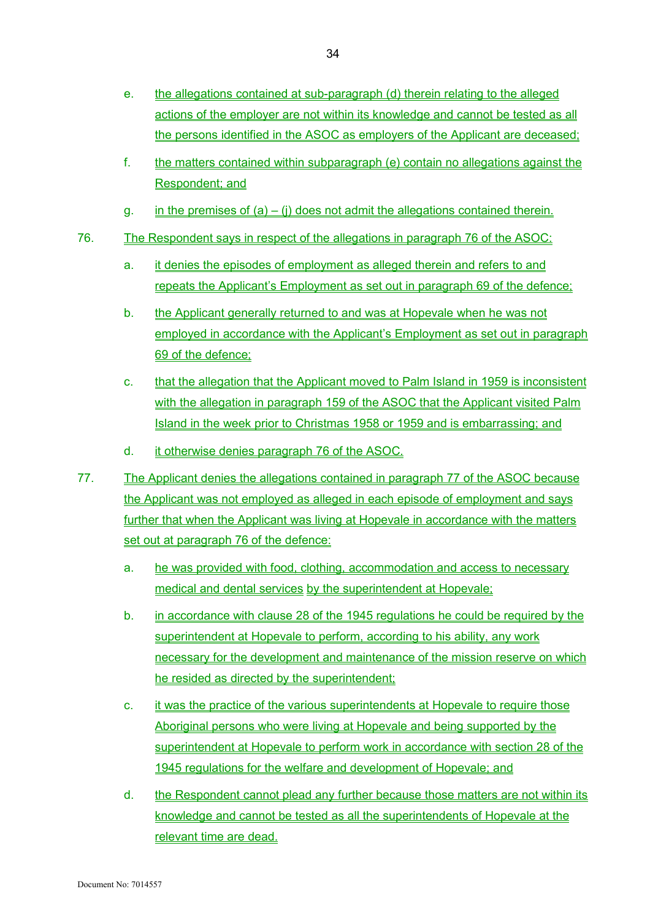e. the allegations contained at sub-paragraph (d) therein relating to the alleged actions of the employer are not within its knowledge and cannot be tested as all the persons identified in the ASOC as employers of the Applicant are deceased;

f. the matters contained within subparagraph (e) contain no allegations against the Respondent; and

g. in the premises of (a) – (j) does not admit the allegations contained therein.

76. The Respondent says in respect of the allegations in paragraph 76 of the ASOC:

a. it denies the episodes of employment as alleged therein and refers to and repeats the Applicant's Employment as set out in paragraph 69 of the defence;

b. the Applicant generally returned to and was at Hopevale when he was not employed in accordance with the Applicant's Employment as set out in paragraph 69 of the defence;

c. that the allegation that the Applicant moved to Palm Island in 1959 is inconsistent with the allegation in paragraph 159 of the ASOC that the Applicant visited Palm Island in the week prior to Christmas 1958 or 1959 and is embarrassing; and

d. it otherwise denies paragraph 76 of the ASOC.

77. The Applicant denies the allegations contained in paragraph 77 of the ASOC because the Applicant was not employed as alleged in each episode of employment and says further that when the Applicant was living at Hopevale in accordance with the matters set out at paragraph 76 of the defence:

a. he was provided with food, clothing, accommodation and access to necessary medical and dental services by the superintendent at Hopevale;

b. in accordance with clause 28 of the 1945 regulations he could be required by the superintendent at Hopevale to perform, according to his ability, any work necessary for the development and maintenance of the mission reserve on which he resided as directed by the superintendent;

c. it was the practice of the various superintendents at Hopevale to require those Aboriginal persons who were living at Hopevale and being supported by the superintendent at Hopevale to perform work in accordance with section 28 of the 1945 regulations for the welfare and development of Hopevale; and

d. the Respondent cannot plead any further because those matters are not within its knowledge and cannot be tested as all the superintendents of Hopevale at the relevant time are dead.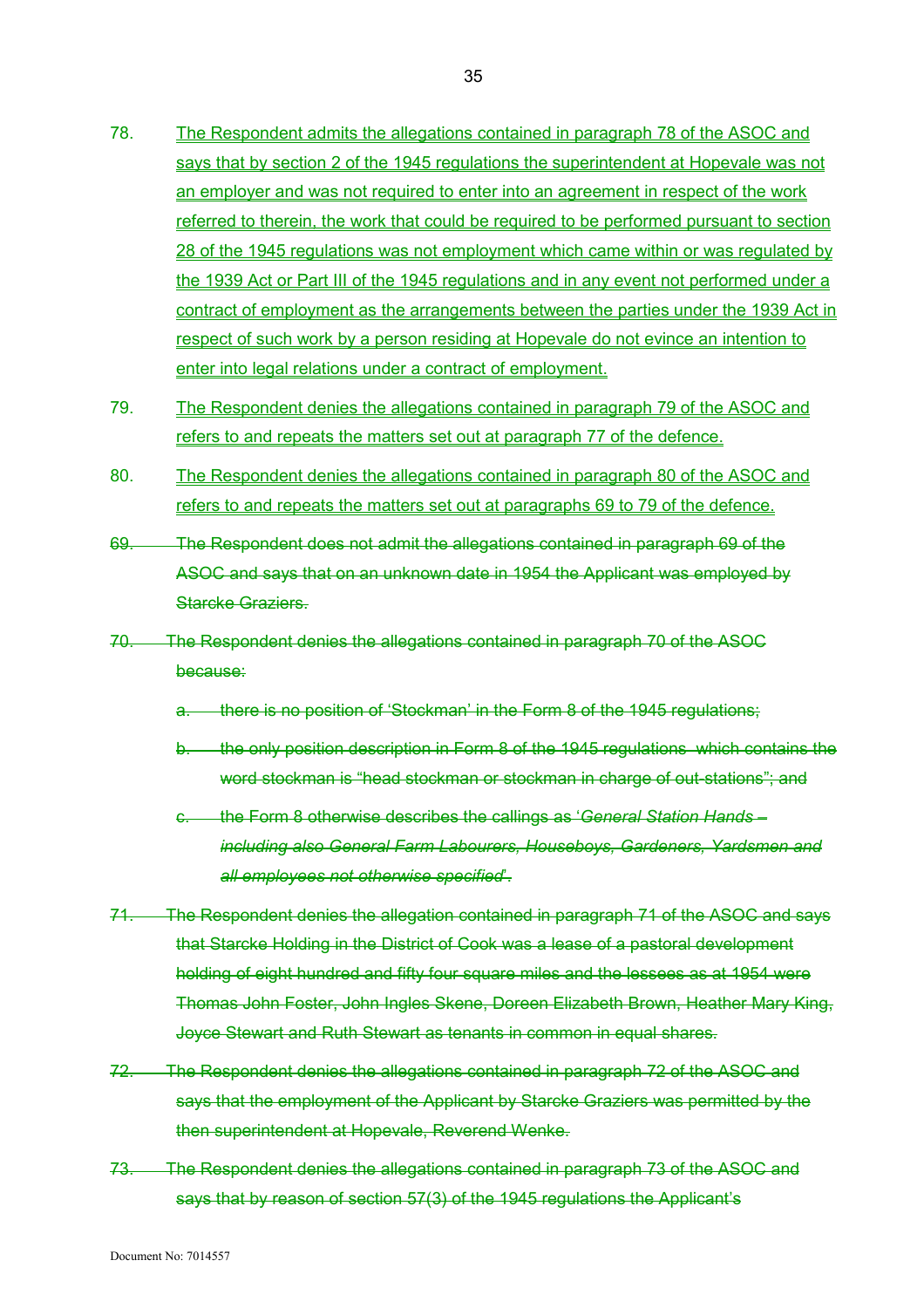78. The Respondent admits the allegations contained in paragraph 78 of the ASOC and says that by section 2 of the 1945 regulations the superintendent at Hopevale was not an employer and was not required to enter into an agreement in respect of the work referred to therein, the work that could be required to be performed pursuant to section 28 of the 1945 regulations was not employment which came within or was regulated by the 1939 Act or Part III of the 1945 regulations and in any event not performed under a contract of employment as the arrangements between the parties under the 1939 Act in respect of such work by a person residing at Hopevale do not evince an intention to enter into legal relations under a contract of employment.

79. The Respondent denies the allegations contained in paragraph 79 of the ASOC and refers to and repeats the matters set out at paragraph 77 of the defence.

80. The Respondent denies the allegations contained in paragraph 80 of the ASOC and refers to and repeats the matters set out at paragraphs 69 to 79 of the defence.

~~69. The Respondent does not admit the allegations contained in paragraph 69 of the ASOC and says that on an unknown date in 1954 the Applicant was employed by Starcke Graziers.~~

~~70. The Respondent denies the allegations contained in paragraph 70 of the ASOC because:~~

~~a. there is no position of 'Stockman' in the Form 8 of the 1945 regulations;~~

~~b. the only position description in Form 8 of the 1945 regulations which contains the word stockman is "head stockman or stockman in charge of out-stations"; and~~

~~c. the Form 8 otherwise describes the callings as '*General Station Hands – including also General Farm Labourers, Houseboys, Gardeners, Yardsmen and all employees not otherwise specified*'.~~

~~71. The Respondent denies the allegation contained in paragraph 71 of the ASOC and says that Starcke Holding in the District of Cook was a lease of a pastoral development holding of eight hundred and fifty four square miles and the lessees as at 1954 were Thomas John Foster, John Ingles Skene, Doreen Elizabeth Brown, Heather Mary King, Joyce Stewart and Ruth Stewart as tenants in common in equal shares.~~

~~72. The Respondent denies the allegations contained in paragraph 72 of the ASOC and says that the employment of the Applicant by Starcke Graziers was permitted by the then superintendent at Hopevale, Reverend Wenke.~~

~~73. The Respondent denies the allegations contained in paragraph 73 of the ASOC and says that by reason of section 57(3) of the 1945 regulations the Applicant's~~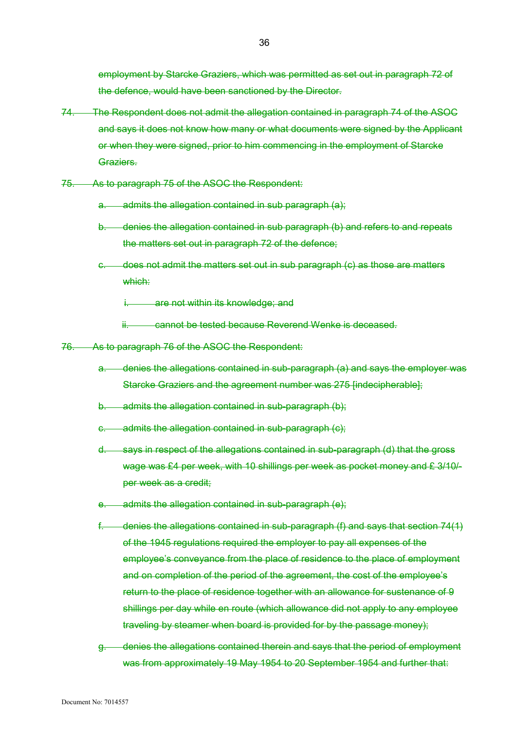employment by Starcke Graziers, which was permitted as set out in paragraph 72 of the defence, would have been sanctioned by the Director.

74. The Respondent does not admit the allegation contained in paragraph 74 of the ASOC and says it does not know how many or what documents were signed by the Applicant or when they were signed, prior to him commencing in the employment of Starcke Graziers.

75. As to paragraph 75 of the ASOC the Respondent:

   a. admits the allegation contained in sub paragraph (a);

   b. denies the allegation contained in sub paragraph (b) and refers to and repeats the matters set out in paragraph 72 of the defence;

   c. does not admit the matters set out in sub paragraph (c) as those are matters which:

      i. are not within its knowledge; and

      ii. cannot be tested because Reverend Wenke is deceased.

76. As to paragraph 76 of the ASOC the Respondent:

   a. denies the allegations contained in sub-paragraph (a) and says the employer was Starcke Graziers and the agreement number was 275 [indecipherable];

   b. admits the allegation contained in sub-paragraph (b);

   c. admits the allegation contained in sub-paragraph (c);

   d. says in respect of the allegations contained in sub-paragraph (d) that the gross wage was £4 per week, with 10 shillings per week as pocket money and £ 3/10/- per week as a credit;

   e. admits the allegation contained in sub-paragraph (e);

   f. denies the allegations contained in sub-paragraph (f) and says that section 74(1) of the 1945 regulations required the employer to pay all expenses of the employee's conveyance from the place of residence to the place of employment and on completion of the period of the agreement, the cost of the employee's return to the place of residence together with an allowance for sustenance of 9 shillings per day while en route (which allowance did not apply to any employee traveling by steamer when board is provided for by the passage money);

   g. denies the allegations contained therein and says that the period of employment was from approximately 19 May 1954 to 20 September 1954 and further that: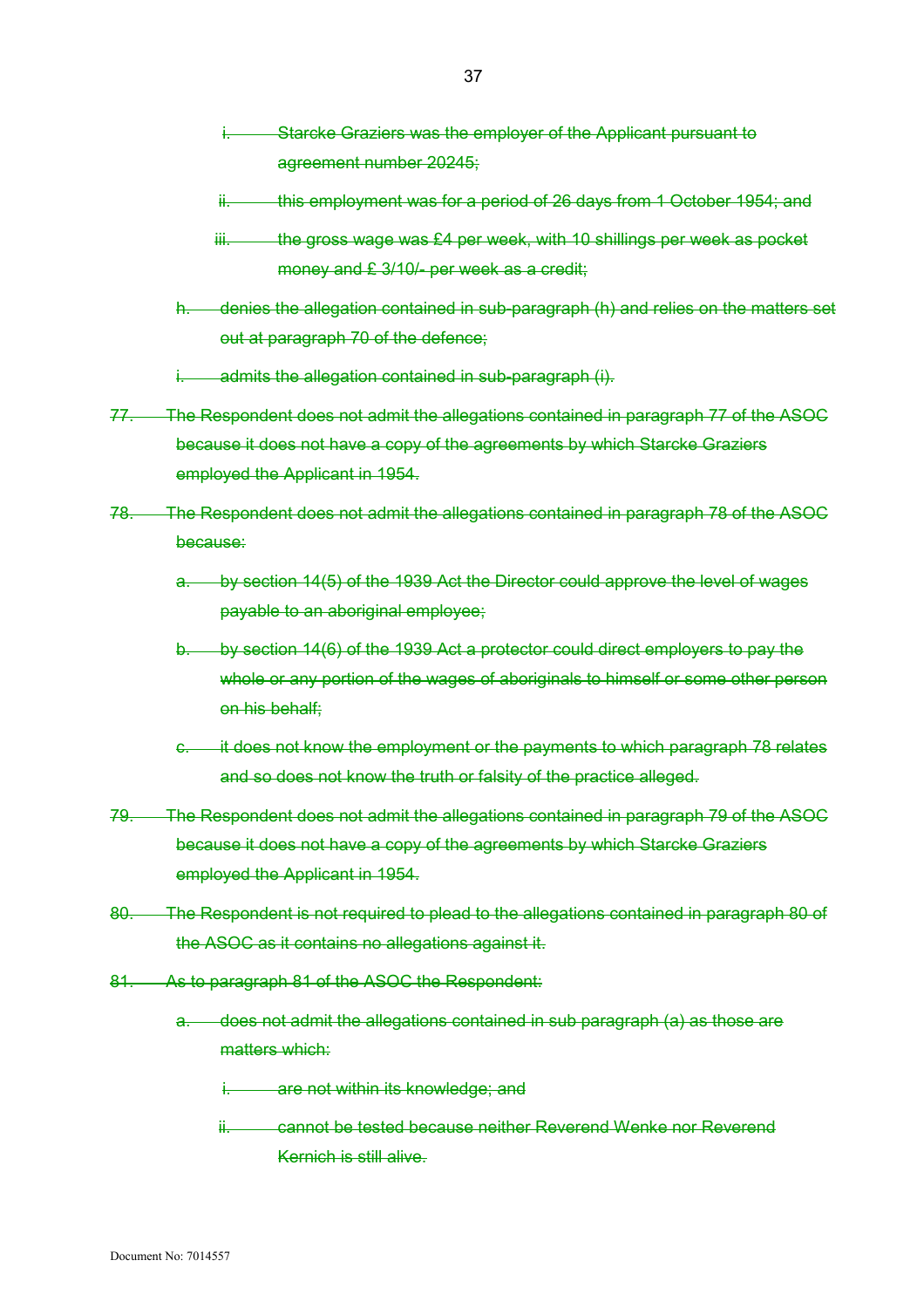~~i. Starcke Graziers was the employer of the Applicant pursuant to agreement number 20245;~~

~~ii. this employment was for a period of 26 days from 1 October 1954; and~~

~~iii. the gross wage was £4 per week, with 10 shillings per week as pocket money and £ 3/10/- per week as a credit;~~

~~h. denies the allegation contained in sub-paragraph (h) and relies on the matters set out at paragraph 70 of the defence;~~

~~i. admits the allegation contained in sub-paragraph (i).~~

~~77. The Respondent does not admit the allegations contained in paragraph 77 of the ASOC because it does not have a copy of the agreements by which Starcke Graziers employed the Applicant in 1954.~~

~~78. The Respondent does not admit the allegations contained in paragraph 78 of the ASOC because:~~

~~a. by section 14(5) of the 1939 Act the Director could approve the level of wages payable to an aboriginal employee;~~

~~b. by section 14(6) of the 1939 Act a protector could direct employers to pay the whole or any portion of the wages of aboriginals to himself or some other person on his behalf;~~

~~c. it does not know the employment or the payments to which paragraph 78 relates and so does not know the truth or falsity of the practice alleged.~~

~~79. The Respondent does not admit the allegations contained in paragraph 79 of the ASOC because it does not have a copy of the agreements by which Starcke Graziers employed the Applicant in 1954.~~

~~80. The Respondent is not required to plead to the allegations contained in paragraph 80 of the ASOC as it contains no allegations against it.~~

~~81. As to paragraph 81 of the ASOC the Respondent:~~

~~a. does not admit the allegations contained in sub paragraph (a) as those are matters which:~~

~~i. are not within its knowledge; and~~

~~ii. cannot be tested because neither Reverend Wenke nor Reverend Kernich is still alive.~~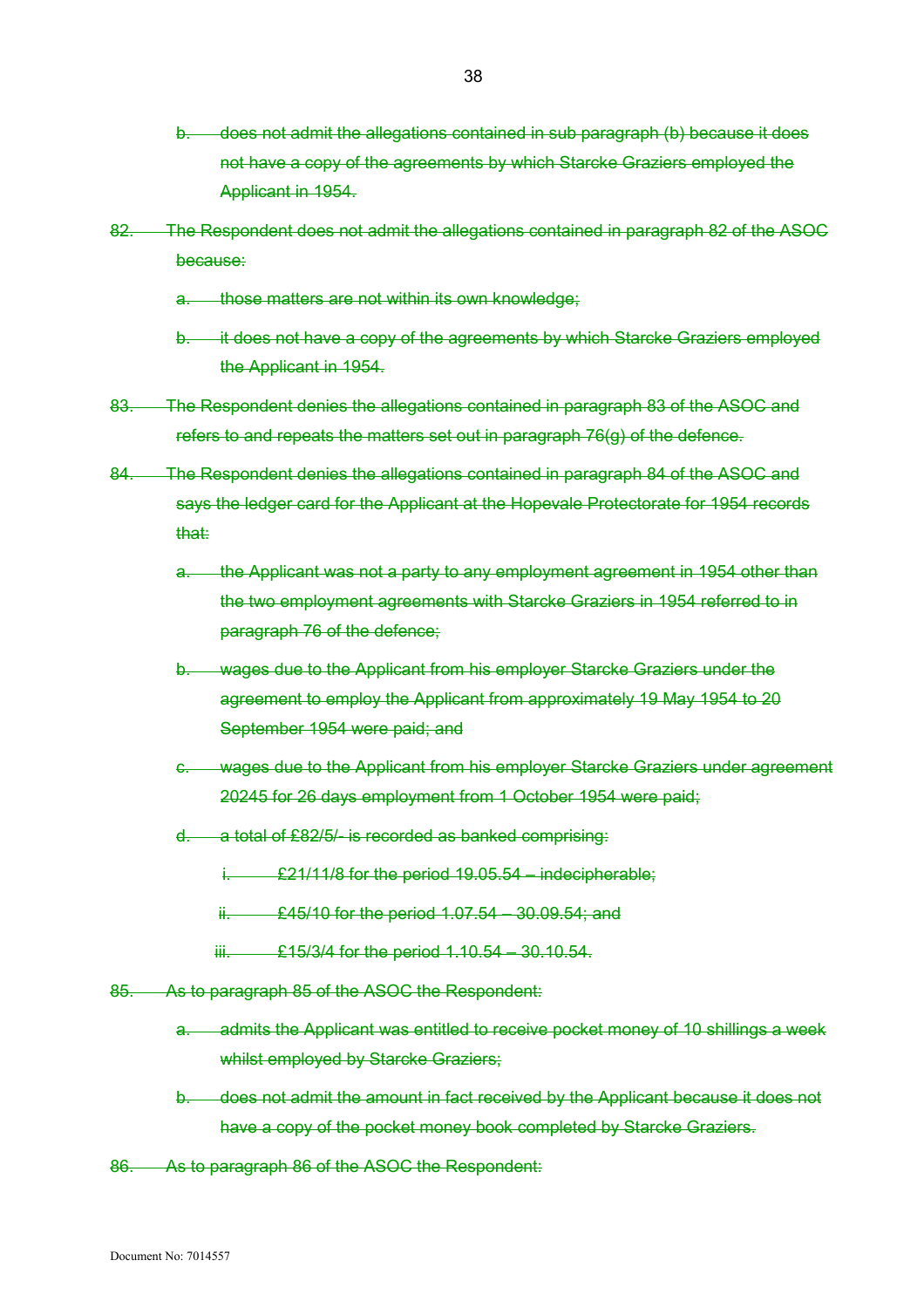b. does not admit the allegations contained in sub paragraph (b) because it does not have a copy of the agreements by which Starcke Graziers employed the Applicant in 1954.

82. The Respondent does not admit the allegations contained in paragraph 82 of the ASOC because:

a. those matters are not within its own knowledge;

b. it does not have a copy of the agreements by which Starcke Graziers employed the Applicant in 1954.

83. The Respondent denies the allegations contained in paragraph 83 of the ASOC and refers to and repeats the matters set out in paragraph 76(g) of the defence.

84. The Respondent denies the allegations contained in paragraph 84 of the ASOC and says the ledger card for the Applicant at the Hopevale Protectorate for 1954 records that:

a. the Applicant was not a party to any employment agreement in 1954 other than the two employment agreements with Starcke Graziers in 1954 referred to in paragraph 76 of the defence;

b. wages due to the Applicant from his employer Starcke Graziers under the agreement to employ the Applicant from approximately 19 May 1954 to 20 September 1954 were paid; and

c. wages due to the Applicant from his employer Starcke Graziers under agreement 20245 for 26 days employment from 1 October 1954 were paid;

d. a total of £82/5/- is recorded as banked comprising:

   i. £21/11/8 for the period 19.05.54 – indecipherable;

   ii. £45/10 for the period 1.07.54 – 30.09.54; and

   iii. £15/3/4 for the period 1.10.54 – 30.10.54.

85. As to paragraph 85 of the ASOC the Respondent:

a. admits the Applicant was entitled to receive pocket money of 10 shillings a week whilst employed by Starcke Graziers;

b. does not admit the amount in fact received by the Applicant because it does not have a copy of the pocket money book completed by Starcke Graziers.

86. As to paragraph 86 of the ASOC the Respondent: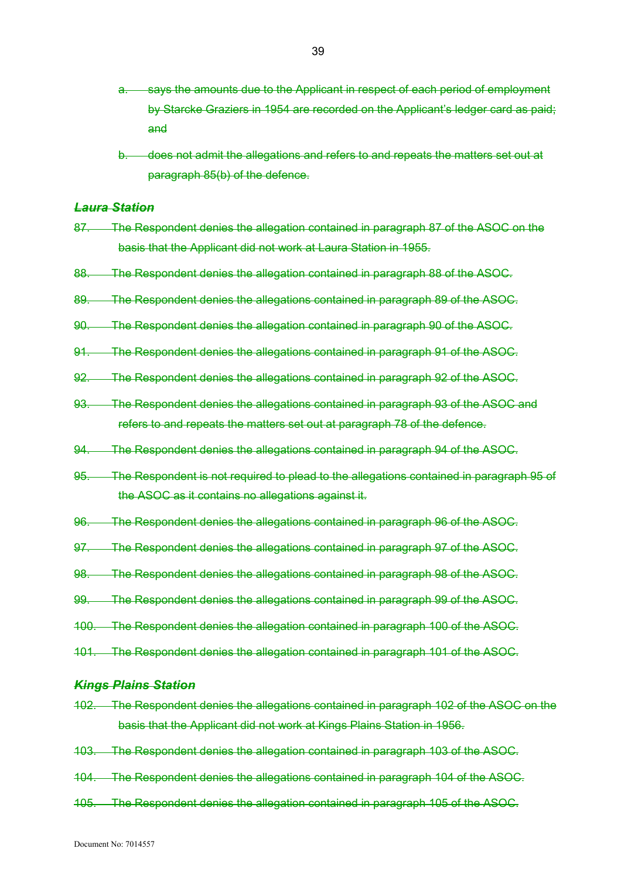a. says the amounts due to the Applicant in respect of each period of employment by Starcke Graziers in 1954 are recorded on the Applicant's ledger card as paid; and

b. does not admit the allegations and refers to and repeats the matters set out at paragraph 85(b) of the defence.

### ***Laura Station***

87. The Respondent denies the allegation contained in paragraph 87 of the ASOC on the basis that the Applicant did not work at Laura Station in 1955.

88. The Respondent denies the allegation contained in paragraph 88 of the ASOC.

89. The Respondent denies the allegations contained in paragraph 89 of the ASOC.

90. The Respondent denies the allegation contained in paragraph 90 of the ASOC.

91. The Respondent denies the allegations contained in paragraph 91 of the ASOC.

92. The Respondent denies the allegations contained in paragraph 92 of the ASOC.

93. The Respondent denies the allegations contained in paragraph 93 of the ASOC and refers to and repeats the matters set out at paragraph 78 of the defence.

94. The Respondent denies the allegations contained in paragraph 94 of the ASOC.

95. The Respondent is not required to plead to the allegations contained in paragraph 95 of the ASOC as it contains no allegations against it.

96. The Respondent denies the allegations contained in paragraph 96 of the ASOC.

97. The Respondent denies the allegations contained in paragraph 97 of the ASOC.

98. The Respondent denies the allegations contained in paragraph 98 of the ASOC.

99. The Respondent denies the allegations contained in paragraph 99 of the ASOC.

100. The Respondent denies the allegation contained in paragraph 100 of the ASOC.

101. The Respondent denies the allegation contained in paragraph 101 of the ASOC.

### ***Kings Plains Station***

102. The Respondent denies the allegations contained in paragraph 102 of the ASOC on the basis that the Applicant did not work at Kings Plains Station in 1956.

103. The Respondent denies the allegation contained in paragraph 103 of the ASOC.

104. The Respondent denies the allegation contained in paragraph 104 of the ASOC.

105. The Respondent denies the allegation contained in paragraph 105 of the ASOC.

Document No: 7014557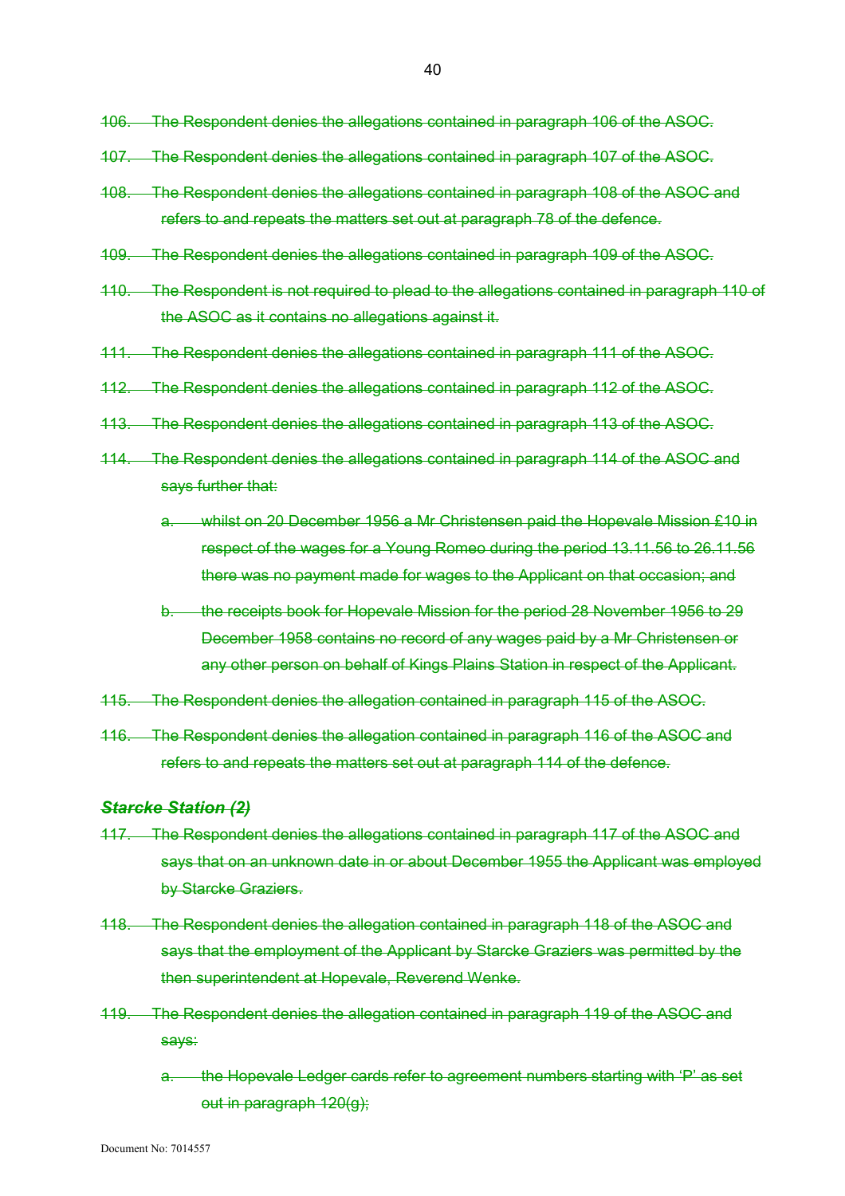106. The Respondent denies the allegations contained in paragraph 106 of the ASOC.

107. The Respondent denies the allegations contained in paragraph 107 of the ASOC.

108. The Respondent denies the allegations contained in paragraph 108 of the ASOC and refers to and repeats the matters set out at paragraph 78 of the defence.

109. The Respondent denies the allegations contained in paragraph 109 of the ASOC.

110. The Respondent is not required to plead to the allegations contained in paragraph 110 of the ASOC as it contains no allegations against it.

111. The Respondent denies the allegations contained in paragraph 111 of the ASOC.

112. The Respondent denies the allegations contained in paragraph 112 of the ASOC.

113. The Respondent denies the allegations contained in paragraph 113 of the ASOC.

114. The Respondent denies the allegations contained in paragraph 114 of the ASOC and says further that:

   a. whilst on 20 December 1956 a Mr Christensen paid the Hopevale Mission £10 in respect of the wages for a Young Romeo during the period 13.11.56 to 26.11.56 there was no payment made for wages to the Applicant on that occasion; and

   b. the receipts book for Hopevale Mission for the period 28 November 1956 to 29 December 1958 contains no record of any wages paid by a Mr Christensen or any other person on behalf of Kings Plains Station in respect of the Applicant.

115. The Respondent denies the allegation contained in paragraph 115 of the ASOC.

116. The Respondent denies the allegation contained in paragraph 116 of the ASOC and refers to and repeats the matters set out at paragraph 114 of the defence.

***Starcke Station (2)***

117. The Respondent denies the allegations contained in paragraph 117 of the ASOC and says that on an unknown date in or about December 1955 the Applicant was employed by Starcke Graziers.

118. The Respondent denies the allegation contained in paragraph 118 of the ASOC and says that the employment of the Applicant by Starcke Graziers was permitted by the then superintendent at Hopevale, Reverend Wenke.

119. The Respondent denies the allegation contained in paragraph 119 of the ASOC and says:

   a. the Hopevale Ledger cards refer to agreement numbers starting with 'P' as set out in paragraph 120(g);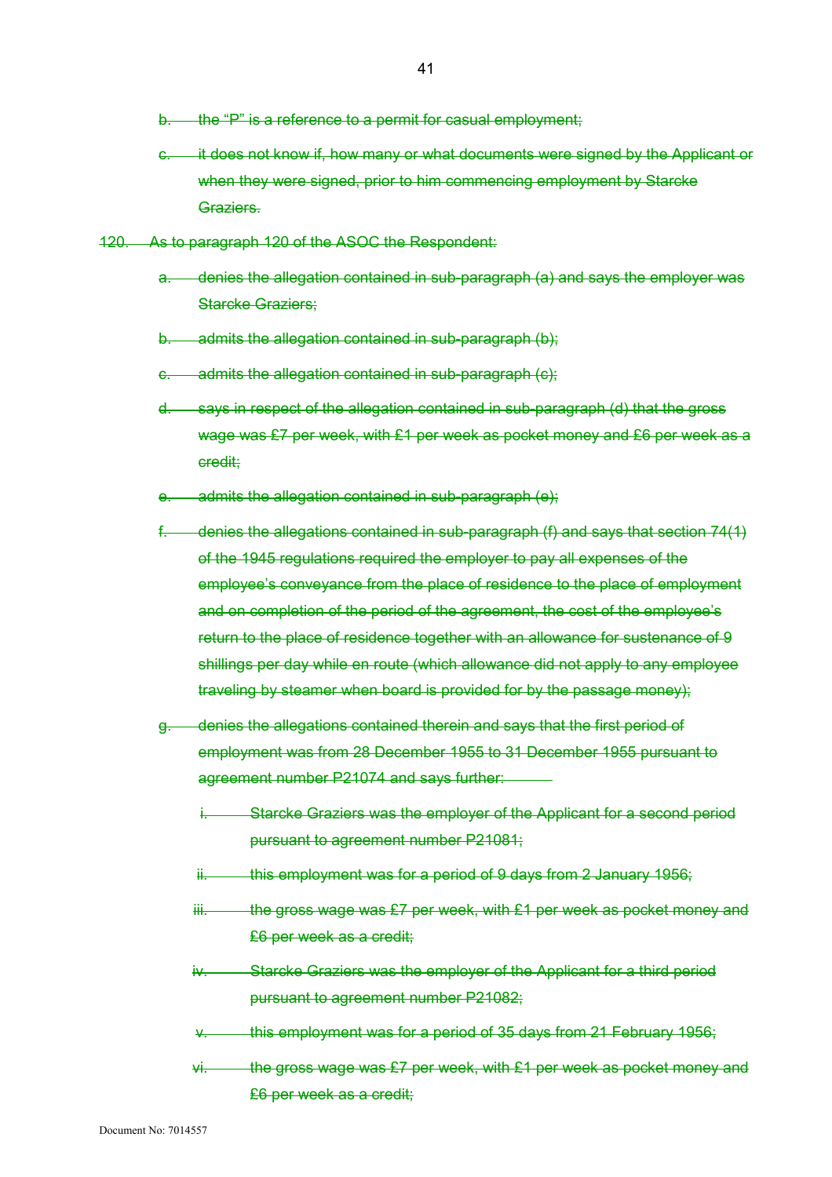b. the "P" is a reference to a permit for casual employment;

c. it does not know if, how many or what documents were signed by the Applicant or when they were signed, prior to him commencing employment by Starcke Graziers.

120. As to paragraph 120 of the ASOC the Respondent:

a. denies the allegation contained in sub-paragraph (a) and says the employer was Starcke Graziers;

b. admits the allegation contained in sub-paragraph (b);

c. admits the allegation contained in sub-paragraph (c);

d. says in respect of the allegation contained in sub-paragraph (d) that the gross wage was £7 per week, with £1 per week as pocket money and £6 per week as a credit;

e. admits the allegation contained in sub-paragraph (e);

f. denies the allegations contained in sub-paragraph (f) and says that section 74(1) of the 1945 regulations required the employer to pay all expenses of the employee's conveyance from the place of residence to the place of employment and on completion of the period of the agreement, the cost of the employee's return to the place of residence together with an allowance for sustenance of 9 shillings per day while en route (which allowance did not apply to any employee traveling by steamer when board is provided for by the passage money);

g. denies the allegations contained therein and says that the first period of employment was from 28 December 1955 to 31 December 1955 pursuant to agreement number P21074 and says further:

   i. Starcke Graziers was the employer of the Applicant for a second period pursuant to agreement number P21081;

   ii. this employment was for a period of 9 days from 2 January 1956;

   iii. the gross wage was £7 per week, with £1 per week as pocket money and £6 per week as a credit;

   iv. Starcke Graziers was the employer of the Applicant for a third period pursuant to agreement number P21082;

   v. this employment was for a period of 35 days from 21 February 1956;

   vi. the gross wage was £7 per week, with £1 per week as pocket money and £6 per week as a credit;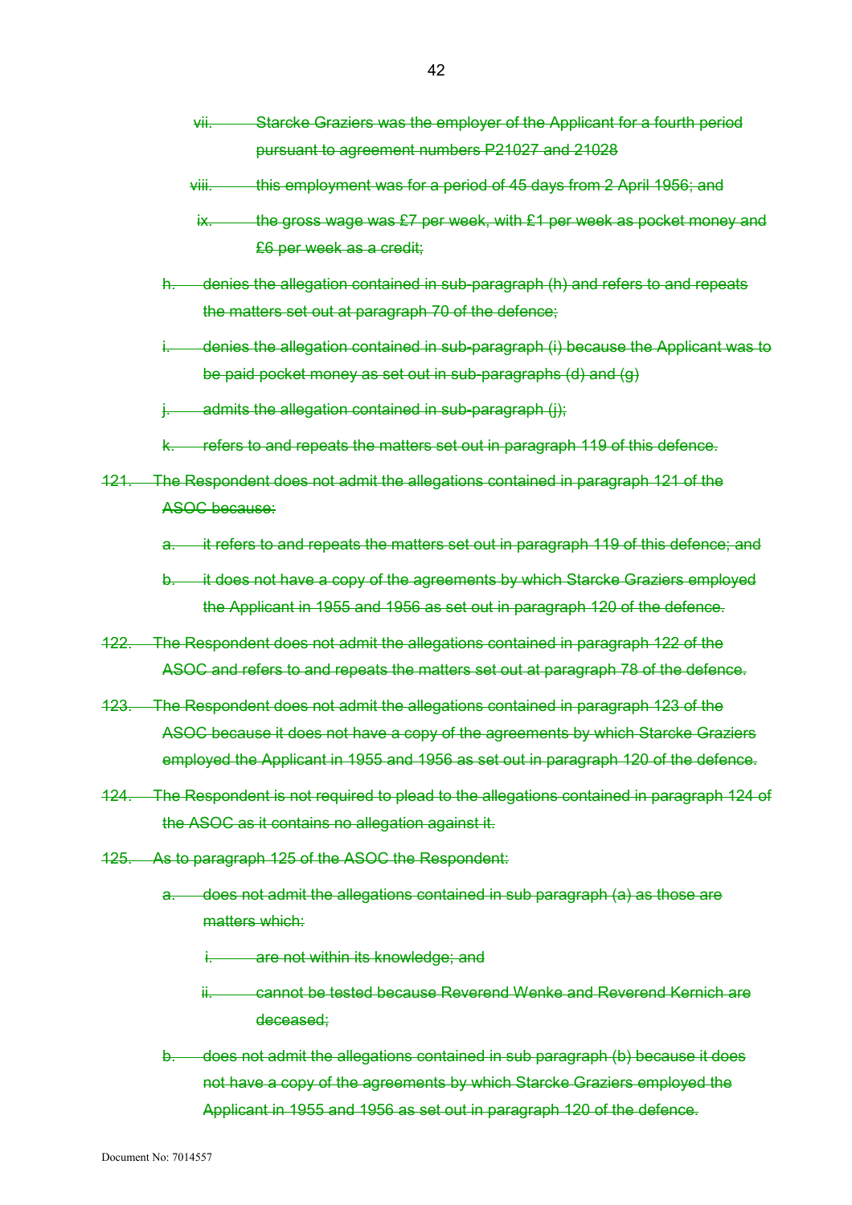vii. Starcke Graziers was the employer of the Applicant for a fourth period pursuant to agreement numbers P21027 and 21028

viii. this employment was for a period of 45 days from 2 April 1956; and

ix. the gross wage was £7 per week, with £1 per week as pocket money and £6 per week as a credit;

h. denies the allegation contained in sub-paragraph (h) and refers to and repeats the matters set out at paragraph 70 of the defence;

i. denies the allegation contained in sub-paragraph (i) because the Applicant was to be paid pocket money as set out in sub-paragraphs (d) and (g)

j. admits the allegation contained in sub-paragraph (j);

k. refers to and repeats the matters set out in paragraph 119 of this defence.

121. The Respondent does not admit the allegations contained in paragraph 121 of the ASOC because:

a. it refers to and repeats the matters set out in paragraph 119 of this defence; and

b. it does not have a copy of the agreements by which Starcke Graziers employed the Applicant in 1955 and 1956 as set out in paragraph 120 of the defence.

122. The Respondent does not admit the allegations contained in paragraph 122 of the ASOC and refers to and repeats the matters set out at paragraph 78 of the defence.

123. The Respondent does not admit the allegations contained in paragraph 123 of the ASOC because it does not have a copy of the agreements by which Starcke Graziers employed the Applicant in 1955 and 1956 as set out in paragraph 120 of the defence.

124. The Respondent is not required to plead to the allegations contained in paragraph 124 of the ASOC as it contains no allegation against it.

125. As to paragraph 125 of the ASOC the Respondent:

a. does not admit the allegations contained in sub paragraph (a) as those are matters which:

i. are not within its knowledge; and

ii. cannot be tested because Reverend Wenke and Reverend Kernich are deceased;

b. does not admit the allegations contained in sub paragraph (b) because it does not have a copy of the agreements by which Starcke Graziers employed the Applicant in 1955 and 1956 as set out in paragraph 120 of the defence.

Document No: 7014557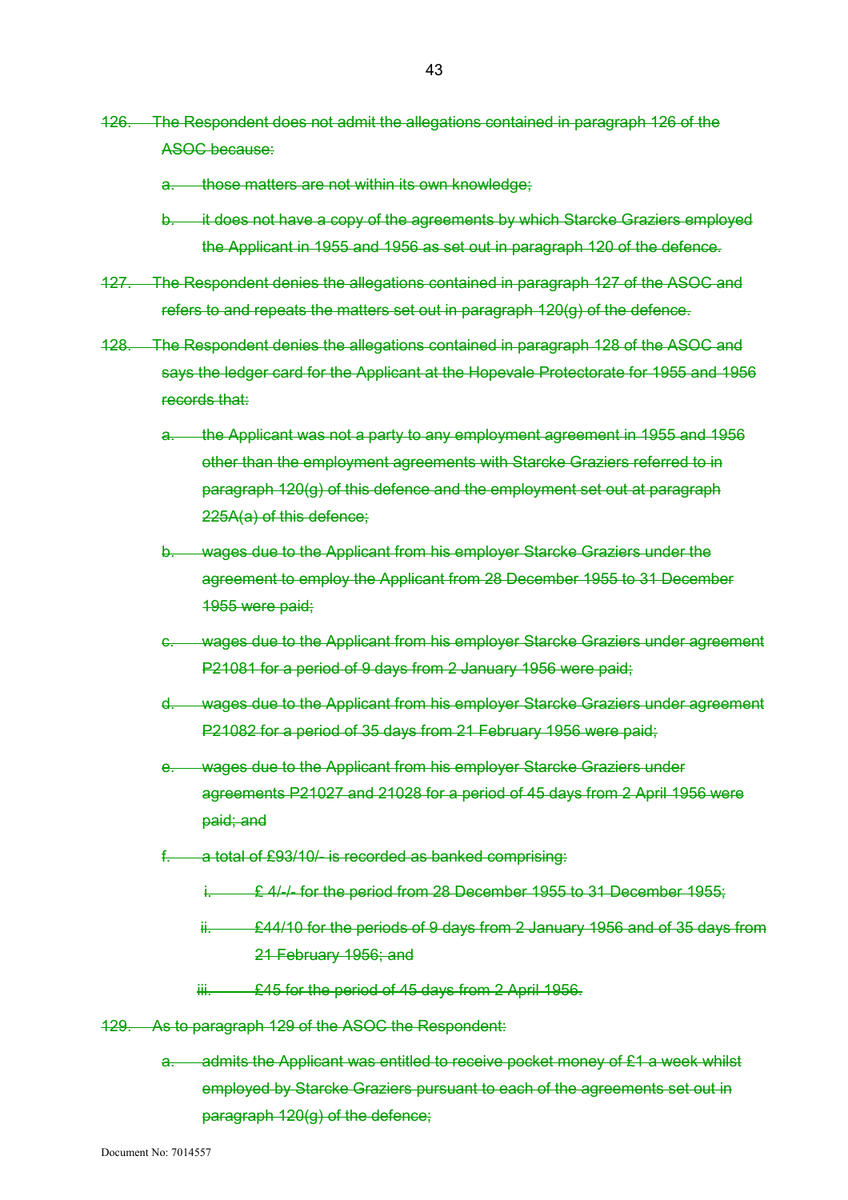126. The Respondent does not admit the allegations contained in paragraph 126 of the ASOC because:

a. those matters are not within its own knowledge;

b. it does not have a copy of the agreements by which Starcke Graziers employed the Applicant in 1955 and 1956 as set out in paragraph 120 of the defence.

127. The Respondent denies the allegations contained in paragraph 127 of the ASOC and refers to and repeats the matters set out in paragraph 120(g) of the defence.

128. The Respondent denies the allegations contained in paragraph 128 of the ASOC and says the ledger card for the Applicant at the Hopevale Protectorate for 1955 and 1956 records that:

a. the Applicant was not a party to any employment agreement in 1955 and 1956 other than the employment agreements with Starcke Graziers referred to in paragraph 120(g) of this defence and the employment set out at paragraph 225A(a) of this defence;

b. wages due to the Applicant from his employer Starcke Graziers under the agreement to employ the Applicant from 28 December 1955 to 31 December 1955 were paid;

c. wages due to the Applicant from his employer Starcke Graziers under agreement P21081 for a period of 9 days from 2 January 1956 were paid;

d. wages due to the Applicant from his employer Starcke Graziers under agreement P21082 for a period of 35 days from 21 February 1956 were paid;

e. wages due to the Applicant from his employer Starcke Graziers under agreements P21027 and 21028 for a period of 45 days from 2 April 1956 were paid; and

f. a total of £93/10/- is recorded as banked comprising:

   i. £ 4/-/- for the period from 28 December 1955 to 31 December 1955;

   ii. £44/10 for the periods of 9 days from 2 January 1956 and of 35 days from 21 February 1956; and

   iii. £45 for the period of 45 days from 2 April 1956.

129. As to paragraph 129 of the ASOC the Respondent:

a. admits the Applicant was entitled to receive pocket money of £1 a week whilst employed by Starcke Graziers pursuant to each of the agreements set out in paragraph 120(g) of the defence;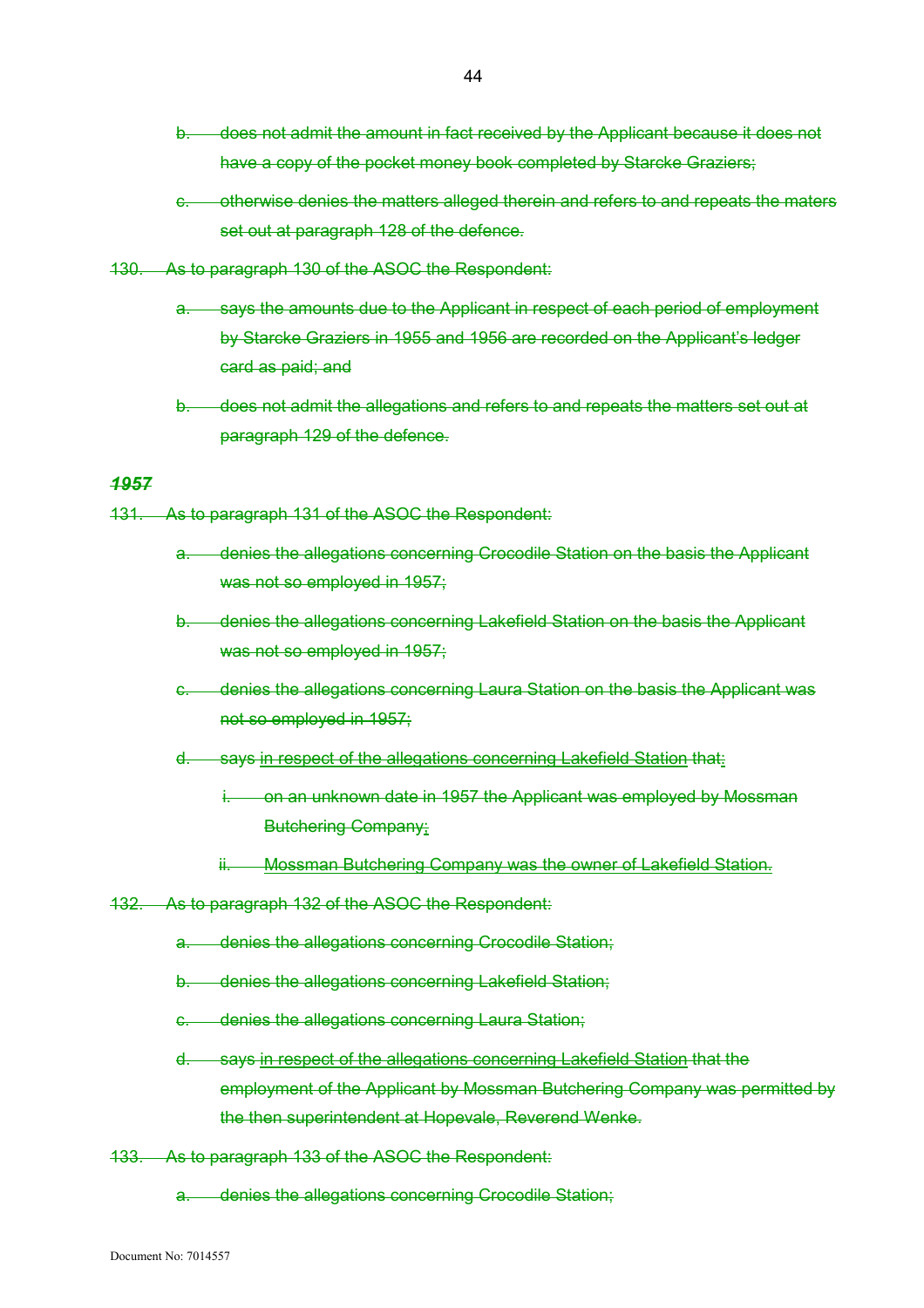b. does not admit the amount in fact received by the Applicant because it does not have a copy of the pocket money book completed by Starcke Graziers;

c. otherwise denies the matters alleged therein and refers to and repeats the maters set out at paragraph 128 of the defence.

130. As to paragraph 130 of the ASOC the Respondent:

a. says the amounts due to the Applicant in respect of each period of employment by Starcke Graziers in 1955 and 1956 are recorded on the Applicant's ledger card as paid; and

b. does not admit the allegations and refers to and repeats the matters set out at paragraph 129 of the defence.

***1957***

131. As to paragraph 131 of the ASOC the Respondent:

a. denies the allegations concerning Crocodile Station on the basis the Applicant was not so employed in 1957;

b. denies the allegations concerning Lakefield Station on the basis the Applicant was not so employed in 1957;

c. denies the allegations concerning Laura Station on the basis the Applicant was not so employed in 1957;

d. says in respect of the allegations concerning Lakefield Station that:

i. on an unknown date in 1957 the Applicant was employed by Mossman Butchering Company;

ii. Mossman Butchering Company was the owner of Lakefield Station.

132. As to paragraph 132 of the ASOC the Respondent:

a. denies the allegations concerning Crocodile Station;

b. denies the allegations concerning Lakefield Station;

c. denies the allegations concerning Laura Station;

d. says in respect of the allegations concerning Lakefield Station that the employment of the Applicant by Mossman Butchering Company was permitted by the then superintendent at Hopevale, Reverend Wenke.

133. As to paragraph 133 of the ASOC the Respondent:

a. denies the allegations concerning Crocodile Station;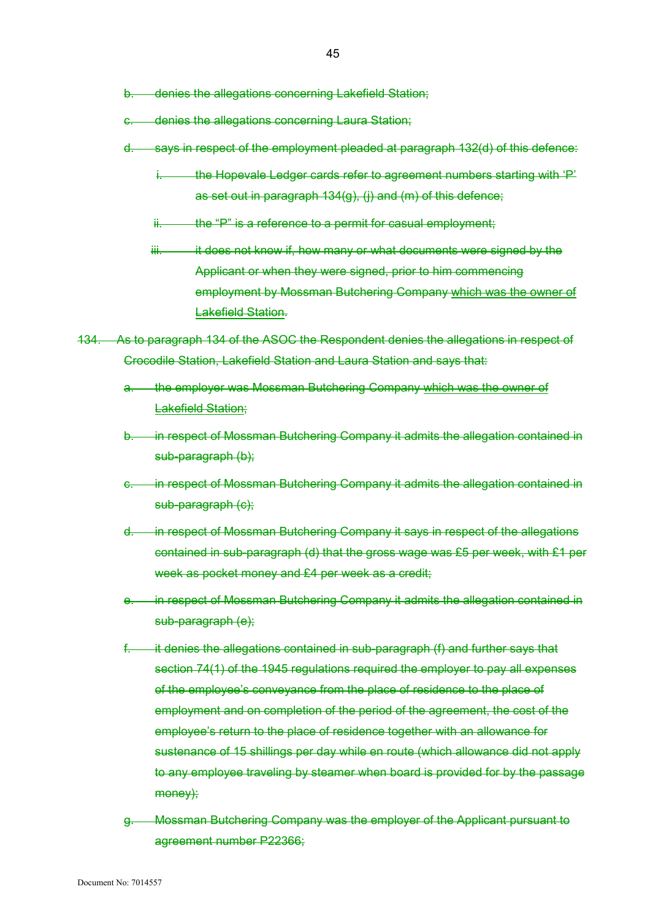b. denies the allegations concerning Lakefield Station;

c. denies the allegations concerning Laura Station;

d. says in respect of the employment pleaded at paragraph 132(d) of this defence:

   i. the Hopevale Ledger cards refer to agreement numbers starting with 'P' as set out in paragraph 134(g), (j) and (m) of this defence;

   ii. the "P" is a reference to a permit for casual employment;

   iii. it does not know if, how many or what documents were signed by the Applicant or when they were signed, prior to him commencing employment by Mossman Butchering Company which was the owner of Lakefield Station.

134. As to paragraph 134 of the ASOC the Respondent denies the allegations in respect of Crocodile Station, Lakefield Station and Laura Station and says that:

   a. the employer was Mossman Butchering Company which was the owner of Lakefield Station;

   b. in respect of Mossman Butchering Company it admits the allegation contained in sub-paragraph (b);

   c. in respect of Mossman Butchering Company it admits the allegation contained in sub-paragraph (c);

   d. in respect of Mossman Butchering Company it says in respect of the allegations contained in sub-paragraph (d) that the gross wage was £5 per week, with £1 per week as pocket money and £4 per week as a credit;

   e. in respect of Mossman Butchering Company it admits the allegation contained in sub-paragraph (e);

   f. it denies the allegations contained in sub-paragraph (f) and further says that section 74(1) of the 1945 regulations required the employer to pay all expenses of the employee's conveyance from the place of residence to the place of employment and on completion of the period of the agreement, the cost of the employee's return to the place of residence together with an allowance for sustenance of 15 shillings per day while en route (which allowance did not apply to any employee traveling by steamer when board is provided for by the passage money);

   g. Mossman Butchering Company was the employer of the Applicant pursuant to agreement number P22366;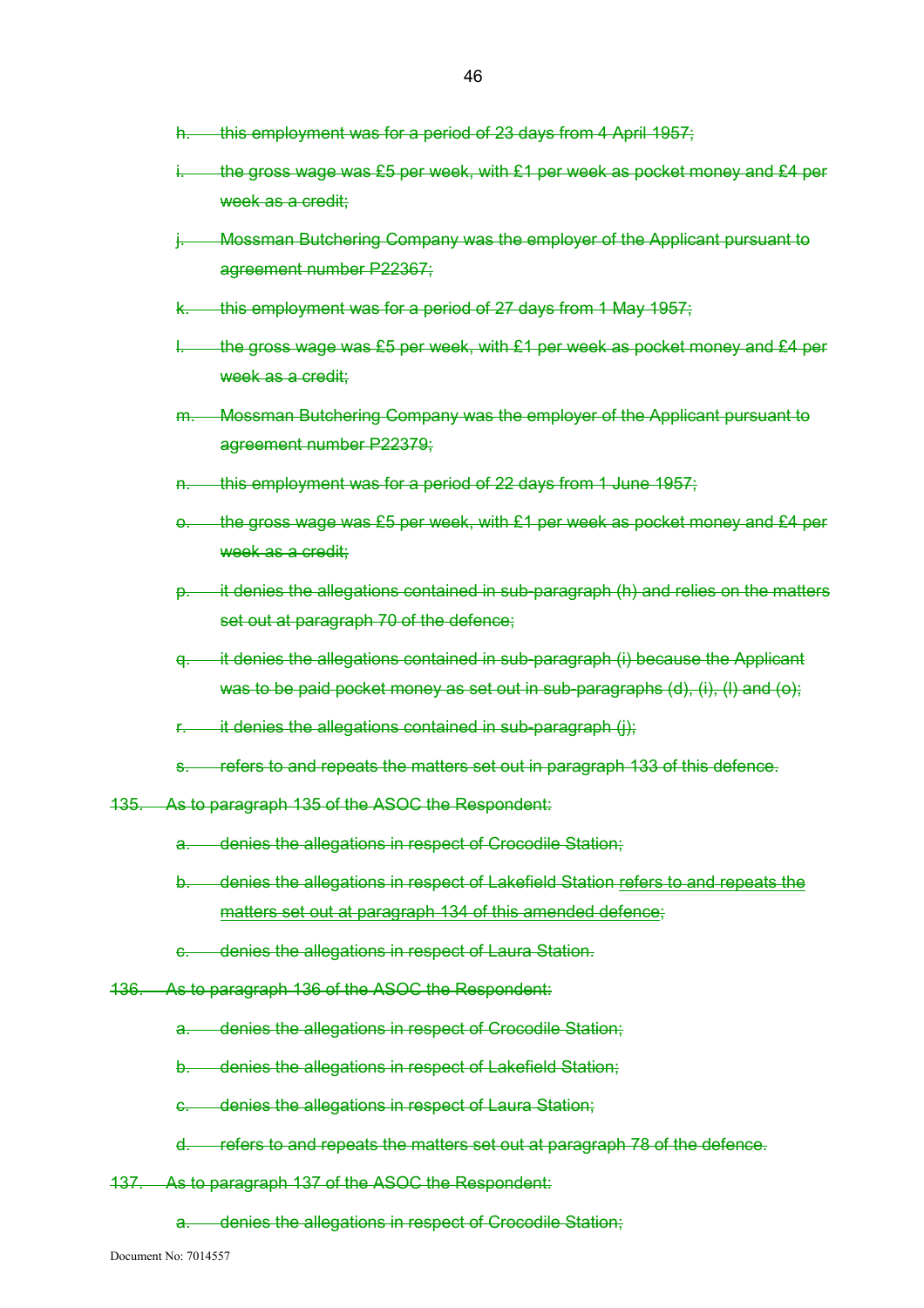h. this employment was for a period of 23 days from 4 April 1957;

i. the gross wage was £5 per week, with £1 per week as pocket money and £4 per week as a credit;

j. Mossman Butchering Company was the employer of the Applicant pursuant to agreement number P22367;

k. this employment was for a period of 27 days from 1 May 1957;

l. the gross wage was £5 per week, with £1 per week as pocket money and £4 per week as a credit;

m. Mossman Butchering Company was the employer of the Applicant pursuant to agreement number P22379;

n. this employment was for a period of 22 days from 1 June 1957;

o. the gross wage was £5 per week, with £1 per week as pocket money and £4 per week as a credit;

p. it denies the allegations contained in sub-paragraph (h) and relies on the matters set out at paragraph 70 of the defence;

q. it denies the allegations contained in sub-paragraph (i) because the Applicant was to be paid pocket money as set out in sub-paragraphs (d), (i), (l) and (o);

r. it denies the allegations contained in sub-paragraph (j);

s. refers to and repeats the matters set out in paragraph 133 of this defence.

135. As to paragraph 135 of the ASOC the Respondent:

a. denies the allegations in respect of Crocodile Station;

b. denies the allegations in respect of Lakefield Station refers to and repeats the matters set out at paragraph 134 of this amended defence;

c. denies the allegations in respect of Laura Station.

136. As to paragraph 136 of the ASOC the Respondent:

a. denies the allegations in respect of Crocodile Station;

b. denies the allegations in respect of Lakefield Station;

c. denies the allegations in respect of Laura Station;

d. refers to and repeats the matters set out at paragraph 78 of the defence.

137. As to paragraph 137 of the ASOC the Respondent:

a. denies the allegations in respect of Crocodile Station;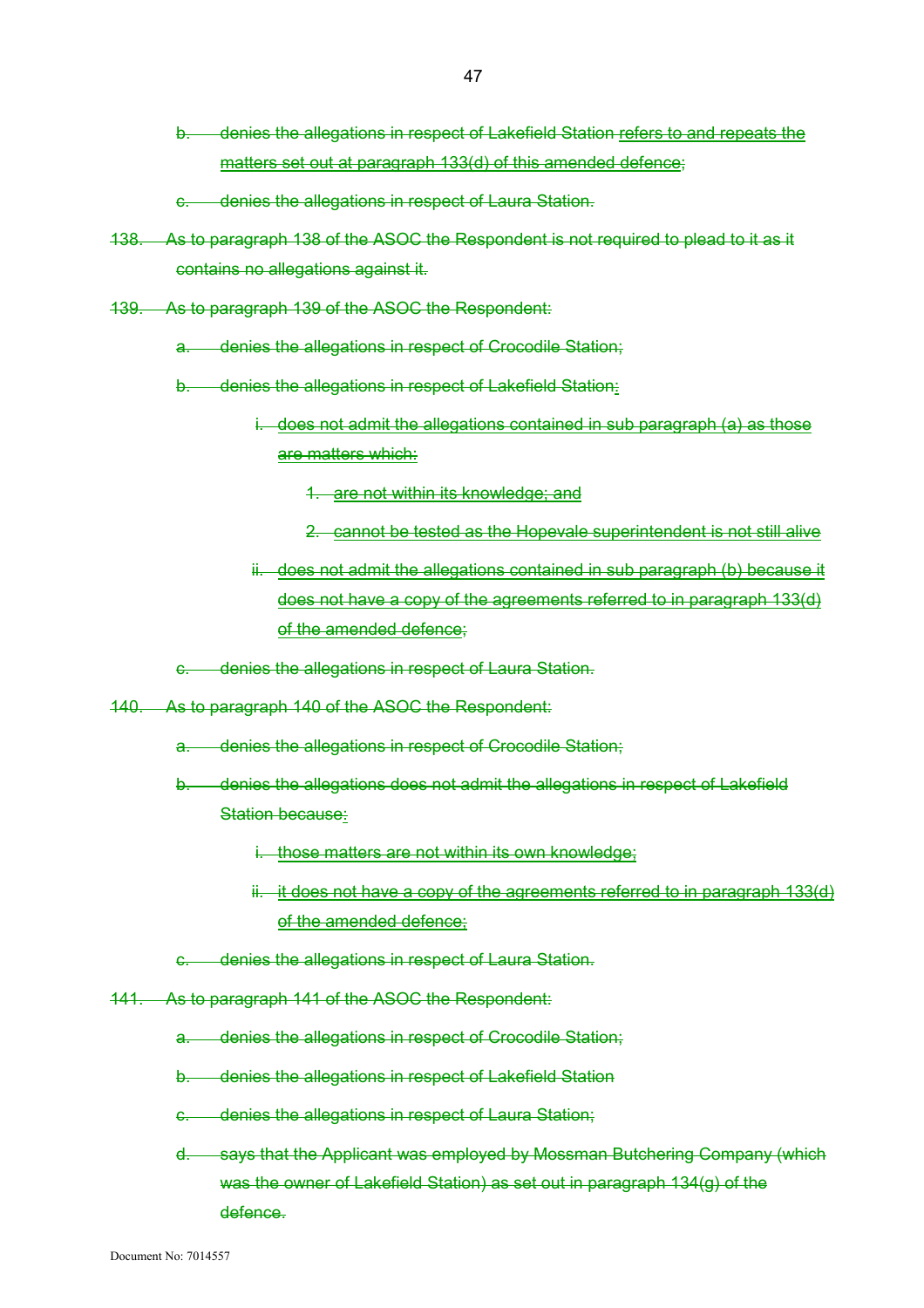b. denies the allegations in respect of Lakefield Station refers to and repeats the matters set out at paragraph 133(d) of this amended defence;

c. denies the allegations in respect of Laura Station.

138. As to paragraph 138 of the ASOC the Respondent is not required to plead to it as it contains no allegations against it.

139. As to paragraph 139 of the ASOC the Respondent:

a. denies the allegations in respect of Crocodile Station;

b. denies the allegations in respect of Lakefield Station:

   i. does not admit the allegations contained in sub paragraph (a) as those are matters which:

      1. are not within its knowledge; and

      2. cannot be tested as the Hopevale superintendent is not still alive

   ii. does not admit the allegations contained in sub paragraph (b) because it does not have a copy of the agreements referred to in paragraph 133(d) of the amended defence;

c. denies the allegations in respect of Laura Station.

140. As to paragraph 140 of the ASOC the Respondent:

a. denies the allegations in respect of Crocodile Station;

b. denies the allegations does not admit the allegations in respect of Lakefield Station because:

   i. those matters are not within its own knowledge;

   ii. it does not have a copy of the agreements referred to in paragraph 133(d) of the amended defence;

c. denies the allegations in respect of Laura Station.

141. As to paragraph 141 of the ASOC the Respondent:

a. denies the allegations in respect of Crocodile Station;

b. denies the allegations in respect of Lakefield Station

c. denies the allegations in respect of Laura Station;

d. says that the Applicant was employed by Mossman Butchering Company (which was the owner of Lakefield Station) as set out in paragraph 134(g) of the defence.

Document No: 7014557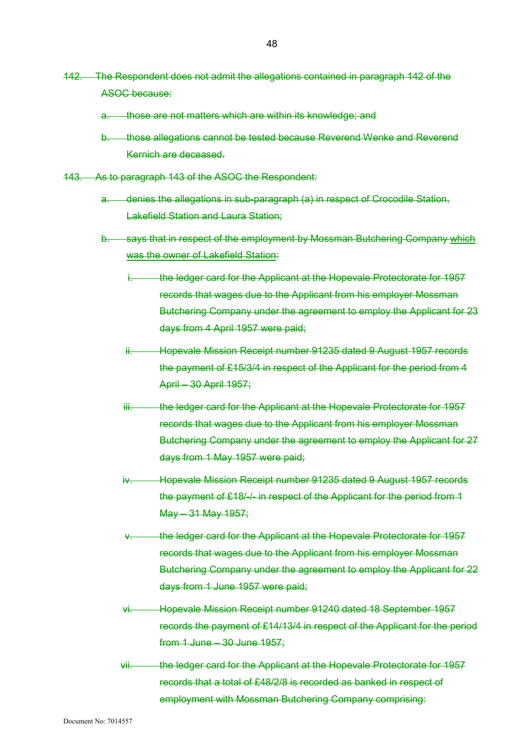~~142. The Respondent does not admit the allegations contained in paragraph 142 of the ASOC because:~~

~~a. those are not matters which are within its knowledge; and~~

~~b. those allegations cannot be tested because Reverend Wenke and Reverend Kernich are deceased.~~

~~143. As to paragraph 143 of the ASOC the Respondent:~~

~~a. denies the allegations in sub-paragraph (a) in respect of Crocodile Station, Lakefield Station and Laura Station;~~

~~b. says that in respect of the employment by Mossman Butchering Company which was the owner of Lakefield Station:~~

~~i. the ledger card for the Applicant at the Hopevale Protectorate for 1957 records that wages due to the Applicant from his employer Mossman Butchering Company under the agreement to employ the Applicant for 23 days from 4 April 1957 were paid;~~

~~ii. Hopevale Mission Receipt number 91235 dated 9 August 1957 records the payment of £15/3/4 in respect of the Applicant for the period from 4 April – 30 April 1957;~~

~~iii. the ledger card for the Applicant at the Hopevale Protectorate for 1957 records that wages due to the Applicant from his employer Mossman Butchering Company under the agreement to employ the Applicant for 27 days from 1 May 1957 were paid;~~

~~iv. Hopevale Mission Receipt number 91235 dated 9 August 1957 records the payment of £18/-/- in respect of the Applicant for the period from 1 May – 31 May 1957;~~

~~v. the ledger card for the Applicant at the Hopevale Protectorate for 1957 records that wages due to the Applicant from his employer Mossman Butchering Company under the agreement to employ the Applicant for 22 days from 1 June 1957 were paid;~~

~~vi. Hopevale Mission Receipt number 91240 dated 18 September 1957 records the payment of £14/13/4 in respect of the Applicant for the period from 1 June – 30 June 1957;~~

~~vii. the ledger card for the Applicant at the Hopevale Protectorate for 1957 records that a total of £48/2/8 is recorded as banked in respect of employment with Mossman Butchering Company comprising:~~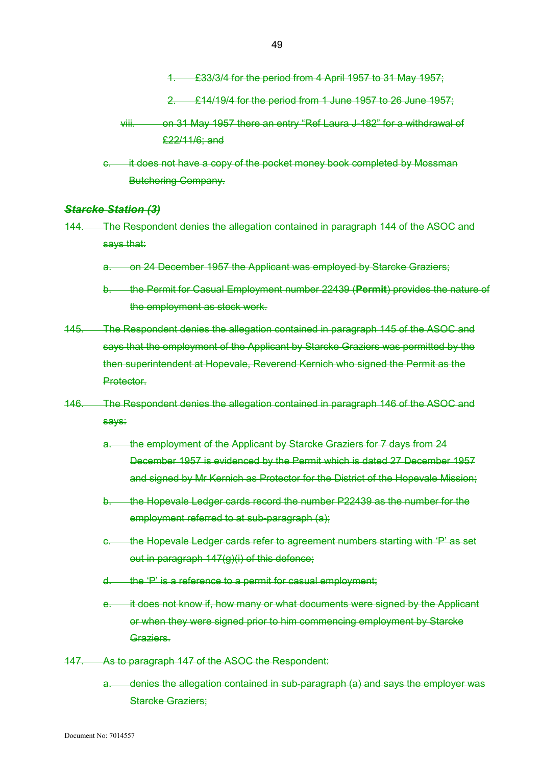~~1. £33/3/4 for the period from 4 April 1957 to 31 May 1957;~~

~~2. £14/19/4 for the period from 1 June 1957 to 26 June 1957;~~

~~viii. on 31 May 1957 there an entry "Ref Laura J-182" for a withdrawal of £22/11/6; and~~

~~c. it does not have a copy of the pocket money book completed by Mossman Butchering Company.~~

***~~Starcke Station (3)~~***

~~144. The Respondent denies the allegation contained in paragraph 144 of the ASOC and says that:~~

~~a. on 24 December 1957 the Applicant was employed by Starcke Graziers;~~

~~b. the Permit for Casual Employment number 22439 (**Permit**) provides the nature of the employment as stock work.~~

~~145. The Respondent denies the allegation contained in paragraph 145 of the ASOC and says that the employment of the Applicant by Starcke Graziers was permitted by the then superintendent at Hopevale, Reverend Kernich who signed the Permit as the Protector.~~

~~146. The Respondent denies the allegation contained in paragraph 146 of the ASOC and says:~~

~~a. the employment of the Applicant by Starcke Graziers for 7 days from 24 December 1957 is evidenced by the Permit which is dated 27 December 1957 and signed by Mr Kernich as Protector for the District of the Hopevale Mission;~~

~~b. the Hopevale Ledger cards record the number P22439 as the number for the employment referred to at sub-paragraph (a);~~

~~c. the Hopevale Ledger cards refer to agreement numbers starting with 'P' as set out in paragraph 147(g)(i) of this defence;~~

~~d. the 'P' is a reference to a permit for casual employment;~~

~~e. it does not know if, how many or what documents were signed by the Applicant or when they were signed prior to him commencing employment by Starcke Graziers.~~

~~147. As to paragraph 147 of the ASOC the Respondent:~~

~~a. denies the allegation contained in sub-paragraph (a) and says the employer was Starcke Graziers;~~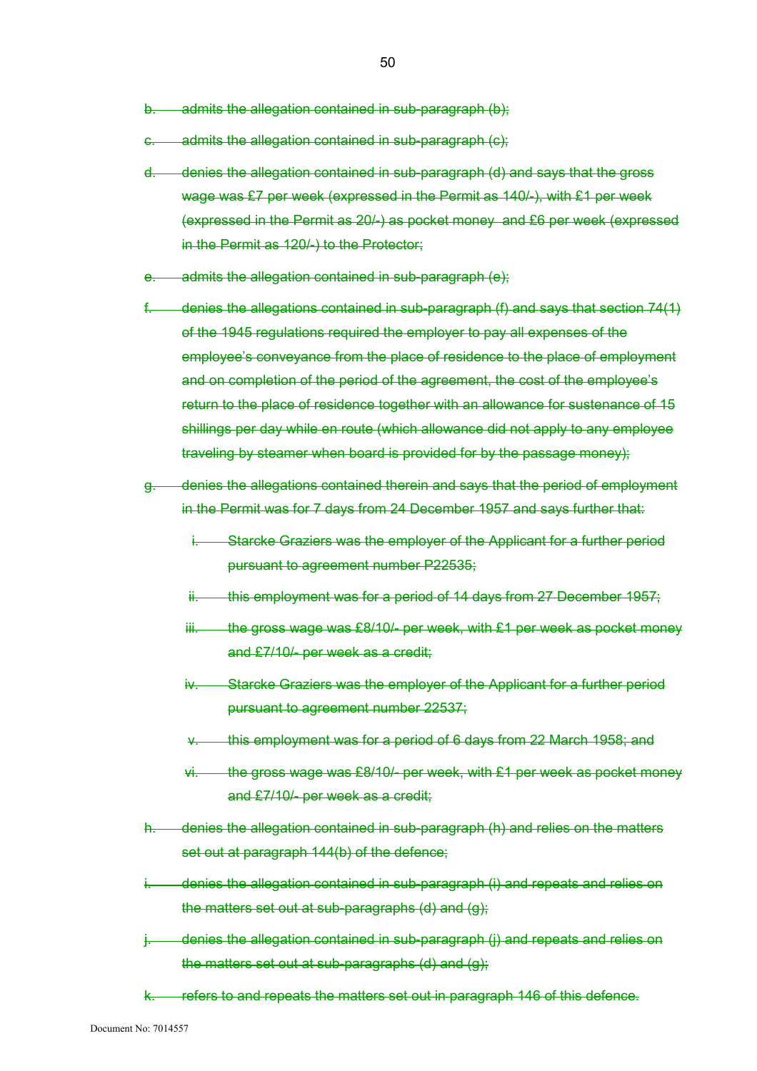b. ~~admits the allegation contained in sub-paragraph (b);~~

c. ~~admits the allegation contained in sub-paragraph (c);~~

d. ~~denies the allegation contained in sub-paragraph (d) and says that the gross wage was £7 per week (expressed in the Permit as 140/-), with £1 per week (expressed in the Permit as 20/-) as pocket money and £6 per week (expressed in the Permit as 120/-) to the Protector;~~

e. ~~admits the allegation contained in sub-paragraph (e);~~

f. ~~denies the allegations contained in sub-paragraph (f) and says that section 74(1) of the 1945 regulations required the employer to pay all expenses of the employee's conveyance from the place of residence to the place of employment and on completion of the period of the agreement, the cost of the employee's return to the place of residence together with an allowance for sustenance of 15 shillings per day while en route (which allowance did not apply to any employee traveling by steamer when board is provided for by the passage money);~~

g. ~~denies the allegations contained therein and says that the period of employment in the Permit was for 7 days from 24 December 1957 and says further that:~~

   i. ~~Starcke Graziers was the employer of the Applicant for a further period pursuant to agreement number P22535;~~

   ii. ~~this employment was for a period of 14 days from 27 December 1957;~~

   iii. ~~the gross wage was £8/10/- per week, with £1 per week as pocket money and £7/10/- per week as a credit;~~

   iv. ~~Starcke Graziers was the employer of the Applicant for a further period pursuant to agreement number 22537;~~

   v. ~~this employment was for a period of 6 days from 22 March 1958; and~~

   vi. ~~the gross wage was £8/10/- per week, with £1 per week as pocket money and £7/10/- per week as a credit;~~

h. ~~denies the allegation contained in sub-paragraph (h) and relies on the matters set out at paragraph 144(b) of the defence;~~

i. ~~denies the allegation contained in sub-paragraph (i) and repeats and relies on the matters set out at sub-paragraphs (d) and (g);~~

j. ~~denies the allegation contained in sub-paragraph (j) and repeats and relies on the matters set out at sub-paragraphs (d) and (g);~~

k. ~~refers to and repeats the matters set out in paragraph 146 of this defence.~~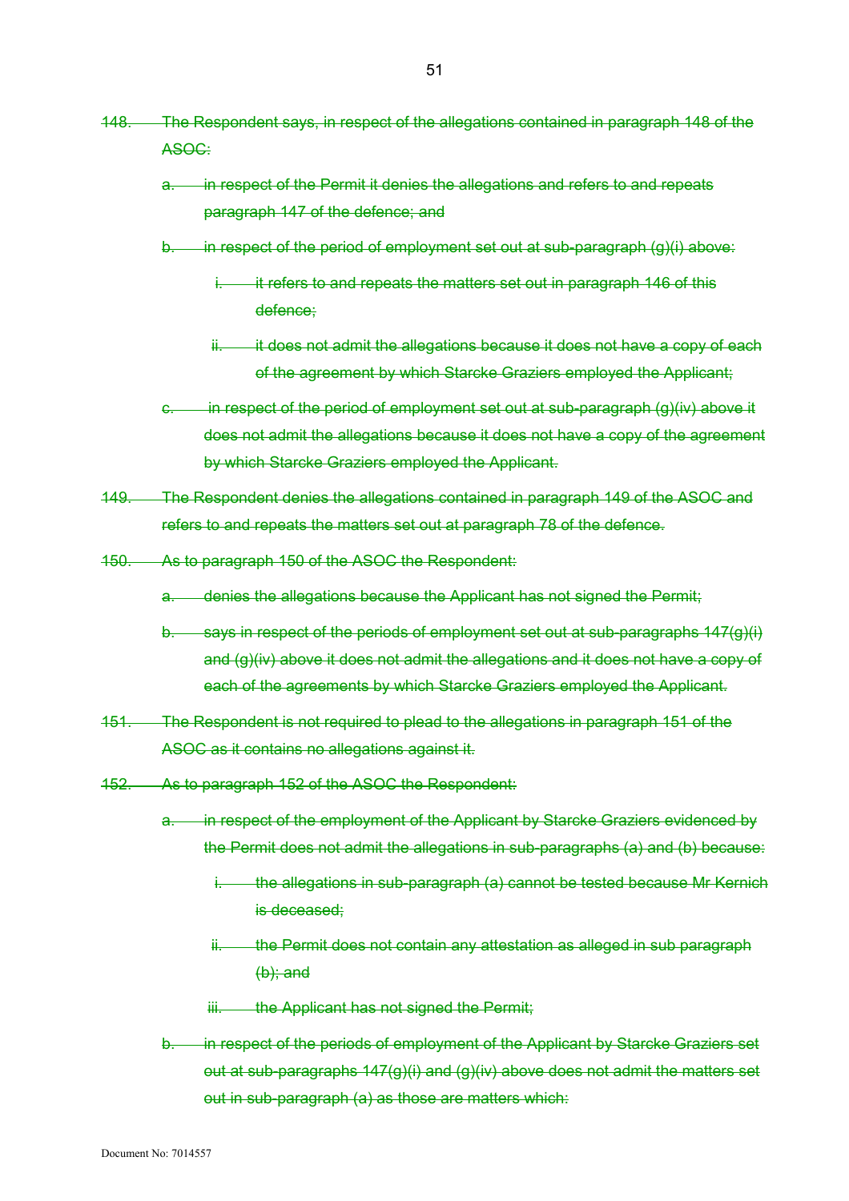~~148. The Respondent says, in respect of the allegations contained in paragraph 148 of the ASOC:~~

~~a. in respect of the Permit it denies the allegations and refers to and repeats paragraph 147 of the defence; and~~

~~b. in respect of the period of employment set out at sub-paragraph (g)(i) above:~~

~~i. it refers to and repeats the matters set out in paragraph 146 of this defence;~~

~~ii. it does not admit the allegations because it does not have a copy of each of the agreement by which Starcke Graziers employed the Applicant;~~

~~c. in respect of the period of employment set out at sub-paragraph (g)(iv) above it does not admit the allegations because it does not have a copy of the agreement by which Starcke Graziers employed the Applicant.~~

~~149. The Respondent denies the allegations contained in paragraph 149 of the ASOC and refers to and repeats the matters set out at paragraph 78 of the defence.~~

~~150. As to paragraph 150 of the ASOC the Respondent:~~

~~a. denies the allegations because the Applicant has not signed the Permit;~~

~~b. says in respect of the periods of employment set out at sub-paragraphs 147(g)(i) and (g)(iv) above it does not admit the allegations and it does not have a copy of each of the agreements by which Starcke Graziers employed the Applicant.~~

~~151. The Respondent is not required to plead to the allegations in paragraph 151 of the ASOC as it contains no allegations against it.~~

~~152. As to paragraph 152 of the ASOC the Respondent:~~

~~a. in respect of the employment of the Applicant by Starcke Graziers evidenced by the Permit does not admit the allegations in sub-paragraphs (a) and (b) because:~~

~~i. the allegations in sub-paragraph (a) cannot be tested because Mr Kernich is deceased;~~

~~ii. the Permit does not contain any attestation as alleged in sub paragraph (b); and~~

~~iii. the Applicant has not signed the Permit;~~

~~b. in respect of the periods of employment of the Applicant by Starcke Graziers set out at sub-paragraphs 147(g)(i) and (g)(iv) above does not admit the matters set out in sub-paragraph (a) as those are matters which:~~

Document No: 7014557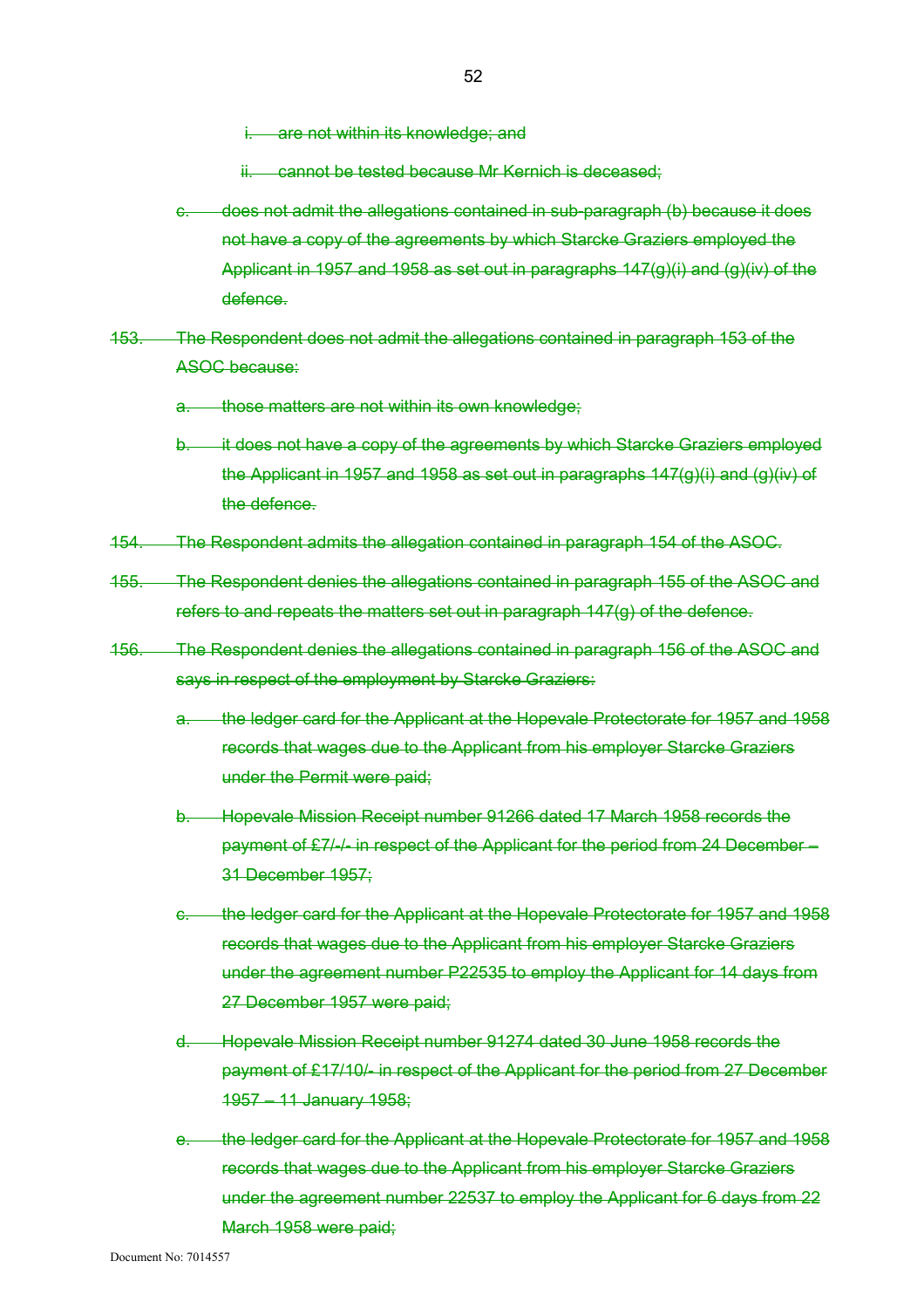i. are not within its knowledge; and

ii. cannot be tested because Mr Kernich is deceased;

c. does not admit the allegations contained in sub-paragraph (b) because it does not have a copy of the agreements by which Starcke Graziers employed the Applicant in 1957 and 1958 as set out in paragraphs 147(g)(i) and (g)(iv) of the defence.

153. The Respondent does not admit the allegations contained in paragraph 153 of the ASOC because:

a. those matters are not within its own knowledge;

b. it does not have a copy of the agreements by which Starcke Graziers employed the Applicant in 1957 and 1958 as set out in paragraphs 147(g)(i) and (g)(iv) of the defence.

154. The Respondent admits the allegation contained in paragraph 154 of the ASOC.

155. The Respondent denies the allegations contained in paragraph 155 of the ASOC and refers to and repeats the matters set out in paragraph 147(g) of the defence.

156. The Respondent denies the allegations contained in paragraph 156 of the ASOC and says in respect of the employment by Starcke Graziers:

a. the ledger card for the Applicant at the Hopevale Protectorate for 1957 and 1958 records that wages due to the Applicant from his employer Starcke Graziers under the Permit were paid;

b. Hopevale Mission Receipt number 91266 dated 17 March 1958 records the payment of £7/-/- in respect of the Applicant for the period from 24 December – 31 December 1957;

c. the ledger card for the Applicant at the Hopevale Protectorate for 1957 and 1958 records that wages due to the Applicant from his employer Starcke Graziers under the agreement number P22535 to employ the Applicant for 14 days from 27 December 1957 were paid;

d. Hopevale Mission Receipt number 91274 dated 30 June 1958 records the payment of £17/10/- in respect of the Applicant for the period from 27 December 1957 – 11 January 1958;

e. the ledger card for the Applicant at the Hopevale Protectorate for 1957 and 1958 records that wages due to the Applicant from his employer Starcke Graziers under the agreement number 22537 to employ the Applicant for 6 days from 22 March 1958 were paid;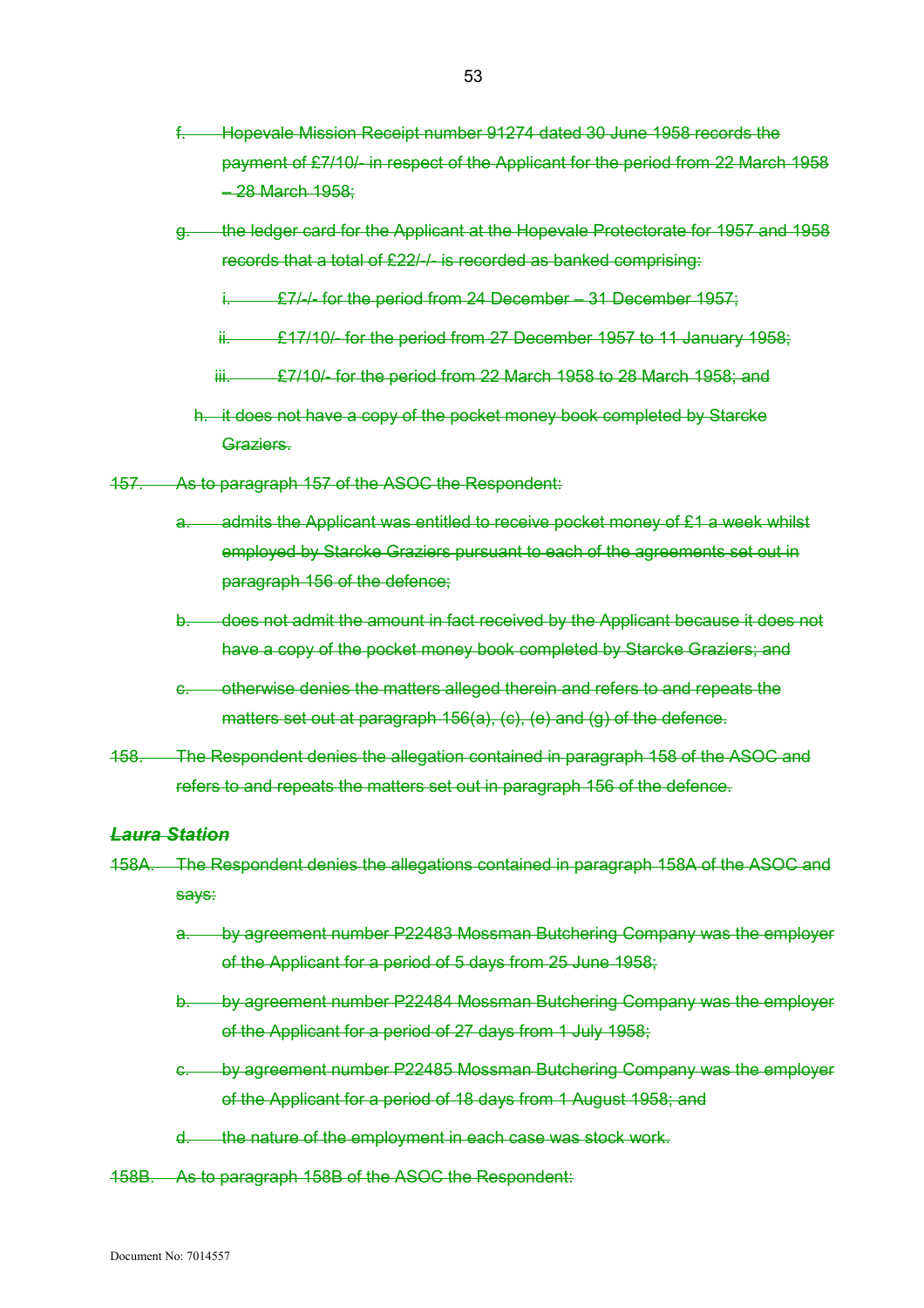f. ~~Hopevale Mission Receipt number 91274 dated 30 June 1958 records the payment of £7/10/- in respect of the Applicant for the period from 22 March 1958 – 28 March 1958;~~

g. ~~the ledger card for the Applicant at the Hopevale Protectorate for 1957 and 1958 records that a total of £22/-/- is recorded as banked comprising:~~

   i. ~~£7/-/- for the period from 24 December – 31 December 1957;~~

   ii. ~~£17/10/- for the period from 27 December 1957 to 11 January 1958;~~

   iii. ~~£7/10/- for the period from 22 March 1958 to 28 March 1958; and~~

h. ~~it does not have a copy of the pocket money book completed by Starcke Graziers.~~

157. ~~As to paragraph 157 of the ASOC the Respondent:~~

a. ~~admits the Applicant was entitled to receive pocket money of £1 a week whilst employed by Starcke Graziers pursuant to each of the agreements set out in paragraph 156 of the defence;~~

b. ~~does not admit the amount in fact received by the Applicant because it does not have a copy of the pocket money book completed by Starcke Graziers; and~~

c. ~~otherwise denies the matters alleged therein and refers to and repeats the matters set out at paragraph 156(a), (c), (e) and (g) of the defence.~~

158. ~~The Respondent denies the allegation contained in paragraph 158 of the ASOC and refers to and repeats the matters set out in paragraph 156 of the defence.~~

***~~Laura Station~~***

158A. ~~The Respondent denies the allegations contained in paragraph 158A of the ASOC and says:~~

a. ~~by agreement number P22483 Mossman Butchering Company was the employer of the Applicant for a period of 5 days from 25 June 1958;~~

b. ~~by agreement number P22484 Mossman Butchering Company was the employer of the Applicant for a period of 27 days from 1 July 1958;~~

c. ~~by agreement number P22485 Mossman Butchering Company was the employer of the Applicant for a period of 18 days from 1 August 1958; and~~

d. ~~the nature of the employment in each case was stock work.~~

158B. ~~As to paragraph 158B of the ASOC the Respondent:~~

Document No: 7014557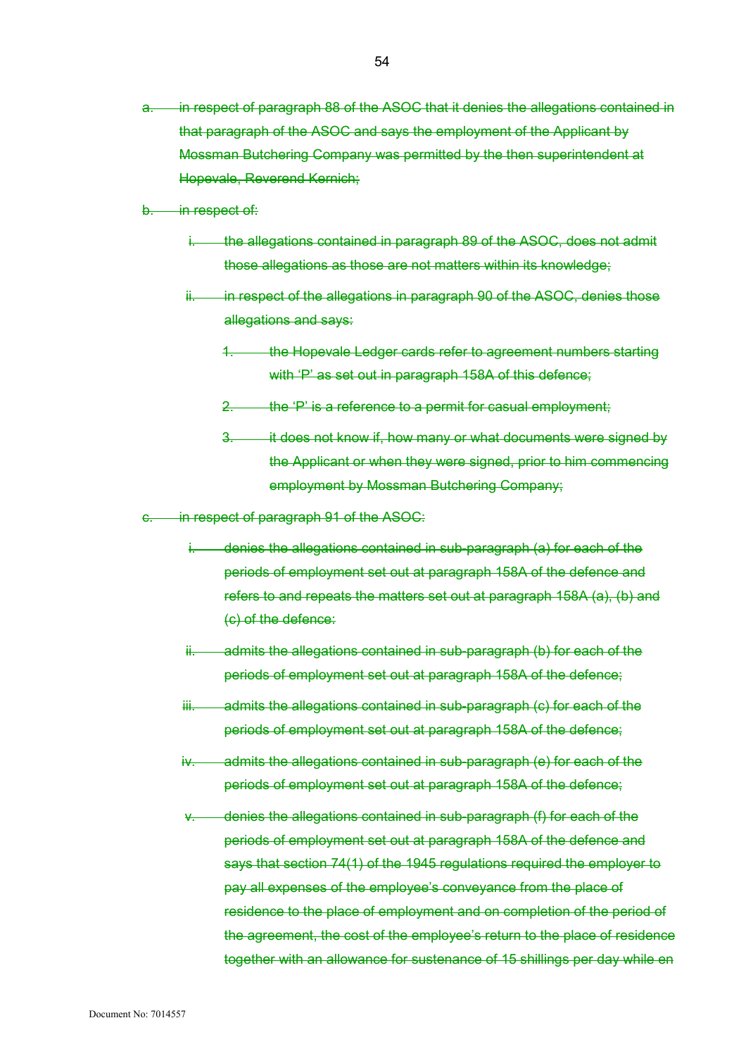~~a. in respect of paragraph 88 of the ASOC that it denies the allegations contained in that paragraph of the ASOC and says the employment of the Applicant by Mossman Butchering Company was permitted by the then superintendent at Hopevale, Reverend Kernich;~~

~~b. in respect of:~~

~~i. the allegations contained in paragraph 89 of the ASOC, does not admit those allegations as those are not matters within its knowledge;~~

~~ii. in respect of the allegations in paragraph 90 of the ASOC, denies those allegations and says:~~

~~1. the Hopevale Ledger cards refer to agreement numbers starting with 'P' as set out in paragraph 158A of this defence;~~

~~2. the 'P' is a reference to a permit for casual employment;~~

~~3. it does not know if, how many or what documents were signed by the Applicant or when they were signed, prior to him commencing employment by Mossman Butchering Company;~~

~~c. in respect of paragraph 91 of the ASOC:~~

~~i. denies the allegations contained in sub-paragraph (a) for each of the periods of employment set out at paragraph 158A of the defence and refers to and repeats the matters set out at paragraph 158A (a), (b) and (c) of the defence:~~

~~ii. admits the allegations contained in sub-paragraph (b) for each of the periods of employment set out at paragraph 158A of the defence;~~

~~iii. admits the allegations contained in sub-paragraph (c) for each of the periods of employment set out at paragraph 158A of the defence;~~

~~iv. admits the allegations contained in sub-paragraph (e) for each of the periods of employment set out at paragraph 158A of the defence;~~

~~v. denies the allegations contained in sub-paragraph (f) for each of the periods of employment set out at paragraph 158A of the defence and says that section 74(1) of the 1945 regulations required the employer to pay all expenses of the employee's conveyance from the place of residence to the place of employment and on completion of the period of the agreement, the cost of the employee's return to the place of residence together with an allowance for sustenance of 15 shillings per day while en~~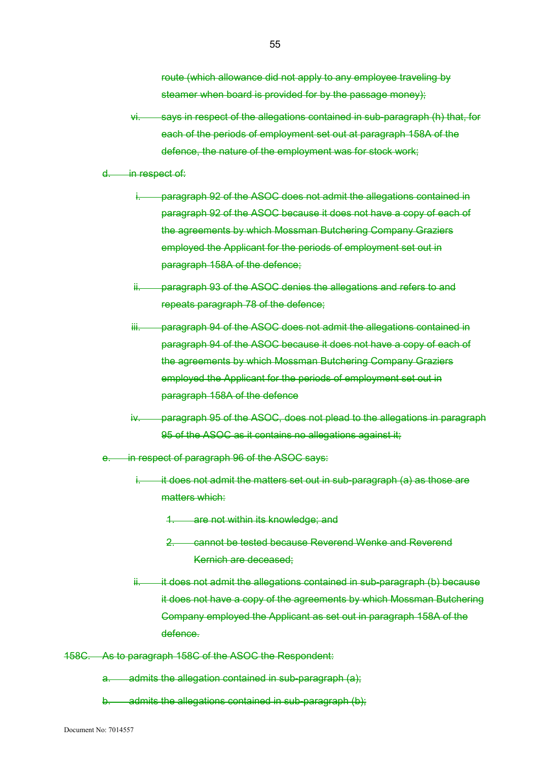~~route (which allowance did not apply to any employee traveling by steamer when board is provided for by the passage money);~~

- ~~vi. says in respect of the allegations contained in sub-paragraph (h) that, for each of the periods of employment set out at paragraph 158A of the defence, the nature of the employment was for stock work;~~

~~d. in respect of:~~

- ~~i. paragraph 92 of the ASOC does not admit the allegations contained in paragraph 92 of the ASOC because it does not have a copy of each of the agreements by which Mossman Butchering Company Graziers employed the Applicant for the periods of employment set out in paragraph 158A of the defence;~~
- ~~ii. paragraph 93 of the ASOC denies the allegations and refers to and repeats paragraph 78 of the defence;~~
- ~~iii. paragraph 94 of the ASOC does not admit the allegations contained in paragraph 94 of the ASOC because it does not have a copy of each of the agreements by which Mossman Butchering Company Graziers employed the Applicant for the periods of employment set out in paragraph 158A of the defence~~
- ~~iv. paragraph 95 of the ASOC, does not plead to the allegations in paragraph 95 of the ASOC as it contains no allegations against it;~~

~~e. in respect of paragraph 96 of the ASOC says:~~

- ~~i. it does not admit the matters set out in sub-paragraph (a) as those are matters which:~~
  - ~~1. are not within its knowledge; and~~
  - ~~2. cannot be tested because Reverend Wenke and Reverend Kernich are deceased;~~
- ~~ii. it does not admit the allegations contained in sub-paragraph (b) because it does not have a copy of the agreements by which Mossman Butchering Company employed the Applicant as set out in paragraph 158A of the defence.~~

~~158C. As to paragraph 158C of the ASOC the Respondent:~~

~~a. admits the allegation contained in sub-paragraph (a);~~

~~b. admits the allegations contained in sub-paragraph (b);~~

Document No: 7014557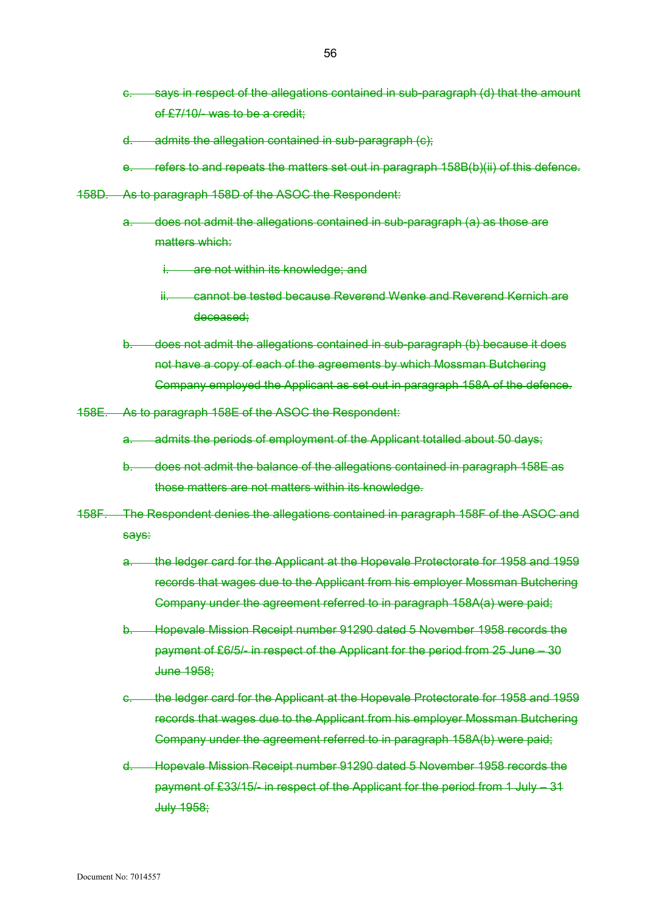c. says in respect of the allegations contained in sub-paragraph (d) that the amount of £7/10/- was to be a credit;

d. admits the allegation contained in sub-paragraph (c);

e. refers to and repeats the matters set out in paragraph 158B(b)(ii) of this defence.

158D. As to paragraph 158D of the ASOC the Respondent:

a. does not admit the allegations contained in sub-paragraph (a) as those are matters which:

i. are not within its knowledge; and

ii. cannot be tested because Reverend Wenke and Reverend Kernich are deceased;

b. does not admit the allegations contained in sub-paragraph (b) because it does not have a copy of each of the agreements by which Mossman Butchering Company employed the Applicant as set out in paragraph 158A of the defence.

158E. As to paragraph 158E of the ASOC the Respondent:

a. admits the periods of employment of the Applicant totalled about 50 days;

b. does not admit the balance of the allegations contained in paragraph 158E as those matters are not matters within its knowledge.

158F. The Respondent denies the allegations contained in paragraph 158F of the ASOC and says:

a. the ledger card for the Applicant at the Hopevale Protectorate for 1958 and 1959 records that wages due to the Applicant from his employer Mossman Butchering Company under the agreement referred to in paragraph 158A(a) were paid;

b. Hopevale Mission Receipt number 91290 dated 5 November 1958 records the payment of £6/5/- in respect of the Applicant for the period from 25 June – 30 June 1958;

c. the ledger card for the Applicant at the Hopevale Protectorate for 1958 and 1959 records that wages due to the Applicant from his employer Mossman Butchering Company under the agreement referred to in paragraph 158A(b) were paid;

d. Hopevale Mission Receipt number 91290 dated 5 November 1958 records the payment of £33/15/- in respect of the Applicant for the period from 1 July – 31 July 1958;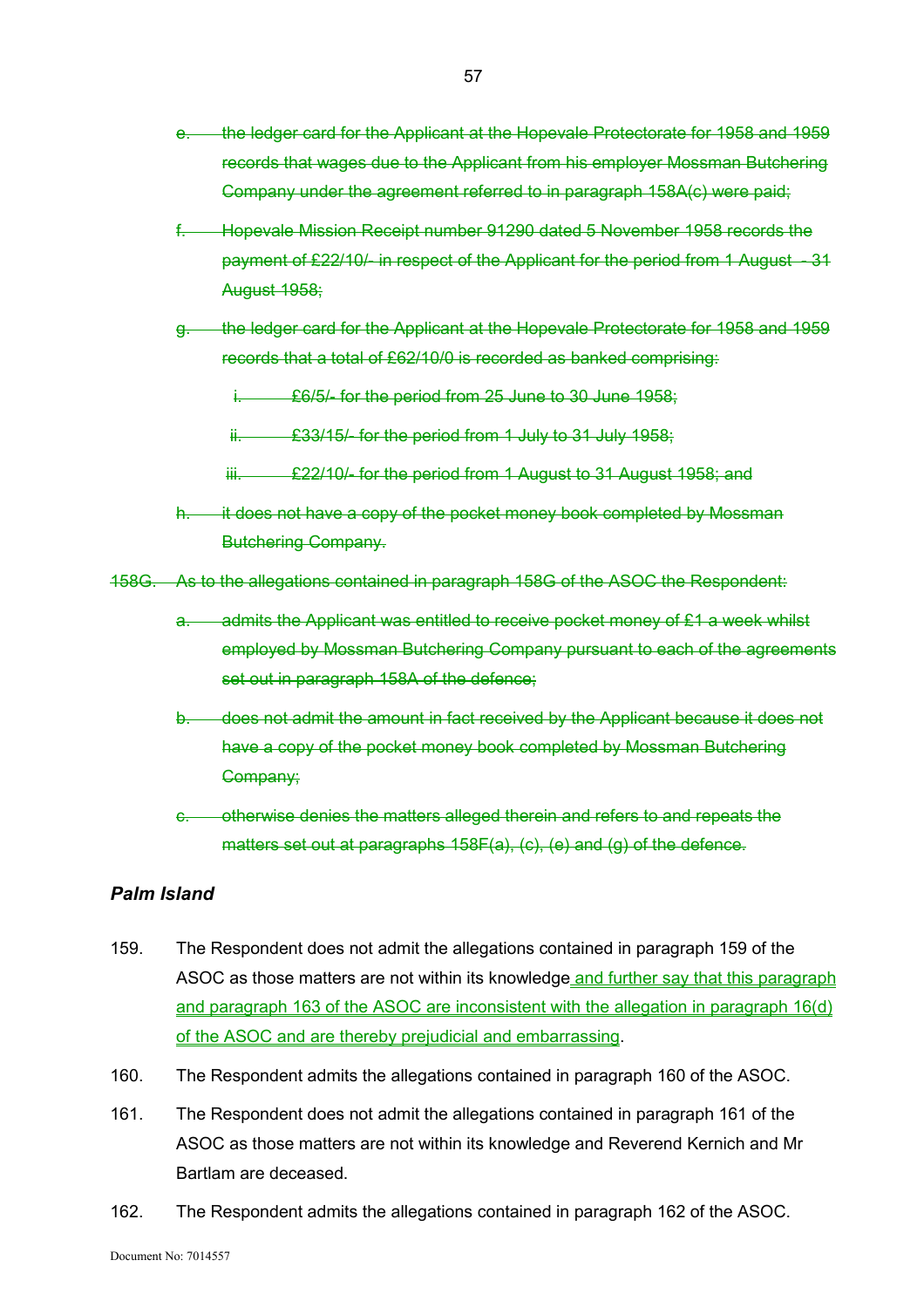~~e. the ledger card for the Applicant at the Hopevale Protectorate for 1958 and 1959 records that wages due to the Applicant from his employer Mossman Butchering Company under the agreement referred to in paragraph 158A(c) were paid;~~

~~f. Hopevale Mission Receipt number 91290 dated 5 November 1958 records the payment of £22/10/- in respect of the Applicant for the period from 1 August - 31 August 1958;~~

~~g. the ledger card for the Applicant at the Hopevale Protectorate for 1958 and 1959 records that a total of £62/10/0 is recorded as banked comprising:~~

~~i. £6/5/- for the period from 25 June to 30 June 1958;~~

~~ii. £33/15/- for the period from 1 July to 31 July 1958;~~

~~iii. £22/10/- for the period from 1 August to 31 August 1958; and~~

~~h. it does not have a copy of the pocket money book completed by Mossman Butchering Company.~~

~~158G. As to the allegations contained in paragraph 158G of the ASOC the Respondent:~~

~~a. admits the Applicant was entitled to receive pocket money of £1 a week whilst employed by Mossman Butchering Company pursuant to each of the agreements set out in paragraph 158A of the defence;~~

~~b. does not admit the amount in fact received by the Applicant because it does not have a copy of the pocket money book completed by Mossman Butchering Company;~~

~~c. otherwise denies the matters alleged therein and refers to and repeats the matters set out at paragraphs 158F(a), (c), (e) and (g) of the defence.~~

### *Palm Island*

159. The Respondent does not admit the allegations contained in paragraph 159 of the ASOC as those matters are not within its knowledge and further say that this paragraph and paragraph 163 of the ASOC are inconsistent with the allegation in paragraph 16(d) of the ASOC and are thereby prejudicial and embarrassing.

160. The Respondent admits the allegations contained in paragraph 160 of the ASOC.

161. The Respondent does not admit the allegations contained in paragraph 161 of the ASOC as those matters are not within its knowledge and Reverend Kernich and Mr Bartlam are deceased.

162. The Respondent admits the allegations contained in paragraph 162 of the ASOC.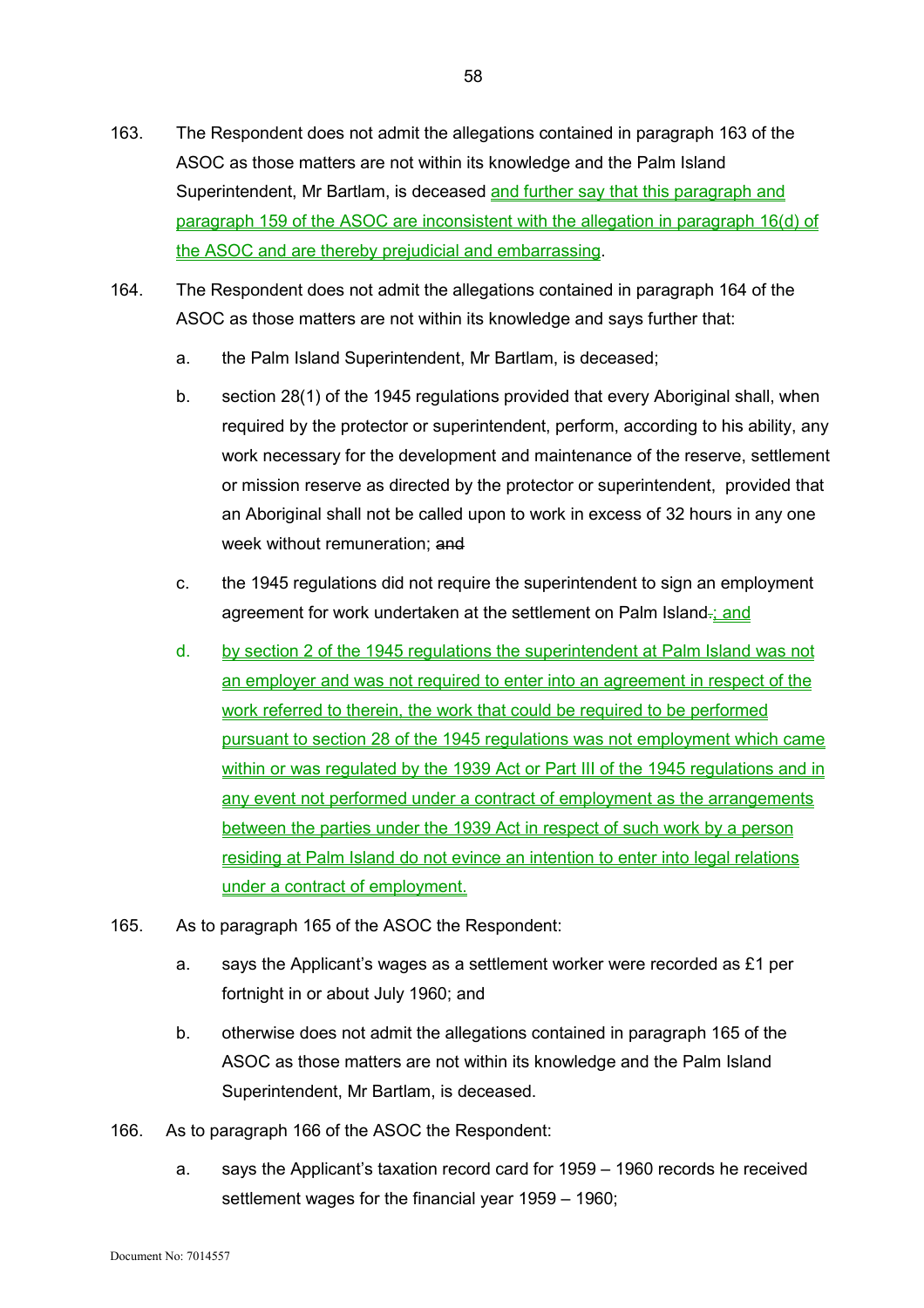163. The Respondent does not admit the allegations contained in paragraph 163 of the ASOC as those matters are not within its knowledge and the Palm Island Superintendent, Mr Bartlam, is deceased <u>and further say that this paragraph and paragraph 159 of the ASOC are inconsistent with the allegation in paragraph 16(d) of the ASOC and are thereby prejudicial and embarrassing</u>.

164. The Respondent does not admit the allegations contained in paragraph 164 of the ASOC as those matters are not within its knowledge and says further that:

   a. the Palm Island Superintendent, Mr Bartlam, is deceased;

   b. section 28(1) of the 1945 regulations provided that every Aboriginal shall, when required by the protector or superintendent, perform, according to his ability, any work necessary for the development and maintenance of the reserve, settlement or mission reserve as directed by the protector or superintendent, provided that an Aboriginal shall not be called upon to work in excess of 32 hours in any one week without remuneration; ~~and~~

   c. the 1945 regulations did not require the superintendent to sign an employment agreement for work undertaken at the settlement on Palm Island~~.~~<u>; and</u>

   d. <u>by section 2 of the 1945 regulations the superintendent at Palm Island was not an employer and was not required to enter into an agreement in respect of the work referred to therein, the work that could be required to be performed pursuant to section 28 of the 1945 regulations was not employment which came within or was regulated by the 1939 Act or Part III of the 1945 regulations and in any event not performed under a contract of employment as the arrangements between the parties under the 1939 Act in respect of such work by a person residing at Palm Island do not evince an intention to enter into legal relations under a contract of employment.</u>

165. As to paragraph 165 of the ASOC the Respondent:

   a. says the Applicant's wages as a settlement worker were recorded as £1 per fortnight in or about July 1960; and

   b. otherwise does not admit the allegations contained in paragraph 165 of the ASOC as those matters are not within its knowledge and the Palm Island Superintendent, Mr Bartlam, is deceased.

166. As to paragraph 166 of the ASOC the Respondent:

   a. says the Applicant's taxation record card for 1959 – 1960 records he received settlement wages for the financial year 1959 – 1960;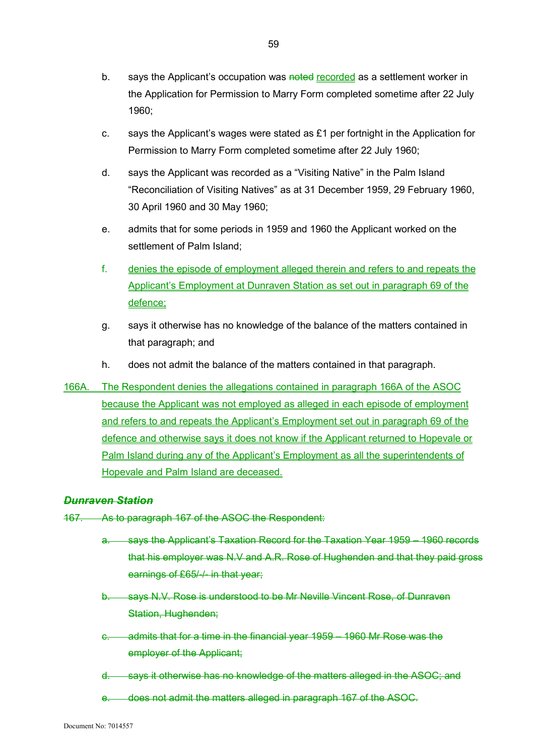b. says the Applicant's occupation was ~~noted~~ recorded as a settlement worker in the Application for Permission to Marry Form completed sometime after 22 July 1960;

c. says the Applicant's wages were stated as £1 per fortnight in the Application for Permission to Marry Form completed sometime after 22 July 1960;

d. says the Applicant was recorded as a "Visiting Native" in the Palm Island "Reconciliation of Visiting Natives" as at 31 December 1959, 29 February 1960, 30 April 1960 and 30 May 1960;

e. admits that for some periods in 1959 and 1960 the Applicant worked on the settlement of Palm Island;

f. denies the episode of employment alleged therein and refers to and repeats the Applicant's Employment at Dunraven Station as set out in paragraph 69 of the defence;

g. says it otherwise has no knowledge of the balance of the matters contained in that paragraph; and

h. does not admit the balance of the matters contained in that paragraph.

166A. The Respondent denies the allegations contained in paragraph 166A of the ASOC because the Applicant was not employed as alleged in each episode of employment and refers to and repeats the Applicant's Employment set out in paragraph 69 of the defence and otherwise says it does not know if the Applicant returned to Hopevale or Palm Island during any of the Applicant's Employment as all the superintendents of Hopevale and Palm Island are deceased.

### ~~*Dunraven Station*~~

~~167. As to paragraph 167 of the ASOC the Respondent:~~

~~a. says the Applicant's Taxation Record for the Taxation Year 1959 – 1960 records that his employer was N.V and A.R. Rose of Hughenden and that they paid gross earnings of £65/-/- in that year;~~

~~b. says N.V. Rose is understood to be Mr Neville Vincent Rose, of Dunraven Station, Hughenden;~~

~~c. admits that for a time in the financial year 1959 – 1960 Mr Rose was the employer of the Applicant;~~

~~d. says it otherwise has no knowledge of the matters alleged in the ASOC; and~~

~~e. does not admit the matters alleged in paragraph 167 of the ASOC.~~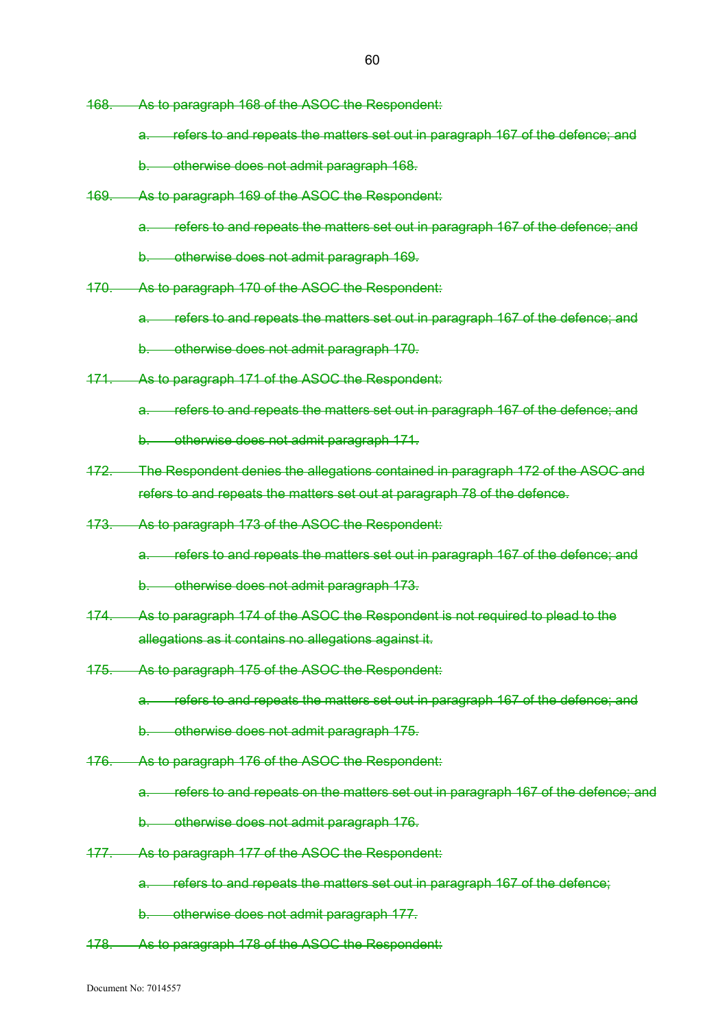~~168. As to paragraph 168 of the ASOC the Respondent:~~

~~a. refers to and repeats the matters set out in paragraph 167 of the defence; and~~

~~b. otherwise does not admit paragraph 168.~~

~~169. As to paragraph 169 of the ASOC the Respondent:~~

~~a. refers to and repeats the matters set out in paragraph 167 of the defence; and~~

~~b. otherwise does not admit paragraph 169.~~

~~170. As to paragraph 170 of the ASOC the Respondent:~~

~~a. refers to and repeats the matters set out in paragraph 167 of the defence; and~~

~~b. otherwise does not admit paragraph 170.~~

~~171. As to paragraph 171 of the ASOC the Respondent:~~

~~a. refers to and repeats the matters set out in paragraph 167 of the defence; and~~

~~b. otherwise does not admit paragraph 171.~~

~~172. The Respondent denies the allegations contained in paragraph 172 of the ASOC and refers to and repeats the matters set out at paragraph 78 of the defence.~~

~~173. As to paragraph 173 of the ASOC the Respondent:~~

~~a. refers to and repeats the matters set out in paragraph 167 of the defence; and~~

~~b. otherwise does not admit paragraph 173.~~

~~174. As to paragraph 174 of the ASOC the Respondent is not required to plead to the allegations as it contains no allegations against it.~~

~~175. As to paragraph 175 of the ASOC the Respondent:~~

~~a. refers to and repeats the matters set out in paragraph 167 of the defence; and~~

~~b. otherwise does not admit paragraph 175.~~

~~176. As to paragraph 176 of the ASOC the Respondent:~~

~~a. refers to and repeats on the matters set out in paragraph 167 of the defence; and~~

~~b. otherwise does not admit paragraph 176.~~

~~177. As to paragraph 177 of the ASOC the Respondent:~~

~~a. refers to and repeats the matters set out in paragraph 167 of the defence;~~

~~b. otherwise does not admit paragraph 177.~~

~~178. As to paragraph 178 of the ASOC the Respondent:~~

Document No: 7014557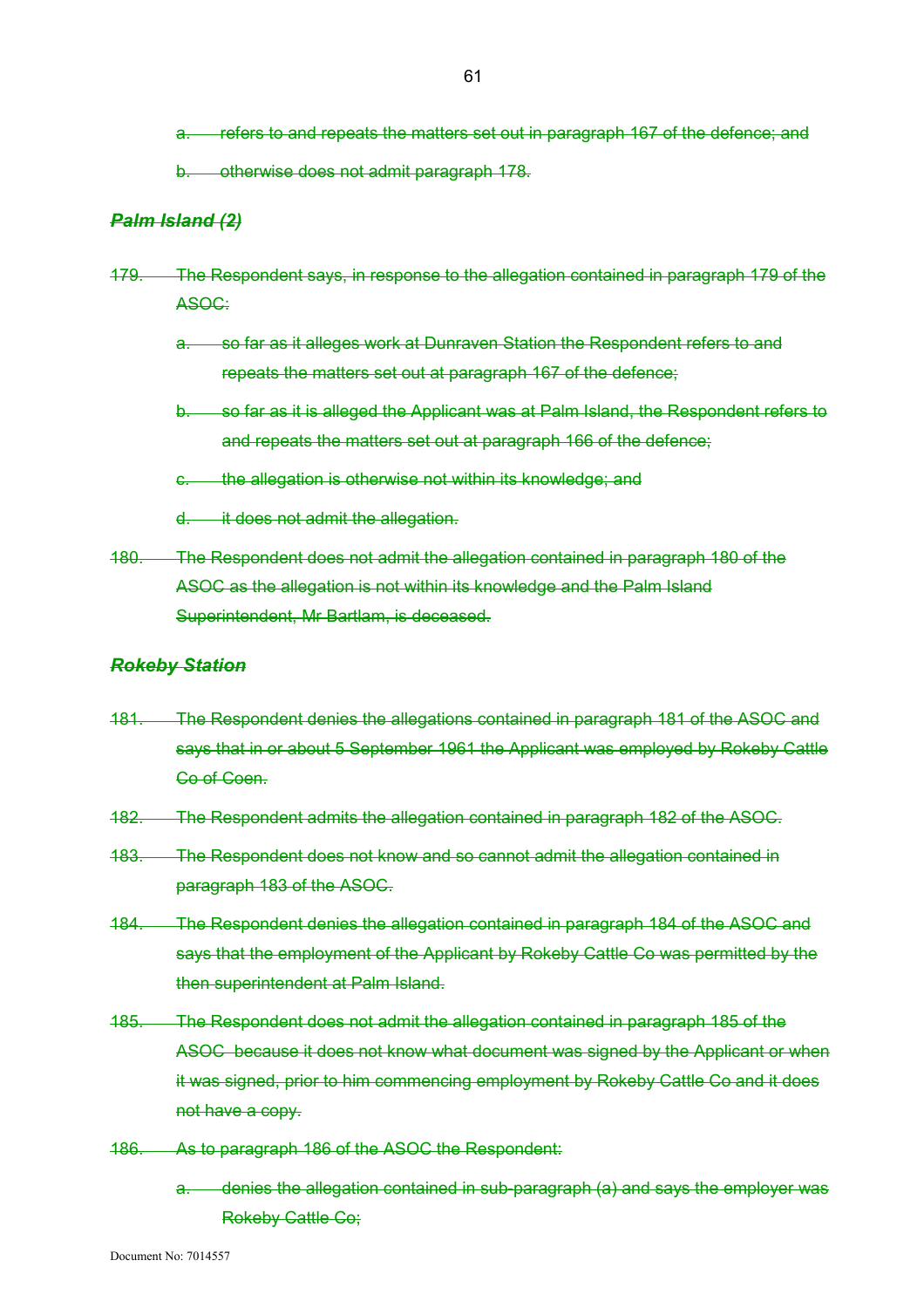a. refers to and repeats the matters set out in paragraph 167 of the defence; and

b. otherwise does not admit paragraph 178.

### *Palm Island (2)*

179. The Respondent says, in response to the allegation contained in paragraph 179 of the ASOC:

   a. so far as it alleges work at Dunraven Station the Respondent refers to and repeats the matters set out at paragraph 167 of the defence;

   b. so far as it is alleged the Applicant was at Palm Island, the Respondent refers to and repeats the matters set out at paragraph 166 of the defence;

   c. the allegation is otherwise not within its knowledge; and

   d. it does not admit the allegation.

180. The Respondent does not admit the allegation contained in paragraph 180 of the ASOC as the allegation is not within its knowledge and the Palm Island Superintendent, Mr Bartlam, is deceased.

### *Rokeby Station*

181. The Respondent denies the allegations contained in paragraph 181 of the ASOC and says that in or about 5 September 1961 the Applicant was employed by Rokeby Cattle Co of Coen.

182. The Respondent admits the allegation contained in paragraph 182 of the ASOC.

183. The Respondent does not know and so cannot admit the allegation contained in paragraph 183 of the ASOC.

184. The Respondent denies the allegation contained in paragraph 184 of the ASOC and says that the employment of the Applicant by Rokeby Cattle Co was permitted by the then superintendent at Palm Island.

185. The Respondent does not admit the allegation contained in paragraph 185 of the ASOC because it does not know what document was signed by the Applicant or when it was signed, prior to him commencing employment by Rokeby Cattle Co and it does not have a copy.

186. As to paragraph 186 of the ASOC the Respondent:

   a. denies the allegation contained in sub-paragraph (a) and says the employer was Rokeby Cattle Co;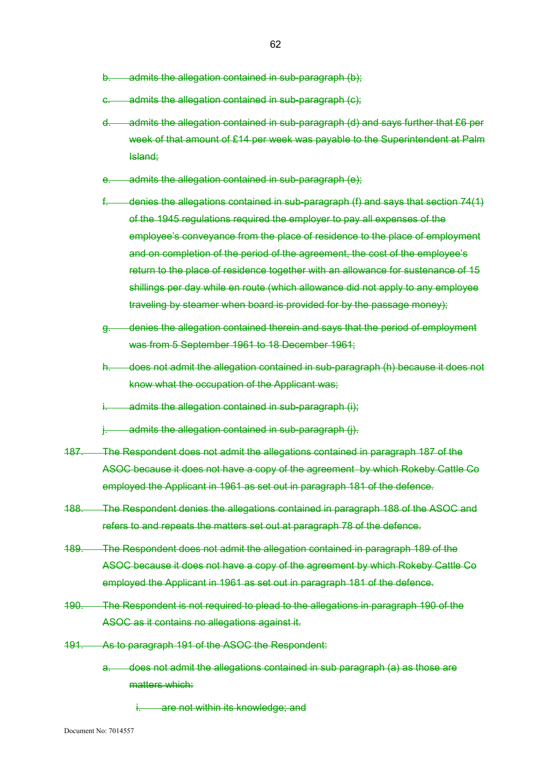b. admits the allegation contained in sub-paragraph (b);

c. admits the allegation contained in sub-paragraph (c);

d. admits the allegation contained in sub-paragraph (d) and says further that £6 per week of that amount of £14 per week was payable to the Superintendent at Palm Island;

e. admits the allegation contained in sub-paragraph (e);

f. denies the allegations contained in sub-paragraph (f) and says that section 74(1) of the 1945 regulations required the employer to pay all expenses of the employee's conveyance from the place of residence to the place of employment and on completion of the period of the agreement, the cost of the employee's return to the place of residence together with an allowance for sustenance of 15 shillings per day while en route (which allowance did not apply to any employee traveling by steamer when board is provided for by the passage money);

g. denies the allegation contained therein and says that the period of employment was from 5 September 1961 to 18 December 1961;

h. does not admit the allegation contained in sub-paragraph (h) because it does not know what the occupation of the Applicant was;

i. admits the allegation contained in sub-paragraph (i);

j. admits the allegation contained in sub-paragraph (j).

187. The Respondent does not admit the allegations contained in paragraph 187 of the ASOC because it does not have a copy of the agreement by which Rokeby Cattle Co employed the Applicant in 1961 as set out in paragraph 181 of the defence.

188. The Respondent denies the allegations contained in paragraph 188 of the ASOC and refers to and repeats the matters set out at paragraph 78 of the defence.

189. The Respondent does not admit the allegation contained in paragraph 189 of the ASOC because it does not have a copy of the agreement by which Rokeby Cattle Co employed the Applicant in 1961 as set out in paragraph 181 of the defence.

190. The Respondent is not required to plead to the allegations in paragraph 190 of the ASOC as it contains no allegations against it.

191. As to paragraph 191 of the ASOC the Respondent:

a. does not admit the allegations contained in sub paragraph (a) as those are matters which:

   i. are not within its knowledge; and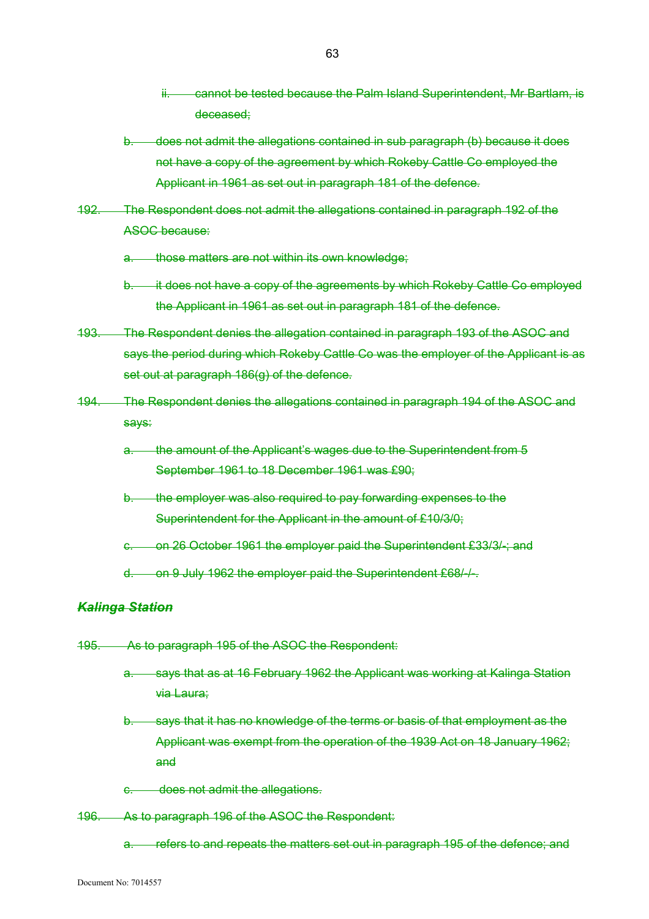ii. cannot be tested because the Palm Island Superintendent, Mr Bartlam, is deceased;

b. does not admit the allegations contained in sub paragraph (b) because it does not have a copy of the agreement by which Rokeby Cattle Co employed the Applicant in 1961 as set out in paragraph 181 of the defence.

192. The Respondent does not admit the allegations contained in paragraph 192 of the ASOC because:

a. those matters are not within its own knowledge;

b. it does not have a copy of the agreements by which Rokeby Cattle Co employed the Applicant in 1961 as set out in paragraph 181 of the defence.

193. The Respondent denies the allegation contained in paragraph 193 of the ASOC and says the period during which Rokeby Cattle Co was the employer of the Applicant is as set out at paragraph 186(g) of the defence.

194. The Respondent denies the allegations contained in paragraph 194 of the ASOC and says:

a. the amount of the Applicant's wages due to the Superintendent from 5 September 1961 to 18 December 1961 was £90;

b. the employer was also required to pay forwarding expenses to the Superintendent for the Applicant in the amount of £10/3/0;

c. on 26 October 1961 the employer paid the Superintendent £33/3/-; and

d. on 9 July 1962 the employer paid the Superintendent £68/-/-.

### *Kalinga Station*

195. As to paragraph 195 of the ASOC the Respondent:

a. says that as at 16 February 1962 the Applicant was working at Kalinga Station via Laura;

b. says that it has no knowledge of the terms or basis of that employment as the Applicant was exempt from the operation of the 1939 Act on 18 January 1962; and

c. does not admit the allegations.

196. As to paragraph 196 of the ASOC the Respondent:

a. refers to and repeats the matters set out in paragraph 195 of the defence; and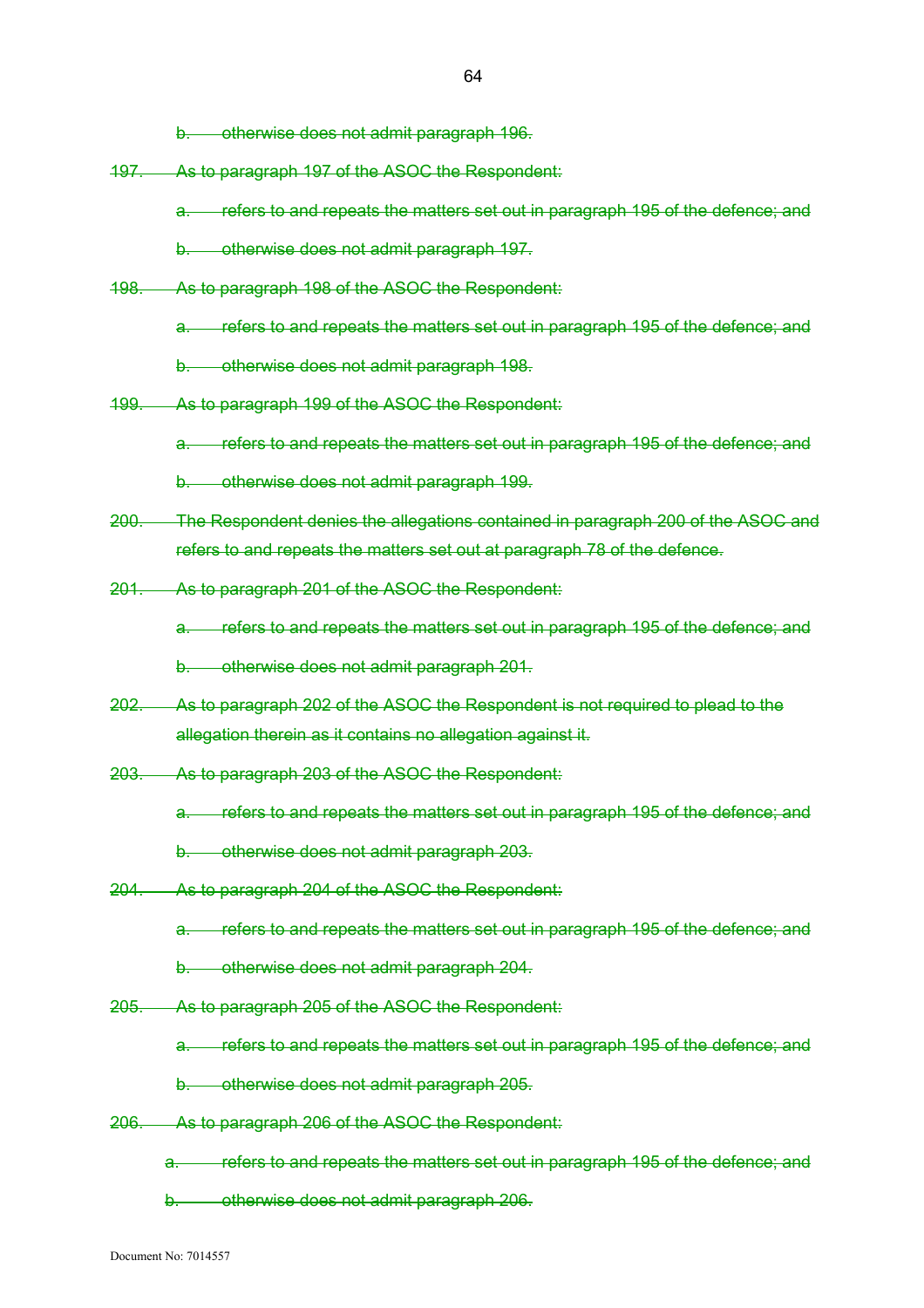~~b. otherwise does not admit paragraph 196.~~

~~197. As to paragraph 197 of the ASOC the Respondent:~~

~~a. refers to and repeats the matters set out in paragraph 195 of the defence; and~~

~~b. otherwise does not admit paragraph 197.~~

~~198. As to paragraph 198 of the ASOC the Respondent:~~

~~a. refers to and repeats the matters set out in paragraph 195 of the defence; and~~

~~b. otherwise does not admit paragraph 198.~~

~~199. As to paragraph 199 of the ASOC the Respondent:~~

~~a. refers to and repeats the matters set out in paragraph 195 of the defence; and~~

~~b. otherwise does not admit paragraph 199.~~

~~200. The Respondent denies the allegations contained in paragraph 200 of the ASOC and refers to and repeats the matters set out at paragraph 78 of the defence.~~

~~201. As to paragraph 201 of the ASOC the Respondent:~~

~~a. refers to and repeats the matters set out in paragraph 195 of the defence; and~~

~~b. otherwise does not admit paragraph 201.~~

~~202. As to paragraph 202 of the ASOC the Respondent is not required to plead to the allegation therein as it contains no allegation against it.~~

~~203. As to paragraph 203 of the ASOC the Respondent:~~

~~a. refers to and repeats the matters set out in paragraph 195 of the defence; and~~

~~b. otherwise does not admit paragraph 203.~~

~~204. As to paragraph 204 of the ASOC the Respondent:~~

~~a. refers to and repeats the matters set out in paragraph 195 of the defence; and~~

~~b. otherwise does not admit paragraph 204.~~

~~205. As to paragraph 205 of the ASOC the Respondent:~~

~~a. refers to and repeats the matters set out in paragraph 195 of the defence; and~~

~~b. otherwise does not admit paragraph 205.~~

~~206. As to paragraph 206 of the ASOC the Respondent:~~

~~a. refers to and repeats the matters set out in paragraph 195 of the defence; and~~

~~b. otherwise does not admit paragraph 206.~~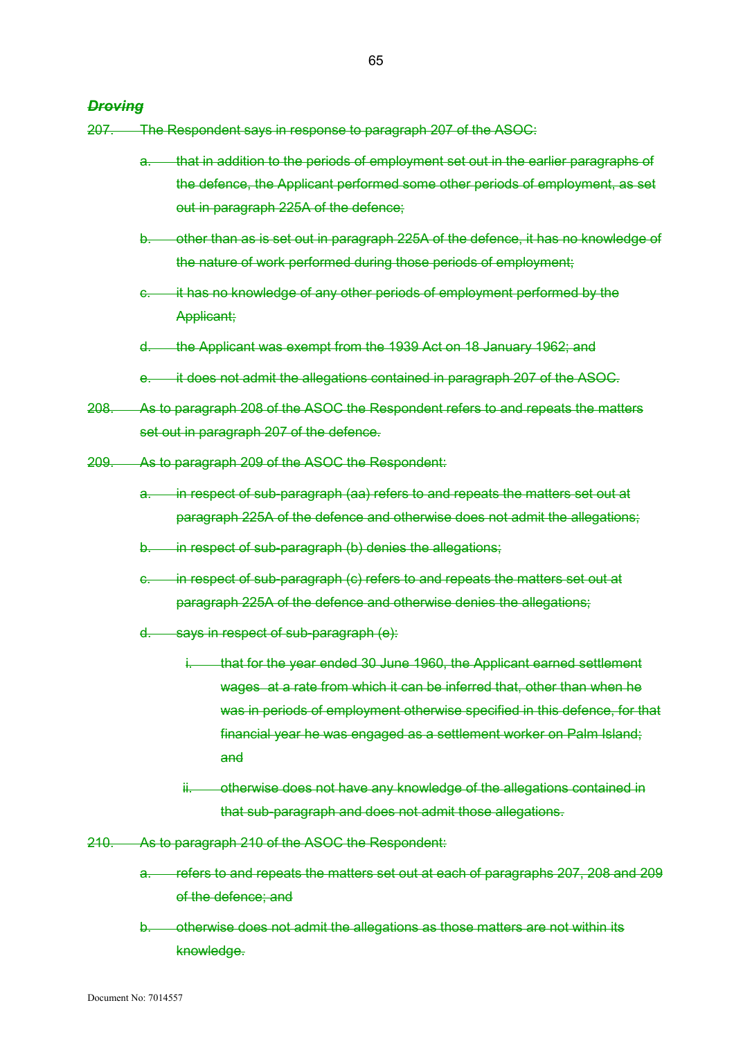## ~~*Droving*~~

~~207. The Respondent says in response to paragraph 207 of the ASOC:~~

~~a. that in addition to the periods of employment set out in the earlier paragraphs of the defence, the Applicant performed some other periods of employment, as set out in paragraph 225A of the defence;~~

~~b. other than as is set out in paragraph 225A of the defence, it has no knowledge of the nature of work performed during those periods of employment;~~

~~c. it has no knowledge of any other periods of employment performed by the Applicant;~~

~~d. the Applicant was exempt from the 1939 Act on 18 January 1962; and~~

~~e. it does not admit the allegations contained in paragraph 207 of the ASOC.~~

~~208. As to paragraph 208 of the ASOC the Respondent refers to and repeats the matters set out in paragraph 207 of the defence.~~

~~209. As to paragraph 209 of the ASOC the Respondent:~~

~~a. in respect of sub-paragraph (aa) refers to and repeats the matters set out at paragraph 225A of the defence and otherwise does not admit the allegations;~~

~~b. in respect of sub-paragraph (b) denies the allegations;~~

~~c. in respect of sub-paragraph (c) refers to and repeats the matters set out at paragraph 225A of the defence and otherwise denies the allegations;~~

~~d. says in respect of sub-paragraph (e):~~

~~i. that for the year ended 30 June 1960, the Applicant earned settlement wages at a rate from which it can be inferred that, other than when he was in periods of employment otherwise specified in this defence, for that financial year he was engaged as a settlement worker on Palm Island; and~~

~~ii. otherwise does not have any knowledge of the allegations contained in that sub-paragraph and does not admit those allegations.~~

~~210. As to paragraph 210 of the ASOC the Respondent:~~

~~a. refers to and repeats the matters set out at each of paragraphs 207, 208 and 209 of the defence; and~~

~~b. otherwise does not admit the allegations as those matters are not within its knowledge.~~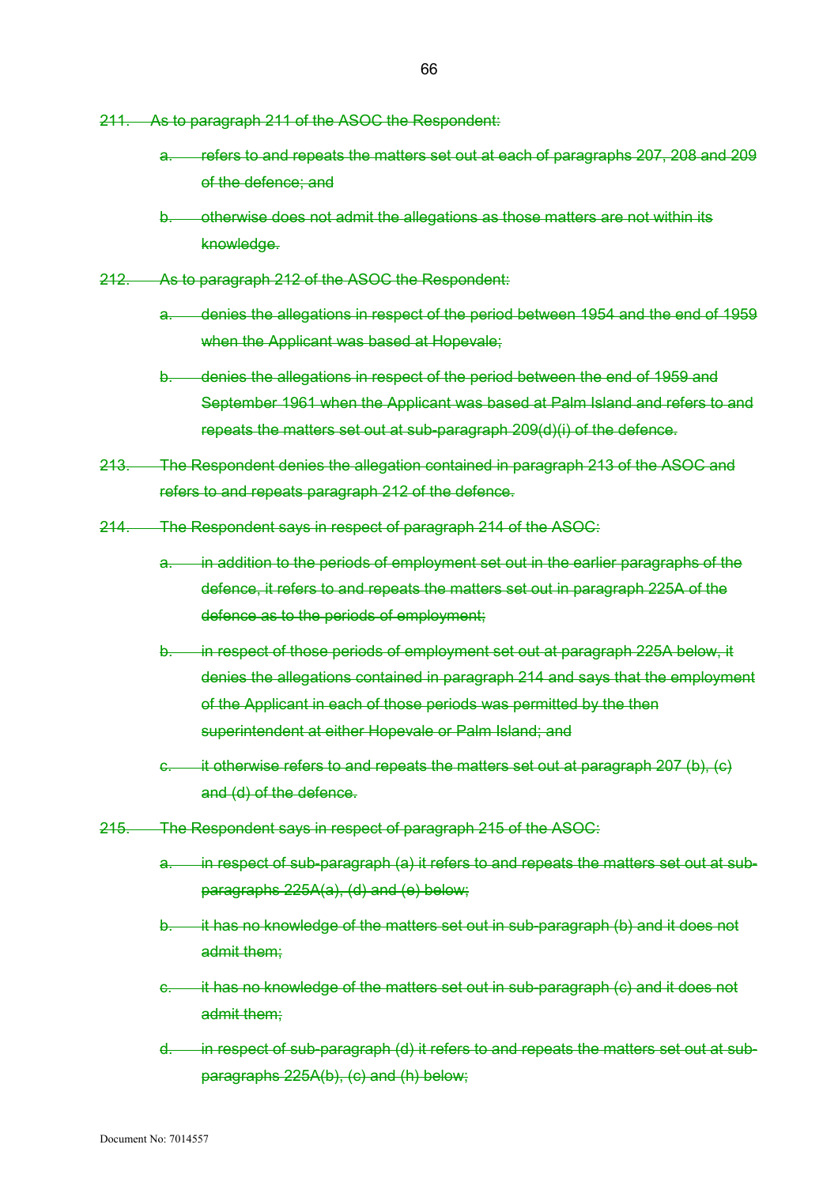~~211. As to paragraph 211 of the ASOC the Respondent:~~

~~a. refers to and repeats the matters set out at each of paragraphs 207, 208 and 209 of the defence; and~~

~~b. otherwise does not admit the allegations as those matters are not within its knowledge.~~

~~212. As to paragraph 212 of the ASOC the Respondent:~~

~~a. denies the allegations in respect of the period between 1954 and the end of 1959 when the Applicant was based at Hopevale;~~

~~b. denies the allegations in respect of the period between the end of 1959 and September 1961 when the Applicant was based at Palm Island and refers to and repeats the matters set out at sub-paragraph 209(d)(i) of the defence.~~

~~213. The Respondent denies the allegation contained in paragraph 213 of the ASOC and refers to and repeats paragraph 212 of the defence.~~

~~214. The Respondent says in respect of paragraph 214 of the ASOC:~~

~~a. in addition to the periods of employment set out in the earlier paragraphs of the defence, it refers to and repeats the matters set out in paragraph 225A of the defence as to the periods of employment;~~

~~b. in respect of those periods of employment set out at paragraph 225A below, it denies the allegations contained in paragraph 214 and says that the employment of the Applicant in each of those periods was permitted by the then superintendent at either Hopevale or Palm Island; and~~

~~c. it otherwise refers to and repeats the matters set out at paragraph 207 (b), (c) and (d) of the defence.~~

~~215. The Respondent says in respect of paragraph 215 of the ASOC:~~

~~a. in respect of sub-paragraph (a) it refers to and repeats the matters set out at sub-paragraphs 225A(a), (d) and (e) below;~~

~~b. it has no knowledge of the matters set out in sub-paragraph (b) and it does not admit them;~~

~~c. it has no knowledge of the matters set out in sub-paragraph (c) and it does not admit them;~~

~~d. in respect of sub-paragraph (d) it refers to and repeats the matters set out at sub-paragraphs 225A(b), (c) and (h) below;~~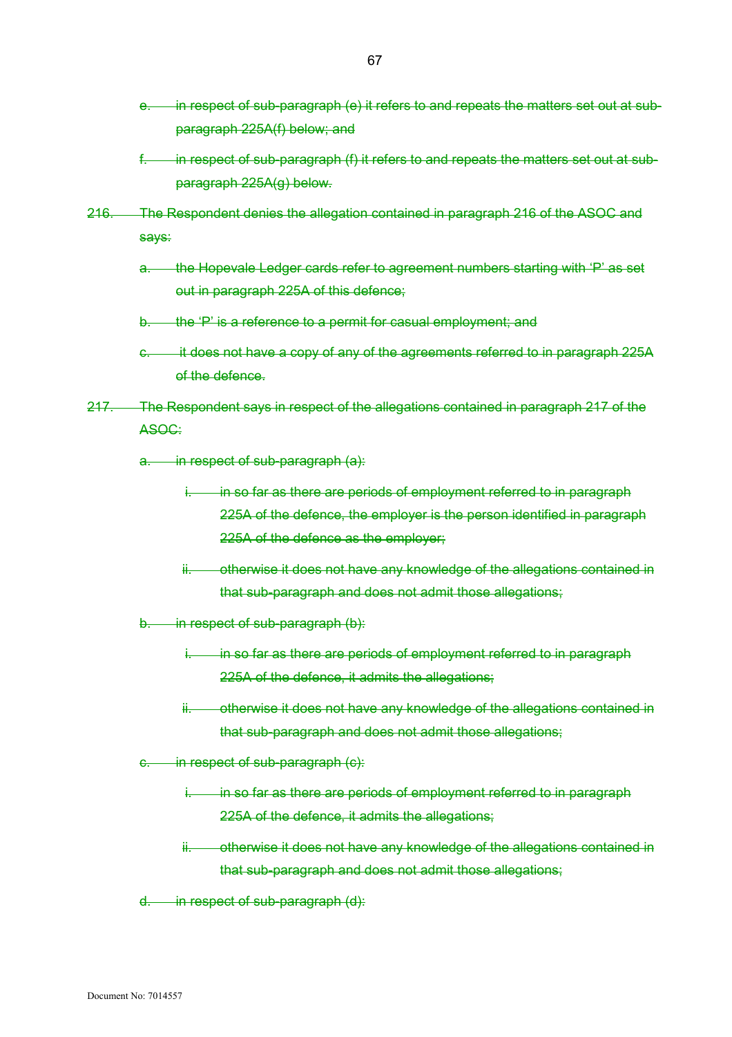e. ~~in respect of sub-paragraph (e) it refers to and repeats the matters set out at sub-paragraph 225A(f) below; and~~

f. ~~in respect of sub-paragraph (f) it refers to and repeats the matters set out at sub-paragraph 225A(g) below.~~

216. ~~The Respondent denies the allegation contained in paragraph 216 of the ASOC and says:~~

a. ~~the Hopevale Ledger cards refer to agreement numbers starting with 'P' as set out in paragraph 225A of this defence;~~

b. ~~the 'P' is a reference to a permit for casual employment; and~~

c. ~~it does not have a copy of any of the agreements referred to in paragraph 225A of the defence.~~

217. ~~The Respondent says in respect of the allegations contained in paragraph 217 of the ASOC:~~

a. ~~in respect of sub-paragraph (a):~~

i. ~~in so far as there are periods of employment referred to in paragraph 225A of the defence, the employer is the person identified in paragraph 225A of the defence as the employer;~~

ii. ~~otherwise it does not have any knowledge of the allegations contained in that sub-paragraph and does not admit those allegations;~~

b. ~~in respect of sub-paragraph (b):~~

i. ~~in so far as there are periods of employment referred to in paragraph 225A of the defence, it admits the allegations;~~

ii. ~~otherwise it does not have any knowledge of the allegations contained in that sub-paragraph and does not admit those allegations;~~

c. ~~in respect of sub-paragraph (c):~~

i. ~~in so far as there are periods of employment referred to in paragraph 225A of the defence, it admits the allegations;~~

ii. ~~otherwise it does not have any knowledge of the allegations contained in that sub-paragraph and does not admit those allegations;~~

d. ~~in respect of sub-paragraph (d):~~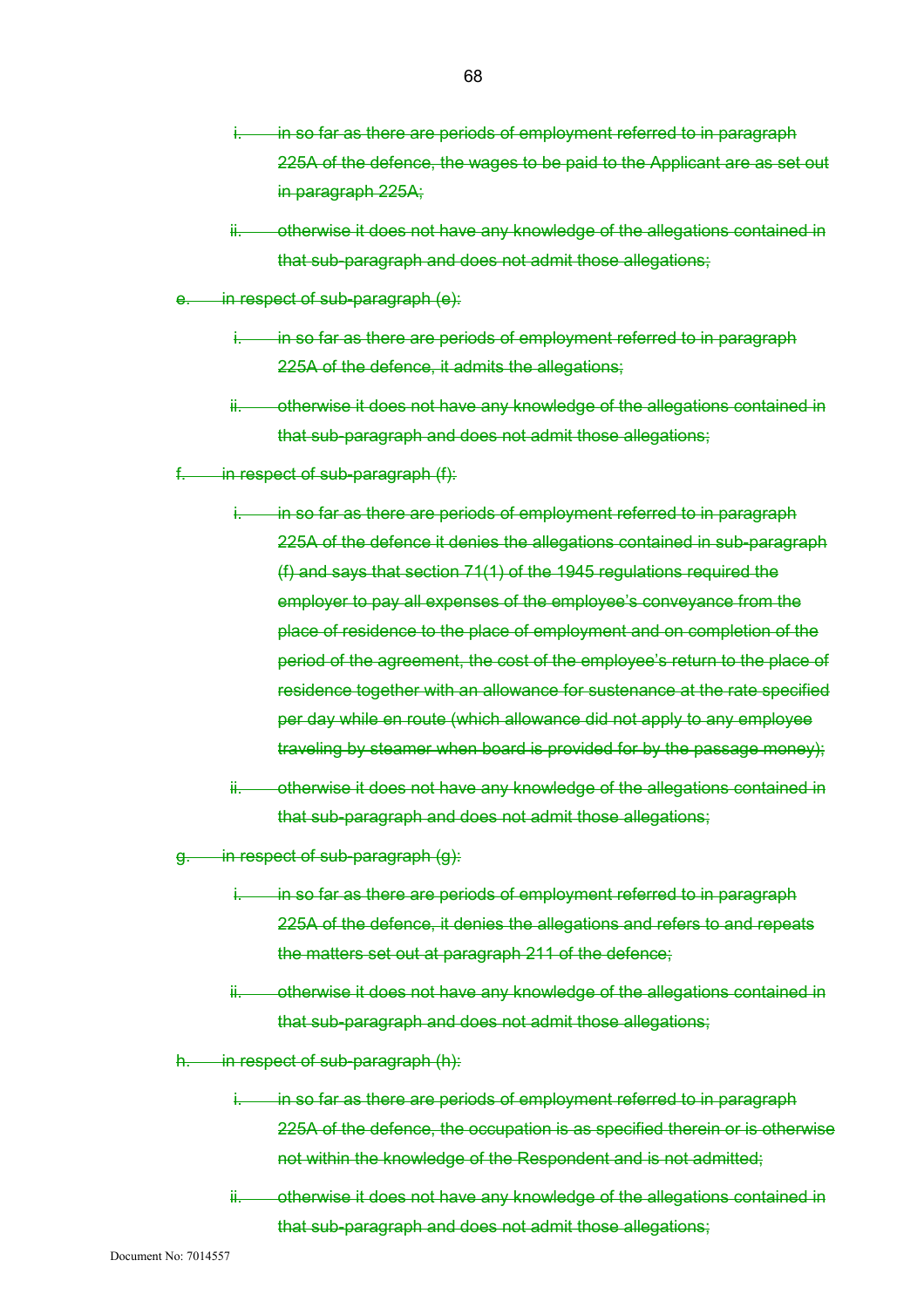- i. ~~in so far as there are periods of employment referred to in paragraph 225A of the defence, the wages to be paid to the Applicant are as set out in paragraph 225A;~~
- ii. ~~otherwise it does not have any knowledge of the allegations contained in that sub-paragraph and does not admit those allegations;~~

e. ~~in respect of sub-paragraph (e):~~

- i. ~~in so far as there are periods of employment referred to in paragraph 225A of the defence, it admits the allegations;~~
- ii. ~~otherwise it does not have any knowledge of the allegations contained in that sub-paragraph and does not admit those allegations;~~

f. ~~in respect of sub-paragraph (f):~~

- i. ~~in so far as there are periods of employment referred to in paragraph 225A of the defence it denies the allegations contained in sub-paragraph (f) and says that section 71(1) of the 1945 regulations required the employer to pay all expenses of the employee's conveyance from the place of residence to the place of employment and on completion of the period of the agreement, the cost of the employee's return to the place of residence together with an allowance for sustenance at the rate specified per day while en route (which allowance did not apply to any employee traveling by steamer when board is provided for by the passage money);~~
- ii. ~~otherwise it does not have any knowledge of the allegations contained in that sub-paragraph and does not admit those allegations;~~

g. ~~in respect of sub-paragraph (g):~~

- i. ~~in so far as there are periods of employment referred to in paragraph 225A of the defence, it denies the allegations and refers to and repeats the matters set out at paragraph 211 of the defence;~~
- ii. ~~otherwise it does not have any knowledge of the allegations contained in that sub-paragraph and does not admit those allegations;~~

h. ~~in respect of sub-paragraph (h):~~

- i. ~~in so far as there are periods of employment referred to in paragraph 225A of the defence, the occupation is as specified therein or is otherwise not within the knowledge of the Respondent and is not admitted;~~
- ii. ~~otherwise it does not have any knowledge of the allegations contained in that sub-paragraph and does not admit those allegations;~~

Document No: 7014557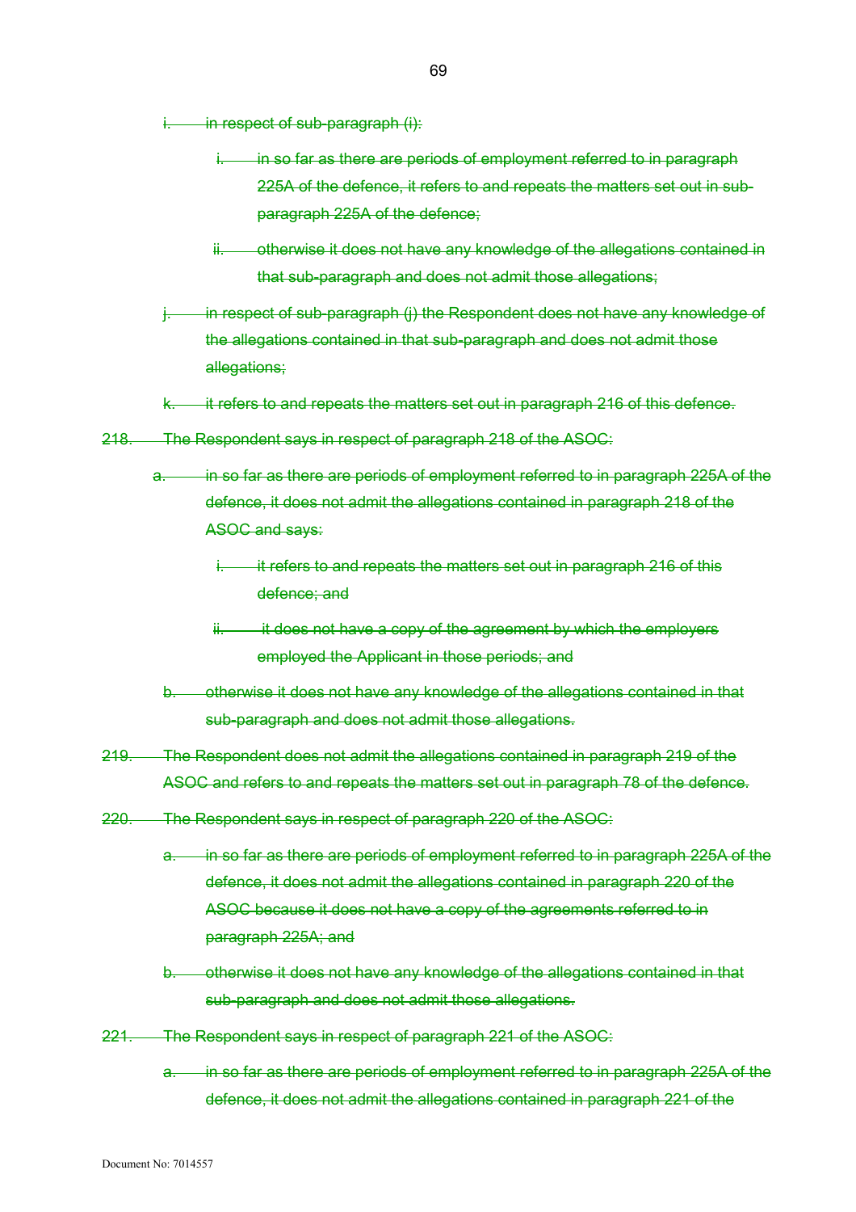i. in respect of sub-paragraph (i):

   i. in so far as there are periods of employment referred to in paragraph 225A of the defence, it refers to and repeats the matters set out in sub-paragraph 225A of the defence;

   ii. otherwise it does not have any knowledge of the allegations contained in that sub-paragraph and does not admit those allegations;

j. in respect of sub-paragraph (j) the Respondent does not have any knowledge of the allegations contained in that sub-paragraph and does not admit those allegations;

k. it refers to and repeats the matters set out in paragraph 216 of this defence.

218. The Respondent says in respect of paragraph 218 of the ASOC:

   a. in so far as there are periods of employment referred to in paragraph 225A of the defence, it does not admit the allegations contained in paragraph 218 of the ASOC and says:

      i. it refers to and repeats the matters set out in paragraph 216 of this defence; and

      ii. it does not have a copy of the agreement by which the employers employed the Applicant in those periods; and

   b. otherwise it does not have any knowledge of the allegations contained in that sub-paragraph and does not admit those allegations.

219. The Respondent does not admit the allegations contained in paragraph 219 of the ASOC and refers to and repeats the matters set out in paragraph 78 of the defence.

220. The Respondent says in respect of paragraph 220 of the ASOC:

   a. in so far as there are periods of employment referred to in paragraph 225A of the defence, it does not admit the allegations contained in paragraph 220 of the ASOC because it does not have a copy of the agreements referred to in paragraph 225A; and

   b. otherwise it does not have any knowledge of the allegations contained in that sub-paragraph and does not admit those allegations.

221. The Respondent says in respect of paragraph 221 of the ASOC:

   a. in so far as there are periods of employment referred to in paragraph 225A of the defence, it does not admit the allegations contained in paragraph 221 of the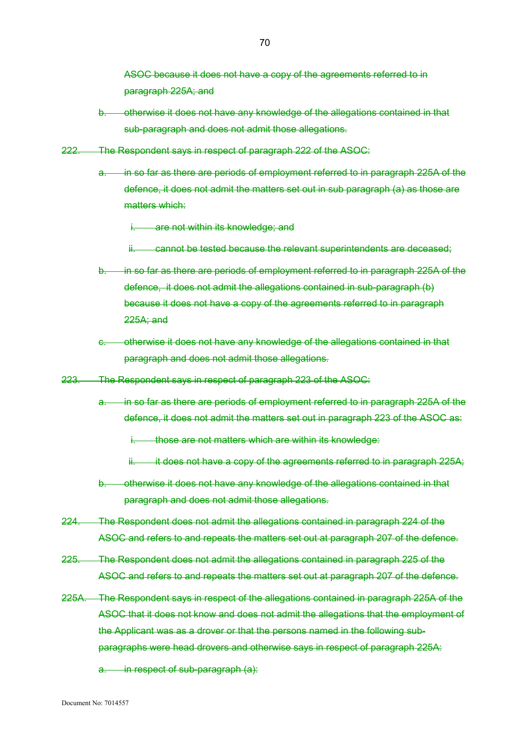~~ASOC because it does not have a copy of the agreements referred to in paragraph 225A; and~~

~~b. otherwise it does not have any knowledge of the allegations contained in that sub-paragraph and does not admit those allegations.~~

~~222. The Respondent says in respect of paragraph 222 of the ASOC:~~

~~a. in so far as there are periods of employment referred to in paragraph 225A of the defence, it does not admit the matters set out in sub paragraph (a) as those are matters which:~~

~~i. are not within its knowledge; and~~

~~ii. cannot be tested because the relevant superintendents are deceased;~~

~~b. in so far as there are periods of employment referred to in paragraph 225A of the defence, it does not admit the allegations contained in sub-paragraph (b) because it does not have a copy of the agreements referred to in paragraph 225A; and~~

~~c. otherwise it does not have any knowledge of the allegations contained in that paragraph and does not admit those allegations.~~

~~223. The Respondent says in respect of paragraph 223 of the ASOC:~~

~~a. in so far as there are periods of employment referred to in paragraph 225A of the defence, it does not admit the matters set out in paragraph 223 of the ASOC as:~~

~~i. those are not matters which are within its knowledge:~~

~~ii. it does not have a copy of the agreements referred to in paragraph 225A;~~

~~b. otherwise it does not have any knowledge of the allegations contained in that paragraph and does not admit those allegations.~~

~~224. The Respondent does not admit the allegations contained in paragraph 224 of the ASOC and refers to and repeats the matters set out at paragraph 207 of the defence.~~

~~225. The Respondent does not admit the allegations contained in paragraph 225 of the ASOC and refers to and repeats the matters set out at paragraph 207 of the defence.~~

~~225A. The Respondent says in respect of the allegations contained in paragraph 225A of the ASOC that it does not know and does not admit the allegations that the employment of the Applicant was as a drover or that the persons named in the following sub-paragraphs were head drovers and otherwise says in respect of paragraph 225A:~~

~~a. in respect of sub-paragraph (a):~~

Document No: 7014557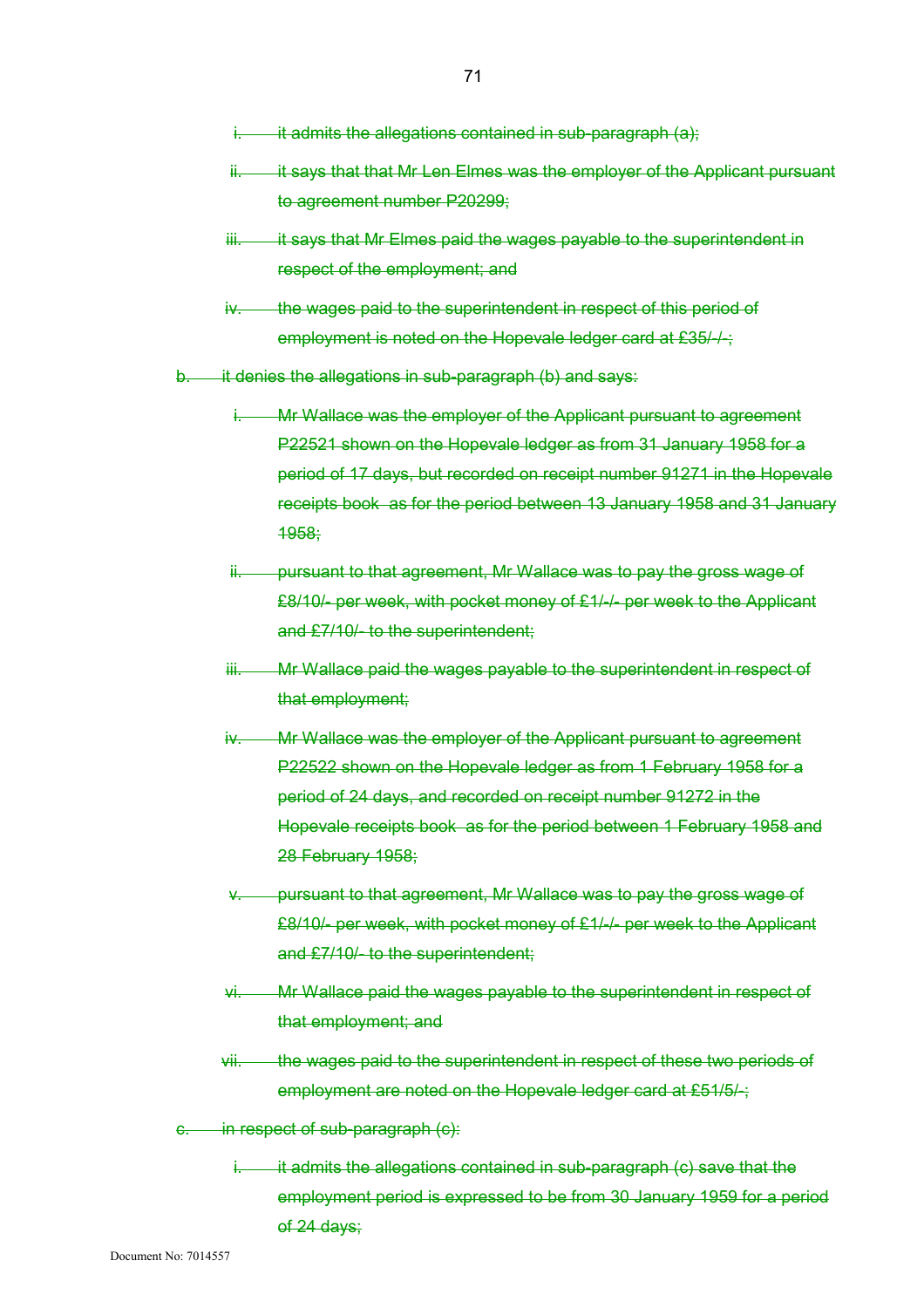- ~~i. it admits the allegations contained in sub-paragraph (a);~~
- ~~ii. it says that that Mr Len Elmes was the employer of the Applicant pursuant to agreement number P20299;~~
- ~~iii. it says that Mr Elmes paid the wages payable to the superintendent in respect of the employment; and~~
- ~~iv. the wages paid to the superintendent in respect of this period of employment is noted on the Hopevale ledger card at £35/-/-;~~

~~b. it denies the allegations in sub-paragraph (b) and says:~~

- ~~i. Mr Wallace was the employer of the Applicant pursuant to agreement P22521 shown on the Hopevale ledger as from 31 January 1958 for a period of 17 days, but recorded on receipt number 91271 in the Hopevale receipts book as for the period between 13 January 1958 and 31 January 1958;~~
- ~~ii. pursuant to that agreement, Mr Wallace was to pay the gross wage of £8/10/- per week, with pocket money of £1/-/- per week to the Applicant and £7/10/- to the superintendent;~~
- ~~iii. Mr Wallace paid the wages payable to the superintendent in respect of that employment;~~
- ~~iv. Mr Wallace was the employer of the Applicant pursuant to agreement P22522 shown on the Hopevale ledger as from 1 February 1958 for a period of 24 days, and recorded on receipt number 91272 in the Hopevale receipts book as for the period between 1 February 1958 and 28 February 1958;~~
- ~~v. pursuant to that agreement, Mr Wallace was to pay the gross wage of £8/10/- per week, with pocket money of £1/-/- per week to the Applicant and £7/10/- to the superintendent;~~
- ~~vi. Mr Wallace paid the wages payable to the superintendent in respect of that employment; and~~
- ~~vii. the wages paid to the superintendent in respect of these two periods of employment are noted on the Hopevale ledger card at £51/5/-;~~

~~c. in respect of sub-paragraph (c):~~

- ~~i. it admits the allegations contained in sub-paragraph (c) save that the employment period is expressed to be from 30 January 1959 for a period of 24 days;~~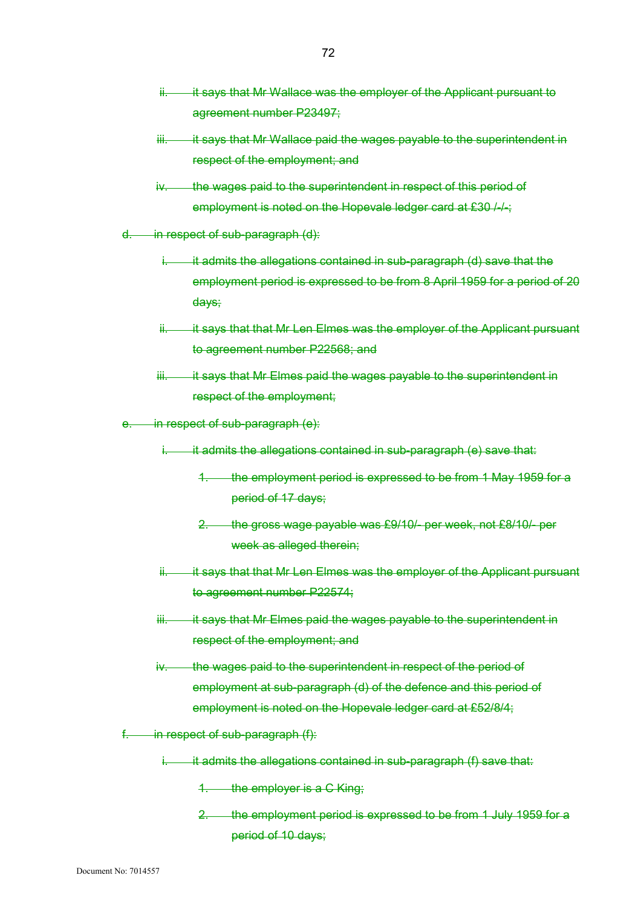~~ii. it says that Mr Wallace was the employer of the Applicant pursuant to agreement number P23497;~~

~~iii. it says that Mr Wallace paid the wages payable to the superintendent in respect of the employment; and~~

~~iv. the wages paid to the superintendent in respect of this period of employment is noted on the Hopevale ledger card at £30 /-/-;~~

~~d. in respect of sub-paragraph (d):~~

~~i. it admits the allegations contained in sub-paragraph (d) save that the employment period is expressed to be from 8 April 1959 for a period of 20 days;~~

~~ii. it says that that Mr Len Elmes was the employer of the Applicant pursuant to agreement number P22568; and~~

~~iii. it says that Mr Elmes paid the wages payable to the superintendent in respect of the employment;~~

~~e. in respect of sub-paragraph (e):~~

~~i. it admits the allegations contained in sub-paragraph (e) save that:~~

~~1. the employment period is expressed to be from 1 May 1959 for a period of 17 days;~~

~~2. the gross wage payable was £9/10/- per week, not £8/10/- per week as alleged therein;~~

~~ii. it says that that Mr Len Elmes was the employer of the Applicant pursuant to agreement number P22574;~~

~~iii. it says that Mr Elmes paid the wages payable to the superintendent in respect of the employment; and~~

~~iv. the wages paid to the superintendent in respect of the period of employment at sub-paragraph (d) of the defence and this period of employment is noted on the Hopevale ledger card at £52/8/4;~~

~~f. in respect of sub-paragraph (f):~~

~~i. it admits the allegations contained in sub-paragraph (f) save that:~~

~~1. the employer is a C King;~~

~~2. the employment period is expressed to be from 1 July 1959 for a period of 10 days;~~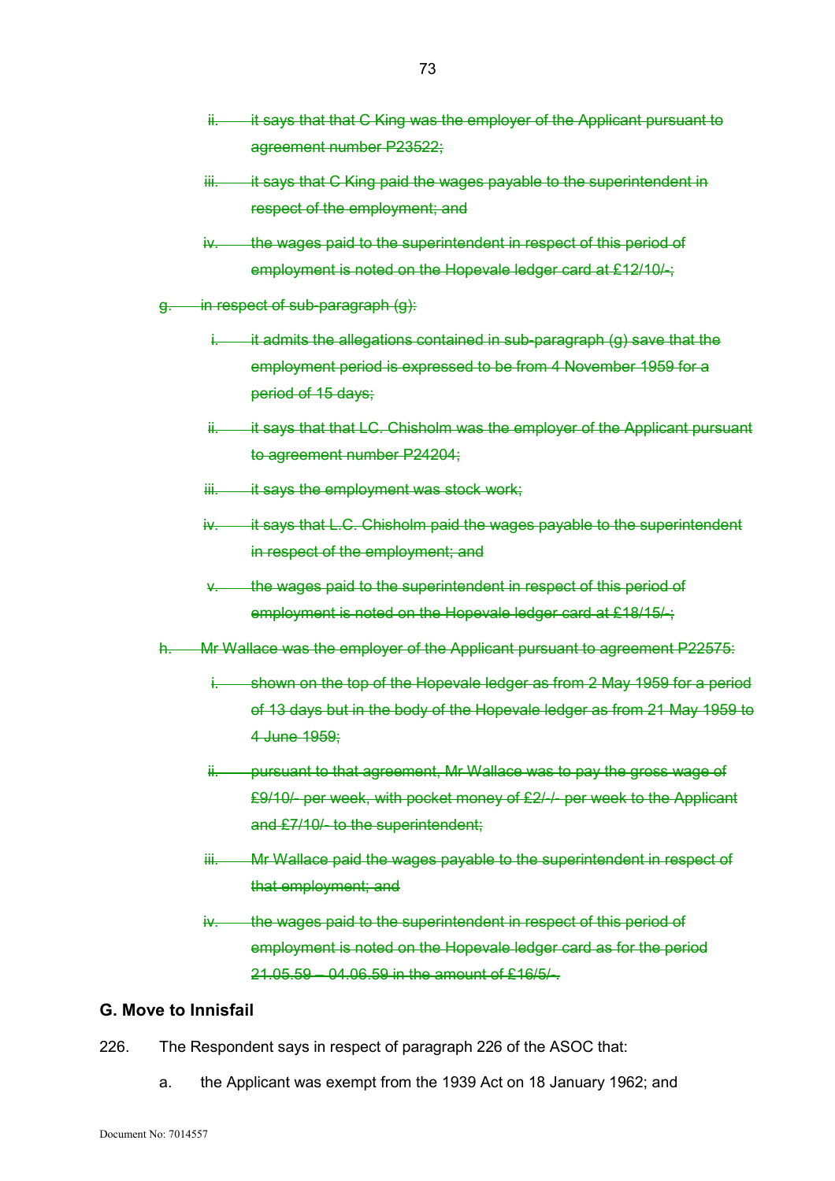- ~~ii. it says that that C King was the employer of the Applicant pursuant to agreement number P23522;~~
- ~~iii. it says that C King paid the wages payable to the superintendent in respect of the employment; and~~
- ~~iv. the wages paid to the superintendent in respect of this period of employment is noted on the Hopevale ledger card at £12/10/-;~~

~~g. in respect of sub-paragraph (g):~~

- ~~i. it admits the allegations contained in sub-paragraph (g) save that the employment period is expressed to be from 4 November 1959 for a period of 15 days;~~
- ~~ii. it says that that LC. Chisholm was the employer of the Applicant pursuant to agreement number P24204;~~
- ~~iii. it says the employment was stock work;~~
- ~~iv. it says that L.C. Chisholm paid the wages payable to the superintendent in respect of the employment; and~~
- ~~v. the wages paid to the superintendent in respect of this period of employment is noted on the Hopevale ledger card at £18/15/-;~~

~~h. Mr Wallace was the employer of the Applicant pursuant to agreement P22575:~~

- ~~i. shown on the top of the Hopevale ledger as from 2 May 1959 for a period of 13 days but in the body of the Hopevale ledger as from 21 May 1959 to 4 June 1959;~~
- ~~ii. pursuant to that agreement, Mr Wallace was to pay the gross wage of £9/10/- per week, with pocket money of £2/-/- per week to the Applicant and £7/10/- to the superintendent;~~
- ~~iii. Mr Wallace paid the wages payable to the superintendent in respect of that employment; and~~
- ~~iv. the wages paid to the superintendent in respect of this period of employment is noted on the Hopevale ledger card as for the period 21.05.59 – 04.06.59 in the amount of £16/5/-.~~

## G. Move to Innisfail

226. The Respondent says in respect of paragraph 226 of the ASOC that:

a. the Applicant was exempt from the 1939 Act on 18 January 1962; and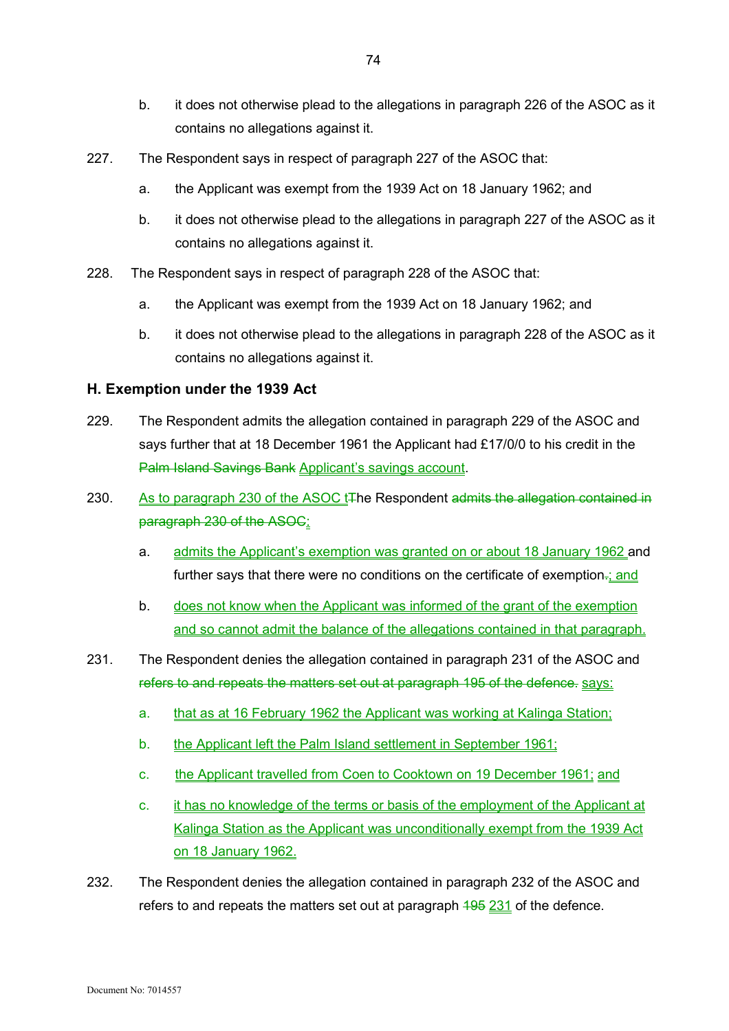b. it does not otherwise plead to the allegations in paragraph 226 of the ASOC as it contains no allegations against it.

227. The Respondent says in respect of paragraph 227 of the ASOC that:

a. the Applicant was exempt from the 1939 Act on 18 January 1962; and

b. it does not otherwise plead to the allegations in paragraph 227 of the ASOC as it contains no allegations against it.

228. The Respondent says in respect of paragraph 228 of the ASOC that:

a. the Applicant was exempt from the 1939 Act on 18 January 1962; and

b. it does not otherwise plead to the allegations in paragraph 228 of the ASOC as it contains no allegations against it.

## H. Exemption under the 1939 Act

229. The Respondent admits the allegation contained in paragraph 229 of the ASOC and says further that at 18 December 1961 the Applicant had £17/0/0 to his credit in the ~~Palm Island Savings Bank~~ Applicant's savings account.

230. As to paragraph 230 of the ASOC t~~T~~he Respondent ~~admits the allegation contained in paragraph 230 of the ASOC~~:

a. admits the Applicant's exemption was granted on or about 18 January 1962 and further says that there were no conditions on the certificate of exemption~~.~~; and

b. does not know when the Applicant was informed of the grant of the exemption and so cannot admit the balance of the allegations contained in that paragraph.

231. The Respondent denies the allegation contained in paragraph 231 of the ASOC and ~~refers to and repeats the matters set out at paragraph 195 of the defence.~~ says:

a. that as at 16 February 1962 the Applicant was working at Kalinga Station;

b. the Applicant left the Palm Island settlement in September 1961;

c. the Applicant travelled from Coen to Cooktown on 19 December 1961; and

c. it has no knowledge of the terms or basis of the employment of the Applicant at Kalinga Station as the Applicant was unconditionally exempt from the 1939 Act on 18 January 1962.

232. The Respondent denies the allegation contained in paragraph 232 of the ASOC and refers to and repeats the matters set out at paragraph ~~195~~ 231 of the defence.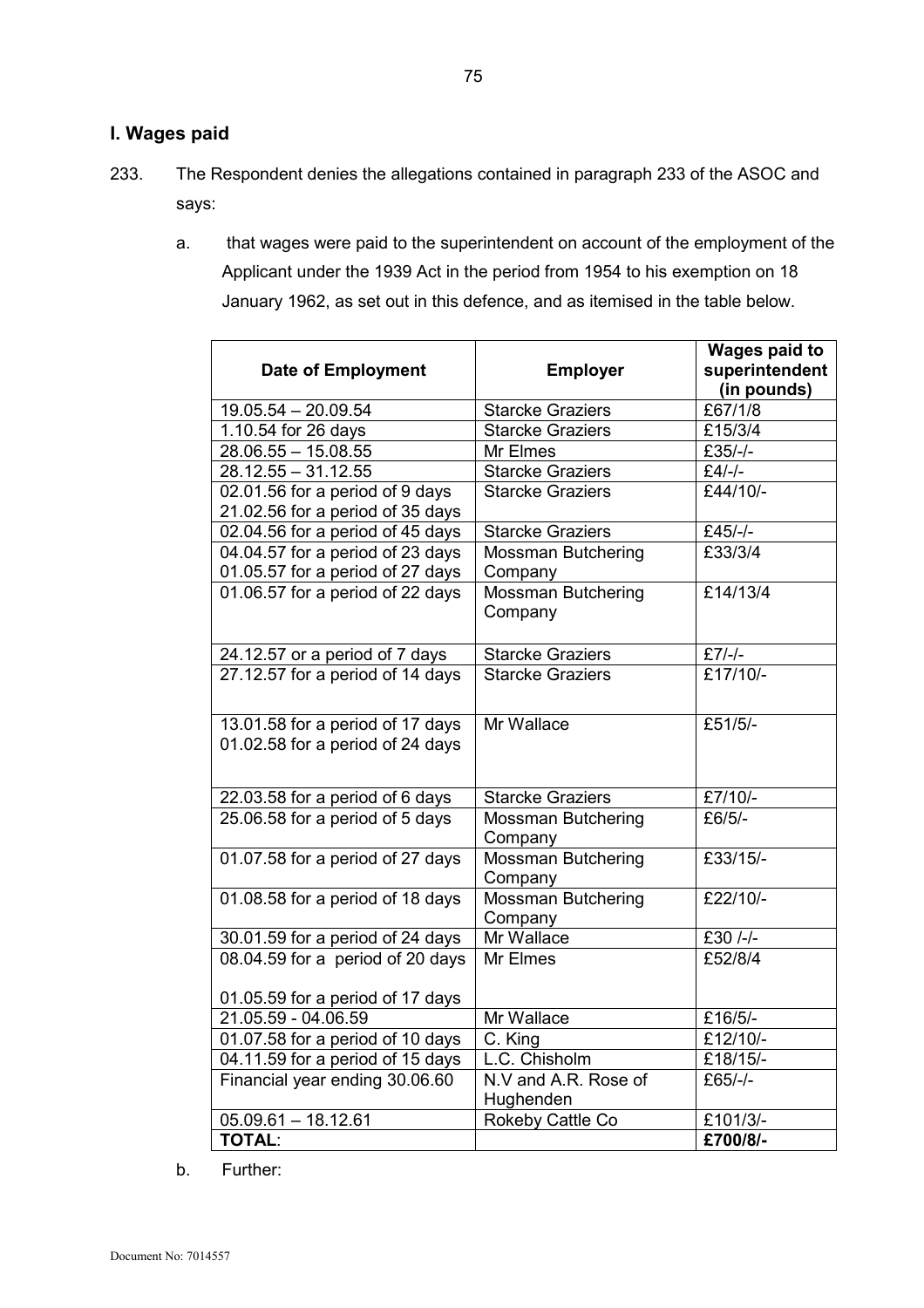## I. Wages paid

233. The Respondent denies the allegations contained in paragraph 233 of the ASOC and says:

   a. that wages were paid to the superintendent on account of the employment of the Applicant under the 1939 Act in the period from 1954 to his exemption on 18 January 1962, as set out in this defence, and as itemised in the table below.

| Date of Employment | Employer | Wages paid to superintendent (in pounds) |
|---|---|---|
| 19.05.54 – 20.09.54 | Starcke Graziers | £67/1/8 |
| 1.10.54 for 26 days | Starcke Graziers | £15/3/4 |
| 28.06.55 – 15.08.55 | Mr Elmes | £35/-/- |
| 28.12.55 – 31.12.55 | Starcke Graziers | £4/-/- |
| 02.01.56 for a period of 9 days<br>21.02.56 for a period of 35 days | Starcke Graziers | £44/10/- |
| 02.04.56 for a period of 45 days | Starcke Graziers | £45/-/- |
| 04.04.57 for a period of 23 days<br>01.05.57 for a period of 27 days | Mossman Butchering Company | £33/3/4 |
| 01.06.57 for a period of 22 days | Mossman Butchering Company | £14/13/4 |
| 24.12.57 or a period of 7 days | Starcke Graziers | £7/-/- |
| 27.12.57 for a period of 14 days | Starcke Graziers | £17/10/- |
| 13.01.58 for a period of 17 days<br>01.02.58 for a period of 24 days | Mr Wallace | £51/5/- |
| 22.03.58 for a period of 6 days | Starcke Graziers | £7/10/- |
| 25.06.58 for a period of 5 days | Mossman Butchering Company | £6/5/- |
| 01.07.58 for a period of 27 days | Mossman Butchering Company | £33/15/- |
| 01.08.58 for a period of 18 days | Mossman Butchering Company | £22/10/- |
| 30.01.59 for a period of 24 days | Mr Wallace | £30 /-/- |
| 08.04.59 for a period of 20 days<br>01.05.59 for a period of 17 days | Mr Elmes | £52/8/4 |
| 21.05.59 - 04.06.59 | Mr Wallace | £16/5/- |
| 01.07.58 for a period of 10 days | C. King | £12/10/- |
| 04.11.59 for a period of 15 days | L.C. Chisholm | £18/15/- |
| Financial year ending 30.06.60 | N.V and A.R. Rose of Hughenden | £65/-/- |
| 05.09.61 – 18.12.61 | Rokeby Cattle Co | £101/3/- |
| **TOTAL**: | | **£700/8/-** |

   b. Further: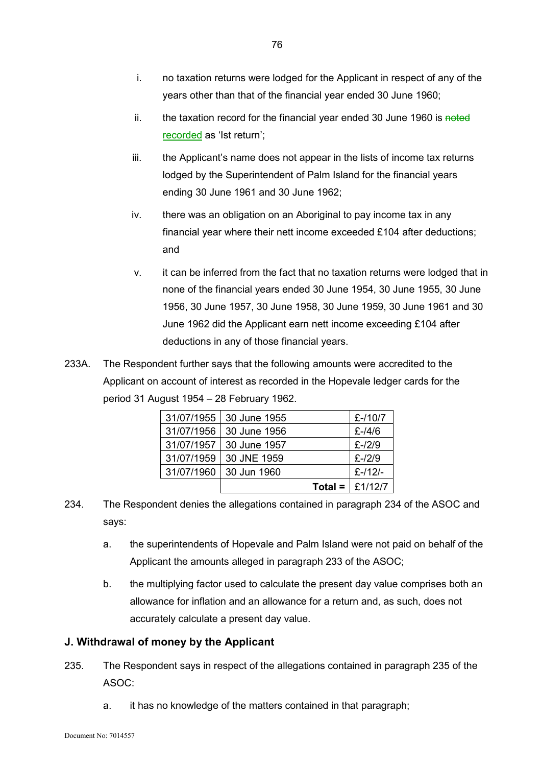i. no taxation returns were lodged for the Applicant in respect of any of the years other than that of the financial year ended 30 June 1960;

ii. the taxation record for the financial year ended 30 June 1960 is ~~noted~~ recorded as 'Ist return';

iii. the Applicant's name does not appear in the lists of income tax returns lodged by the Superintendent of Palm Island for the financial years ending 30 June 1961 and 30 June 1962;

iv. there was an obligation on an Aboriginal to pay income tax in any financial year where their nett income exceeded £104 after deductions; and

v. it can be inferred from the fact that no taxation returns were lodged that in none of the financial years ended 30 June 1954, 30 June 1955, 30 June 1956, 30 June 1957, 30 June 1958, 30 June 1959, 30 June 1961 and 30 June 1962 did the Applicant earn nett income exceeding £104 after deductions in any of those financial years.

233A. The Respondent further says that the following amounts were accredited to the Applicant on account of interest as recorded in the Hopevale ledger cards for the period 31 August 1954 – 28 February 1962.

| | | |
|---|---|---|
| 31/07/1955 | 30 June 1955 | £-/10/7 |
| 31/07/1956 | 30 June 1956 | £-/4/6 |
| 31/07/1957 | 30 June 1957 | £-/2/9 |
| 31/07/1959 | 30 JNE 1959 | £-/2/9 |
| 31/07/1960 | 30 Jun 1960 | £-/12/- |
| | **Total =** | £1/12/7 |

234. The Respondent denies the allegations contained in paragraph 234 of the ASOC and says:

a. the superintendents of Hopevale and Palm Island were not paid on behalf of the Applicant the amounts alleged in paragraph 233 of the ASOC;

b. the multiplying factor used to calculate the present day value comprises both an allowance for inflation and an allowance for a return and, as such, does not accurately calculate a present day value.

### J. Withdrawal of money by the Applicant

235. The Respondent says in respect of the allegations contained in paragraph 235 of the ASOC:

a. it has no knowledge of the matters contained in that paragraph;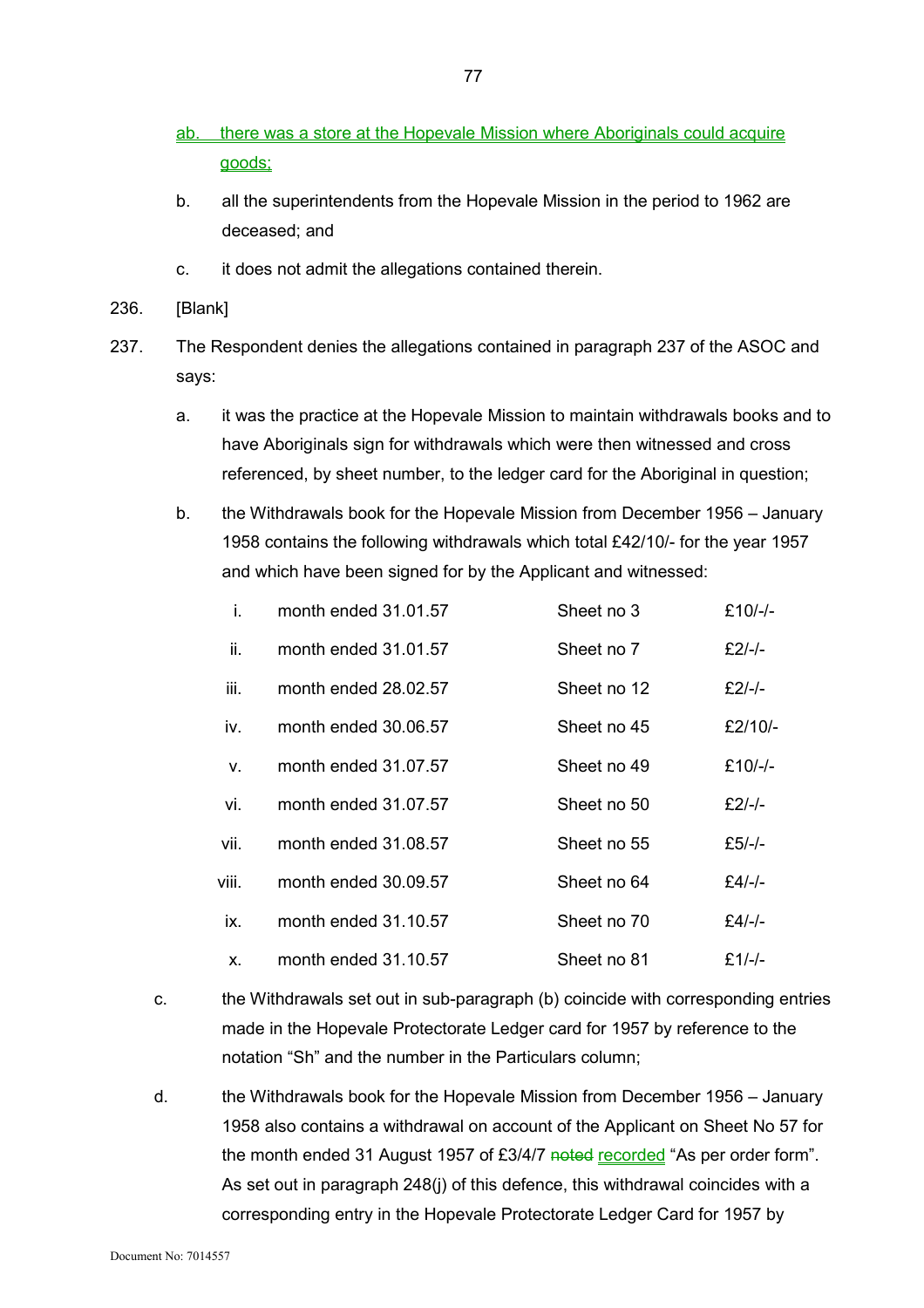ab. there was a store at the Hopevale Mission where Aboriginals could acquire goods;

b. all the superintendents from the Hopevale Mission in the period to 1962 are deceased; and

c. it does not admit the allegations contained therein.

236. [Blank]

237. The Respondent denies the allegations contained in paragraph 237 of the ASOC and says:

a. it was the practice at the Hopevale Mission to maintain withdrawals books and to have Aboriginals sign for withdrawals which were then witnessed and cross referenced, by sheet number, to the ledger card for the Aboriginal in question;

b. the Withdrawals book for the Hopevale Mission from December 1956 – January 1958 contains the following withdrawals which total £42/10/- for the year 1957 and which have been signed for by the Applicant and witnessed:

| | | | |
|---|---|---|---|
| i. | month ended 31.01.57 | Sheet no 3 | £10/-/- |
| ii. | month ended 31.01.57 | Sheet no 7 | £2/-/- |
| iii. | month ended 28.02.57 | Sheet no 12 | £2/-/- |
| iv. | month ended 30.06.57 | Sheet no 45 | £2/10/- |
| v. | month ended 31.07.57 | Sheet no 49 | £10/-/- |
| vi. | month ended 31.07.57 | Sheet no 50 | £2/-/- |
| vii. | month ended 31.08.57 | Sheet no 55 | £5/-/- |
| viii. | month ended 30.09.57 | Sheet no 64 | £4/-/- |
| ix. | month ended 31.10.57 | Sheet no 70 | £4/-/- |
| x. | month ended 31.10.57 | Sheet no 81 | £1/-/- |

c. the Withdrawals set out in sub-paragraph (b) coincide with corresponding entries made in the Hopevale Protectorate Ledger card for 1957 by reference to the notation "Sh" and the number in the Particulars column;

d. the Withdrawals book for the Hopevale Mission from December 1956 – January 1958 also contains a withdrawal on account of the Applicant on Sheet No 57 for the month ended 31 August 1957 of £3/4/7 ~~noted~~ recorded "As per order form". As set out in paragraph 248(j) of this defence, this withdrawal coincides with a corresponding entry in the Hopevale Protectorate Ledger Card for 1957 by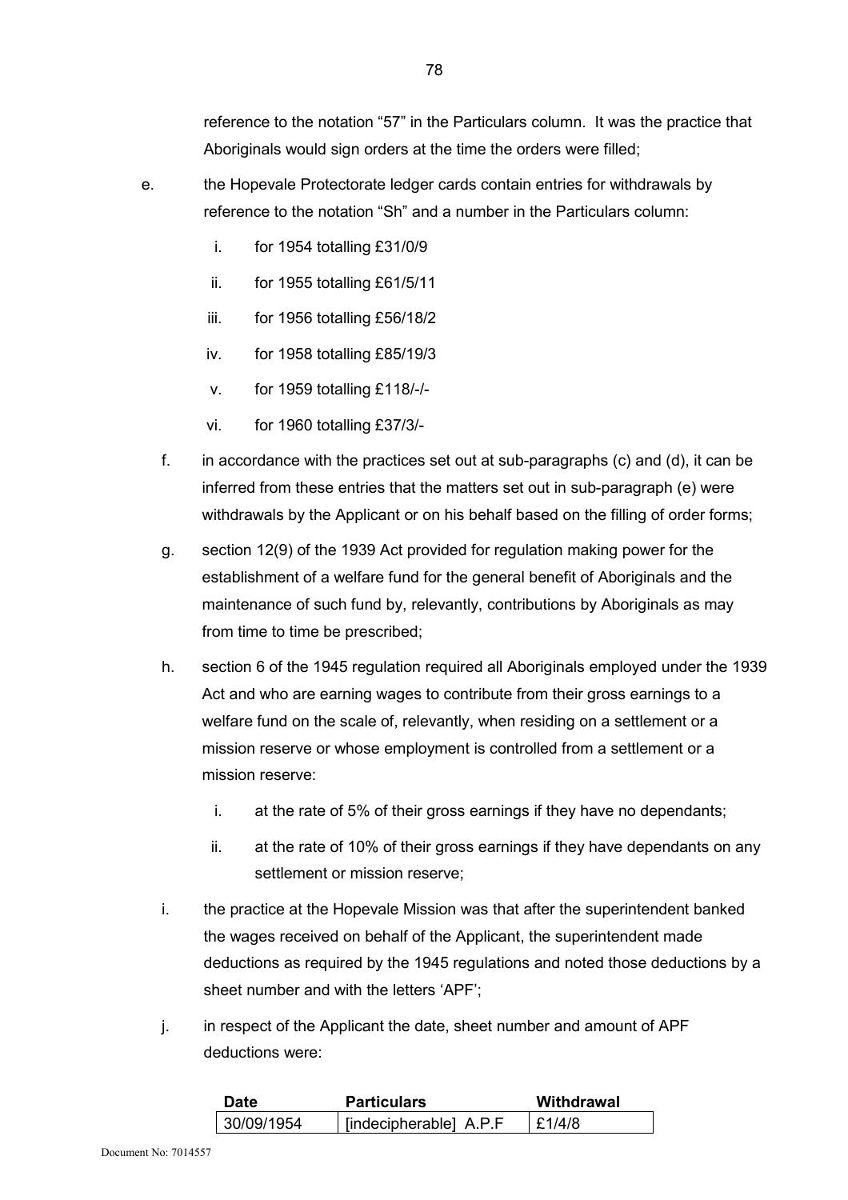reference to the notation "57" in the Particulars column. It was the practice that Aboriginals would sign orders at the time the orders were filled;

e. the Hopevale Protectorate ledger cards contain entries for withdrawals by reference to the notation "Sh" and a number in the Particulars column:

   i. for 1954 totalling £31/0/9

   ii. for 1955 totalling £61/5/11

   iii. for 1956 totalling £56/18/2

   iv. for 1958 totalling £85/19/3

   v. for 1959 totalling £118/-/-

   vi. for 1960 totalling £37/3/-

f. in accordance with the practices set out at sub-paragraphs (c) and (d), it can be inferred from these entries that the matters set out in sub-paragraph (e) were withdrawals by the Applicant or on his behalf based on the filling of order forms;

g. section 12(9) of the 1939 Act provided for regulation making power for the establishment of a welfare fund for the general benefit of Aboriginals and the maintenance of such fund by, relevantly, contributions by Aboriginals as may from time to time be prescribed;

h. section 6 of the 1945 regulation required all Aboriginals employed under the 1939 Act and who are earning wages to contribute from their gross earnings to a welfare fund on the scale of, relevantly, when residing on a settlement or a mission reserve or whose employment is controlled from a settlement or a mission reserve:

   i. at the rate of 5% of their gross earnings if they have no dependants;

   ii. at the rate of 10% of their gross earnings if they have dependants on any settlement or mission reserve;

i. the practice at the Hopevale Mission was that after the superintendent banked the wages received on behalf of the Applicant, the superintendent made deductions as required by the 1945 regulations and noted those deductions by a sheet number and with the letters 'APF';

j. in respect of the Applicant the date, sheet number and amount of APF deductions were:

| Date | Particulars | Withdrawal |
|---|---|---|
| 30/09/1954 | [indecipherable] A.P.F | £1/4/8 |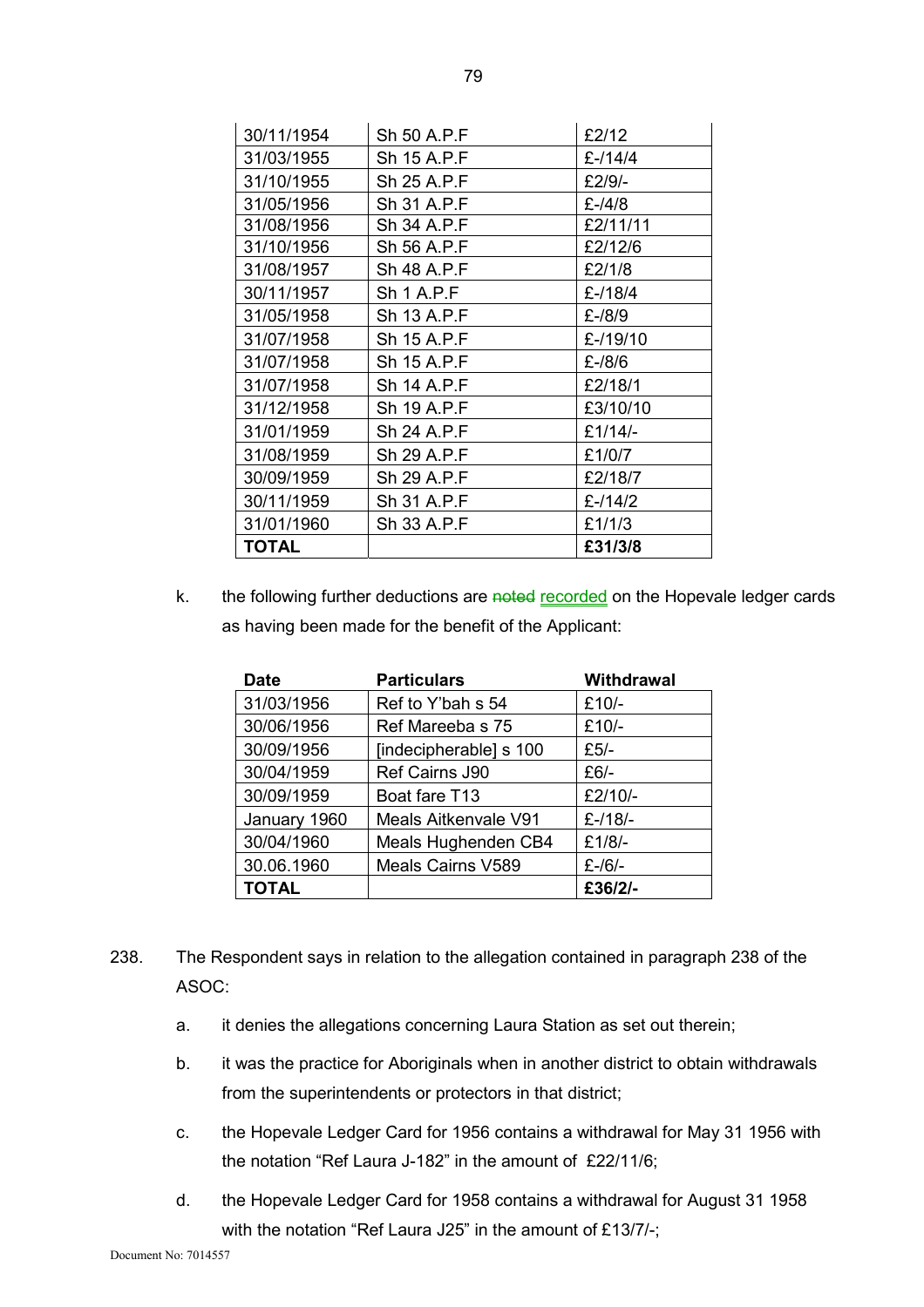| 30/11/1954 | Sh 50 A.P.F | £2/12 |
|---|---|---|
| 31/03/1955 | Sh 15 A.P.F | £-/14/4 |
| 31/10/1955 | Sh 25 A.P.F | £2/9/- |
| 31/05/1956 | Sh 31 A.P.F | £-/4/8 |
| 31/08/1956 | Sh 34 A.P.F | £2/11/11 |
| 31/10/1956 | Sh 56 A.P.F | £2/12/6 |
| 31/08/1957 | Sh 48 A.P.F | £2/1/8 |
| 30/11/1957 | Sh 1 A.P.F | £-/18/4 |
| 31/05/1958 | Sh 13 A.P.F | £-/8/9 |
| 31/07/1958 | Sh 15 A.P.F | £-/19/10 |
| 31/07/1958 | Sh 15 A.P.F | £-/8/6 |
| 31/07/1958 | Sh 14 A.P.F | £2/18/1 |
| 31/12/1958 | Sh 19 A.P.F | £3/10/10 |
| 31/01/1959 | Sh 24 A.P.F | £1/14/- |
| 31/08/1959 | Sh 29 A.P.F | £1/0/7 |
| 30/09/1959 | Sh 29 A.P.F | £2/18/7 |
| 30/11/1959 | Sh 31 A.P.F | £-/14/2 |
| 31/01/1960 | Sh 33 A.P.F | £1/1/3 |
| **TOTAL** | | **£31/3/8** |

k. the following further deductions are ~~noted~~ recorded on the Hopevale ledger cards as having been made for the benefit of the Applicant:

| Date | Particulars | Withdrawal |
|---|---|---|
| 31/03/1956 | Ref to Y'bah s 54 | £10/- |
| 30/06/1956 | Ref Mareeba s 75 | £10/- |
| 30/09/1956 | [indecipherable] s 100 | £5/- |
| 30/04/1959 | Ref Cairns J90 | £6/- |
| 30/09/1959 | Boat fare T13 | £2/10/- |
| January 1960 | Meals Aitkenvale V91 | £-/18/- |
| 30/04/1960 | Meals Hughenden CB4 | £1/8/- |
| 30.06.1960 | Meals Cairns V589 | £-/6/- |
| **TOTAL** | | **£36/2/-** |

238. The Respondent says in relation to the allegation contained in paragraph 238 of the ASOC:

a. it denies the allegations concerning Laura Station as set out therein;

b. it was the practice for Aboriginals when in another district to obtain withdrawals from the superintendents or protectors in that district;

c. the Hopevale Ledger Card for 1956 contains a withdrawal for May 31 1956 with the notation "Ref Laura J-182" in the amount of £22/11/6;

d. the Hopevale Ledger Card for 1958 contains a withdrawal for August 31 1958 with the notation "Ref Laura J25" in the amount of £13/7/-;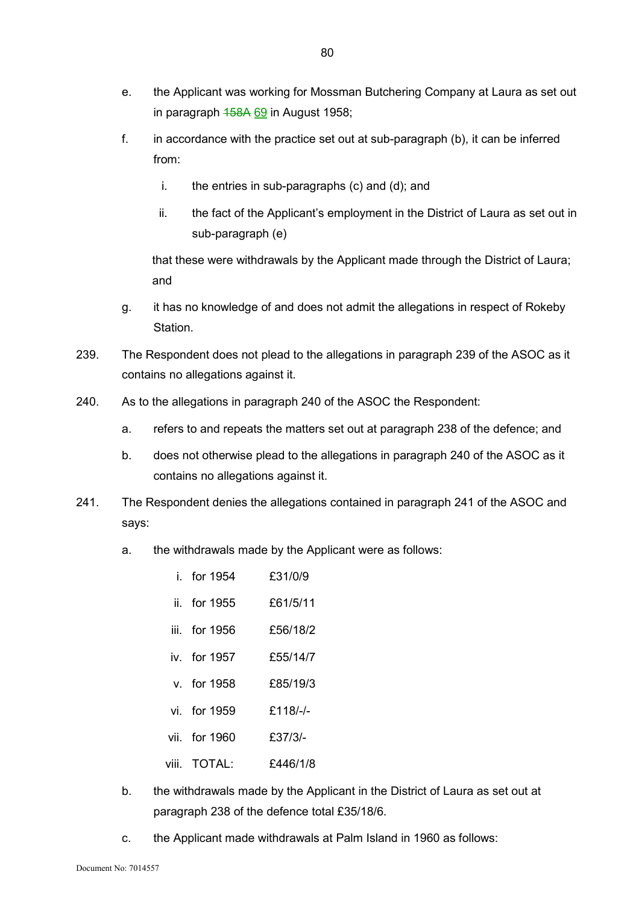e. the Applicant was working for Mossman Butchering Company at Laura as set out in paragraph ~~158A~~ 69 in August 1958;

f. in accordance with the practice set out at sub-paragraph (b), it can be inferred from:

   i. the entries in sub-paragraphs (c) and (d); and

   ii. the fact of the Applicant's employment in the District of Laura as set out in sub-paragraph (e)

   that these were withdrawals by the Applicant made through the District of Laura; and

g. it has no knowledge of and does not admit the allegations in respect of Rokeby Station.

239. The Respondent does not plead to the allegations in paragraph 239 of the ASOC as it contains no allegations against it.

240. As to the allegations in paragraph 240 of the ASOC the Respondent:

   a. refers to and repeats the matters set out at paragraph 238 of the defence; and

   b. does not otherwise plead to the allegations in paragraph 240 of the ASOC as it contains no allegations against it.

241. The Respondent denies the allegations contained in paragraph 241 of the ASOC and says:

   a. the withdrawals made by the Applicant were as follows:

      i. for 1954 £31/0/9

      ii. for 1955 £61/5/11

      iii. for 1956 £56/18/2

      iv. for 1957 £55/14/7

      v. for 1958 £85/19/3

      vi. for 1959 £118/-/-

      vii. for 1960 £37/3/-

      viii. TOTAL: £446/1/8

   b. the withdrawals made by the Applicant in the District of Laura as set out at paragraph 238 of the defence total £35/18/6.

   c. the Applicant made withdrawals at Palm Island in 1960 as follows: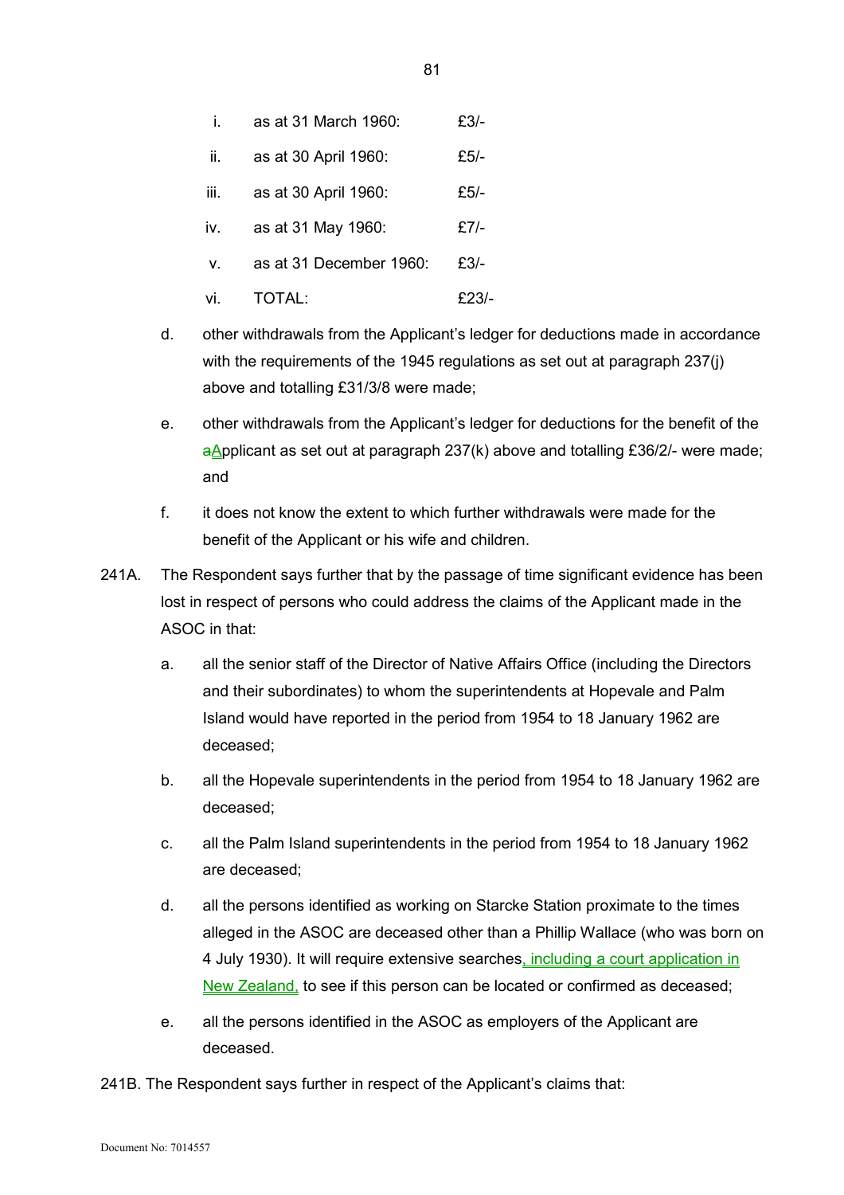i. as at 31 March 1960: £3/-

ii. as at 30 April 1960: £5/-

iii. as at 30 April 1960: £5/-

iv. as at 31 May 1960: £7/-

v. as at 31 December 1960: £3/-

vi. TOTAL: £23/-

d. other withdrawals from the Applicant's ledger for deductions made in accordance with the requirements of the 1945 regulations as set out at paragraph 237(j) above and totalling £31/3/8 were made;

e. other withdrawals from the Applicant's ledger for deductions for the benefit of the ~~a~~Applicant as set out at paragraph 237(k) above and totalling £36/2/- were made; and

f. it does not know the extent to which further withdrawals were made for the benefit of the Applicant or his wife and children.

241A. The Respondent says further that by the passage of time significant evidence has been lost in respect of persons who could address the claims of the Applicant made in the ASOC in that:

a. all the senior staff of the Director of Native Affairs Office (including the Directors and their subordinates) to whom the superintendents at Hopevale and Palm Island would have reported in the period from 1954 to 18 January 1962 are deceased;

b. all the Hopevale superintendents in the period from 1954 to 18 January 1962 are deceased;

c. all the Palm Island superintendents in the period from 1954 to 18 January 1962 are deceased;

d. all the persons identified as working on Starcke Station proximate to the times alleged in the ASOC are deceased other than a Phillip Wallace (who was born on 4 July 1930). It will require extensive searches, including a court application in New Zealand, to see if this person can be located or confirmed as deceased;

e. all the persons identified in the ASOC as employers of the Applicant are deceased.

241B. The Respondent says further in respect of the Applicant's claims that: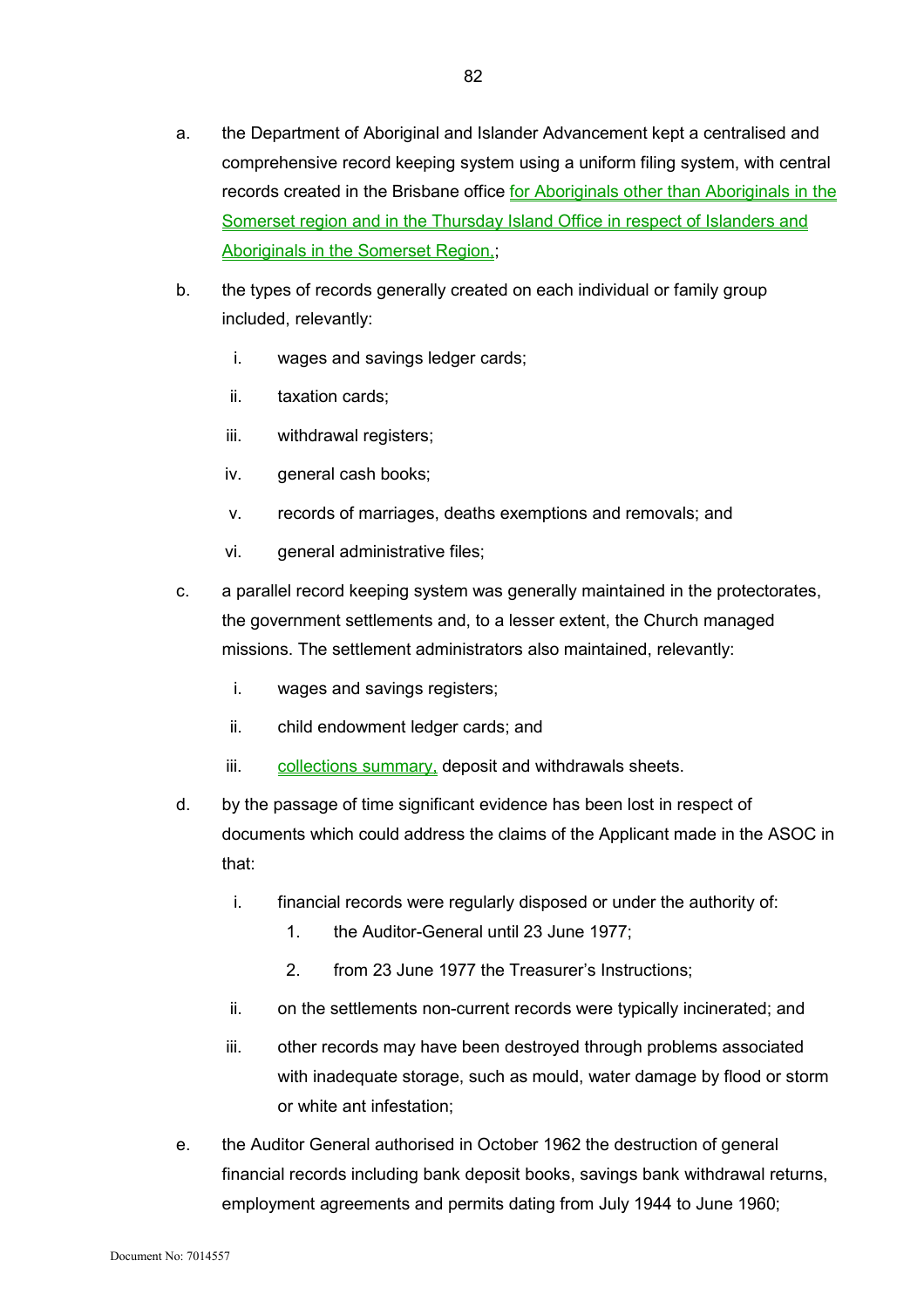a. the Department of Aboriginal and Islander Advancement kept a centralised and comprehensive record keeping system using a uniform filing system, with central records created in the Brisbane office for Aboriginals other than Aboriginals in the Somerset region and in the Thursday Island Office in respect of Islanders and Aboriginals in the Somerset Region.;

b. the types of records generally created on each individual or family group included, relevantly:

   i. wages and savings ledger cards;

   ii. taxation cards;

   iii. withdrawal registers;

   iv. general cash books;

   v. records of marriages, deaths exemptions and removals; and

   vi. general administrative files;

c. a parallel record keeping system was generally maintained in the protectorates, the government settlements and, to a lesser extent, the Church managed missions. The settlement administrators also maintained, relevantly:

   i. wages and savings registers;

   ii. child endowment ledger cards; and

   iii. collections summary, deposit and withdrawals sheets.

d. by the passage of time significant evidence has been lost in respect of documents which could address the claims of the Applicant made in the ASOC in that:

   i. financial records were regularly disposed or under the authority of:

      1. the Auditor-General until 23 June 1977;

      2. from 23 June 1977 the Treasurer's Instructions;

   ii. on the settlements non-current records were typically incinerated; and

   iii. other records may have been destroyed through problems associated with inadequate storage, such as mould, water damage by flood or storm or white ant infestation;

e. the Auditor General authorised in October 1962 the destruction of general financial records including bank deposit books, savings bank withdrawal returns, employment agreements and permits dating from July 1944 to June 1960;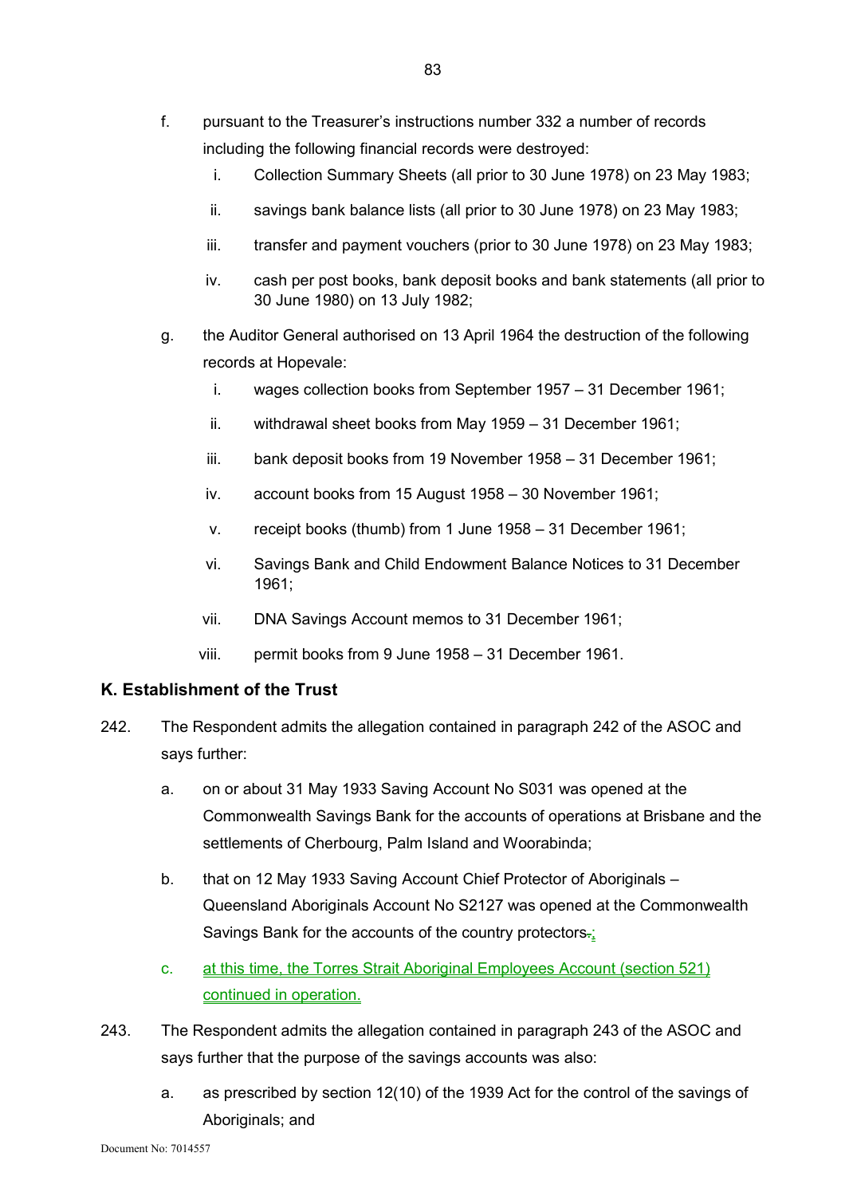f. pursuant to the Treasurer's instructions number 332 a number of records including the following financial records were destroyed:

   i. Collection Summary Sheets (all prior to 30 June 1978) on 23 May 1983;

   ii. savings bank balance lists (all prior to 30 June 1978) on 23 May 1983;

   iii. transfer and payment vouchers (prior to 30 June 1978) on 23 May 1983;

   iv. cash per post books, bank deposit books and bank statements (all prior to 30 June 1980) on 13 July 1982;

g. the Auditor General authorised on 13 April 1964 the destruction of the following records at Hopevale:

   i. wages collection books from September 1957 – 31 December 1961;

   ii. withdrawal sheet books from May 1959 – 31 December 1961;

   iii. bank deposit books from 19 November 1958 – 31 December 1961;

   iv. account books from 15 August 1958 – 30 November 1961;

   v. receipt books (thumb) from 1 June 1958 – 31 December 1961;

   vi. Savings Bank and Child Endowment Balance Notices to 31 December 1961;

   vii. DNA Savings Account memos to 31 December 1961;

   viii. permit books from 9 June 1958 – 31 December 1961.

## K. Establishment of the Trust

242. The Respondent admits the allegation contained in paragraph 242 of the ASOC and says further:

   a. on or about 31 May 1933 Saving Account No S031 was opened at the Commonwealth Savings Bank for the accounts of operations at Brisbane and the settlements of Cherbourg, Palm Island and Woorabinda;

   b. that on 12 May 1933 Saving Account Chief Protector of Aboriginals – Queensland Aboriginals Account No S2127 was opened at the Commonwealth Savings Bank for the accounts of the country protectors~~.~~;

   c. at this time, the Torres Strait Aboriginal Employees Account (section 521) continued in operation.

243. The Respondent admits the allegation contained in paragraph 243 of the ASOC and says further that the purpose of the savings accounts was also:

   a. as prescribed by section 12(10) of the 1939 Act for the control of the savings of Aboriginals; and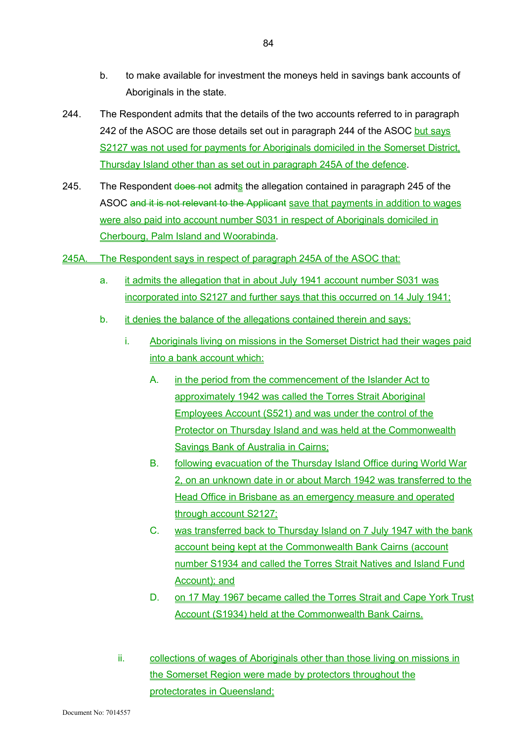b. to make available for investment the moneys held in savings bank accounts of Aboriginals in the state.

244. The Respondent admits that the details of the two accounts referred to in paragraph 242 of the ASOC are those details set out in paragraph 244 of the ASOC but says S2127 was not used for payments for Aboriginals domiciled in the Somerset District, Thursday Island other than as set out in paragraph 245A of the defence.

245. The Respondent ~~does not~~ admits the allegation contained in paragraph 245 of the ASOC ~~and it is not relevant to the Applicant~~ save that payments in addition to wages were also paid into account number S031 in respect of Aboriginals domiciled in Cherbourg, Palm Island and Woorabinda.

245A. The Respondent says in respect of paragraph 245A of the ASOC that:

a. it admits the allegation that in about July 1941 account number S031 was incorporated into S2127 and further says that this occurred on 14 July 1941;

b. it denies the balance of the allegations contained therein and says:

   i. Aboriginals living on missions in the Somerset District had their wages paid into a bank account which:

      A. in the period from the commencement of the Islander Act to approximately 1942 was called the Torres Strait Aboriginal Employees Account (S521) and was under the control of the Protector on Thursday Island and was held at the Commonwealth Savings Bank of Australia in Cairns;

      B. following evacuation of the Thursday Island Office during World War 2, on an unknown date in or about March 1942 was transferred to the Head Office in Brisbane as an emergency measure and operated through account S2127;

      C. was transferred back to Thursday Island on 7 July 1947 with the bank account being kept at the Commonwealth Bank Cairns (account number S1934 and called the Torres Strait Natives and Island Fund Account); and

      D. on 17 May 1967 became called the Torres Strait and Cape York Trust Account (S1934) held at the Commonwealth Bank Cairns.

   ii. collections of wages of Aboriginals other than those living on missions in the Somerset Region were made by protectors throughout the protectorates in Queensland;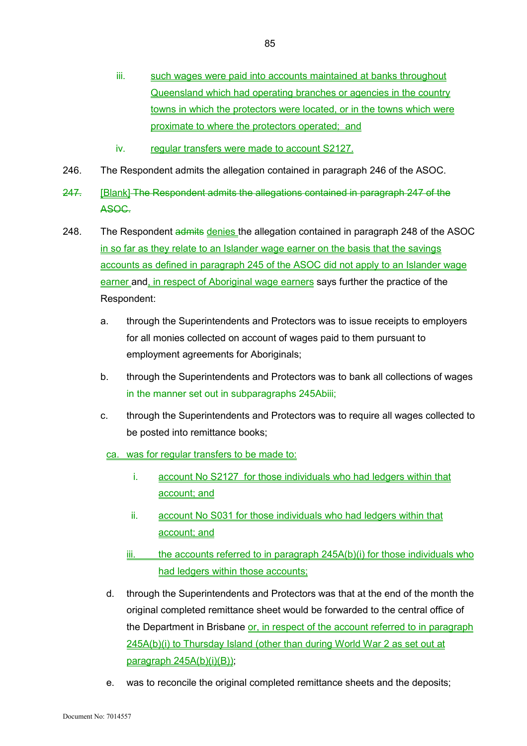iii. such wages were paid into accounts maintained at banks throughout Queensland which had operating branches or agencies in the country towns in which the protectors were located, or in the towns which were proximate to where the protectors operated; and

iv. regular transfers were made to account S2127.

246. The Respondent admits the allegation contained in paragraph 246 of the ASOC.

~~247.~~ [Blank] ~~The Respondent admits the allegations contained in paragraph 247 of the ASOC.~~

248. The Respondent ~~admits~~ denies the allegation contained in paragraph 248 of the ASOC in so far as they relate to an Islander wage earner on the basis that the savings accounts as defined in paragraph 245 of the ASOC did not apply to an Islander wage earner and, in respect of Aboriginal wage earners says further the practice of the Respondent:

a. through the Superintendents and Protectors was to issue receipts to employers for all monies collected on account of wages paid to them pursuant to employment agreements for Aboriginals;

b. through the Superintendents and Protectors was to bank all collections of wages in the manner set out in subparagraphs 245Abiii;

c. through the Superintendents and Protectors was to require all wages collected to be posted into remittance books;

ca. was for regular transfers to be made to:

i. account No S2127 for those individuals who had ledgers within that account; and

ii. account No S031 for those individuals who had ledgers within that account; and

iii. the accounts referred to in paragraph 245A(b)(i) for those individuals who had ledgers within those accounts;

d. through the Superintendents and Protectors was that at the end of the month the original completed remittance sheet would be forwarded to the central office of the Department in Brisbane or, in respect of the account referred to in paragraph 245A(b)(i) to Thursday Island (other than during World War 2 as set out at paragraph 245A(b)(i)(B));

e. was to reconcile the original completed remittance sheets and the deposits;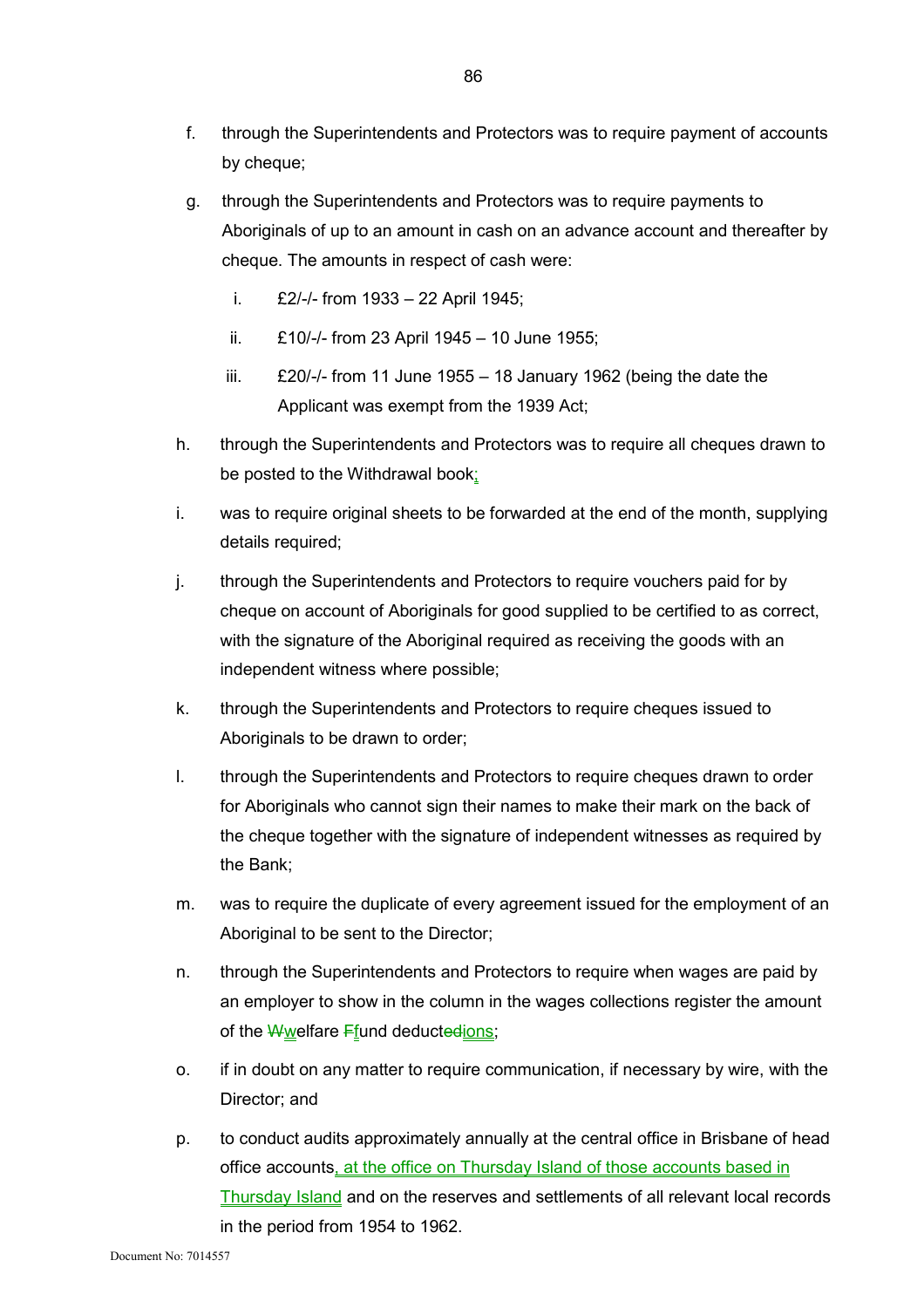f. through the Superintendents and Protectors was to require payment of accounts by cheque;

g. through the Superintendents and Protectors was to require payments to Aboriginals of up to an amount in cash on an advance account and thereafter by cheque. The amounts in respect of cash were:

   i. £2/-/- from 1933 – 22 April 1945;

   ii. £10/-/- from 23 April 1945 – 10 June 1955;

   iii. £20/-/- from 11 June 1955 – 18 January 1962 (being the date the Applicant was exempt from the 1939 Act;

h. through the Superintendents and Protectors was to require all cheques drawn to be posted to the Withdrawal book;

i. was to require original sheets to be forwarded at the end of the month, supplying details required;

j. through the Superintendents and Protectors to require vouchers paid for by cheque on account of Aboriginals for good supplied to be certified to as correct, with the signature of the Aboriginal required as receiving the goods with an independent witness where possible;

k. through the Superintendents and Protectors to require cheques issued to Aboriginals to be drawn to order;

l. through the Superintendents and Protectors to require cheques drawn to order for Aboriginals who cannot sign their names to make their mark on the back of the cheque together with the signature of independent witnesses as required by the Bank;

m. was to require the duplicate of every agreement issued for the employment of an Aboriginal to be sent to the Director;

n. through the Superintendents and Protectors to require when wages are paid by an employer to show in the column in the wages collections register the amount of the ~~W~~welfare ~~F~~fund deduct~~ed~~ions;

o. if in doubt on any matter to require communication, if necessary by wire, with the Director; and

p. to conduct audits approximately annually at the central office in Brisbane of head office accounts, at the office on Thursday Island of those accounts based in Thursday Island and on the reserves and settlements of all relevant local records in the period from 1954 to 1962.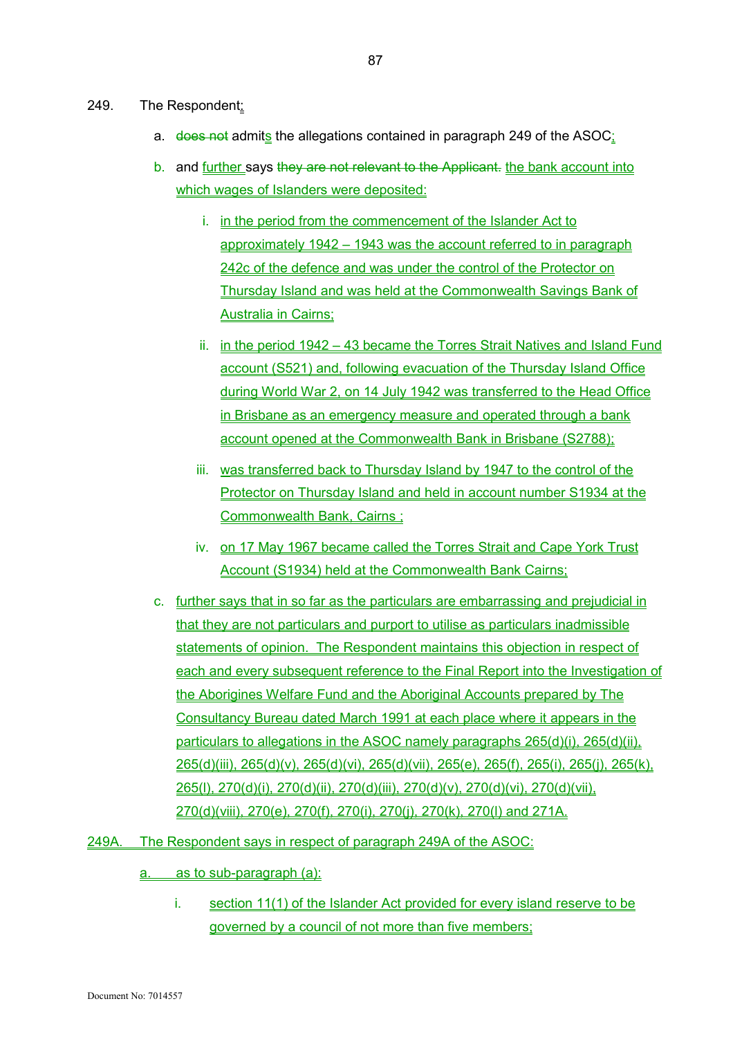249. The Respondent:

a. ~~does not~~ admits the allegations contained in paragraph 249 of the ASOC;

b. and further says ~~they are not relevant to the Applicant.~~ the bank account into which wages of Islanders were deposited:

    i. in the period from the commencement of the Islander Act to approximately 1942 – 1943 was the account referred to in paragraph 242c of the defence and was under the control of the Protector on Thursday Island and was held at the Commonwealth Savings Bank of Australia in Cairns;

    ii. in the period 1942 – 43 became the Torres Strait Natives and Island Fund account (S521) and, following evacuation of the Thursday Island Office during World War 2, on 14 July 1942 was transferred to the Head Office in Brisbane as an emergency measure and operated through a bank account opened at the Commonwealth Bank in Brisbane (S2788);

    iii. was transferred back to Thursday Island by 1947 to the control of the Protector on Thursday Island and held in account number S1934 at the Commonwealth Bank, Cairns ;

    iv. on 17 May 1967 became called the Torres Strait and Cape York Trust Account (S1934) held at the Commonwealth Bank Cairns;

c. further says that in so far as the particulars are embarrassing and prejudicial in that they are not particulars and purport to utilise as particulars inadmissible statements of opinion. The Respondent maintains this objection in respect of each and every subsequent reference to the Final Report into the Investigation of the Aborigines Welfare Fund and the Aboriginal Accounts prepared by The Consultancy Bureau dated March 1991 at each place where it appears in the particulars to allegations in the ASOC namely paragraphs 265(d)(i), 265(d)(ii), 265(d)(iii), 265(d)(v), 265(d)(vi), 265(d)(vii), 265(e), 265(f), 265(i), 265(j), 265(k), 265(l), 270(d)(i), 270(d)(ii), 270(d)(iii), 270(d)(v), 270(d)(vi), 270(d)(vii), 270(d)(viii), 270(e), 270(f), 270(i), 270(j), 270(k), 270(l) and 271A.

249A. The Respondent says in respect of paragraph 249A of the ASOC:

a. as to sub-paragraph (a):

    i. section 11(1) of the Islander Act provided for every island reserve to be governed by a council of not more than five members;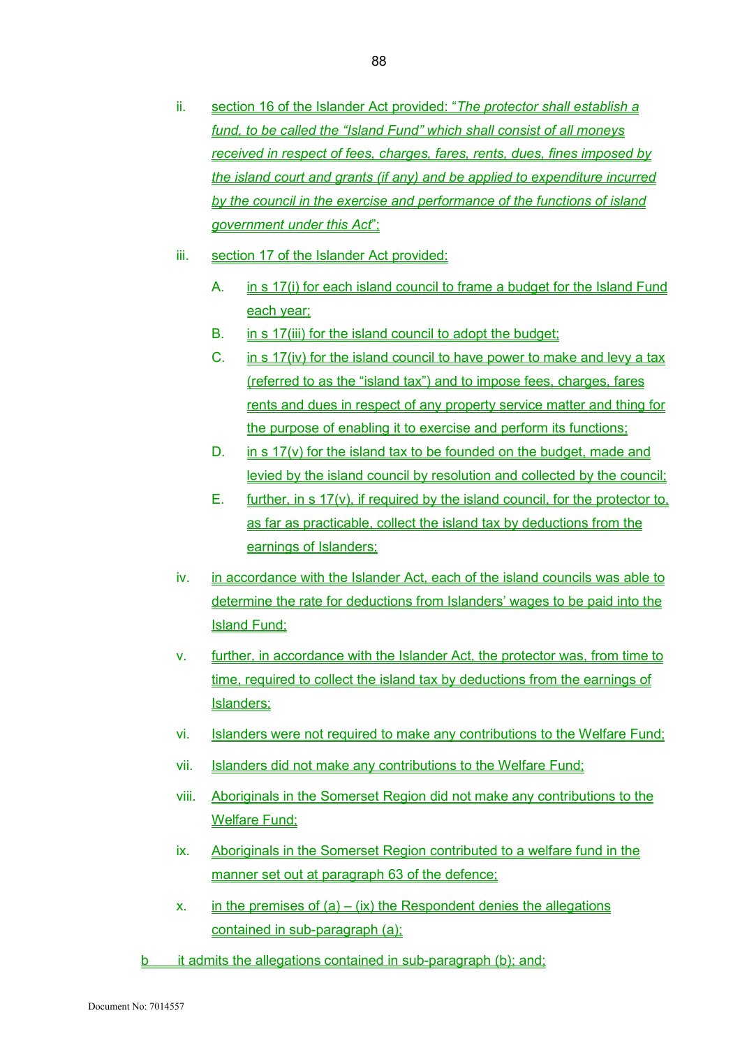ii. section 16 of the Islander Act provided: "*The protector shall establish a fund, to be called the "Island Fund" which shall consist of all moneys received in respect of fees, charges, fares, rents, dues, fines imposed by the island court and grants (if any) and be applied to expenditure incurred by the council in the exercise and performance of the functions of island government under this Act*";

iii. section 17 of the Islander Act provided:

   A. in s 17(i) for each island council to frame a budget for the Island Fund each year;

   B. in s 17(iii) for the island council to adopt the budget;

   C. in s 17(iv) for the island council to have power to make and levy a tax (referred to as the "island tax") and to impose fees, charges, fares rents and dues in respect of any property service matter and thing for the purpose of enabling it to exercise and perform its functions;

   D. in s 17(v) for the island tax to be founded on the budget, made and levied by the island council by resolution and collected by the council;

   E. further, in s 17(v), if required by the island council, for the protector to, as far as practicable, collect the island tax by deductions from the earnings of Islanders;

iv. in accordance with the Islander Act, each of the island councils was able to determine the rate for deductions from Islanders' wages to be paid into the Island Fund;

v. further, in accordance with the Islander Act, the protector was, from time to time, required to collect the island tax by deductions from the earnings of Islanders;

vi. Islanders were not required to make any contributions to the Welfare Fund;

vii. Islanders did not make any contributions to the Welfare Fund;

viii. Aboriginals in the Somerset Region did not make any contributions to the Welfare Fund;

ix. Aboriginals in the Somerset Region contributed to a welfare fund in the manner set out at paragraph 63 of the defence;

x. in the premises of (a) – (ix) the Respondent denies the allegations contained in sub-paragraph (a);

b it admits the allegations contained in sub-paragraph (b); and;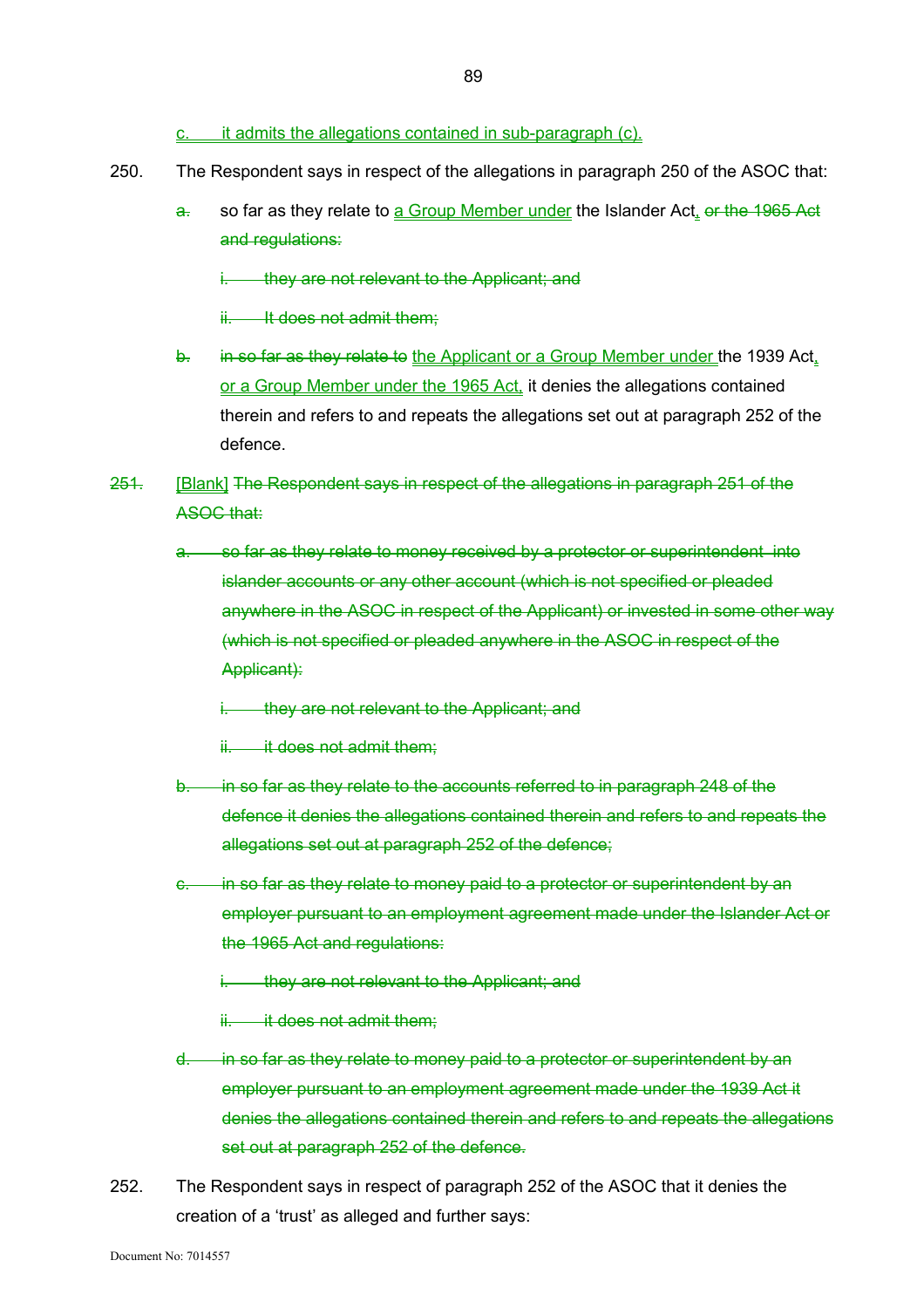c. it admits the allegations contained in sub-paragraph (c).

250. The Respondent says in respect of the allegations in paragraph 250 of the ASOC that:

~~a.~~ so far as they relate to a Group Member under the Islander Act, ~~or the 1965 Act and regulations:~~

~~i. they are not relevant to the Applicant; and~~

~~ii. It does not admit them;~~

~~b.~~ ~~in so far as they relate to~~ the Applicant or a Group Member under the 1939 Act, or a Group Member under the 1965 Act, it denies the allegations contained therein and refers to and repeats the allegations set out at paragraph 252 of the defence.

~~251.~~ [Blank] ~~The Respondent says in respect of the allegations in paragraph 251 of the ASOC that:~~

~~a. so far as they relate to money received by a protector or superintendent into islander accounts or any other account (which is not specified or pleaded anywhere in the ASOC in respect of the Applicant) or invested in some other way (which is not specified or pleaded anywhere in the ASOC in respect of the Applicant):~~

~~i. they are not relevant to the Applicant; and~~

~~ii. it does not admit them;~~

~~b. in so far as they relate to the accounts referred to in paragraph 248 of the defence it denies the allegations contained therein and refers to and repeats the allegations set out at paragraph 252 of the defence;~~

~~c. in so far as they relate to money paid to a protector or superintendent by an employer pursuant to an employment agreement made under the Islander Act or the 1965 Act and regulations:~~

~~i. they are not relevant to the Applicant; and~~

~~ii. it does not admit them;~~

~~d. in so far as they relate to money paid to a protector or superintendent by an employer pursuant to an employment agreement made under the 1939 Act it denies the allegations contained therein and refers to and repeats the allegations set out at paragraph 252 of the defence.~~

252. The Respondent says in respect of paragraph 252 of the ASOC that it denies the creation of a 'trust' as alleged and further says:

Document No: 7014557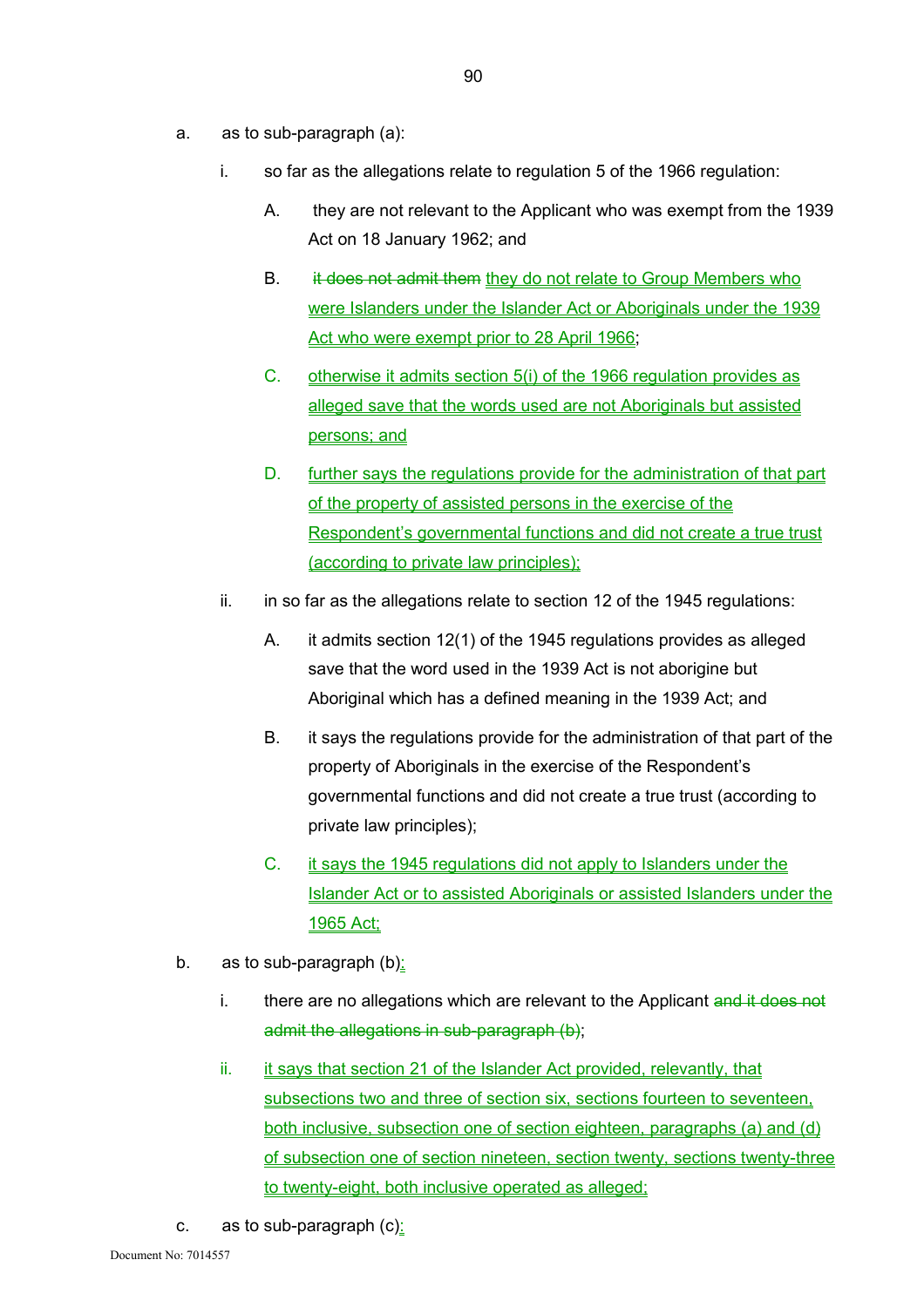a. as to sub-paragraph (a):

   i. so far as the allegations relate to regulation 5 of the 1966 regulation:

      A. they are not relevant to the Applicant who was exempt from the 1939 Act on 18 January 1962; and

      B. ~~it does not admit them~~ they do not relate to Group Members who were Islanders under the Islander Act or Aboriginals under the 1939 Act who were exempt prior to 28 April 1966;

      C. otherwise it admits section 5(i) of the 1966 regulation provides as alleged save that the words used are not Aboriginals but assisted persons; and

      D. further says the regulations provide for the administration of that part of the property of assisted persons in the exercise of the Respondent's governmental functions and did not create a true trust (according to private law principles);

   ii. in so far as the allegations relate to section 12 of the 1945 regulations:

      A. it admits section 12(1) of the 1945 regulations provides as alleged save that the word used in the 1939 Act is not aborigine but Aboriginal which has a defined meaning in the 1939 Act; and

      B. it says the regulations provide for the administration of that part of the property of Aboriginals in the exercise of the Respondent's governmental functions and did not create a true trust (according to private law principles);

      C. it says the 1945 regulations did not apply to Islanders under the Islander Act or to assisted Aboriginals or assisted Islanders under the 1965 Act;

b. as to sub-paragraph (b):

   i. there are no allegations which are relevant to the Applicant ~~and it does not admit the allegations in sub-paragraph (b)~~;

   ii. it says that section 21 of the Islander Act provided, relevantly, that subsections two and three of section six, sections fourteen to seventeen, both inclusive, subsection one of section eighteen, paragraphs (a) and (d) of subsection one of section nineteen, section twenty, sections twenty-three to twenty-eight, both inclusive operated as alleged;

c. as to sub-paragraph (c):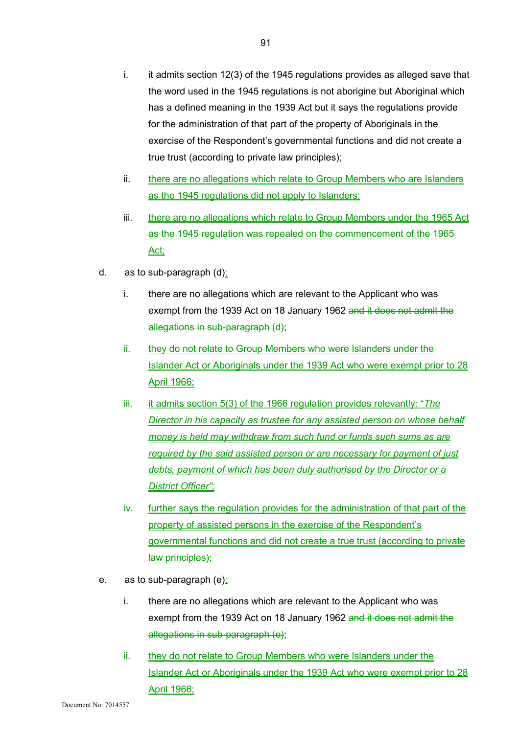i. it admits section 12(3) of the 1945 regulations provides as alleged save that the word used in the 1945 regulations is not aborigine but Aboriginal which has a defined meaning in the 1939 Act but it says the regulations provide for the administration of that part of the property of Aboriginals in the exercise of the Respondent's governmental functions and did not create a true trust (according to private law principles);

ii. <u>there are no allegations which relate to Group Members who are Islanders as the 1945 regulations did not apply to Islanders;</u>

iii. <u>there are no allegations which relate to Group Members under the 1965 Act as the 1945 regulation was repealed on the commencement of the 1965 Act;</u>

d. as to sub-paragraph (d)<u>:</u>

i. there are no allegations which are relevant to the Applicant who was exempt from the 1939 Act on 18 January 1962 ~~and it does not admit the allegations in sub-paragraph (d)~~;

ii. <u>they do not relate to Group Members who were Islanders under the Islander Act or Aboriginals under the 1939 Act who were exempt prior to 28 April 1966;</u>

iii. <u>it admits section 5(3) of the 1966 regulation provides relevantly: "*The Director in his capacity as trustee for any assisted person on whose behalf money is held may withdraw from such fund or funds such sums as are required by the said assisted person or are necessary for payment of just debts, payment of which has been duly authorised by the Director or a District Officer*";</u>

iv. <u>further says the regulation provides for the administration of that part of the property of assisted persons in the exercise of the Respondent's governmental functions and did not create a true trust (according to private law principles);</u>

e. as to sub-paragraph (e)<u>:</u>

i. there are no allegations which are relevant to the Applicant who was exempt from the 1939 Act on 18 January 1962 ~~and it does not admit the allegations in sub-paragraph (e)~~;

ii. <u>they do not relate to Group Members who were Islanders under the Islander Act or Aboriginals under the 1939 Act who were exempt prior to 28 April 1966;</u>

Document No: 7014557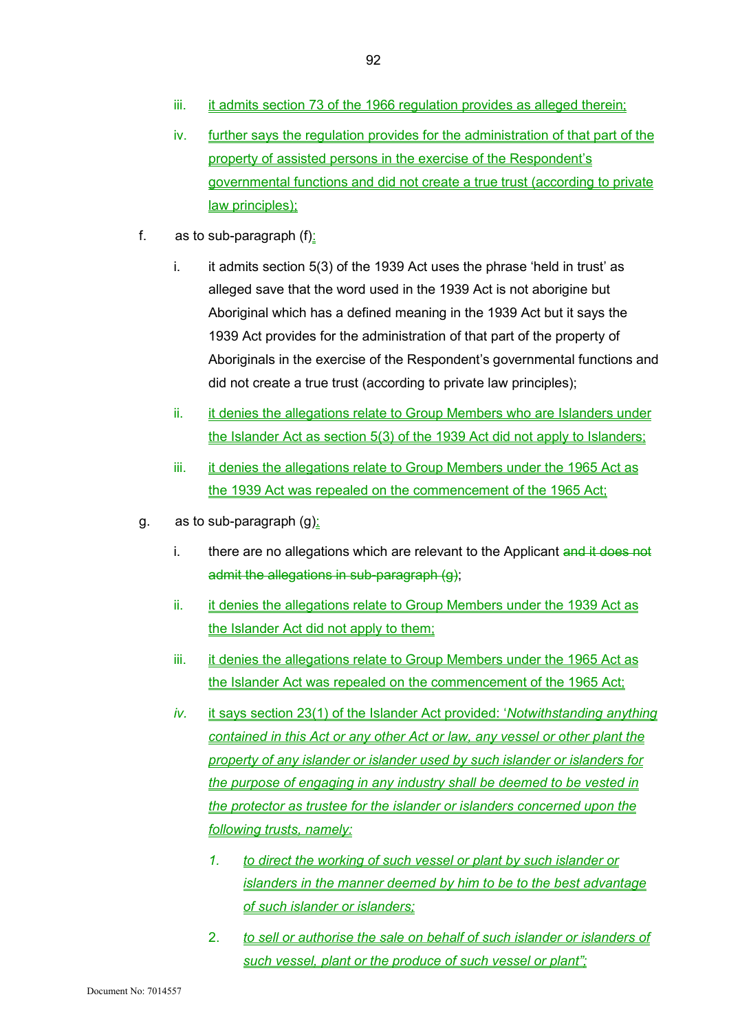iii. it admits section 73 of the 1966 regulation provides as alleged therein;

iv. further says the regulation provides for the administration of that part of the property of assisted persons in the exercise of the Respondent's governmental functions and did not create a true trust (according to private law principles);

f. as to sub-paragraph (f):

i. it admits section 5(3) of the 1939 Act uses the phrase 'held in trust' as alleged save that the word used in the 1939 Act is not aborigine but Aboriginal which has a defined meaning in the 1939 Act but it says the 1939 Act provides for the administration of that part of the property of Aboriginals in the exercise of the Respondent's governmental functions and did not create a true trust (according to private law principles);

ii. it denies the allegations relate to Group Members who are Islanders under the Islander Act as section 5(3) of the 1939 Act did not apply to Islanders;

iii. it denies the allegations relate to Group Members under the 1965 Act as the 1939 Act was repealed on the commencement of the 1965 Act;

g. as to sub-paragraph (g):

i. there are no allegations which are relevant to the Applicant ~~and it does not admit the allegations in sub-paragraph (g)~~;

ii. it denies the allegations relate to Group Members under the 1939 Act as the Islander Act did not apply to them;

iii. it denies the allegations relate to Group Members under the 1965 Act as the Islander Act was repealed on the commencement of the 1965 Act;

iv. it says section 23(1) of the Islander Act provided: '*Notwithstanding anything contained in this Act or any other Act or law, any vessel or other plant the property of any islander or islander used by such islander or islanders for the purpose of engaging in any industry shall be deemed to be vested in the protector as trustee for the islander or islanders concerned upon the following trusts, namely:*

1. *to direct the working of such vessel or plant by such islander or islanders in the manner deemed by him to be to the best advantage of such islander or islanders;*

2. *to sell or authorise the sale on behalf of such islander or islanders of such vessel, plant or the produce of such vessel or plant";*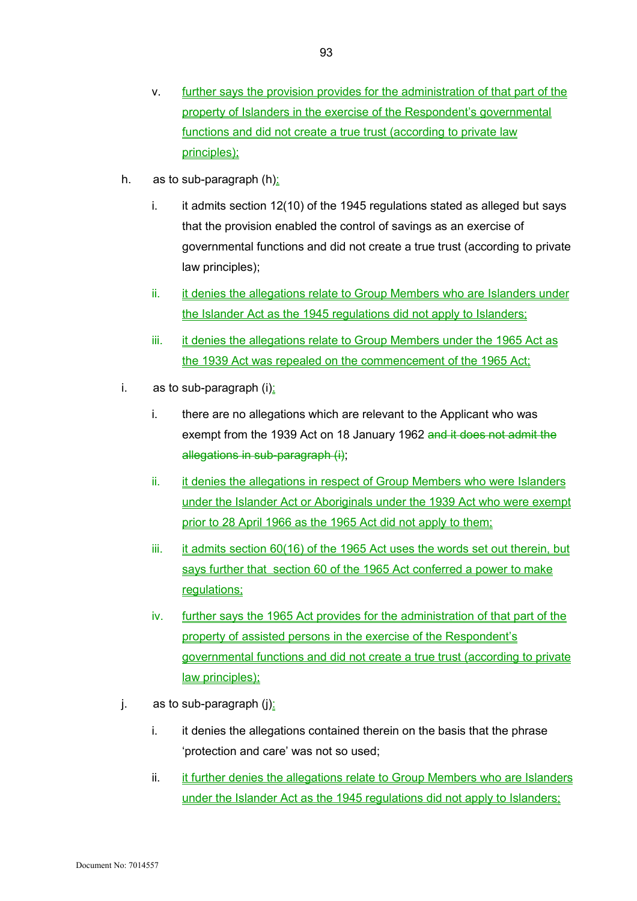v. further says the provision provides for the administration of that part of the property of Islanders in the exercise of the Respondent's governmental functions and did not create a true trust (according to private law principles);

h. as to sub-paragraph (h):

  i. it admits section 12(10) of the 1945 regulations stated as alleged but says that the provision enabled the control of savings as an exercise of governmental functions and did not create a true trust (according to private law principles);

  ii. it denies the allegations relate to Group Members who are Islanders under the Islander Act as the 1945 regulations did not apply to Islanders;

  iii. it denies the allegations relate to Group Members under the 1965 Act as the 1939 Act was repealed on the commencement of the 1965 Act;

i. as to sub-paragraph (i):

  i. there are no allegations which are relevant to the Applicant who was exempt from the 1939 Act on 18 January 1962 ~~and it does not admit the allegations in sub-paragraph (i)~~;

  ii. it denies the allegations in respect of Group Members who were Islanders under the Islander Act or Aboriginals under the 1939 Act who were exempt prior to 28 April 1966 as the 1965 Act did not apply to them;

  iii. it admits section 60(16) of the 1965 Act uses the words set out therein, but says further that section 60 of the 1965 Act conferred a power to make regulations;

  iv. further says the 1965 Act provides for the administration of that part of the property of assisted persons in the exercise of the Respondent's governmental functions and did not create a true trust (according to private law principles);

j. as to sub-paragraph (j):

  i. it denies the allegations contained therein on the basis that the phrase 'protection and care' was not so used;

  ii. it further denies the allegations relate to Group Members who are Islanders under the Islander Act as the 1945 regulations did not apply to Islanders;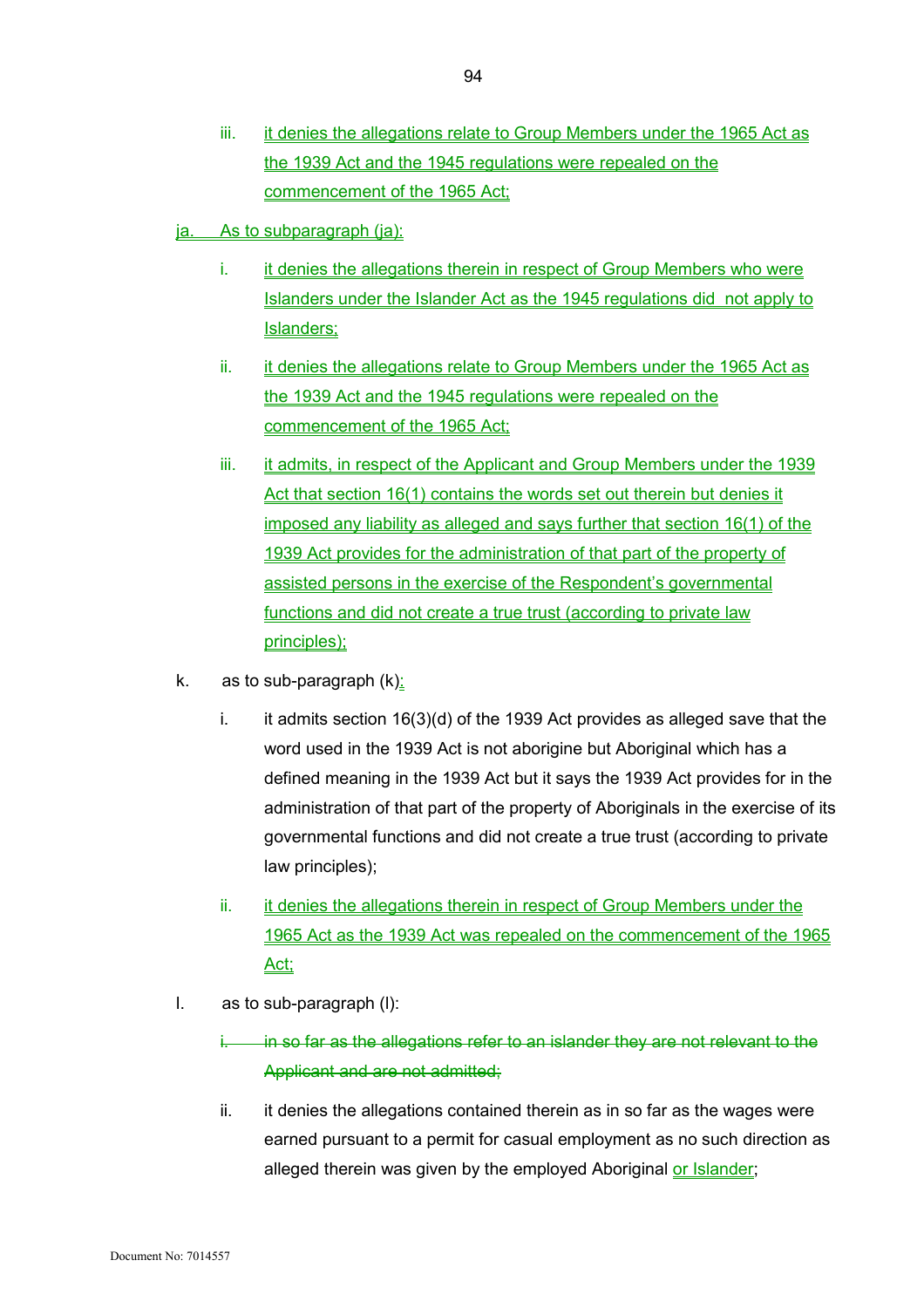iii. it denies the allegations relate to Group Members under the 1965 Act as the 1939 Act and the 1945 regulations were repealed on the commencement of the 1965 Act;

ja. As to subparagraph (ja):

i. it denies the allegations therein in respect of Group Members who were Islanders under the Islander Act as the 1945 regulations did not apply to Islanders;

ii. it denies the allegations relate to Group Members under the 1965 Act as the 1939 Act and the 1945 regulations were repealed on the commencement of the 1965 Act;

iii. it admits, in respect of the Applicant and Group Members under the 1939 Act that section 16(1) contains the words set out therein but denies it imposed any liability as alleged and says further that section 16(1) of the 1939 Act provides for the administration of that part of the property of assisted persons in the exercise of the Respondent's governmental functions and did not create a true trust (according to private law principles);

k. as to sub-paragraph (k):

i. it admits section 16(3)(d) of the 1939 Act provides as alleged save that the word used in the 1939 Act is not aborigine but Aboriginal which has a defined meaning in the 1939 Act but it says the 1939 Act provides for in the administration of that part of the property of Aboriginals in the exercise of its governmental functions and did not create a true trust (according to private law principles);

ii. it denies the allegations therein in respect of Group Members under the 1965 Act as the 1939 Act was repealed on the commencement of the 1965 Act;

l. as to sub-paragraph (l):

~~i. in so far as the allegations refer to an islander they are not relevant to the Applicant and are not admitted;~~

ii. it denies the allegations contained therein as in so far as the wages were earned pursuant to a permit for casual employment as no such direction as alleged therein was given by the employed Aboriginal or Islander;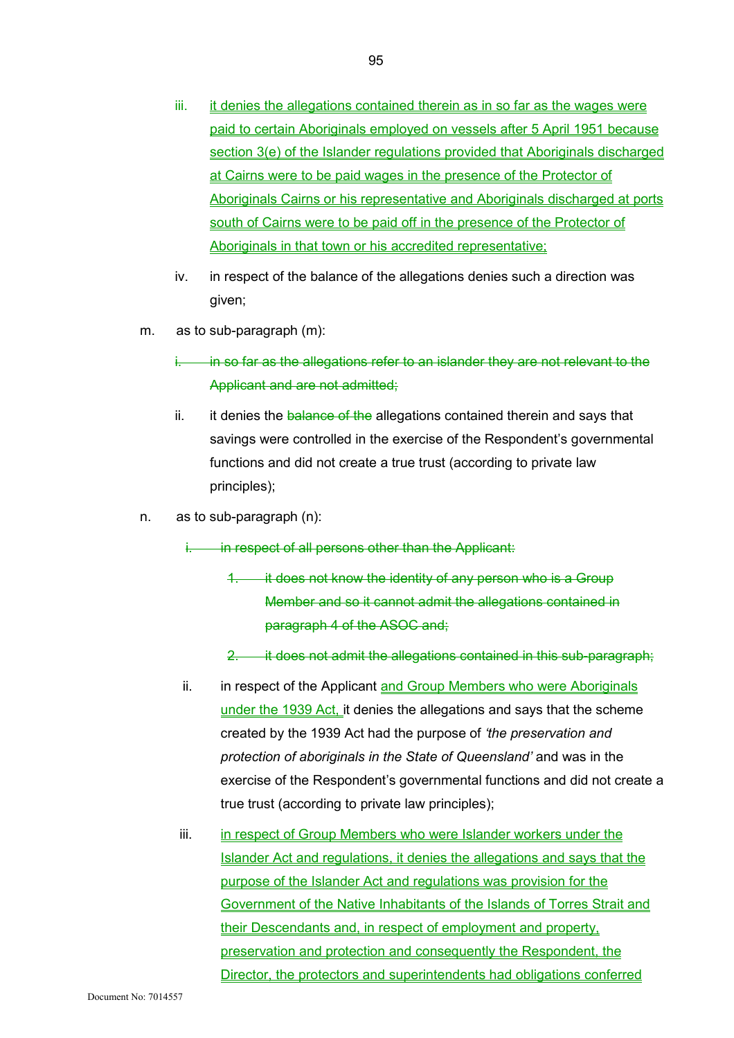iii. it denies the allegations contained therein as in so far as the wages were paid to certain Aboriginals employed on vessels after 5 April 1951 because section 3(e) of the Islander regulations provided that Aboriginals discharged at Cairns were to be paid wages in the presence of the Protector of Aboriginals Cairns or his representative and Aboriginals discharged at ports south of Cairns were to be paid off in the presence of the Protector of Aboriginals in that town or his accredited representative;

iv. in respect of the balance of the allegations denies such a direction was given;

m. as to sub-paragraph (m):

~~i. in so far as the allegations refer to an islander they are not relevant to the Applicant and are not admitted;~~

ii. it denies the ~~balance of the~~ allegations contained therein and says that savings were controlled in the exercise of the Respondent's governmental functions and did not create a true trust (according to private law principles);

n. as to sub-paragraph (n):

~~i. in respect of all persons other than the Applicant:~~

~~1. it does not know the identity of any person who is a Group Member and so it cannot admit the allegations contained in paragraph 4 of the ASOC and;~~

~~2. it does not admit the allegations contained in this sub-paragraph;~~

ii. in respect of the Applicant and Group Members who were Aboriginals under the 1939 Act, it denies the allegations and says that the scheme created by the 1939 Act had the purpose of *'the preservation and protection of aboriginals in the State of Queensland'* and was in the exercise of the Respondent's governmental functions and did not create a true trust (according to private law principles);

iii. in respect of Group Members who were Islander workers under the Islander Act and regulations, it denies the allegations and says that the purpose of the Islander Act and regulations was provision for the Government of the Native Inhabitants of the Islands of Torres Strait and their Descendants and, in respect of employment and property, preservation and protection and consequently the Respondent, the Director, the protectors and superintendents had obligations conferred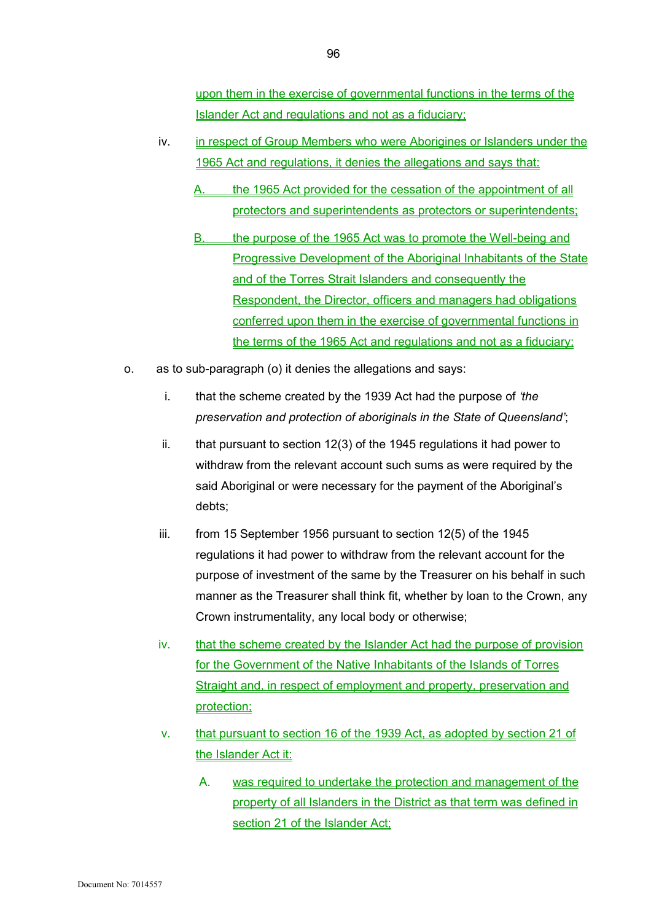upon them in the exercise of governmental functions in the terms of the Islander Act and regulations and not as a fiduciary;

iv. in respect of Group Members who were Aborigines or Islanders under the 1965 Act and regulations, it denies the allegations and says that:

   A. the 1965 Act provided for the cessation of the appointment of all protectors and superintendents as protectors or superintendents;

   B. the purpose of the 1965 Act was to promote the Well-being and Progressive Development of the Aboriginal Inhabitants of the State and of the Torres Strait Islanders and consequently the Respondent, the Director, officers and managers had obligations conferred upon them in the exercise of governmental functions in the terms of the 1965 Act and regulations and not as a fiduciary;

o. as to sub-paragraph (o) it denies the allegations and says:

   i. that the scheme created by the 1939 Act had the purpose of *'the preservation and protection of aboriginals in the State of Queensland'*;

   ii. that pursuant to section 12(3) of the 1945 regulations it had power to withdraw from the relevant account such sums as were required by the said Aboriginal or were necessary for the payment of the Aboriginal's debts;

   iii. from 15 September 1956 pursuant to section 12(5) of the 1945 regulations it had power to withdraw from the relevant account for the purpose of investment of the same by the Treasurer on his behalf in such manner as the Treasurer shall think fit, whether by loan to the Crown, any Crown instrumentality, any local body or otherwise;

   iv. that the scheme created by the Islander Act had the purpose of provision for the Government of the Native Inhabitants of the Islands of Torres Straight and, in respect of employment and property, preservation and protection;

   v. that pursuant to section 16 of the 1939 Act, as adopted by section 21 of the Islander Act it:

      A. was required to undertake the protection and management of the property of all Islanders in the District as that term was defined in section 21 of the Islander Act;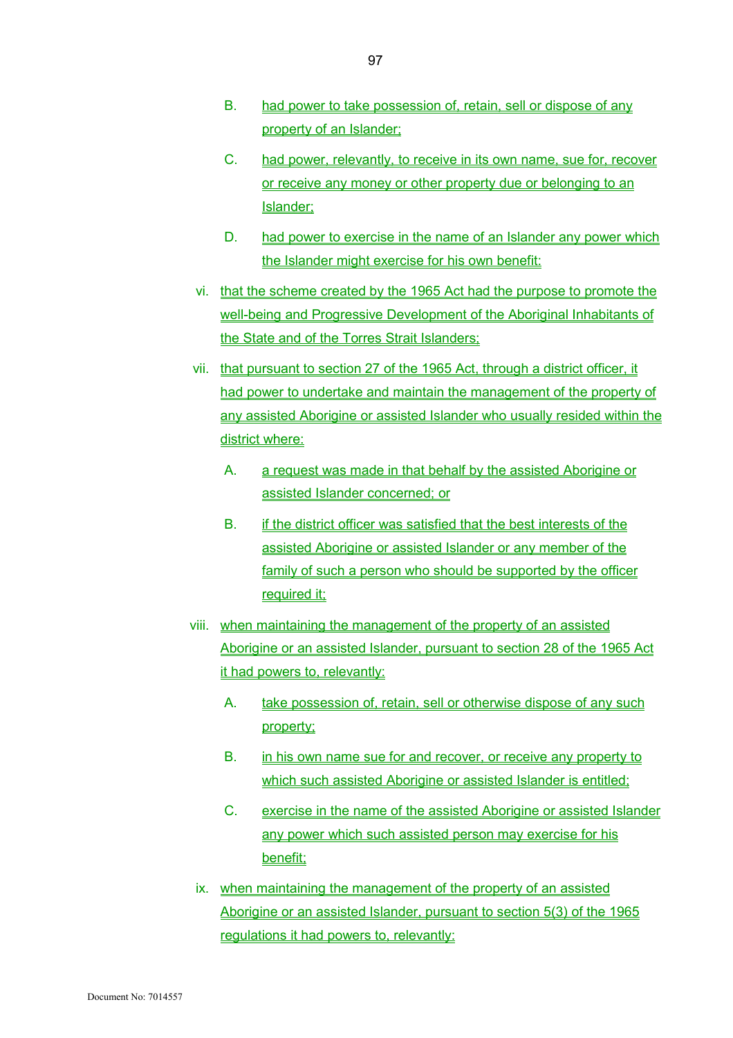B. had power to take possession of, retain, sell or dispose of any property of an Islander;

C. had power, relevantly, to receive in its own name, sue for, recover or receive any money or other property due or belonging to an Islander;

D. had power to exercise in the name of an Islander any power which the Islander might exercise for his own benefit;

vi. that the scheme created by the 1965 Act had the purpose to promote the well-being and Progressive Development of the Aboriginal Inhabitants of the State and of the Torres Strait Islanders;

vii. that pursuant to section 27 of the 1965 Act, through a district officer, it had power to undertake and maintain the management of the property of any assisted Aborigine or assisted Islander who usually resided within the district where:

A. a request was made in that behalf by the assisted Aborigine or assisted Islander concerned; or

B. if the district officer was satisfied that the best interests of the assisted Aborigine or assisted Islander or any member of the family of such a person who should be supported by the officer required it;

viii. when maintaining the management of the property of an assisted Aborigine or an assisted Islander, pursuant to section 28 of the 1965 Act it had powers to, relevantly:

A. take possession of, retain, sell or otherwise dispose of any such property;

B. in his own name sue for and recover, or receive any property to which such assisted Aborigine or assisted Islander is entitled;

C. exercise in the name of the assisted Aborigine or assisted Islander any power which such assisted person may exercise for his benefit;

ix. when maintaining the management of the property of an assisted Aborigine or an assisted Islander, pursuant to section 5(3) of the 1965 regulations it had powers to, relevantly: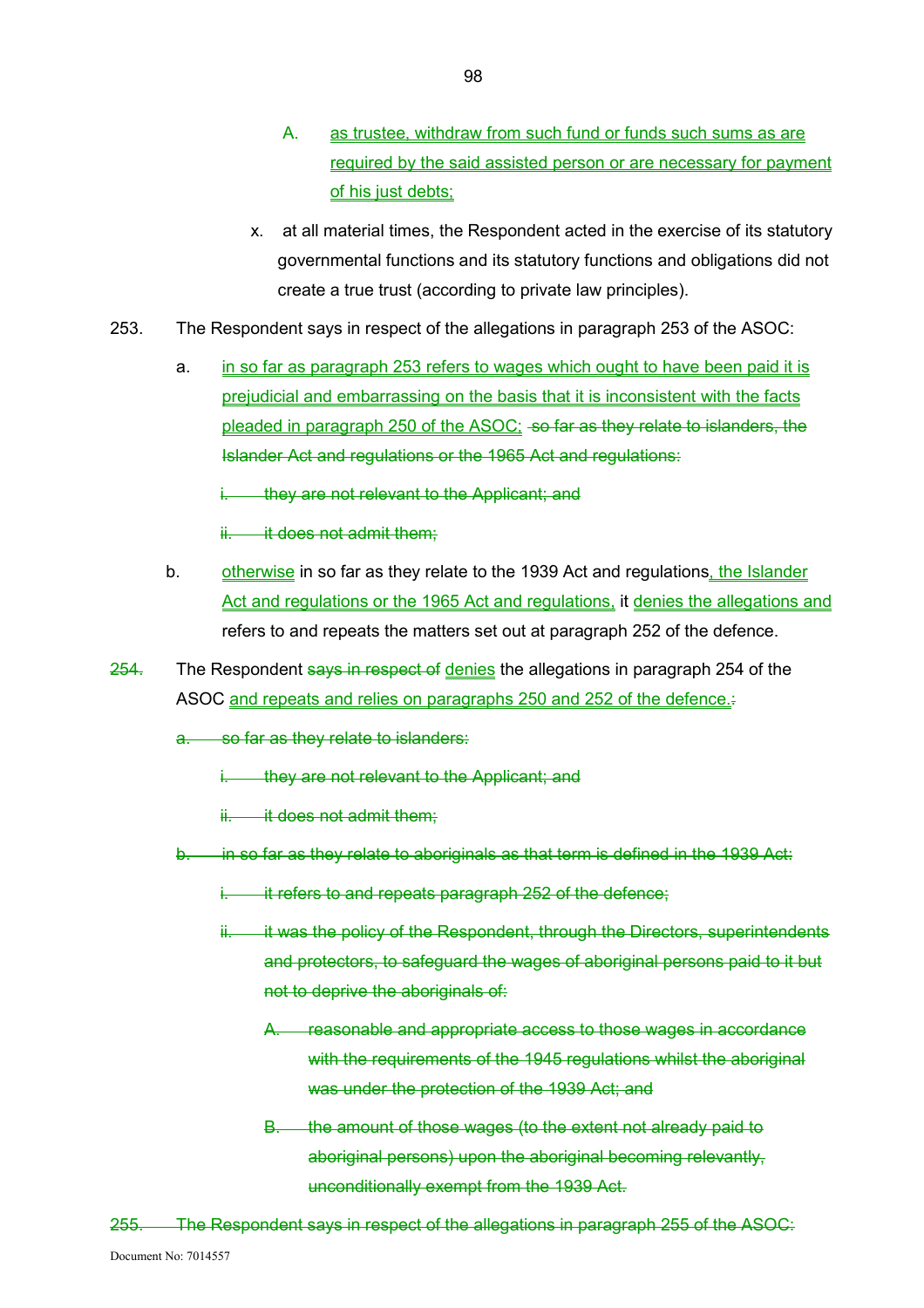A. as trustee, withdraw from such fund or funds such sums as are required by the said assisted person or are necessary for payment of his just debts;

x. at all material times, the Respondent acted in the exercise of its statutory governmental functions and its statutory functions and obligations did not create a true trust (according to private law principles).

253. The Respondent says in respect of the allegations in paragraph 253 of the ASOC:

a. in so far as paragraph 253 refers to wages which ought to have been paid it is prejudicial and embarrassing on the basis that it is inconsistent with the facts pleaded in paragraph 250 of the ASOC; ~~so far as they relate to islanders, the Islander Act and regulations or the 1965 Act and regulations:~~

~~i. they are not relevant to the Applicant; and~~

~~ii. it does not admit them;~~

b. otherwise in so far as they relate to the 1939 Act and regulations, the Islander Act and regulations or the 1965 Act and regulations, it denies the allegations and refers to and repeats the matters set out at paragraph 252 of the defence.

~~254.~~ The Respondent ~~says in respect of~~ denies the allegations in paragraph 254 of the ASOC and repeats and relies on paragraphs 250 and 252 of the defence.~~:~~

~~a. so far as they relate to islanders:~~

~~i. they are not relevant to the Applicant; and~~

~~ii. it does not admit them;~~

~~b. in so far as they relate to aboriginals as that term is defined in the 1939 Act:~~

~~i. it refers to and repeats paragraph 252 of the defence;~~

~~ii. it was the policy of the Respondent, through the Directors, superintendents and protectors, to safeguard the wages of aboriginal persons paid to it but not to deprive the aboriginals of:~~

~~A. reasonable and appropriate access to those wages in accordance with the requirements of the 1945 regulations whilst the aboriginal was under the protection of the 1939 Act; and~~

~~B. the amount of those wages (to the extent not already paid to aboriginal persons) upon the aboriginal becoming relevantly, unconditionally exempt from the 1939 Act.~~

~~255. The Respondent says in respect of the allegations in paragraph 255 of the ASOC:~~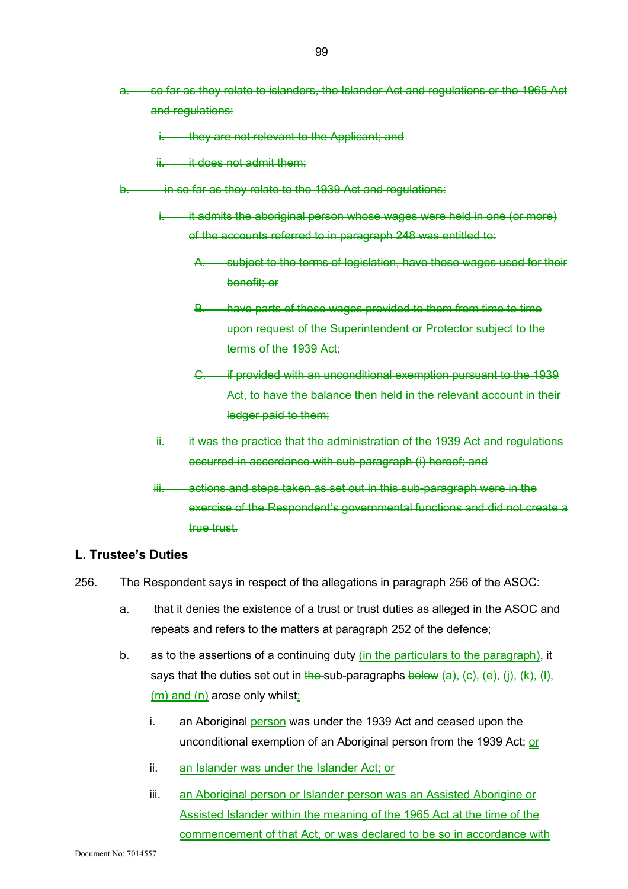~~a. so far as they relate to islanders, the Islander Act and regulations or the 1965 Act and regulations:~~

~~i. they are not relevant to the Applicant; and~~

~~ii. it does not admit them;~~

~~b. in so far as they relate to the 1939 Act and regulations:~~

~~i. it admits the aboriginal person whose wages were held in one (or more) of the accounts referred to in paragraph 248 was entitled to:~~

~~A. subject to the terms of legislation, have those wages used for their benefit; or~~

~~B. have parts of those wages provided to them from time to time upon request of the Superintendent or Protector subject to the terms of the 1939 Act;~~

~~C. if provided with an unconditional exemption pursuant to the 1939 Act, to have the balance then held in the relevant account in their ledger paid to them;~~

~~ii. it was the practice that the administration of the 1939 Act and regulations occurred in accordance with sub-paragraph (i) hereof; and~~

~~iii. actions and steps taken as set out in this sub-paragraph were in the exercise of the Respondent's governmental functions and did not create a true trust.~~

### L. Trustee's Duties

256. The Respondent says in respect of the allegations in paragraph 256 of the ASOC:

a. that it denies the existence of a trust or trust duties as alleged in the ASOC and repeats and refers to the matters at paragraph 252 of the defence;

b. as to the assertions of a continuing duty <u>(in the particulars to the paragraph)</u>, it says that the duties set out in ~~the~~ sub-paragraphs ~~below~~ <u>(a), (c), (e), (j), (k), (l), (m) and (n)</u> arose only whilst<u>:</u>

i. an Aboriginal <u>person</u> was under the 1939 Act and ceased upon the unconditional exemption of an Aboriginal person from the 1939 Act; <u>or</u>

ii. <u>an Islander was under the Islander Act; or</u>

iii. <u>an Aboriginal person or Islander person was an Assisted Aborigine or Assisted Islander within the meaning of the 1965 Act at the time of the commencement of that Act, or was declared to be so in accordance with</u>

Document No: 7014557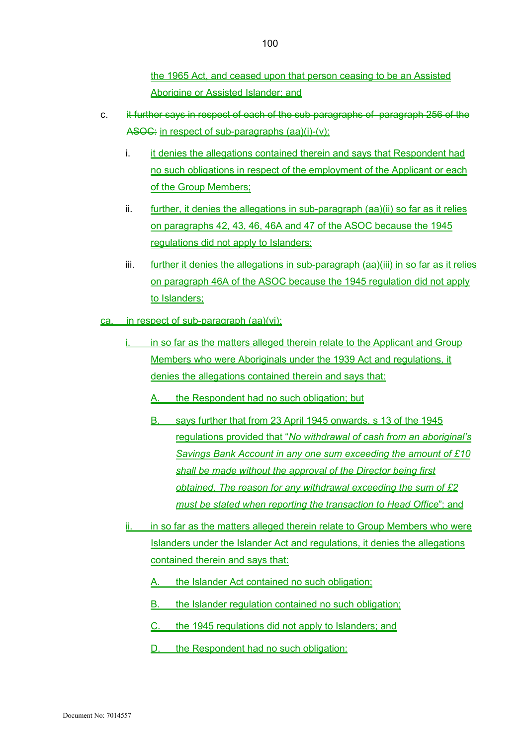the 1965 Act, and ceased upon that person ceasing to be an Assisted Aborigine or Assisted Islander; and

c. ~~it further says in respect of each of the sub-paragraphs of paragraph 256 of the ASOC:~~ in respect of sub-paragraphs (aa)(i)-(v):

   i. it denies the allegations contained therein and says that Respondent had no such obligations in respect of the employment of the Applicant or each of the Group Members;

   ii. further, it denies the allegations in sub-paragraph (aa)(ii) so far as it relies on paragraphs 42, 43, 46, 46A and 47 of the ASOC because the 1945 regulations did not apply to Islanders;

   iii. further it denies the allegations in sub-paragraph (aa)(iii) in so far as it relies on paragraph 46A of the ASOC because the 1945 regulation did not apply to Islanders;

ca. in respect of sub-paragraph (aa)(vi):

   i. in so far as the matters alleged therein relate to the Applicant and Group Members who were Aboriginals under the 1939 Act and regulations, it denies the allegations contained therein and says that:

      A. the Respondent had no such obligation; but

      B. says further that from 23 April 1945 onwards, s 13 of the 1945 regulations provided that "*No withdrawal of cash from an aboriginal's Savings Bank Account in any one sum exceeding the amount of £10 shall be made without the approval of the Director being first obtained. The reason for any withdrawal exceeding the sum of £2 must be stated when reporting the transaction to Head Office*"; and

   ii. in so far as the matters alleged therein relate to Group Members who were Islanders under the Islander Act and regulations, it denies the allegations contained therein and says that:

      A. the Islander Act contained no such obligation;

      B. the Islander regulation contained no such obligation;

      C. the 1945 regulations did not apply to Islanders; and

      D. the Respondent had no such obligation;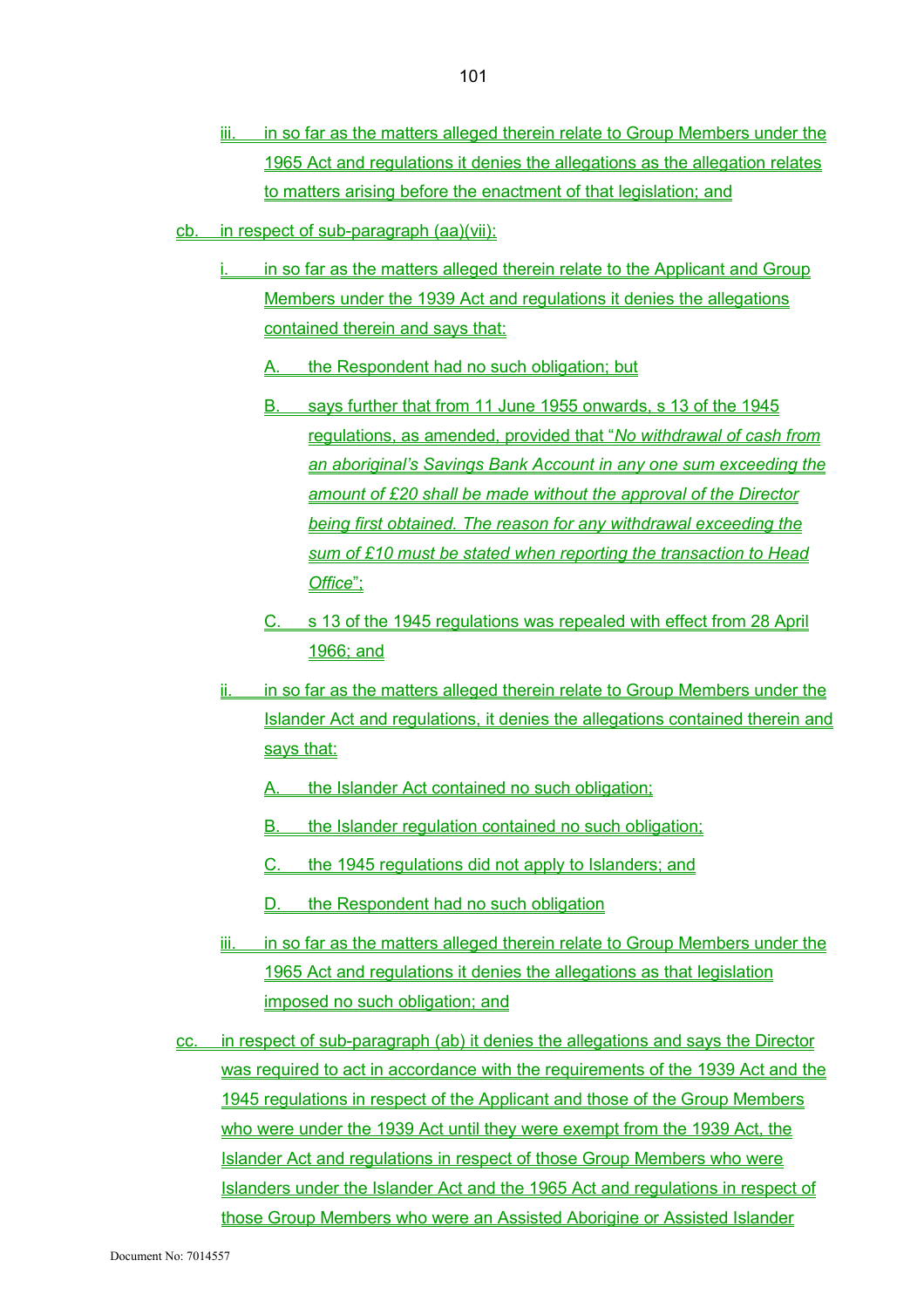iii. in so far as the matters alleged therein relate to Group Members under the 1965 Act and regulations it denies the allegations as the allegation relates to matters arising before the enactment of that legislation; and

cb. in respect of sub-paragraph (aa)(vii):

i. in so far as the matters alleged therein relate to the Applicant and Group Members under the 1939 Act and regulations it denies the allegations contained therein and says that:

A. the Respondent had no such obligation; but

B. says further that from 11 June 1955 onwards, s 13 of the 1945 regulations, as amended, provided that "*No withdrawal of cash from an aboriginal's Savings Bank Account in any one sum exceeding the amount of £20 shall be made without the approval of the Director being first obtained. The reason for any withdrawal exceeding the sum of £10 must be stated when reporting the transaction to Head Office*";

C. s 13 of the 1945 regulations was repealed with effect from 28 April 1966; and

ii. in so far as the matters alleged therein relate to Group Members under the Islander Act and regulations, it denies the allegations contained therein and says that:

A. the Islander Act contained no such obligation;

B. the Islander regulation contained no such obligation;

C. the 1945 regulations did not apply to Islanders; and

D. the Respondent had no such obligation

iii. in so far as the matters alleged therein relate to Group Members under the 1965 Act and regulations it denies the allegations as that legislation imposed no such obligation; and

cc. in respect of sub-paragraph (ab) it denies the allegations and says the Director was required to act in accordance with the requirements of the 1939 Act and the 1945 regulations in respect of the Applicant and those of the Group Members who were under the 1939 Act until they were exempt from the 1939 Act, the Islander Act and regulations in respect of those Group Members who were Islanders under the Islander Act and the 1965 Act and regulations in respect of those Group Members who were an Assisted Aborigine or Assisted Islander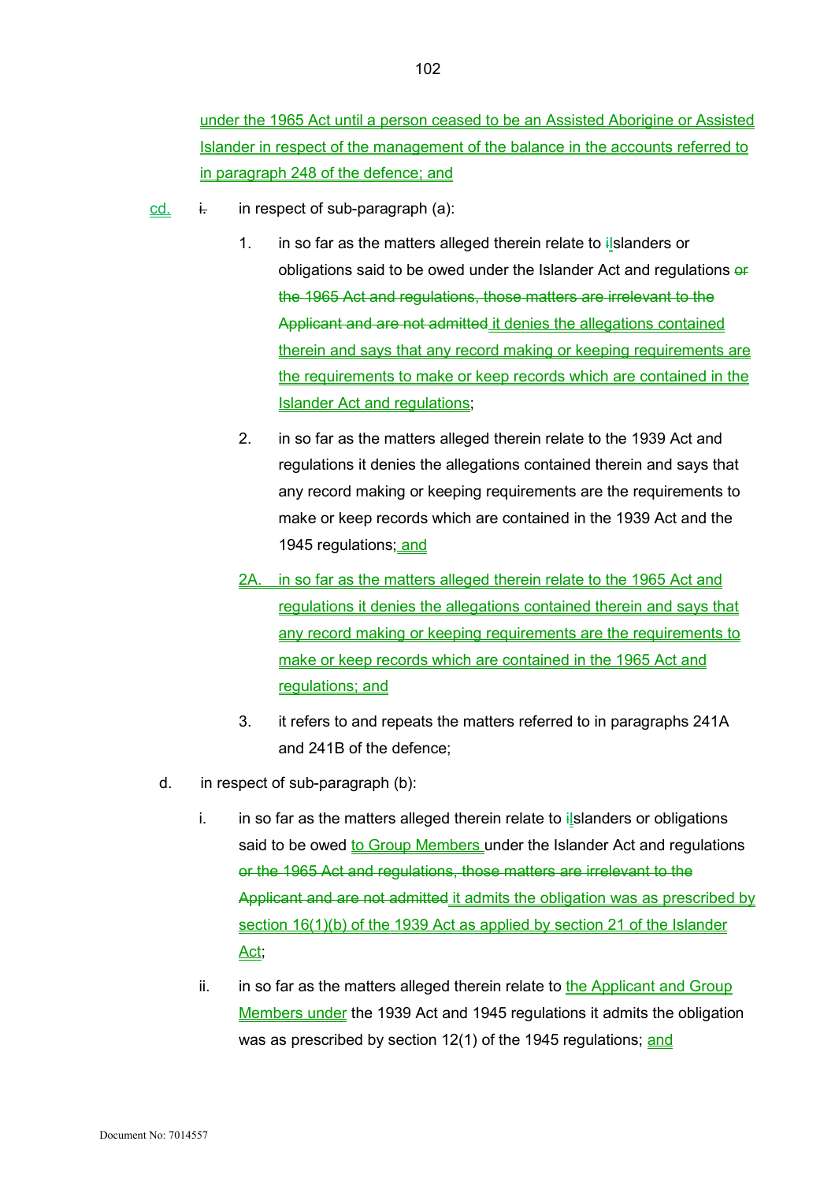under the 1965 Act until a person ceased to be an Assisted Aborigine or Assisted Islander in respect of the management of the balance in the accounts referred to in paragraph 248 of the defence; and

cd. ~~i.~~ in respect of sub-paragraph (a):

1. in so far as the matters alleged therein relate to ~~i~~Islanders or obligations said to be owed under the Islander Act and regulations ~~or the 1965 Act and regulations, those matters are irrelevant to the Applicant and are not admitted~~ it denies the allegations contained therein and says that any record making or keeping requirements are the requirements to make or keep records which are contained in the Islander Act and regulations;

2. in so far as the matters alleged therein relate to the 1939 Act and regulations it denies the allegations contained therein and says that any record making or keeping requirements are the requirements to make or keep records which are contained in the 1939 Act and the 1945 regulations; and

2A. in so far as the matters alleged therein relate to the 1965 Act and regulations it denies the allegations contained therein and says that any record making or keeping requirements are the requirements to make or keep records which are contained in the 1965 Act and regulations; and

3. it refers to and repeats the matters referred to in paragraphs 241A and 241B of the defence;

d. in respect of sub-paragraph (b):

i. in so far as the matters alleged therein relate to ~~i~~Islanders or obligations said to be owed to Group Members under the Islander Act and regulations ~~or the 1965 Act and regulations, those matters are irrelevant to the Applicant and are not admitted~~ it admits the obligation was as prescribed by section 16(1)(b) of the 1939 Act as applied by section 21 of the Islander Act;

ii. in so far as the matters alleged therein relate to the Applicant and Group Members under the 1939 Act and 1945 regulations it admits the obligation was as prescribed by section 12(1) of the 1945 regulations; and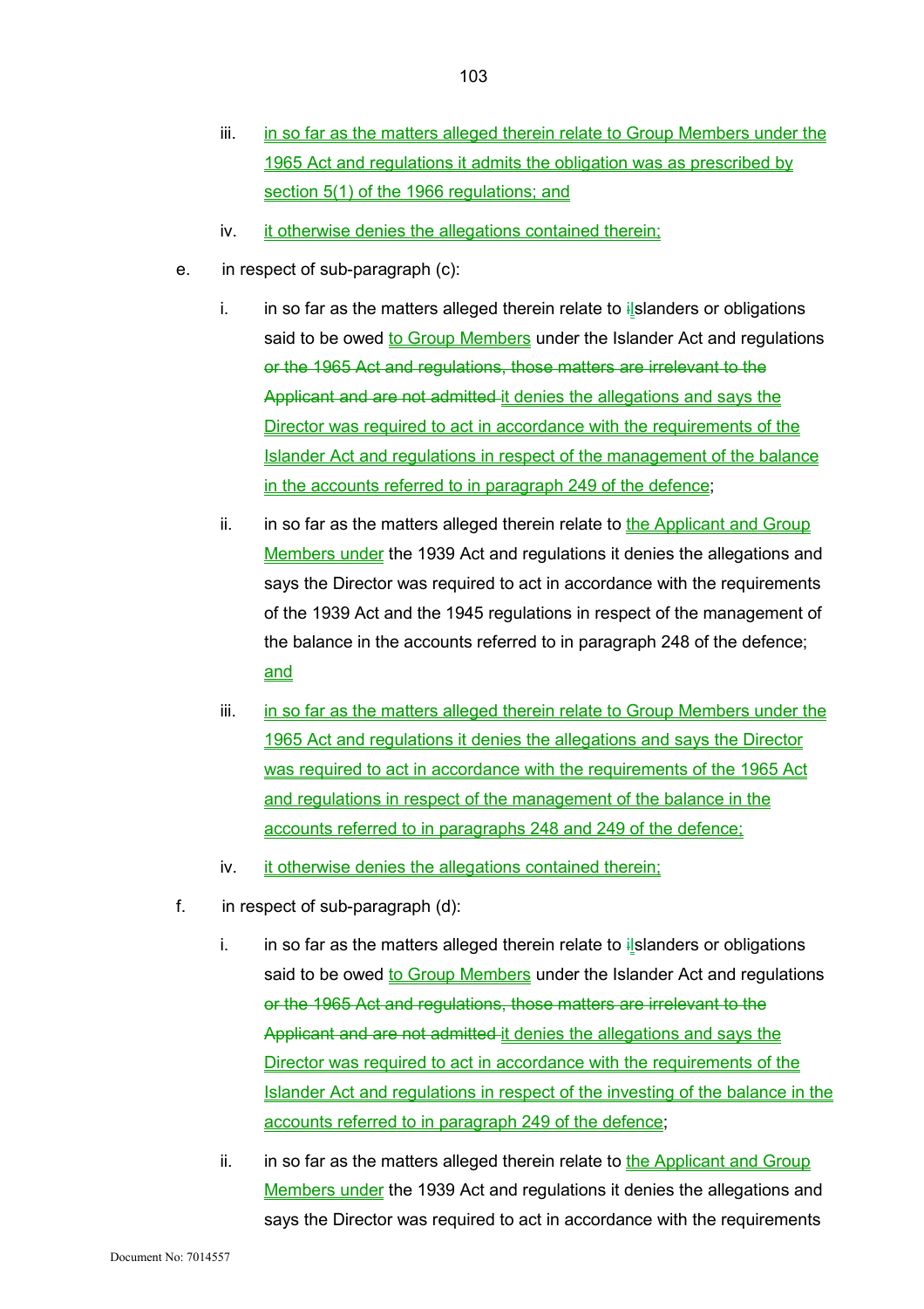iii. in so far as the matters alleged therein relate to Group Members under the 1965 Act and regulations it admits the obligation was as prescribed by section 5(1) of the 1966 regulations; and

iv. it otherwise denies the allegations contained therein;

e. in respect of sub-paragraph (c):

i. in so far as the matters alleged therein relate to iIslanders or obligations said to be owed to Group Members under the Islander Act and regulations ~~or the 1965 Act and regulations, those matters are irrelevant to the Applicant and are not admitted~~ it denies the allegations and says the Director was required to act in accordance with the requirements of the Islander Act and regulations in respect of the management of the balance in the accounts referred to in paragraph 249 of the defence;

ii. in so far as the matters alleged therein relate to the Applicant and Group Members under the 1939 Act and regulations it denies the allegations and says the Director was required to act in accordance with the requirements of the 1939 Act and the 1945 regulations in respect of the management of the balance in the accounts referred to in paragraph 248 of the defence; and

iii. in so far as the matters alleged therein relate to Group Members under the 1965 Act and regulations it denies the allegations and says the Director was required to act in accordance with the requirements of the 1965 Act and regulations in respect of the management of the balance in the accounts referred to in paragraphs 248 and 249 of the defence;

iv. it otherwise denies the allegations contained therein;

f. in respect of sub-paragraph (d):

i. in so far as the matters alleged therein relate to iIslanders or obligations said to be owed to Group Members under the Islander Act and regulations ~~or the 1965 Act and regulations, those matters are irrelevant to the Applicant and are not admitted~~ it denies the allegations and says the Director was required to act in accordance with the requirements of the Islander Act and regulations in respect of the investing of the balance in the accounts referred to in paragraph 249 of the defence;

ii. in so far as the matters alleged therein relate to the Applicant and Group Members under the 1939 Act and regulations it denies the allegations and says the Director was required to act in accordance with the requirements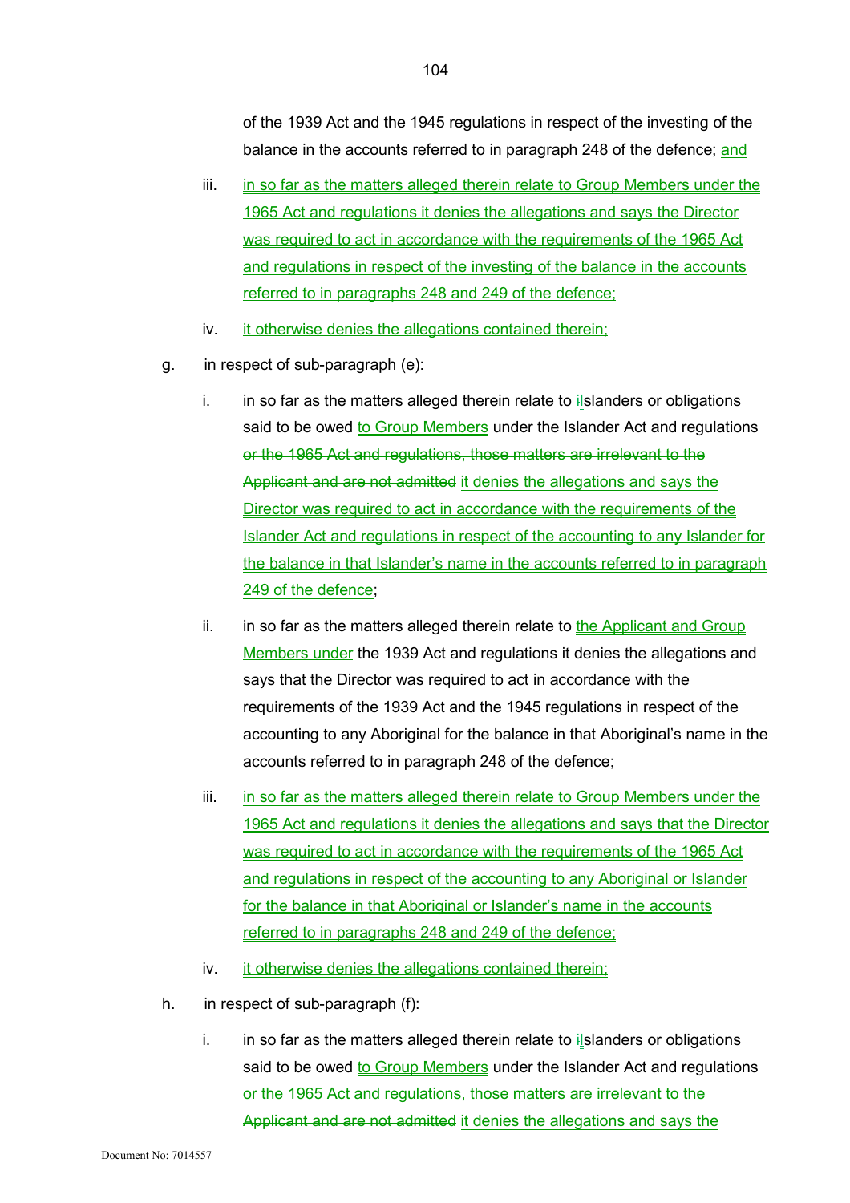of the 1939 Act and the 1945 regulations in respect of the investing of the balance in the accounts referred to in paragraph 248 of the defence; and

iii. in so far as the matters alleged therein relate to Group Members under the 1965 Act and regulations it denies the allegations and says the Director was required to act in accordance with the requirements of the 1965 Act and regulations in respect of the investing of the balance in the accounts referred to in paragraphs 248 and 249 of the defence;

iv. it otherwise denies the allegations contained therein;

g. in respect of sub-paragraph (e):

i. in so far as the matters alleged therein relate to iIslanders or obligations said to be owed to Group Members under the Islander Act and regulations ~~or the 1965 Act and regulations, those matters are irrelevant to the Applicant and are not admitted~~ it denies the allegations and says the Director was required to act in accordance with the requirements of the Islander Act and regulations in respect of the accounting to any Islander for the balance in that Islander's name in the accounts referred to in paragraph 249 of the defence;

ii. in so far as the matters alleged therein relate to the Applicant and Group Members under the 1939 Act and regulations it denies the allegations and says that the Director was required to act in accordance with the requirements of the 1939 Act and the 1945 regulations in respect of the accounting to any Aboriginal for the balance in that Aboriginal's name in the accounts referred to in paragraph 248 of the defence;

iii. in so far as the matters alleged therein relate to Group Members under the 1965 Act and regulations it denies the allegations and says that the Director was required to act in accordance with the requirements of the 1965 Act and regulations in respect of the accounting to any Aboriginal or Islander for the balance in that Aboriginal or Islander's name in the accounts referred to in paragraphs 248 and 249 of the defence;

iv. it otherwise denies the allegations contained therein;

h. in respect of sub-paragraph (f):

i. in so far as the matters alleged therein relate to iIslanders or obligations said to be owed to Group Members under the Islander Act and regulations ~~or the 1965 Act and regulations, those matters are irrelevant to the Applicant and are not admitted~~ it denies the allegations and says the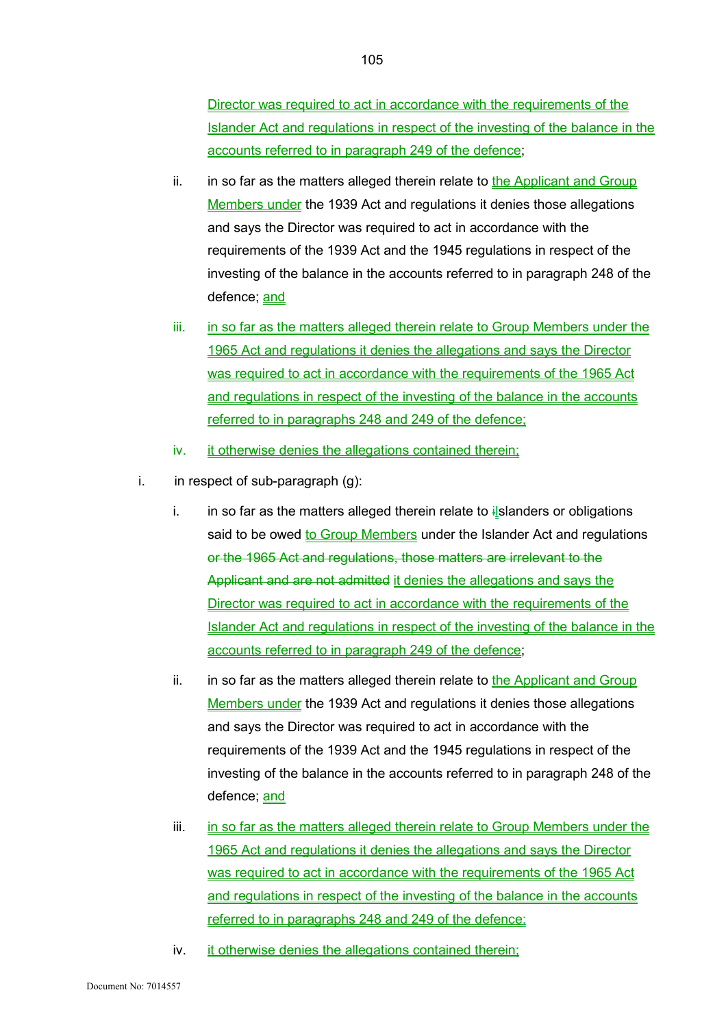Director was required to act in accordance with the requirements of the Islander Act and regulations in respect of the investing of the balance in the accounts referred to in paragraph 249 of the defence;

ii. in so far as the matters alleged therein relate to the Applicant and Group Members under the 1939 Act and regulations it denies those allegations and says the Director was required to act in accordance with the requirements of the 1939 Act and the 1945 regulations in respect of the investing of the balance in the accounts referred to in paragraph 248 of the defence; and

iii. in so far as the matters alleged therein relate to Group Members under the 1965 Act and regulations it denies the allegations and says the Director was required to act in accordance with the requirements of the 1965 Act and regulations in respect of the investing of the balance in the accounts referred to in paragraphs 248 and 249 of the defence;

iv. it otherwise denies the allegations contained therein;

i. in respect of sub-paragraph (g):

i. in so far as the matters alleged therein relate to ~~i~~Islanders or obligations said to be owed to Group Members under the Islander Act and regulations ~~or the 1965 Act and regulations, those matters are irrelevant to the Applicant and are not admitted~~ it denies the allegations and says the Director was required to act in accordance with the requirements of the Islander Act and regulations in respect of the investing of the balance in the accounts referred to in paragraph 249 of the defence;

ii. in so far as the matters alleged therein relate to the Applicant and Group Members under the 1939 Act and regulations it denies those allegations and says the Director was required to act in accordance with the requirements of the 1939 Act and the 1945 regulations in respect of the investing of the balance in the accounts referred to in paragraph 248 of the defence; and

iii. in so far as the matters alleged therein relate to Group Members under the 1965 Act and regulations it denies the allegations and says the Director was required to act in accordance with the requirements of the 1965 Act and regulations in respect of the investing of the balance in the accounts referred to in paragraphs 248 and 249 of the defence;

iv. it otherwise denies the allegations contained therein;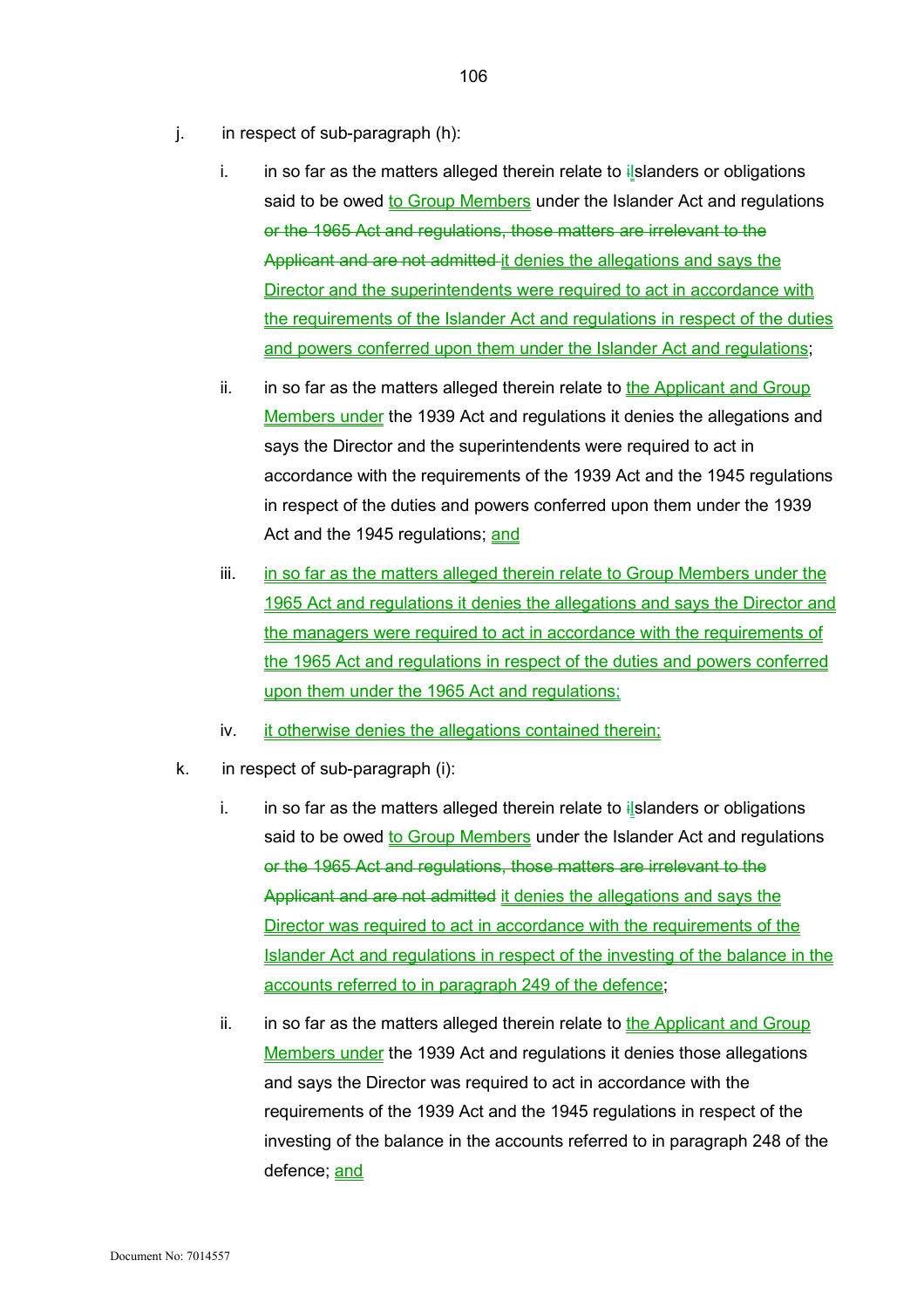j. in respect of sub-paragraph (h):

   i. in so far as the matters alleged therein relate to ~~i~~Islanders or obligations said to be owed to Group Members under the Islander Act and regulations ~~or the 1965 Act and regulations, those matters are irrelevant to the Applicant and are not admitted~~ it denies the allegations and says the Director and the superintendents were required to act in accordance with the requirements of the Islander Act and regulations in respect of the duties and powers conferred upon them under the Islander Act and regulations;

   ii. in so far as the matters alleged therein relate to the Applicant and Group Members under the 1939 Act and regulations it denies the allegations and says the Director and the superintendents were required to act in accordance with the requirements of the 1939 Act and the 1945 regulations in respect of the duties and powers conferred upon them under the 1939 Act and the 1945 regulations; and

   iii. in so far as the matters alleged therein relate to Group Members under the 1965 Act and regulations it denies the allegations and says the Director and the managers were required to act in accordance with the requirements of the 1965 Act and regulations in respect of the duties and powers conferred upon them under the 1965 Act and regulations;

   iv. it otherwise denies the allegations contained therein;

k. in respect of sub-paragraph (i):

   i. in so far as the matters alleged therein relate to ~~i~~Islanders or obligations said to be owed to Group Members under the Islander Act and regulations ~~or the 1965 Act and regulations, those matters are irrelevant to the Applicant and are not admitted~~ it denies the allegations and says the Director was required to act in accordance with the requirements of the Islander Act and regulations in respect of the investing of the balance in the accounts referred to in paragraph 249 of the defence;

   ii. in so far as the matters alleged therein relate to the Applicant and Group Members under the 1939 Act and regulations it denies those allegations and says the Director was required to act in accordance with the requirements of the 1939 Act and the 1945 regulations in respect of the investing of the balance in the accounts referred to in paragraph 248 of the defence; and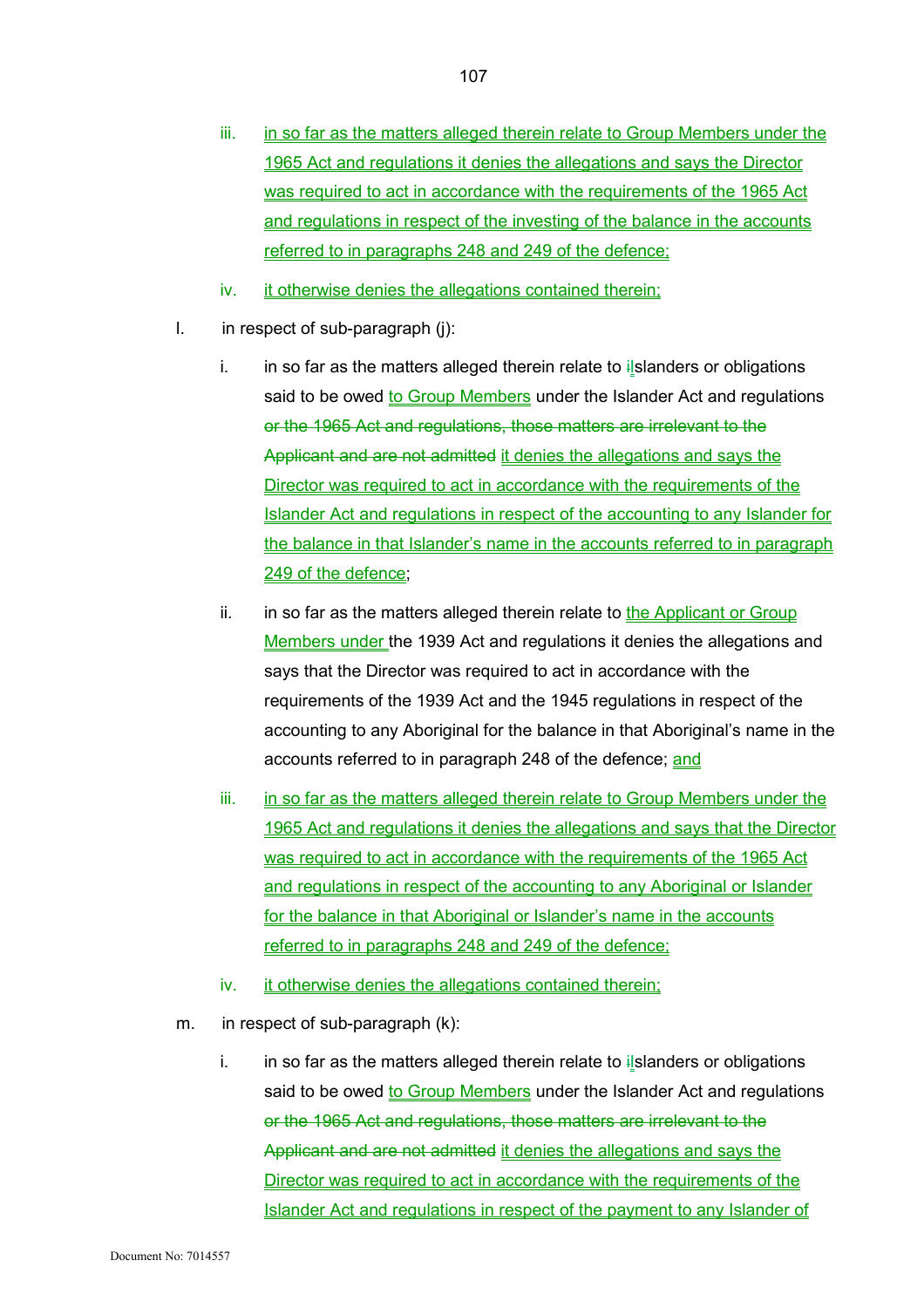iii. in so far as the matters alleged therein relate to Group Members under the 1965 Act and regulations it denies the allegations and says the Director was required to act in accordance with the requirements of the 1965 Act and regulations in respect of the investing of the balance in the accounts referred to in paragraphs 248 and 249 of the defence;

iv. it otherwise denies the allegations contained therein;

l. in respect of sub-paragraph (j):

i. in so far as the matters alleged therein relate to ~~i~~Islanders or obligations said to be owed to Group Members under the Islander Act and regulations ~~or the 1965 Act and regulations, those matters are irrelevant to the Applicant and are not admitted~~ it denies the allegations and says the Director was required to act in accordance with the requirements of the Islander Act and regulations in respect of the accounting to any Islander for the balance in that Islander's name in the accounts referred to in paragraph 249 of the defence;

ii. in so far as the matters alleged therein relate to the Applicant or Group Members under the 1939 Act and regulations it denies the allegations and says that the Director was required to act in accordance with the requirements of the 1939 Act and the 1945 regulations in respect of the accounting to any Aboriginal for the balance in that Aboriginal's name in the accounts referred to in paragraph 248 of the defence; and

iii. in so far as the matters alleged therein relate to Group Members under the 1965 Act and regulations it denies the allegations and says that the Director was required to act in accordance with the requirements of the 1965 Act and regulations in respect of the accounting to any Aboriginal or Islander for the balance in that Aboriginal or Islander's name in the accounts referred to in paragraphs 248 and 249 of the defence;

iv. it otherwise denies the allegations contained therein;

m. in respect of sub-paragraph (k):

i. in so far as the matters alleged therein relate to ~~i~~Islanders or obligations said to be owed to Group Members under the Islander Act and regulations ~~or the 1965 Act and regulations, those matters are irrelevant to the Applicant and are not admitted~~ it denies the allegations and says the Director was required to act in accordance with the requirements of the Islander Act and regulations in respect of the payment to any Islander of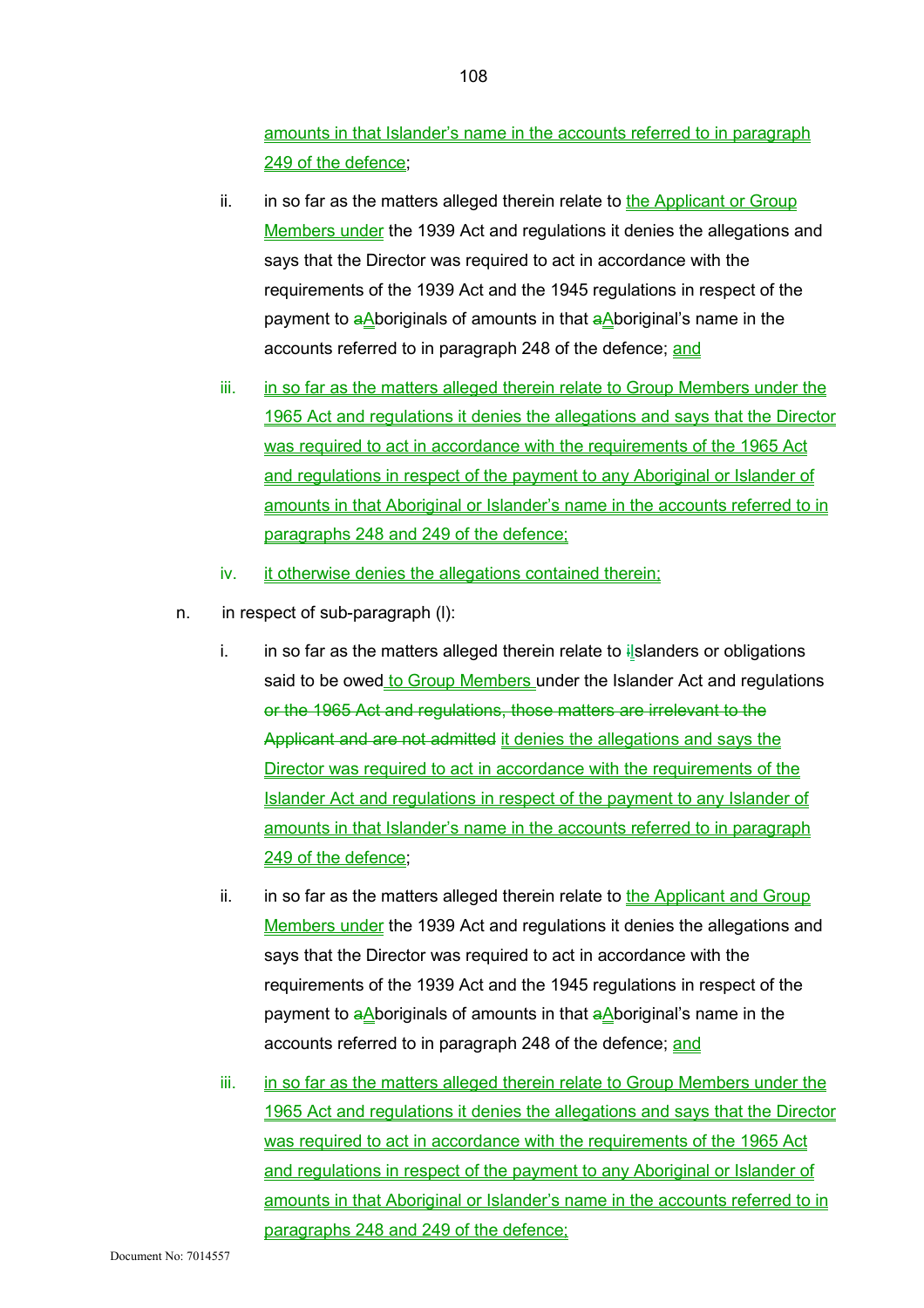amounts in that Islander's name in the accounts referred to in paragraph 249 of the defence;

   ii. in so far as the matters alleged therein relate to the Applicant or Group Members under the 1939 Act and regulations it denies the allegations and says that the Director was required to act in accordance with the requirements of the 1939 Act and the 1945 regulations in respect of the payment to ~~a~~Aboriginals of amounts in that ~~a~~Aboriginal's name in the accounts referred to in paragraph 248 of the defence; and

   iii. in so far as the matters alleged therein relate to Group Members under the 1965 Act and regulations it denies the allegations and says that the Director was required to act in accordance with the requirements of the 1965 Act and regulations in respect of the payment to any Aboriginal or Islander of amounts in that Aboriginal or Islander's name in the accounts referred to in paragraphs 248 and 249 of the defence;

   iv. it otherwise denies the allegations contained therein;

n. in respect of sub-paragraph (l):

   i. in so far as the matters alleged therein relate to ~~i~~Islanders or obligations said to be owed to Group Members under the Islander Act and regulations ~~or the 1965 Act and regulations, those matters are irrelevant to the Applicant and are not admitted~~ it denies the allegations and says the Director was required to act in accordance with the requirements of the Islander Act and regulations in respect of the payment to any Islander of amounts in that Islander's name in the accounts referred to in paragraph 249 of the defence;

   ii. in so far as the matters alleged therein relate to the Applicant and Group Members under the 1939 Act and regulations it denies the allegations and says that the Director was required to act in accordance with the requirements of the 1939 Act and the 1945 regulations in respect of the payment to ~~a~~Aboriginals of amounts in that ~~a~~Aboriginal's name in the accounts referred to in paragraph 248 of the defence; and

   iii. in so far as the matters alleged therein relate to Group Members under the 1965 Act and regulations it denies the allegations and says that the Director was required to act in accordance with the requirements of the 1965 Act and regulations in respect of the payment to any Aboriginal or Islander of amounts in that Aboriginal or Islander's name in the accounts referred to in paragraphs 248 and 249 of the defence;

Document No: 7014557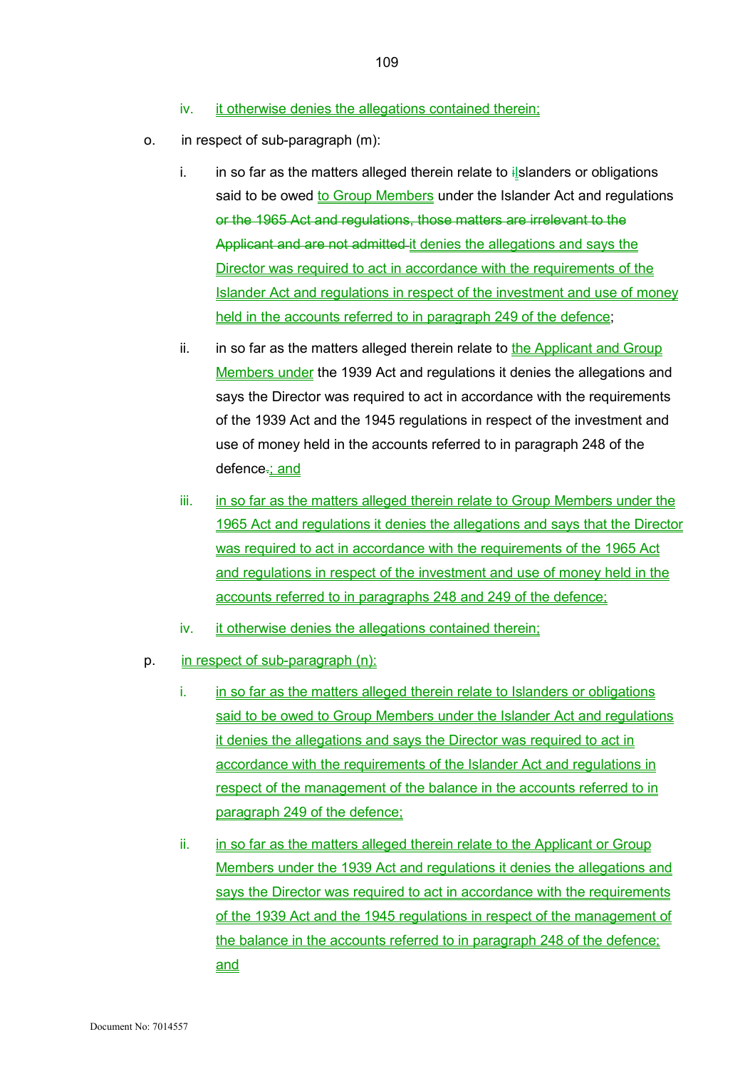iv. it otherwise denies the allegations contained therein;

o. in respect of sub-paragraph (m):

   i. in so far as the matters alleged therein relate to iIslanders or obligations said to be owed to Group Members under the Islander Act and regulations or the 1965 Act and regulations, those matters are irrelevant to the Applicant and are not admitted it denies the allegations and says the Director was required to act in accordance with the requirements of the Islander Act and regulations in respect of the investment and use of money held in the accounts referred to in paragraph 249 of the defence;

   ii. in so far as the matters alleged therein relate to the Applicant and Group Members under the 1939 Act and regulations it denies the allegations and says the Director was required to act in accordance with the requirements of the 1939 Act and the 1945 regulations in respect of the investment and use of money held in the accounts referred to in paragraph 248 of the defence.; and

   iii. in so far as the matters alleged therein relate to Group Members under the 1965 Act and regulations it denies the allegations and says that the Director was required to act in accordance with the requirements of the 1965 Act and regulations in respect of the investment and use of money held in the accounts referred to in paragraphs 248 and 249 of the defence;

   iv. it otherwise denies the allegations contained therein;

p. in respect of sub-paragraph (n):

   i. in so far as the matters alleged therein relate to Islanders or obligations said to be owed to Group Members under the Islander Act and regulations it denies the allegations and says the Director was required to act in accordance with the requirements of the Islander Act and regulations in respect of the management of the balance in the accounts referred to in paragraph 249 of the defence;

   ii. in so far as the matters alleged therein relate to the Applicant or Group Members under the 1939 Act and regulations it denies the allegations and says the Director was required to act in accordance with the requirements of the 1939 Act and the 1945 regulations in respect of the management of the balance in the accounts referred to in paragraph 248 of the defence; and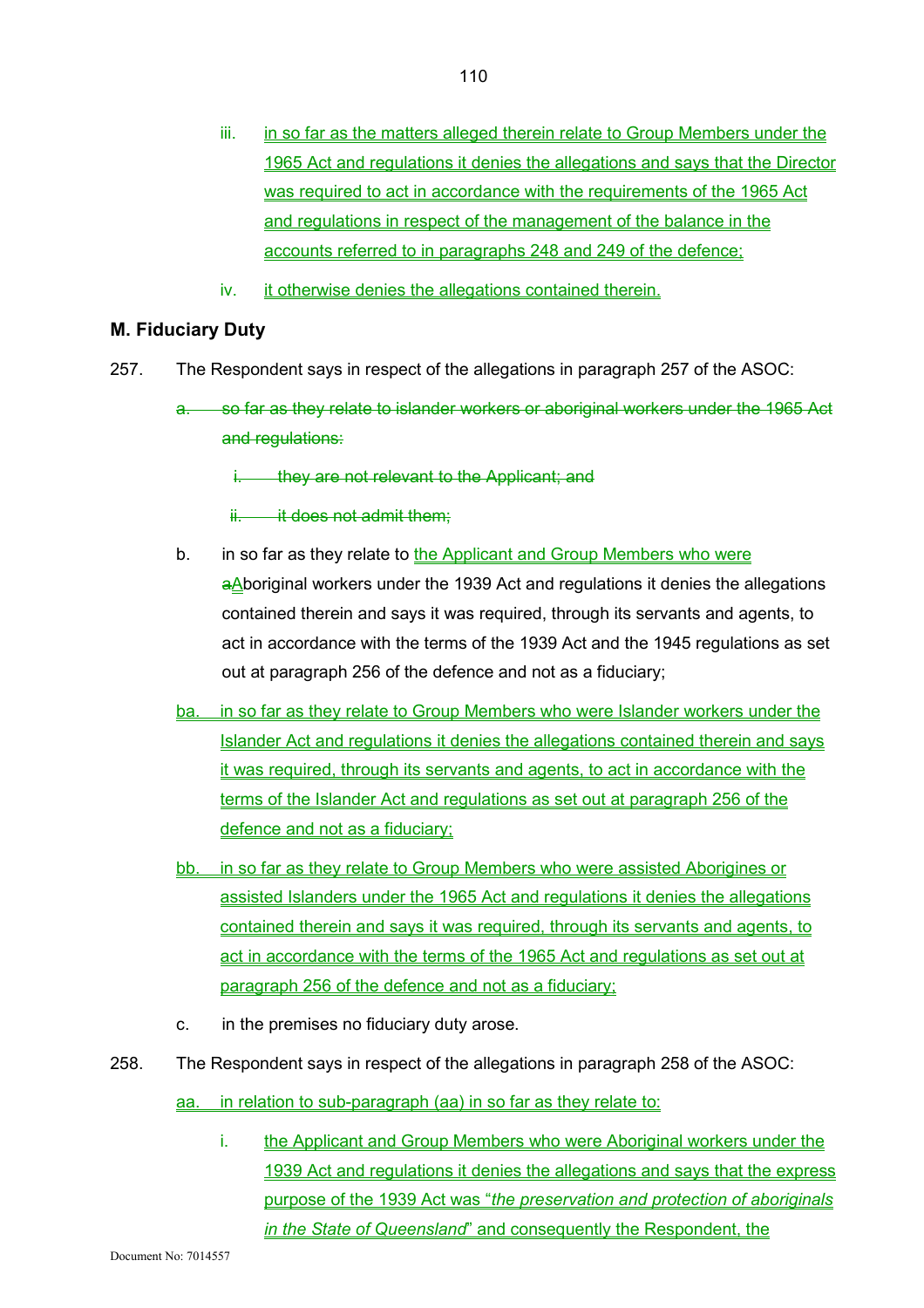iii. in so far as the matters alleged therein relate to Group Members under the 1965 Act and regulations it denies the allegations and says that the Director was required to act in accordance with the requirements of the 1965 Act and regulations in respect of the management of the balance in the accounts referred to in paragraphs 248 and 249 of the defence;

iv. it otherwise denies the allegations contained therein.

## M. Fiduciary Duty

257. The Respondent says in respect of the allegations in paragraph 257 of the ASOC:

a. ~~so far as they relate to islander workers or aboriginal workers under the 1965 Act and regulations:~~

i. ~~they are not relevant to the Applicant; and~~

ii. ~~it does not admit them;~~

b. in so far as they relate to the Applicant and Group Members who were ~~a~~Aboriginal workers under the 1939 Act and regulations it denies the allegations contained therein and says it was required, through its servants and agents, to act in accordance with the terms of the 1939 Act and the 1945 regulations as set out at paragraph 256 of the defence and not as a fiduciary;

ba. in so far as they relate to Group Members who were Islander workers under the Islander Act and regulations it denies the allegations contained therein and says it was required, through its servants and agents, to act in accordance with the terms of the Islander Act and regulations as set out at paragraph 256 of the defence and not as a fiduciary;

bb. in so far as they relate to Group Members who were assisted Aborigines or assisted Islanders under the 1965 Act and regulations it denies the allegations contained therein and says it was required, through its servants and agents, to act in accordance with the terms of the 1965 Act and regulations as set out at paragraph 256 of the defence and not as a fiduciary;

c. in the premises no fiduciary duty arose.

258. The Respondent says in respect of the allegations in paragraph 258 of the ASOC:

aa. in relation to sub-paragraph (aa) in so far as they relate to:

i. the Applicant and Group Members who were Aboriginal workers under the 1939 Act and regulations it denies the allegations and says that the express purpose of the 1939 Act was "*the preservation and protection of aboriginals in the State of Queensland*" and consequently the Respondent, the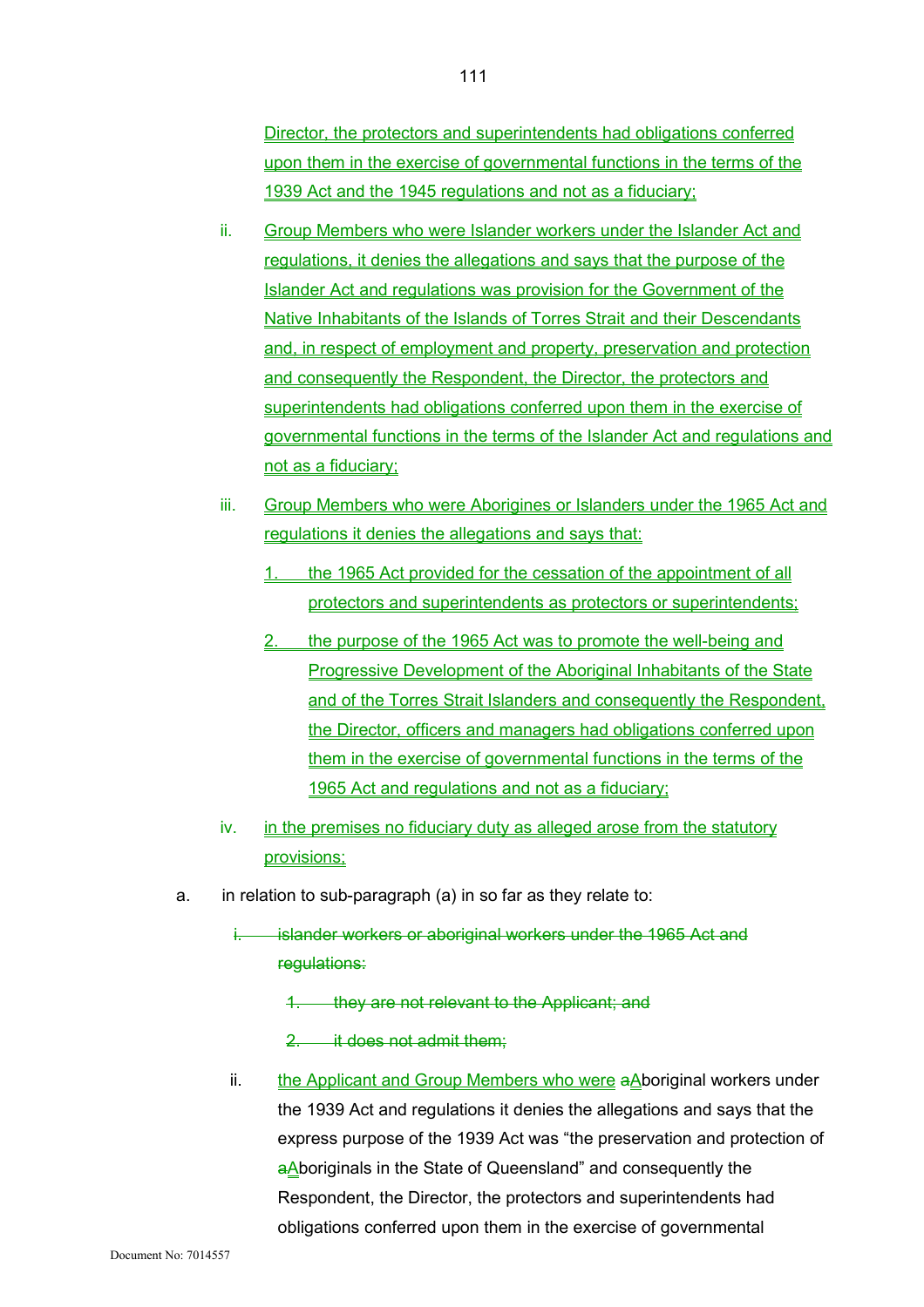Director, the protectors and superintendents had obligations conferred upon them in the exercise of governmental functions in the terms of the 1939 Act and the 1945 regulations and not as a fiduciary;

ii. Group Members who were Islander workers under the Islander Act and regulations, it denies the allegations and says that the purpose of the Islander Act and regulations was provision for the Government of the Native Inhabitants of the Islands of Torres Strait and their Descendants and, in respect of employment and property, preservation and protection and consequently the Respondent, the Director, the protectors and superintendents had obligations conferred upon them in the exercise of governmental functions in the terms of the Islander Act and regulations and not as a fiduciary;

iii. Group Members who were Aborigines or Islanders under the 1965 Act and regulations it denies the allegations and says that:

1. the 1965 Act provided for the cessation of the appointment of all protectors and superintendents as protectors or superintendents;

2. the purpose of the 1965 Act was to promote the well-being and Progressive Development of the Aboriginal Inhabitants of the State and of the Torres Strait Islanders and consequently the Respondent, the Director, officers and managers had obligations conferred upon them in the exercise of governmental functions in the terms of the 1965 Act and regulations and not as a fiduciary;

iv. in the premises no fiduciary duty as alleged arose from the statutory provisions;

a. in relation to sub-paragraph (a) in so far as they relate to:

i. ~~islander workers or aboriginal workers under the 1965 Act and regulations:~~

1. ~~they are not relevant to the Applicant; and~~

2. ~~it does not admit them;~~

ii. the Applicant and Group Members who were ~~a~~Aboriginal workers under the 1939 Act and regulations it denies the allegations and says that the express purpose of the 1939 Act was "the preservation and protection of ~~a~~Aboriginals in the State of Queensland" and consequently the Respondent, the Director, the protectors and superintendents had obligations conferred upon them in the exercise of governmental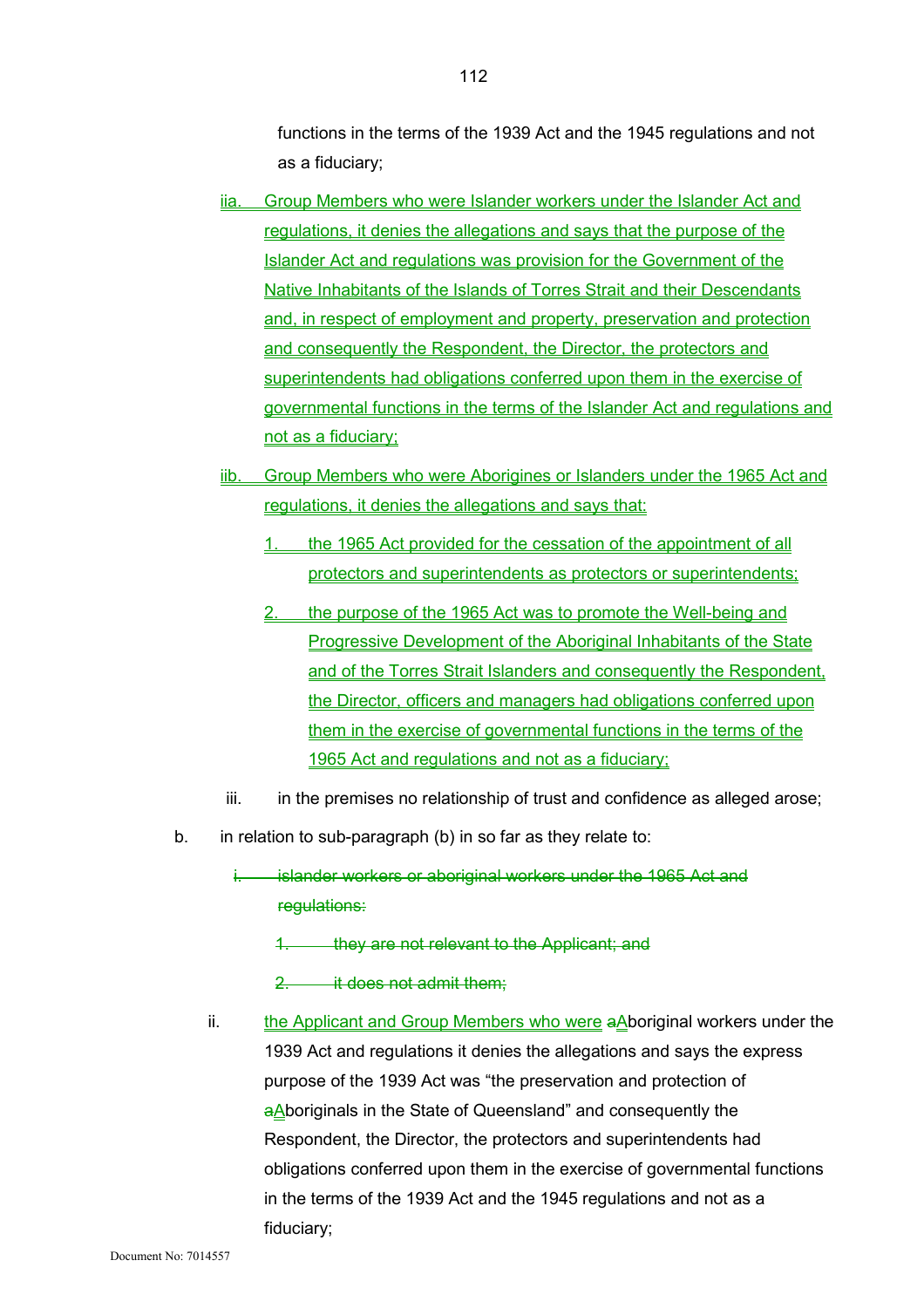functions in the terms of the 1939 Act and the 1945 regulations and not as a fiduciary;

iia. Group Members who were Islander workers under the Islander Act and regulations, it denies the allegations and says that the purpose of the Islander Act and regulations was provision for the Government of the Native Inhabitants of the Islands of Torres Strait and their Descendants and, in respect of employment and property, preservation and protection and consequently the Respondent, the Director, the protectors and superintendents had obligations conferred upon them in the exercise of governmental functions in the terms of the Islander Act and regulations and not as a fiduciary;

iib. Group Members who were Aborigines or Islanders under the 1965 Act and regulations, it denies the allegations and says that:

1. the 1965 Act provided for the cessation of the appointment of all protectors and superintendents as protectors or superintendents;

2. the purpose of the 1965 Act was to promote the Well-being and Progressive Development of the Aboriginal Inhabitants of the State and of the Torres Strait Islanders and consequently the Respondent, the Director, officers and managers had obligations conferred upon them in the exercise of governmental functions in the terms of the 1965 Act and regulations and not as a fiduciary;

iii. in the premises no relationship of trust and confidence as alleged arose;

b. in relation to sub-paragraph (b) in so far as they relate to:

~~i. islander workers or aboriginal workers under the 1965 Act and regulations:~~

~~1. they are not relevant to the Applicant; and~~

~~2. it does not admit them;~~

ii. the Applicant and Group Members who were ~~a~~Aboriginal workers under the 1939 Act and regulations it denies the allegations and says the express purpose of the 1939 Act was "the preservation and protection of ~~a~~Aboriginals in the State of Queensland" and consequently the Respondent, the Director, the protectors and superintendents had obligations conferred upon them in the exercise of governmental functions in the terms of the 1939 Act and the 1945 regulations and not as a fiduciary;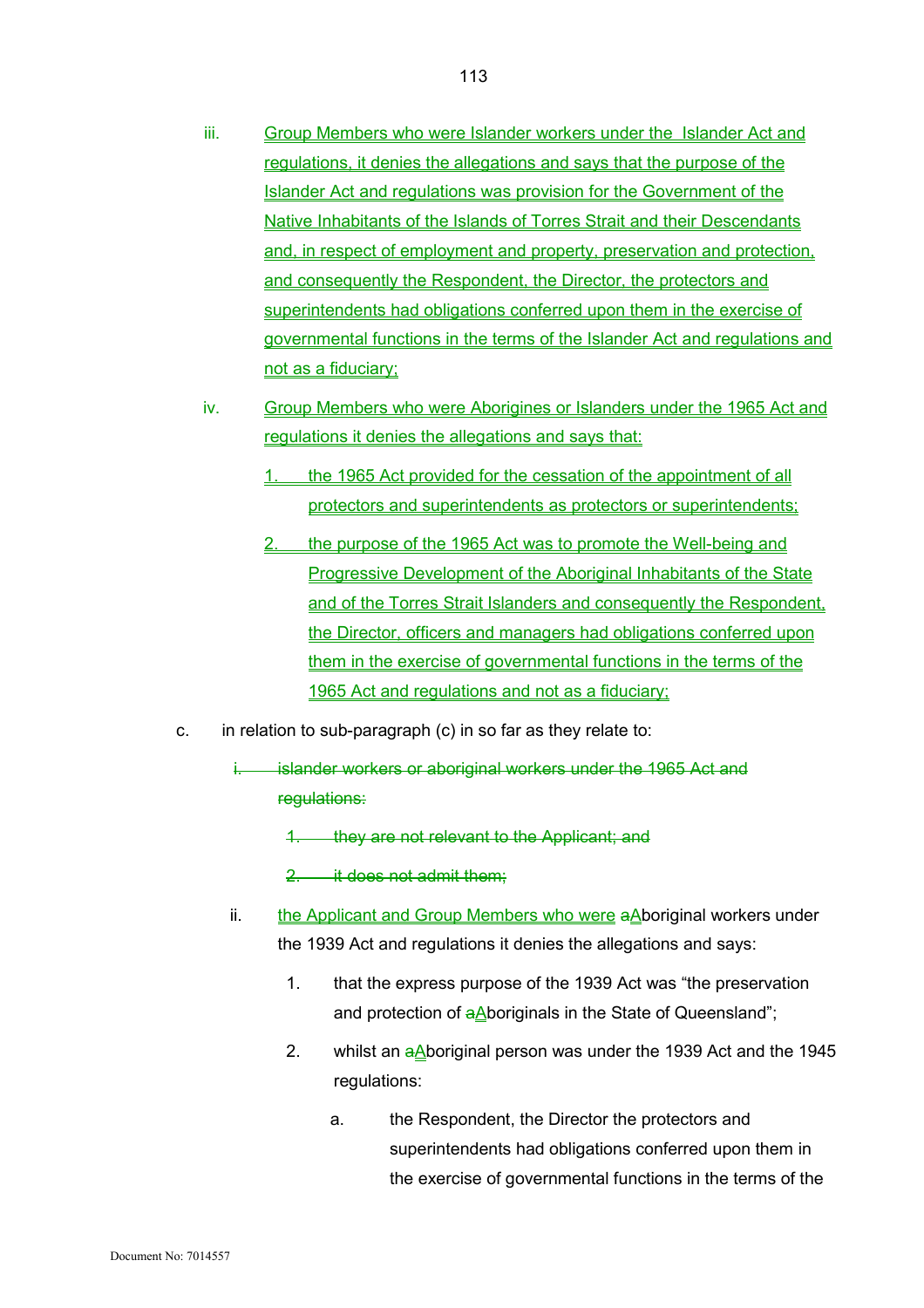iii. Group Members who were Islander workers under the Islander Act and regulations, it denies the allegations and says that the purpose of the Islander Act and regulations was provision for the Government of the Native Inhabitants of the Islands of Torres Strait and their Descendants and, in respect of employment and property, preservation and protection, and consequently the Respondent, the Director, the protectors and superintendents had obligations conferred upon them in the exercise of governmental functions in the terms of the Islander Act and regulations and not as a fiduciary;

iv. Group Members who were Aborigines or Islanders under the 1965 Act and regulations it denies the allegations and says that:

1. the 1965 Act provided for the cessation of the appointment of all protectors and superintendents as protectors or superintendents;

2. the purpose of the 1965 Act was to promote the Well-being and Progressive Development of the Aboriginal Inhabitants of the State and of the Torres Strait Islanders and consequently the Respondent, the Director, officers and managers had obligations conferred upon them in the exercise of governmental functions in the terms of the 1965 Act and regulations and not as a fiduciary;

c. in relation to sub-paragraph (c) in so far as they relate to:

~~i. islander workers or aboriginal workers under the 1965 Act and regulations:~~

~~1. they are not relevant to the Applicant; and~~

~~2. it does not admit them;~~

ii. the Applicant and Group Members who were ~~a~~Aboriginal workers under the 1939 Act and regulations it denies the allegations and says:

1. that the express purpose of the 1939 Act was "the preservation and protection of ~~a~~Aboriginals in the State of Queensland";

2. whilst an ~~a~~Aboriginal person was under the 1939 Act and the 1945 regulations:

a. the Respondent, the Director the protectors and superintendents had obligations conferred upon them in the exercise of governmental functions in the terms of the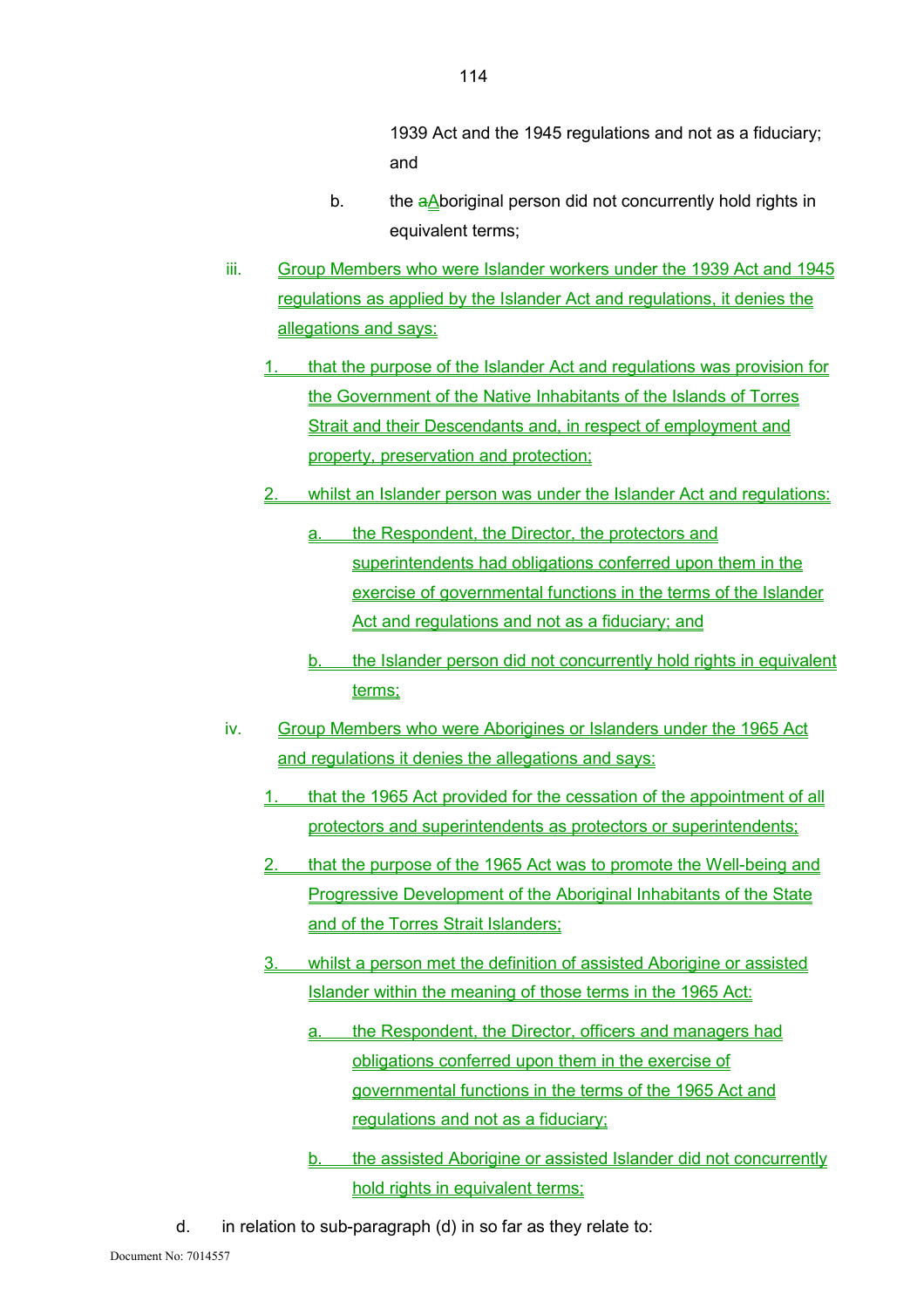1939 Act and the 1945 regulations and not as a fiduciary; and

b. the aAboriginal person did not concurrently hold rights in equivalent terms;

iii. Group Members who were Islander workers under the 1939 Act and 1945 regulations as applied by the Islander Act and regulations, it denies the allegations and says:

1. that the purpose of the Islander Act and regulations was provision for the Government of the Native Inhabitants of the Islands of Torres Strait and their Descendants and, in respect of employment and property, preservation and protection;

2. whilst an Islander person was under the Islander Act and regulations:

   a. the Respondent, the Director, the protectors and superintendents had obligations conferred upon them in the exercise of governmental functions in the terms of the Islander Act and regulations and not as a fiduciary; and

   b. the Islander person did not concurrently hold rights in equivalent terms;

iv. Group Members who were Aborigines or Islanders under the 1965 Act and regulations it denies the allegations and says:

1. that the 1965 Act provided for the cessation of the appointment of all protectors and superintendents as protectors or superintendents;

2. that the purpose of the 1965 Act was to promote the Well-being and Progressive Development of the Aboriginal Inhabitants of the State and of the Torres Strait Islanders;

3. whilst a person met the definition of assisted Aborigine or assisted Islander within the meaning of those terms in the 1965 Act:

   a. the Respondent, the Director, officers and managers had obligations conferred upon them in the exercise of governmental functions in the terms of the 1965 Act and regulations and not as a fiduciary;

   b. the assisted Aborigine or assisted Islander did not concurrently hold rights in equivalent terms;

d. in relation to sub-paragraph (d) in so far as they relate to: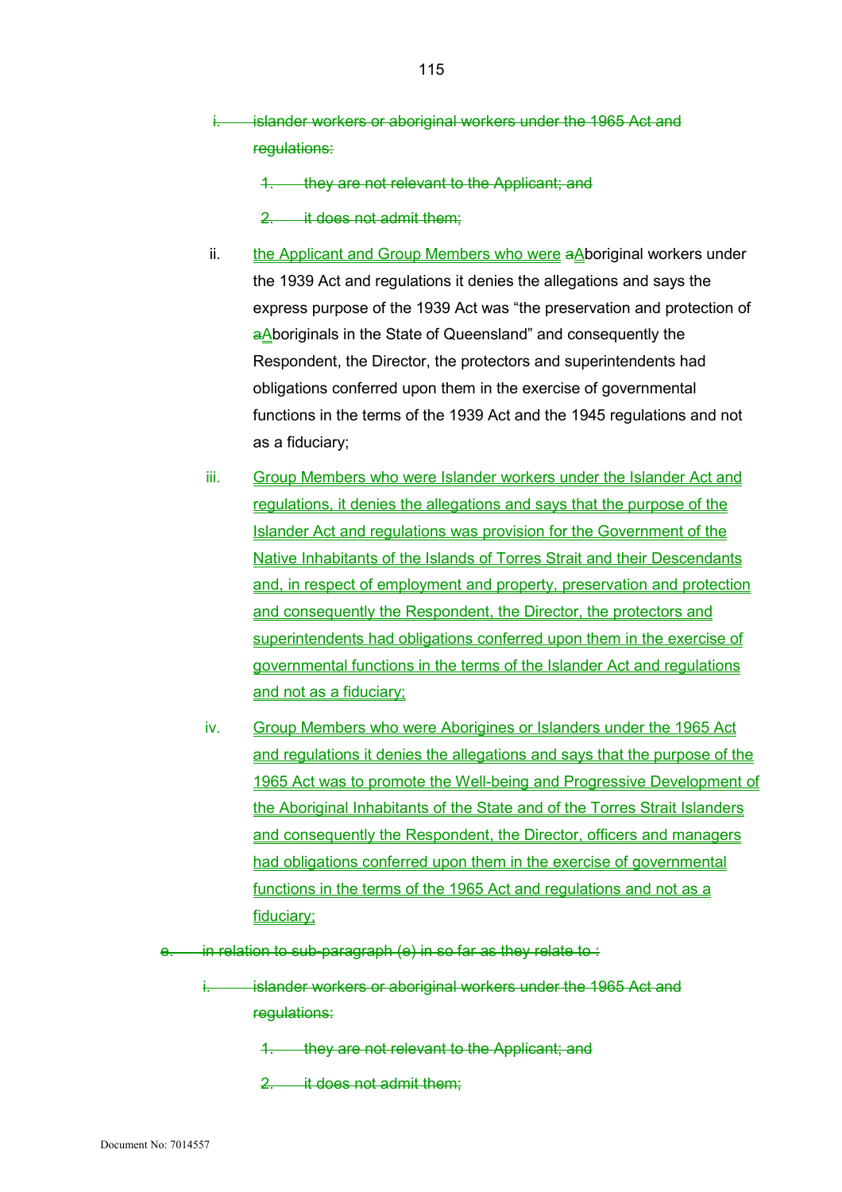i. ~~islander workers or aboriginal workers under the 1965 Act and regulations:~~

   1. ~~they are not relevant to the Applicant; and~~

   2. ~~it does not admit them;~~

ii. the Applicant and Group Members who were ~~a~~Aboriginal workers under the 1939 Act and regulations it denies the allegations and says the express purpose of the 1939 Act was "the preservation and protection of ~~a~~Aboriginals in the State of Queensland" and consequently the Respondent, the Director, the protectors and superintendents had obligations conferred upon them in the exercise of governmental functions in the terms of the 1939 Act and the 1945 regulations and not as a fiduciary;

iii. Group Members who were Islander workers under the Islander Act and regulations, it denies the allegations and says that the purpose of the Islander Act and regulations was provision for the Government of the Native Inhabitants of the Islands of Torres Strait and their Descendants and, in respect of employment and property, preservation and protection and consequently the Respondent, the Director, the protectors and superintendents had obligations conferred upon them in the exercise of governmental functions in the terms of the Islander Act and regulations and not as a fiduciary;

iv. Group Members who were Aborigines or Islanders under the 1965 Act and regulations it denies the allegations and says that the purpose of the 1965 Act was to promote the Well-being and Progressive Development of the Aboriginal Inhabitants of the State and of the Torres Strait Islanders and consequently the Respondent, the Director, officers and managers had obligations conferred upon them in the exercise of governmental functions in the terms of the 1965 Act and regulations and not as a fiduciary;

e. ~~in relation to sub-paragraph (e) in so far as they relate to :~~

   i. ~~islander workers or aboriginal workers under the 1965 Act and regulations:~~

      1. ~~they are not relevant to the Applicant; and~~

      2. ~~it does not admit them;~~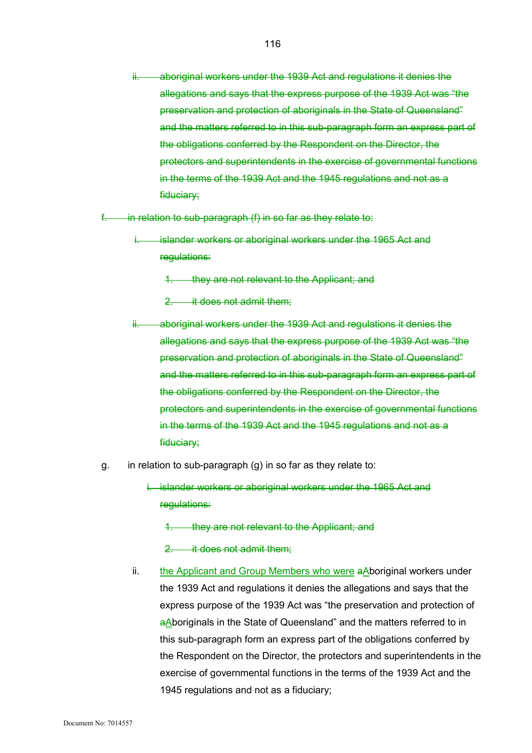ii. ~~aboriginal workers under the 1939 Act and regulations it denies the allegations and says that the express purpose of the 1939 Act was "the preservation and protection of aboriginals in the State of Queensland" and the matters referred to in this sub-paragraph form an express part of the obligations conferred by the Respondent on the Director, the protectors and superintendents in the exercise of governmental functions in the terms of the 1939 Act and the 1945 regulations and not as a fiduciary;~~

f. ~~in relation to sub-paragraph (f) in so far as they relate to:~~

i. ~~islander workers or aboriginal workers under the 1965 Act and regulations:~~

1. ~~they are not relevant to the Applicant; and~~

2. ~~it does not admit them;~~

ii. ~~aboriginal workers under the 1939 Act and regulations it denies the allegations and says that the express purpose of the 1939 Act was "the preservation and protection of aboriginals in the State of Queensland" and the matters referred to in this sub-paragraph form an express part of the obligations conferred by the Respondent on the Director, the protectors and superintendents in the exercise of governmental functions in the terms of the 1939 Act and the 1945 regulations and not as a fiduciary;~~

g. in relation to sub-paragraph (g) in so far as they relate to:

i. ~~islander workers or aboriginal workers under the 1965 Act and regulations:~~

1. ~~they are not relevant to the Applicant; and~~

2. ~~it does not admit them;~~

ii. <u>the Applicant and Group Members who were</u> ~~a~~<u>A</u>boriginal workers under the 1939 Act and regulations it denies the allegations and says that the express purpose of the 1939 Act was "the preservation and protection of ~~a~~<u>A</u>boriginals in the State of Queensland" and the matters referred to in this sub-paragraph form an express part of the obligations conferred by the Respondent on the Director, the protectors and superintendents in the exercise of governmental functions in the terms of the 1939 Act and the 1945 regulations and not as a fiduciary;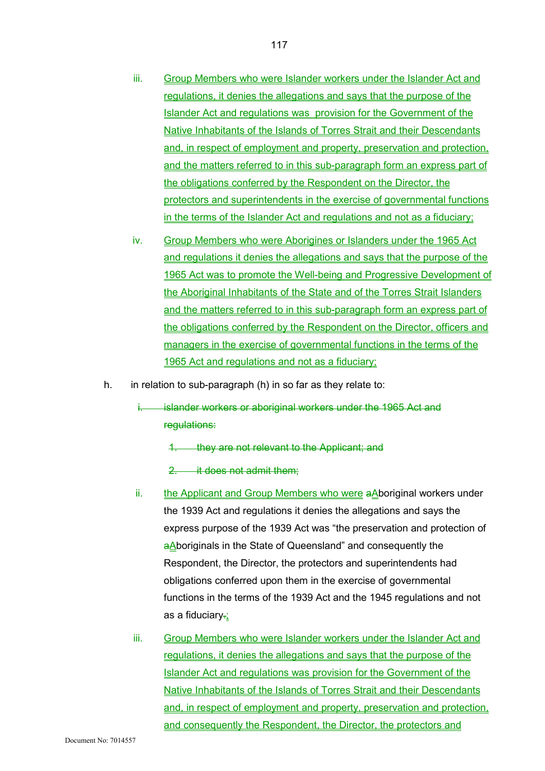iii. Group Members who were Islander workers under the Islander Act and regulations, it denies the allegations and says that the purpose of the Islander Act and regulations was provision for the Government of the Native Inhabitants of the Islands of Torres Strait and their Descendants and, in respect of employment and property, preservation and protection, and the matters referred to in this sub-paragraph form an express part of the obligations conferred by the Respondent on the Director, the protectors and superintendents in the exercise of governmental functions in the terms of the Islander Act and regulations and not as a fiduciary;

iv. Group Members who were Aborigines or Islanders under the 1965 Act and regulations it denies the allegations and says that the purpose of the 1965 Act was to promote the Well-being and Progressive Development of the Aboriginal Inhabitants of the State and of the Torres Strait Islanders and the matters referred to in this sub-paragraph form an express part of the obligations conferred by the Respondent on the Director, officers and managers in the exercise of governmental functions in the terms of the 1965 Act and regulations and not as a fiduciary;

h. in relation to sub-paragraph (h) in so far as they relate to:

~~i. islander workers or aboriginal workers under the 1965 Act and regulations:~~

~~1. they are not relevant to the Applicant; and~~

~~2. it does not admit them;~~

ii. the Applicant and Group Members who were ~~a~~Aboriginal workers under the 1939 Act and regulations it denies the allegations and says the express purpose of the 1939 Act was "the preservation and protection of ~~a~~Aboriginals in the State of Queensland" and consequently the Respondent, the Director, the protectors and superintendents had obligations conferred upon them in the exercise of governmental functions in the terms of the 1939 Act and the 1945 regulations and not as a fiduciary~~.~~;

iii. Group Members who were Islander workers under the Islander Act and regulations, it denies the allegations and says that the purpose of the Islander Act and regulations was provision for the Government of the Native Inhabitants of the Islands of Torres Strait and their Descendants and, in respect of employment and property, preservation and protection, and consequently the Respondent, the Director, the protectors and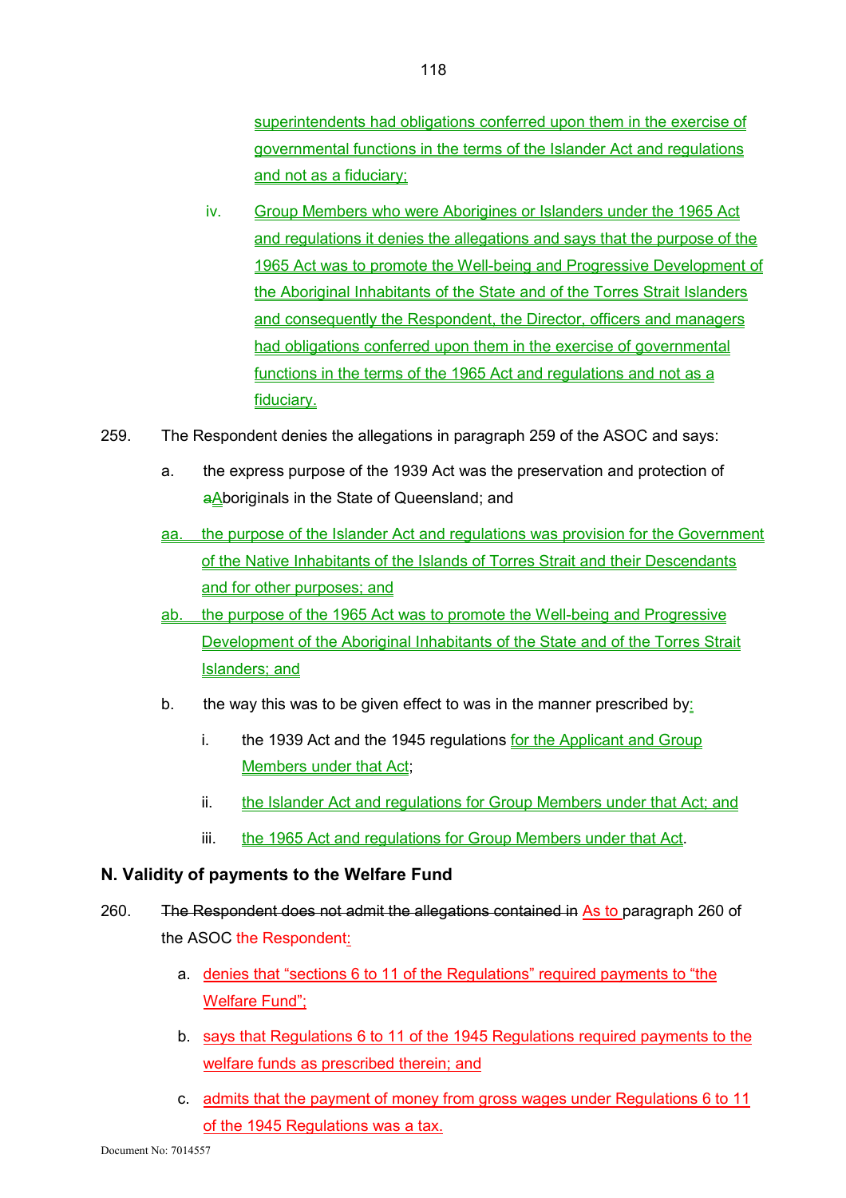superintendents had obligations conferred upon them in the exercise of governmental functions in the terms of the Islander Act and regulations and not as a fiduciary;

iv. Group Members who were Aborigines or Islanders under the 1965 Act and regulations it denies the allegations and says that the purpose of the 1965 Act was to promote the Well-being and Progressive Development of the Aboriginal Inhabitants of the State and of the Torres Strait Islanders and consequently the Respondent, the Director, officers and managers had obligations conferred upon them in the exercise of governmental functions in the terms of the 1965 Act and regulations and not as a fiduciary.

259. The Respondent denies the allegations in paragraph 259 of the ASOC and says:

a. the express purpose of the 1939 Act was the preservation and protection of ~~a~~Aboriginals in the State of Queensland; and

aa. the purpose of the Islander Act and regulations was provision for the Government of the Native Inhabitants of the Islands of Torres Strait and their Descendants and for other purposes; and

ab. the purpose of the 1965 Act was to promote the Well-being and Progressive Development of the Aboriginal Inhabitants of the State and of the Torres Strait Islanders; and

b. the way this was to be given effect to was in the manner prescribed by:

i. the 1939 Act and the 1945 regulations for the Applicant and Group Members under that Act;

ii. the Islander Act and regulations for Group Members under that Act; and

iii. the 1965 Act and regulations for Group Members under that Act.

## N. Validity of payments to the Welfare Fund

260. ~~The Respondent does not admit the allegations contained in~~ As to paragraph 260 of the ASOC the Respondent:

a. denies that "sections 6 to 11 of the Regulations" required payments to "the Welfare Fund";

b. says that Regulations 6 to 11 of the 1945 Regulations required payments to the welfare funds as prescribed therein; and

c. admits that the payment of money from gross wages under Regulations 6 to 11 of the 1945 Regulations was a tax.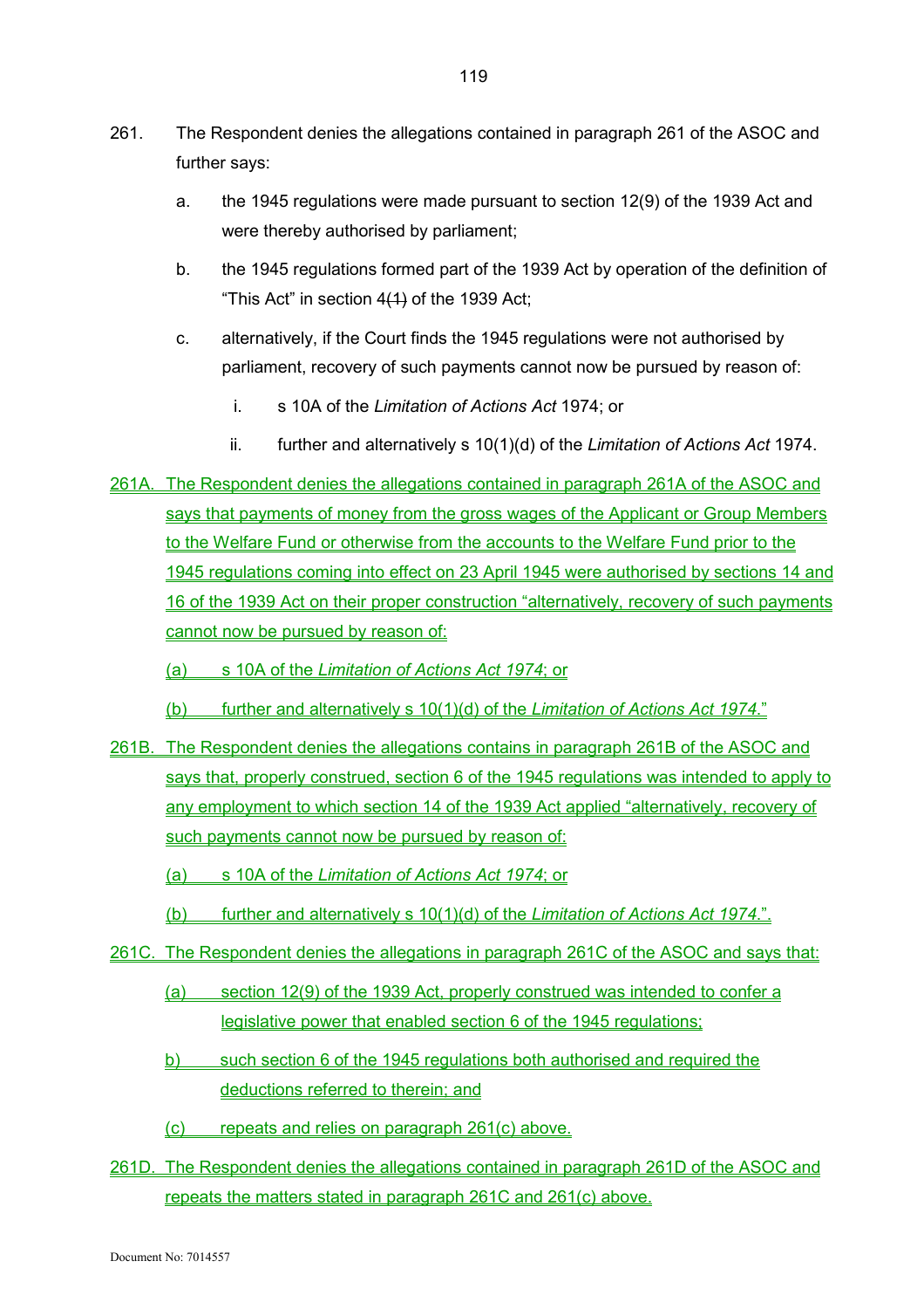261. The Respondent denies the allegations contained in paragraph 261 of the ASOC and further says:

   a. the 1945 regulations were made pursuant to section 12(9) of the 1939 Act and were thereby authorised by parliament;

   b. the 1945 regulations formed part of the 1939 Act by operation of the definition of "This Act" in section 4~~(1)~~ of the 1939 Act;

   c. alternatively, if the Court finds the 1945 regulations were not authorised by parliament, recovery of such payments cannot now be pursued by reason of:

      i. s 10A of the *Limitation of Actions Act* 1974; or

      ii. further and alternatively s 10(1)(d) of the *Limitation of Actions Act* 1974.

261A. The Respondent denies the allegations contained in paragraph 261A of the ASOC and says that payments of money from the gross wages of the Applicant or Group Members to the Welfare Fund or otherwise from the accounts to the Welfare Fund prior to the 1945 regulations coming into effect on 23 April 1945 were authorised by sections 14 and 16 of the 1939 Act on their proper construction "alternatively, recovery of such payments cannot now be pursued by reason of:

   (a) s 10A of the *Limitation of Actions Act 1974*; or

   (b) further and alternatively s 10(1)(d) of the *Limitation of Actions Act 1974*."

261B. The Respondent denies the allegations contains in paragraph 261B of the ASOC and says that, properly construed, section 6 of the 1945 regulations was intended to apply to any employment to which section 14 of the 1939 Act applied "alternatively, recovery of such payments cannot now be pursued by reason of:

   (a) s 10A of the *Limitation of Actions Act 1974*; or

   (b) further and alternatively s 10(1)(d) of the *Limitation of Actions Act 1974*.".

261C. The Respondent denies the allegations in paragraph 261C of the ASOC and says that:

   (a) section 12(9) of the 1939 Act, properly construed was intended to confer a legislative power that enabled section 6 of the 1945 regulations;

   b) such section 6 of the 1945 regulations both authorised and required the deductions referred to therein; and

   (c) repeats and relies on paragraph 261(c) above.

261D. The Respondent denies the allegations contained in paragraph 261D of the ASOC and repeats the matters stated in paragraph 261C and 261(c) above.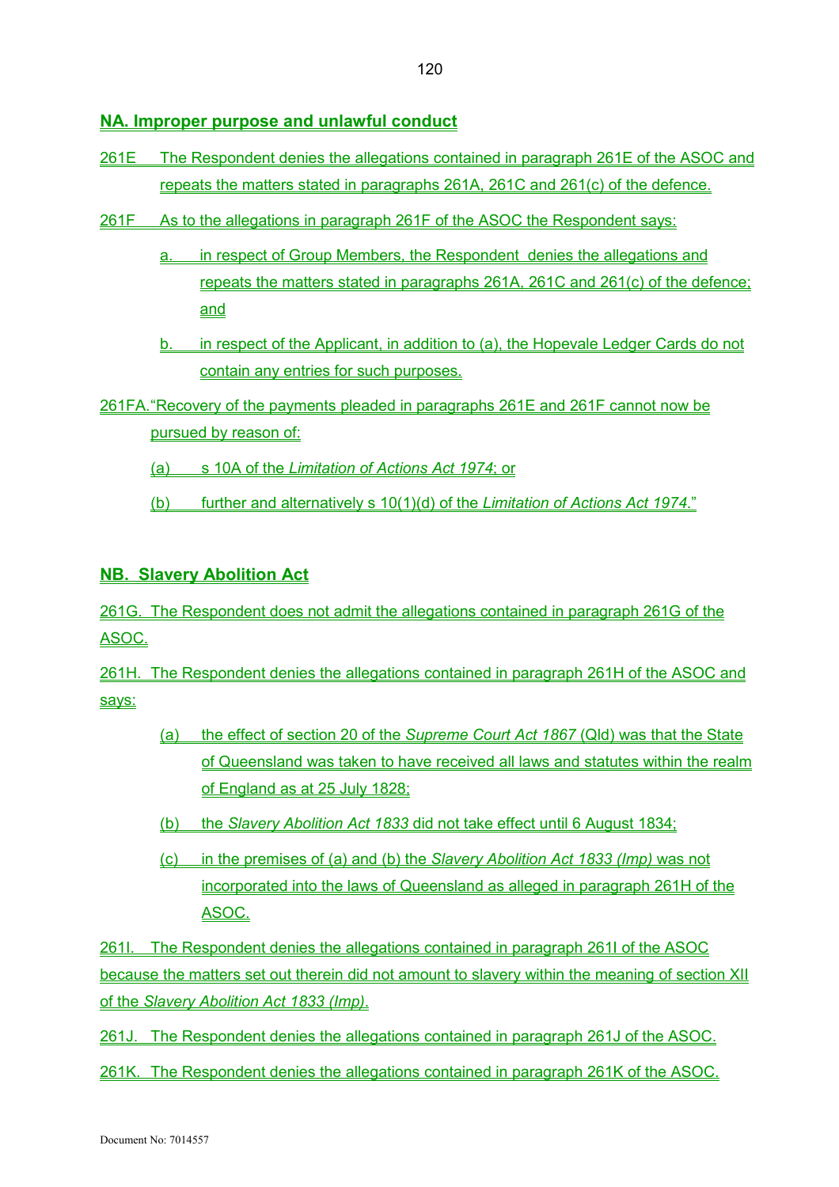## NA. Improper purpose and unlawful conduct

261E The Respondent denies the allegations contained in paragraph 261E of the ASOC and repeats the matters stated in paragraphs 261A, 261C and 261(c) of the defence.

261F As to the allegations in paragraph 261F of the ASOC the Respondent says:

a. in respect of Group Members, the Respondent denies the allegations and repeats the matters stated in paragraphs 261A, 261C and 261(c) of the defence; and

b. in respect of the Applicant, in addition to (a), the Hopevale Ledger Cards do not contain any entries for such purposes.

261FA. "Recovery of the payments pleaded in paragraphs 261E and 261F cannot now be pursued by reason of:

(a) s 10A of the *Limitation of Actions Act 1974*; or

(b) further and alternatively s 10(1)(d) of the *Limitation of Actions Act 1974*."

## NB. Slavery Abolition Act

261G. The Respondent does not admit the allegations contained in paragraph 261G of the ASOC.

261H. The Respondent denies the allegations contained in paragraph 261H of the ASOC and says:

(a) the effect of section 20 of the *Supreme Court Act 1867* (Qld) was that the State of Queensland was taken to have received all laws and statutes within the realm of England as at 25 July 1828;

(b) the *Slavery Abolition Act 1833* did not take effect until 6 August 1834;

(c) in the premises of (a) and (b) the *Slavery Abolition Act 1833 (Imp)* was not incorporated into the laws of Queensland as alleged in paragraph 261H of the ASOC.

261I. The Respondent denies the allegations contained in paragraph 261I of the ASOC because the matters set out therein did not amount to slavery within the meaning of section XII of the *Slavery Abolition Act 1833 (Imp)*.

261J. The Respondent denies the allegations contained in paragraph 261J of the ASOC.

261K. The Respondent denies the allegations contained in paragraph 261K of the ASOC.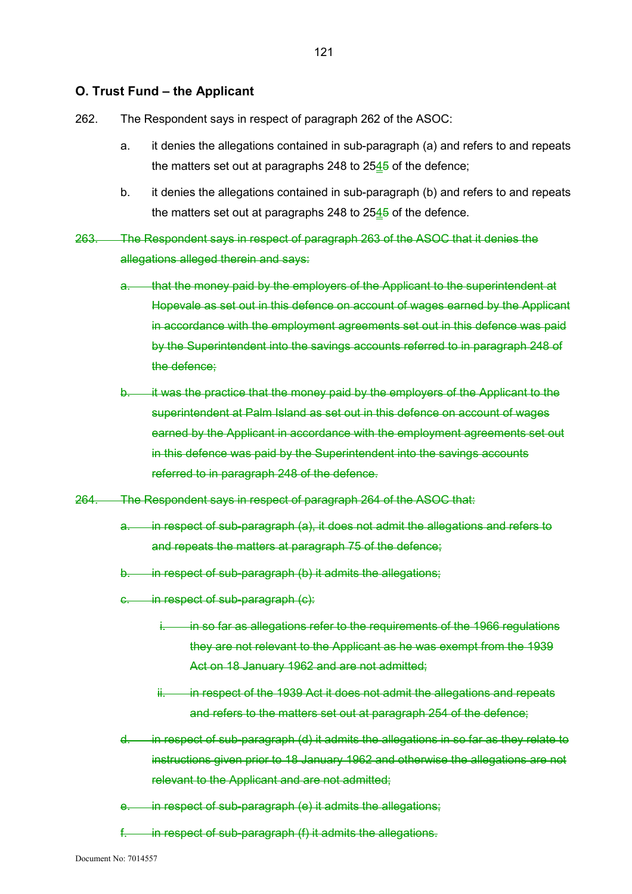## O. Trust Fund – the Applicant

262. The Respondent says in respect of paragraph 262 of the ASOC:

   a. it denies the allegations contained in sub-paragraph (a) and refers to and repeats the matters set out at paragraphs 248 to 25<ins>4</ins>~~5~~ of the defence;

   b. it denies the allegations contained in sub-paragraph (b) and refers to and repeats the matters set out at paragraphs 248 to 25<ins>4</ins>~~5~~ of the defence.

~~263. The Respondent says in respect of paragraph 263 of the ASOC that it denies the allegations alleged therein and says:~~

   ~~a. that the money paid by the employers of the Applicant to the superintendent at Hopevale as set out in this defence on account of wages earned by the Applicant in accordance with the employment agreements set out in this defence was paid by the Superintendent into the savings accounts referred to in paragraph 248 of the defence;~~

   ~~b. it was the practice that the money paid by the employers of the Applicant to the superintendent at Palm Island as set out in this defence on account of wages earned by the Applicant in accordance with the employment agreements set out in this defence was paid by the Superintendent into the savings accounts referred to in paragraph 248 of the defence.~~

~~264. The Respondent says in respect of paragraph 264 of the ASOC that:~~

   ~~a. in respect of sub-paragraph (a), it does not admit the allegations and refers to and repeats the matters at paragraph 75 of the defence;~~

   ~~b. in respect of sub-paragraph (b) it admits the allegations;~~

   ~~c. in respect of sub-paragraph (c):~~

      ~~i. in so far as allegations refer to the requirements of the 1966 regulations they are not relevant to the Applicant as he was exempt from the 1939 Act on 18 January 1962 and are not admitted;~~

      ~~ii. in respect of the 1939 Act it does not admit the allegations and repeats and refers to the matters set out at paragraph 254 of the defence;~~

   ~~d. in respect of sub-paragraph (d) it admits the allegations in so far as they relate to instructions given prior to 18 January 1962 and otherwise the allegations are not relevant to the Applicant and are not admitted;~~

   ~~e. in respect of sub-paragraph (e) it admits the allegations;~~

   ~~f. in respect of sub-paragraph (f) it admits the allegations.~~

Document No: 7014557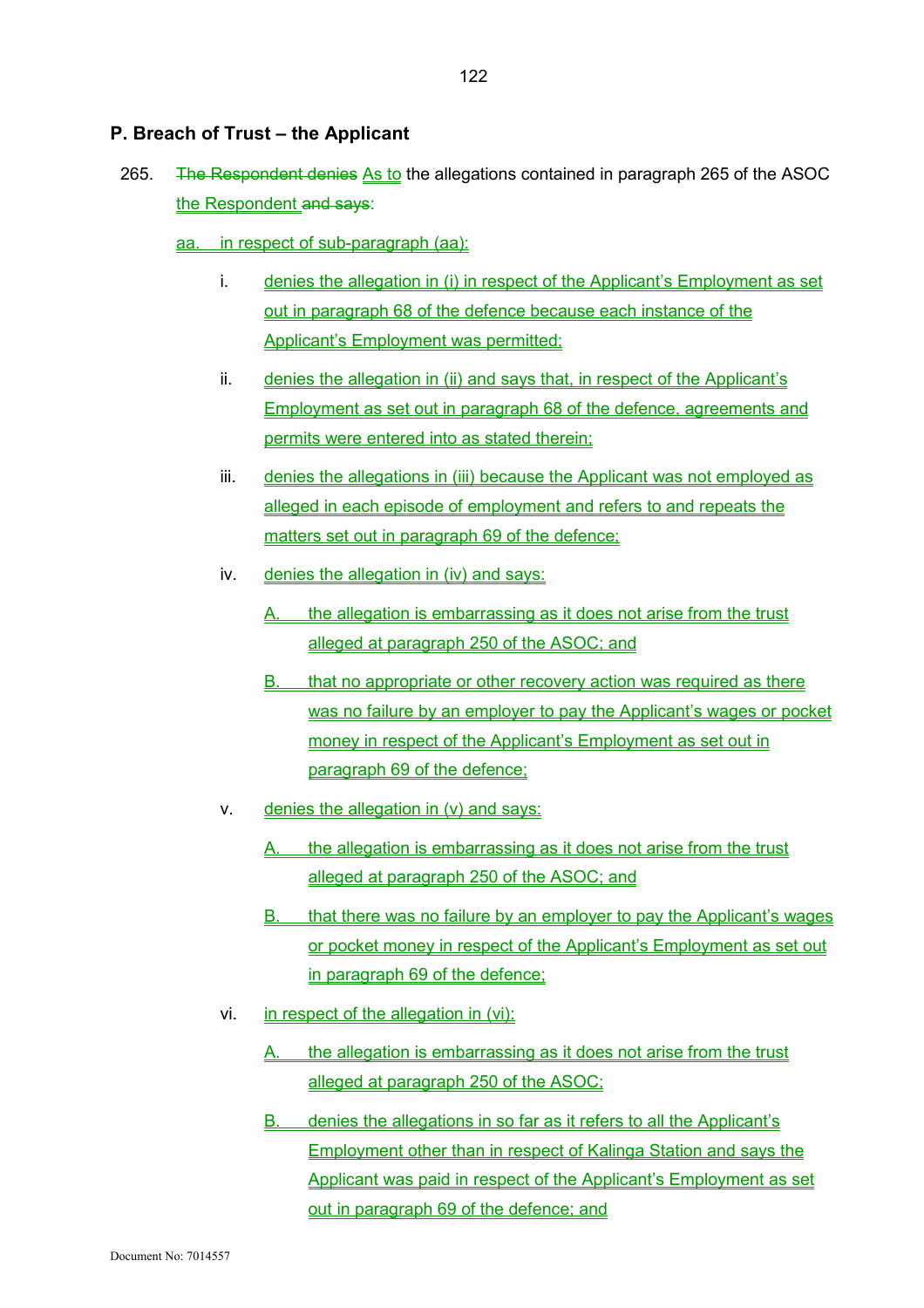## P. Breach of Trust – the Applicant

265. ~~The Respondent denies~~ As to the allegations contained in paragraph 265 of the ASOC the Respondent ~~and says~~:

aa. in respect of sub-paragraph (aa):

i. denies the allegation in (i) in respect of the Applicant's Employment as set out in paragraph 68 of the defence because each instance of the Applicant's Employment was permitted;

ii. denies the allegation in (ii) and says that, in respect of the Applicant's Employment as set out in paragraph 68 of the defence, agreements and permits were entered into as stated therein;

iii. denies the allegations in (iii) because the Applicant was not employed as alleged in each episode of employment and refers to and repeats the matters set out in paragraph 69 of the defence;

iv. denies the allegation in (iv) and says:

A. the allegation is embarrassing as it does not arise from the trust alleged at paragraph 250 of the ASOC; and

B. that no appropriate or other recovery action was required as there was no failure by an employer to pay the Applicant's wages or pocket money in respect of the Applicant's Employment as set out in paragraph 69 of the defence;

v. denies the allegation in (v) and says:

A. the allegation is embarrassing as it does not arise from the trust alleged at paragraph 250 of the ASOC; and

B. that there was no failure by an employer to pay the Applicant's wages or pocket money in respect of the Applicant's Employment as set out in paragraph 69 of the defence;

vi. in respect of the allegation in (vi):

A. the allegation is embarrassing as it does not arise from the trust alleged at paragraph 250 of the ASOC;

B. denies the allegations in so far as it refers to all the Applicant's Employment other than in respect of Kalinga Station and says the Applicant was paid in respect of the Applicant's Employment as set out in paragraph 69 of the defence; and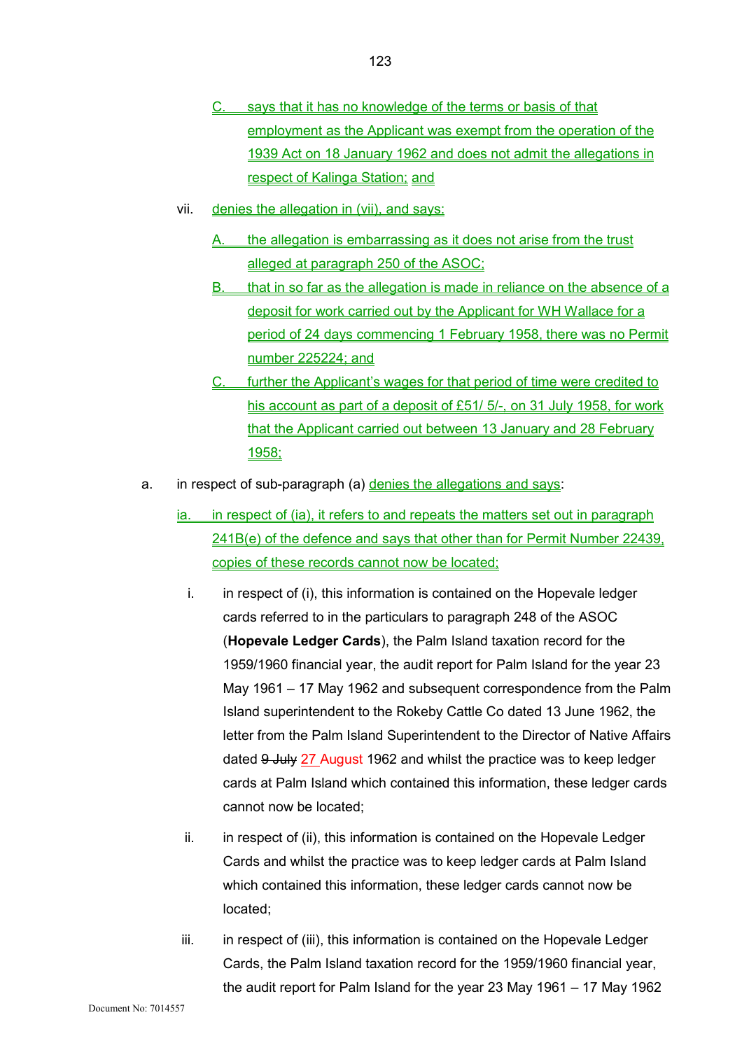C. says that it has no knowledge of the terms or basis of that employment as the Applicant was exempt from the operation of the 1939 Act on 18 January 1962 and does not admit the allegations in respect of Kalinga Station; and

vii. denies the allegation in (vii), and says:

A. the allegation is embarrassing as it does not arise from the trust alleged at paragraph 250 of the ASOC;

B. that in so far as the allegation is made in reliance on the absence of a deposit for work carried out by the Applicant for WH Wallace for a period of 24 days commencing 1 February 1958, there was no Permit number 225224; and

C. further the Applicant's wages for that period of time were credited to his account as part of a deposit of £51/ 5/-, on 31 July 1958, for work that the Applicant carried out between 13 January and 28 February 1958;

a. in respect of sub-paragraph (a) denies the allegations and says:

ia. in respect of (ia), it refers to and repeats the matters set out in paragraph 241B(e) of the defence and says that other than for Permit Number 22439, copies of these records cannot now be located;

i. in respect of (i), this information is contained on the Hopevale ledger cards referred to in the particulars to paragraph 248 of the ASOC (**Hopevale Ledger Cards**), the Palm Island taxation record for the 1959/1960 financial year, the audit report for Palm Island for the year 23 May 1961 – 17 May 1962 and subsequent correspondence from the Palm Island superintendent to the Rokeby Cattle Co dated 13 June 1962, the letter from the Palm Island Superintendent to the Director of Native Affairs dated ~~9 July~~ 27 August 1962 and whilst the practice was to keep ledger cards at Palm Island which contained this information, these ledger cards cannot now be located;

ii. in respect of (ii), this information is contained on the Hopevale Ledger Cards and whilst the practice was to keep ledger cards at Palm Island which contained this information, these ledger cards cannot now be located;

iii. in respect of (iii), this information is contained on the Hopevale Ledger Cards, the Palm Island taxation record for the 1959/1960 financial year, the audit report for Palm Island for the year 23 May 1961 – 17 May 1962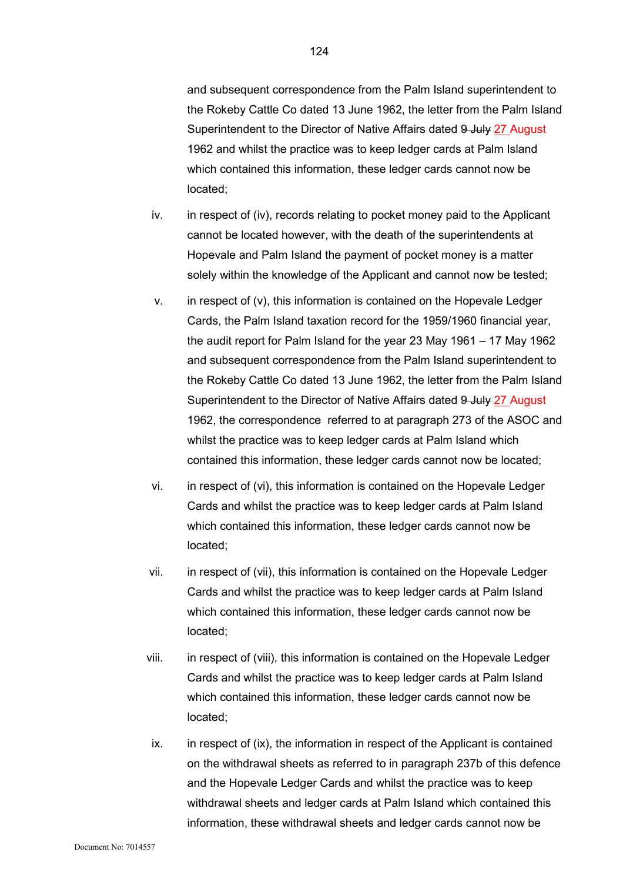and subsequent correspondence from the Palm Island superintendent to the Rokeby Cattle Co dated 13 June 1962, the letter from the Palm Island Superintendent to the Director of Native Affairs dated ~~9 July~~ 27 August 1962 and whilst the practice was to keep ledger cards at Palm Island which contained this information, these ledger cards cannot now be located;

iv. in respect of (iv), records relating to pocket money paid to the Applicant cannot be located however, with the death of the superintendents at Hopevale and Palm Island the payment of pocket money is a matter solely within the knowledge of the Applicant and cannot now be tested;

v. in respect of (v), this information is contained on the Hopevale Ledger Cards, the Palm Island taxation record for the 1959/1960 financial year, the audit report for Palm Island for the year 23 May 1961 – 17 May 1962 and subsequent correspondence from the Palm Island superintendent to the Rokeby Cattle Co dated 13 June 1962, the letter from the Palm Island Superintendent to the Director of Native Affairs dated ~~9 July~~ 27 August 1962, the correspondence referred to at paragraph 273 of the ASOC and whilst the practice was to keep ledger cards at Palm Island which contained this information, these ledger cards cannot now be located;

vi. in respect of (vi), this information is contained on the Hopevale Ledger Cards and whilst the practice was to keep ledger cards at Palm Island which contained this information, these ledger cards cannot now be located;

vii. in respect of (vii), this information is contained on the Hopevale Ledger Cards and whilst the practice was to keep ledger cards at Palm Island which contained this information, these ledger cards cannot now be located;

viii. in respect of (viii), this information is contained on the Hopevale Ledger Cards and whilst the practice was to keep ledger cards at Palm Island which contained this information, these ledger cards cannot now be located;

ix. in respect of (ix), the information in respect of the Applicant is contained on the withdrawal sheets as referred to in paragraph 237b of this defence and the Hopevale Ledger Cards and whilst the practice was to keep withdrawal sheets and ledger cards at Palm Island which contained this information, these withdrawal sheets and ledger cards cannot now be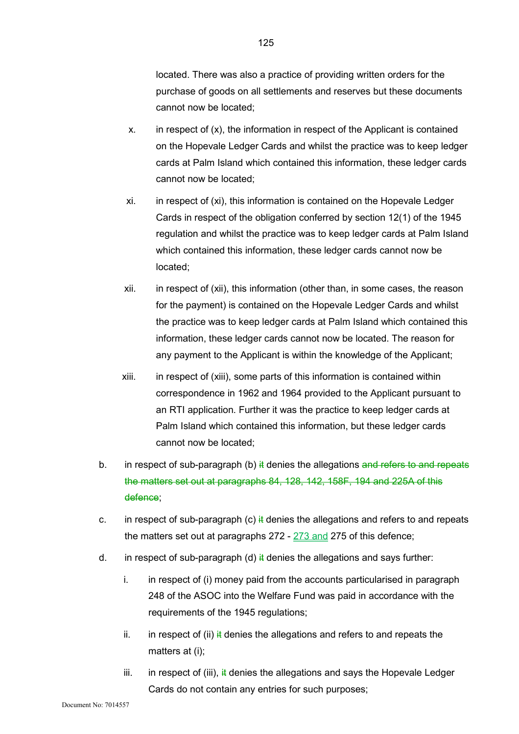located. There was also a practice of providing written orders for the purchase of goods on all settlements and reserves but these documents cannot now be located;

x. in respect of (x), the information in respect of the Applicant is contained on the Hopevale Ledger Cards and whilst the practice was to keep ledger cards at Palm Island which contained this information, these ledger cards cannot now be located;

xi. in respect of (xi), this information is contained on the Hopevale Ledger Cards in respect of the obligation conferred by section 12(1) of the 1945 regulation and whilst the practice was to keep ledger cards at Palm Island which contained this information, these ledger cards cannot now be located;

xii. in respect of (xii), this information (other than, in some cases, the reason for the payment) is contained on the Hopevale Ledger Cards and whilst the practice was to keep ledger cards at Palm Island which contained this information, these ledger cards cannot now be located. The reason for any payment to the Applicant is within the knowledge of the Applicant;

xiii. in respect of (xiii), some parts of this information is contained within correspondence in 1962 and 1964 provided to the Applicant pursuant to an RTI application. Further it was the practice to keep ledger cards at Palm Island which contained this information, but these ledger cards cannot now be located;

b. in respect of sub-paragraph (b) ~~it~~ denies the allegations ~~and refers to and repeats the matters set out at paragraphs 84, 128, 142, 158F, 194 and 225A of this defence~~;

c. in respect of sub-paragraph (c) ~~it~~ denies the allegations and refers to and repeats the matters set out at paragraphs 272 - <u>273 and</u> 275 of this defence;

d. in respect of sub-paragraph (d) ~~it~~ denies the allegations and says further:

   i. in respect of (i) money paid from the accounts particularised in paragraph 248 of the ASOC into the Welfare Fund was paid in accordance with the requirements of the 1945 regulations;

   ii. in respect of (ii) ~~it~~ denies the allegations and refers to and repeats the matters at (i);

   iii. in respect of (iii), ~~it~~ denies the allegations and says the Hopevale Ledger Cards do not contain any entries for such purposes;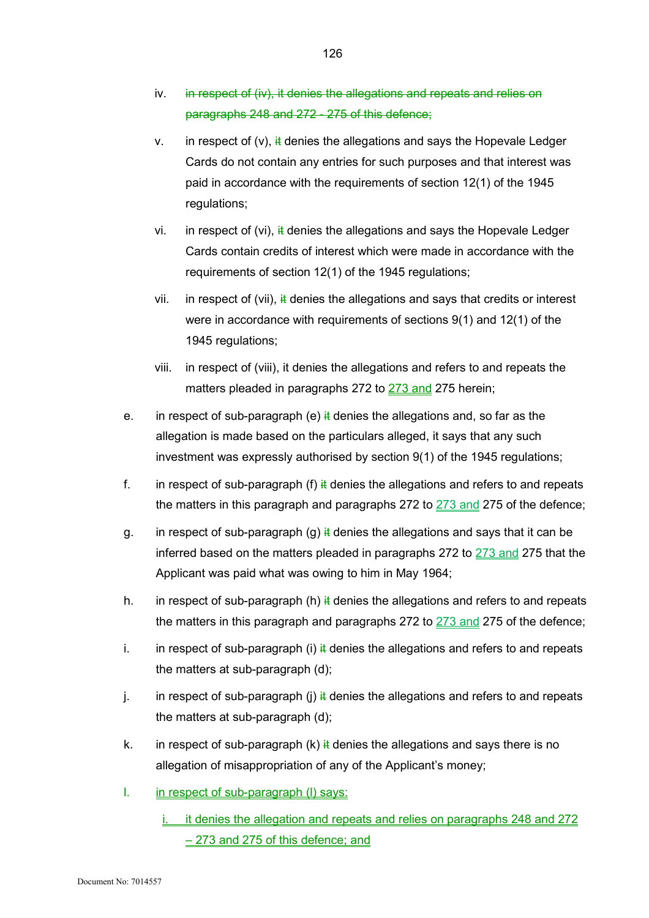iv. ~~in respect of (iv), it denies the allegations and repeats and relies on paragraphs 248 and 272 - 275 of this defence;~~

v. in respect of (v), ~~it~~ denies the allegations and says the Hopevale Ledger Cards do not contain any entries for such purposes and that interest was paid in accordance with the requirements of section 12(1) of the 1945 regulations;

vi. in respect of (vi), ~~it~~ denies the allegations and says the Hopevale Ledger Cards contain credits of interest which were made in accordance with the requirements of section 12(1) of the 1945 regulations;

vii. in respect of (vii), ~~it~~ denies the allegations and says that credits or interest were in accordance with requirements of sections 9(1) and 12(1) of the 1945 regulations;

viii. in respect of (viii), it denies the allegations and refers to and repeats the matters pleaded in paragraphs 272 to <u>273 and</u> 275 herein;

e. in respect of sub-paragraph (e) ~~it~~ denies the allegations and, so far as the allegation is made based on the particulars alleged, it says that any such investment was expressly authorised by section 9(1) of the 1945 regulations;

f. in respect of sub-paragraph (f) ~~it~~ denies the allegations and refers to and repeats the matters in this paragraph and paragraphs 272 to <u>273 and</u> 275 of the defence;

g. in respect of sub-paragraph (g) ~~it~~ denies the allegations and says that it can be inferred based on the matters pleaded in paragraphs 272 to <u>273 and</u> 275 that the Applicant was paid what was owing to him in May 1964;

h. in respect of sub-paragraph (h) ~~it~~ denies the allegations and refers to and repeats the matters in this paragraph and paragraphs 272 to <u>273 and</u> 275 of the defence;

i. in respect of sub-paragraph (i) ~~it~~ denies the allegations and refers to and repeats the matters at sub-paragraph (d);

j. in respect of sub-paragraph (j) ~~it~~ denies the allegations and refers to and repeats the matters at sub-paragraph (d);

k. in respect of sub-paragraph (k) ~~it~~ denies the allegations and says there is no allegation of misappropriation of any of the Applicant's money;

<u>l. in respect of sub-paragraph (l) says:</u>

<u>i. it denies the allegation and repeats and relies on paragraphs 248 and 272 – 273 and 275 of this defence; and</u>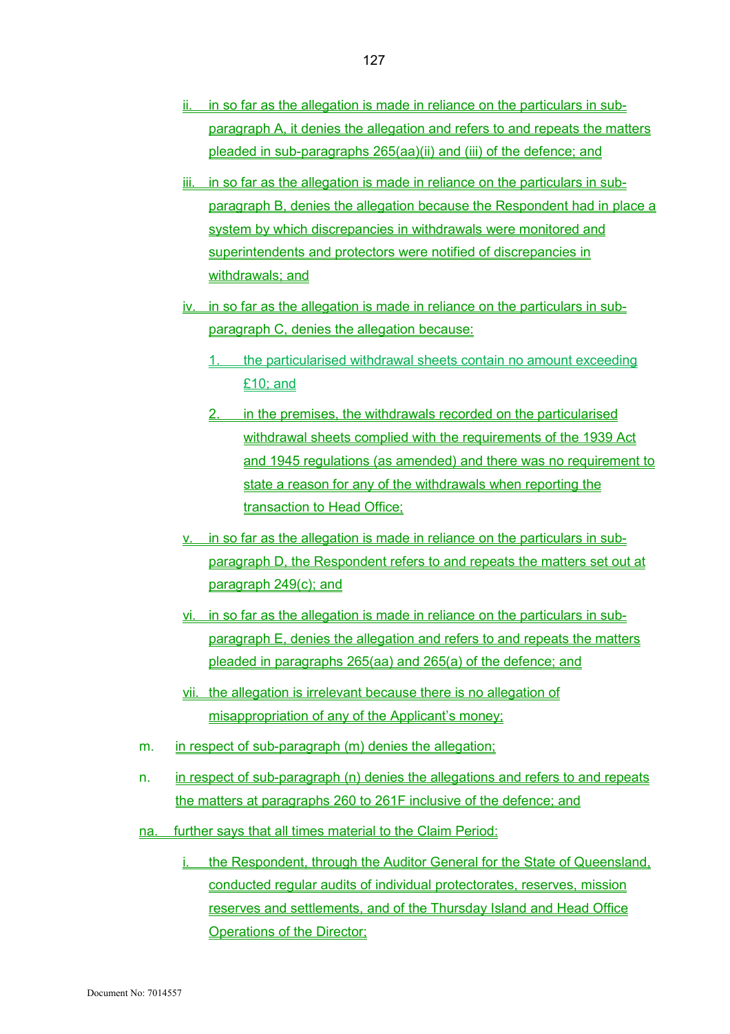ii. in so far as the allegation is made in reliance on the particulars in sub-paragraph A, it denies the allegation and refers to and repeats the matters pleaded in sub-paragraphs 265(aa)(ii) and (iii) of the defence; and

iii. in so far as the allegation is made in reliance on the particulars in sub-paragraph B, denies the allegation because the Respondent had in place a system by which discrepancies in withdrawals were monitored and superintendents and protectors were notified of discrepancies in withdrawals; and

iv. in so far as the allegation is made in reliance on the particulars in sub-paragraph C, denies the allegation because:

1. the particularised withdrawal sheets contain no amount exceeding £10; and

2. in the premises, the withdrawals recorded on the particularised withdrawal sheets complied with the requirements of the 1939 Act and 1945 regulations (as amended) and there was no requirement to state a reason for any of the withdrawals when reporting the transaction to Head Office;

v. in so far as the allegation is made in reliance on the particulars in sub-paragraph D, the Respondent refers to and repeats the matters set out at paragraph 249(c); and

vi. in so far as the allegation is made in reliance on the particulars in sub-paragraph E, denies the allegation and refers to and repeats the matters pleaded in paragraphs 265(aa) and 265(a) of the defence; and

vii. the allegation is irrelevant because there is no allegation of misappropriation of any of the Applicant's money;

m. in respect of sub-paragraph (m) denies the allegation;

n. in respect of sub-paragraph (n) denies the allegations and refers to and repeats the matters at paragraphs 260 to 261F inclusive of the defence; and

na. further says that all times material to the Claim Period:

i. the Respondent, through the Auditor General for the State of Queensland, conducted regular audits of individual protectorates, reserves, mission reserves and settlements, and of the Thursday Island and Head Office Operations of the Director;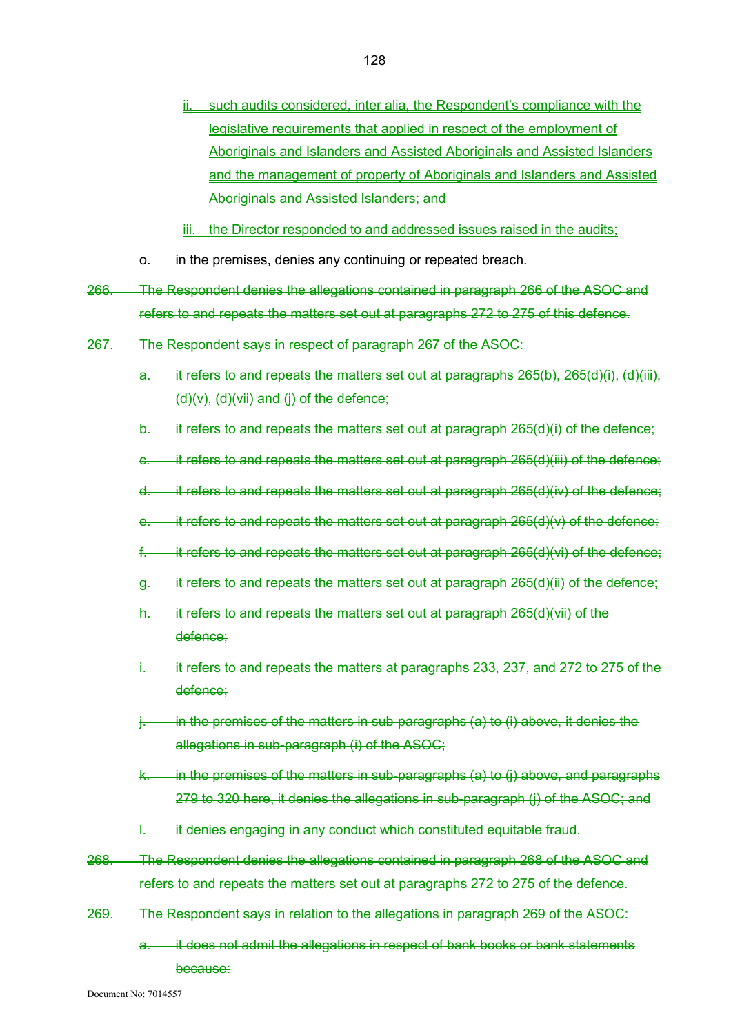ii. such audits considered, inter alia, the Respondent's compliance with the legislative requirements that applied in respect of the employment of Aboriginals and Islanders and Assisted Aboriginals and Assisted Islanders and the management of property of Aboriginals and Islanders and Assisted Aboriginals and Assisted Islanders; and

iii. the Director responded to and addressed issues raised in the audits;

o. in the premises, denies any continuing or repeated breach.

~~266. The Respondent denies the allegations contained in paragraph 266 of the ASOC and refers to and repeats the matters set out at paragraphs 272 to 275 of this defence.~~

~~267. The Respondent says in respect of paragraph 267 of the ASOC:~~

~~a. it refers to and repeats the matters set out at paragraphs 265(b), 265(d)(i), (d)(iii), (d)(v), (d)(vii) and (j) of the defence;~~

~~b. it refers to and repeats the matters set out at paragraph 265(d)(i) of the defence;~~

~~c. it refers to and repeats the matters set out at paragraph 265(d)(iii) of the defence;~~

~~d. it refers to and repeats the matters set out at paragraph 265(d)(iv) of the defence;~~

~~e. it refers to and repeats the matters set out at paragraph 265(d)(v) of the defence;~~

~~f. it refers to and repeats the matters set out at paragraph 265(d)(vi) of the defence;~~

~~g. it refers to and repeats the matters set out at paragraph 265(d)(ii) of the defence;~~

~~h. it refers to and repeats the matters set out at paragraph 265(d)(vii) of the defence;~~

~~i. it refers to and repeats the matters at paragraphs 233, 237, and 272 to 275 of the defence;~~

~~j. in the premises of the matters in sub-paragraphs (a) to (i) above, it denies the allegations in sub-paragraph (i) of the ASOC;~~

~~k. in the premises of the matters in sub-paragraphs (a) to (j) above, and paragraphs 279 to 320 here, it denies the allegations in sub-paragraph (j) of the ASOC; and~~

~~l. it denies engaging in any conduct which constituted equitable fraud.~~

~~268. The Respondent denies the allegations contained in paragraph 268 of the ASOC and refers to and repeats the matters set out at paragraphs 272 to 275 of the defence.~~

~~269. The Respondent says in relation to the allegations in paragraph 269 of the ASOC:~~

~~a. it does not admit the allegations in respect of bank books or bank statements because:~~

Document No: 7014557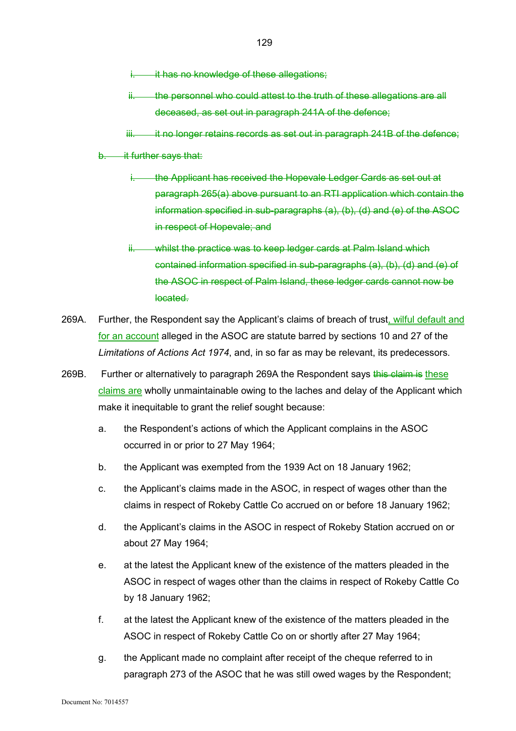i. ~~it has no knowledge of these allegations;~~

ii. ~~the personnel who could attest to the truth of these allegations are all deceased, as set out in paragraph 241A of the defence;~~

iii. ~~it no longer retains records as set out in paragraph 241B of the defence;~~

b. ~~it further says that:~~

i. ~~the Applicant has received the Hopevale Ledger Cards as set out at paragraph 265(a) above pursuant to an RTI application which contain the information specified in sub-paragraphs (a), (b), (d) and (e) of the ASOC in respect of Hopevale; and~~

ii. ~~whilst the practice was to keep ledger cards at Palm Island which contained information specified in sub-paragraphs (a), (b), (d) and (e) of the ASOC in respect of Palm Island, these ledger cards cannot now be located.~~

269A. Further, the Respondent say the Applicant's claims of breach of trust, wilful default and for an account alleged in the ASOC are statute barred by sections 10 and 27 of the *Limitations of Actions Act 1974*, and, in so far as may be relevant, its predecessors.

269B. Further or alternatively to paragraph 269A the Respondent says ~~this claim is~~ these claims are wholly unmaintainable owing to the laches and delay of the Applicant which make it inequitable to grant the relief sought because:

a. the Respondent's actions of which the Applicant complains in the ASOC occurred in or prior to 27 May 1964;

b. the Applicant was exempted from the 1939 Act on 18 January 1962;

c. the Applicant's claims made in the ASOC, in respect of wages other than the claims in respect of Rokeby Cattle Co accrued on or before 18 January 1962;

d. the Applicant's claims in the ASOC in respect of Rokeby Station accrued on or about 27 May 1964;

e. at the latest the Applicant knew of the existence of the matters pleaded in the ASOC in respect of wages other than the claims in respect of Rokeby Cattle Co by 18 January 1962;

f. at the latest the Applicant knew of the existence of the matters pleaded in the ASOC in respect of Rokeby Cattle Co on or shortly after 27 May 1964;

g. the Applicant made no complaint after receipt of the cheque referred to in paragraph 273 of the ASOC that he was still owed wages by the Respondent;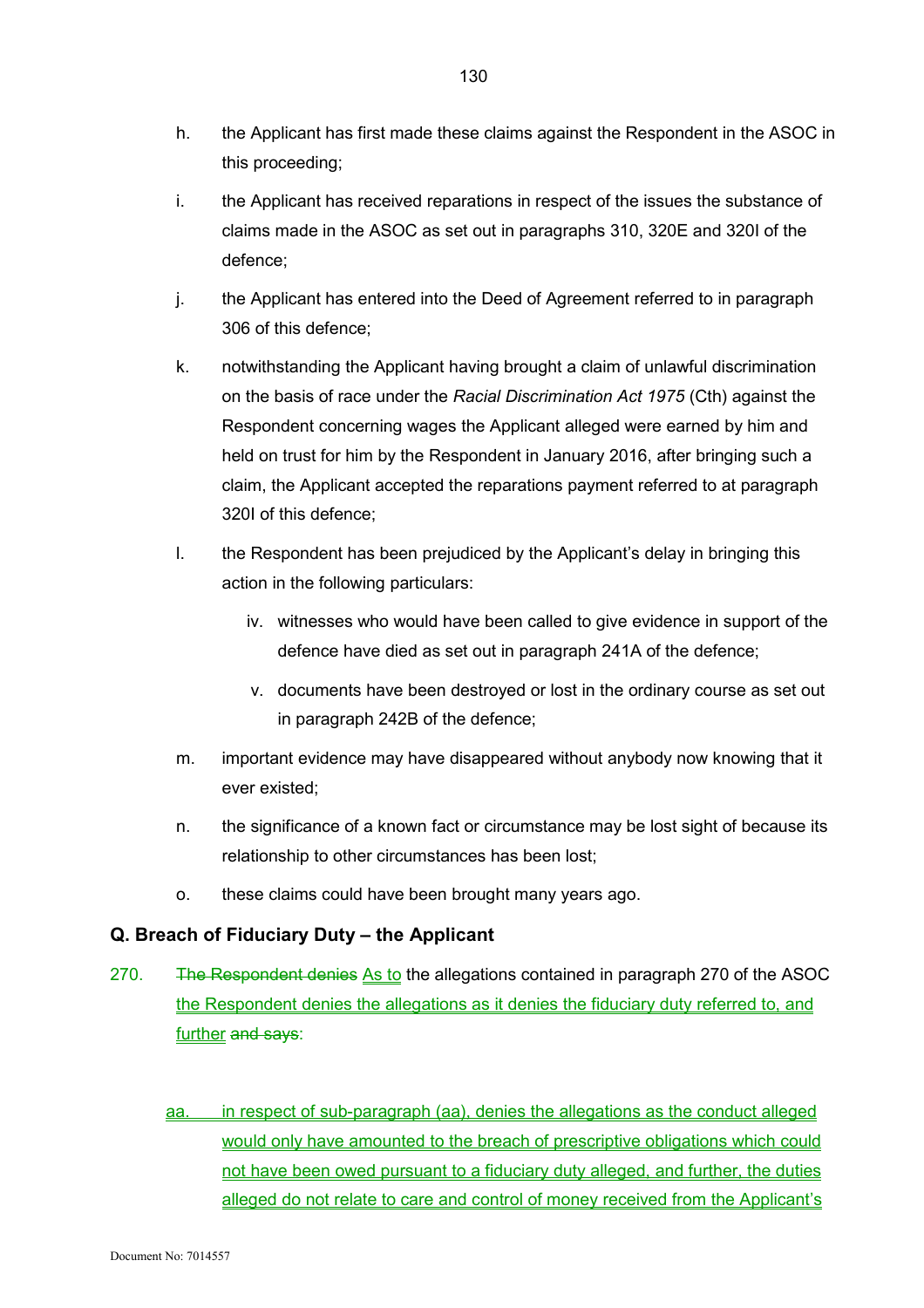h. the Applicant has first made these claims against the Respondent in the ASOC in this proceeding;

i. the Applicant has received reparations in respect of the issues the substance of claims made in the ASOC as set out in paragraphs 310, 320E and 320I of the defence;

j. the Applicant has entered into the Deed of Agreement referred to in paragraph 306 of this defence;

k. notwithstanding the Applicant having brought a claim of unlawful discrimination on the basis of race under the *Racial Discrimination Act 1975* (Cth) against the Respondent concerning wages the Applicant alleged were earned by him and held on trust for him by the Respondent in January 2016, after bringing such a claim, the Applicant accepted the reparations payment referred to at paragraph 320I of this defence;

l. the Respondent has been prejudiced by the Applicant's delay in bringing this action in the following particulars:

   iv. witnesses who would have been called to give evidence in support of the defence have died as set out in paragraph 241A of the defence;

   v. documents have been destroyed or lost in the ordinary course as set out in paragraph 242B of the defence;

m. important evidence may have disappeared without anybody now knowing that it ever existed;

n. the significance of a known fact or circumstance may be lost sight of because its relationship to other circumstances has been lost;

o. these claims could have been brought many years ago.

## Q. Breach of Fiduciary Duty – the Applicant

270. ~~The Respondent denies~~ As to the allegations contained in paragraph 270 of the ASOC the Respondent denies the allegations as it denies the fiduciary duty referred to, and further ~~and says~~:

aa. in respect of sub-paragraph (aa), denies the allegations as the conduct alleged would only have amounted to the breach of prescriptive obligations which could not have been owed pursuant to a fiduciary duty alleged, and further, the duties alleged do not relate to care and control of money received from the Applicant's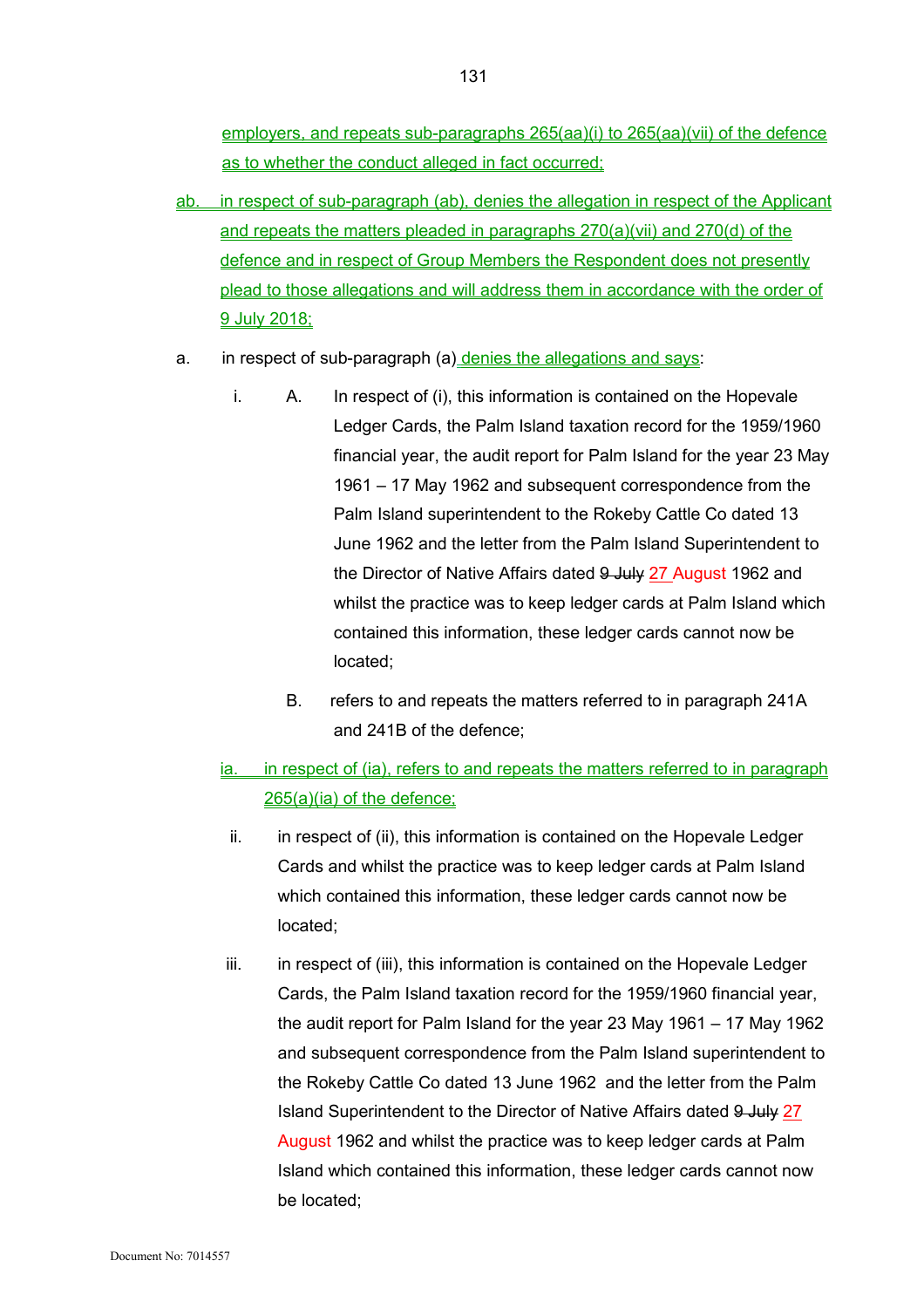employers, and repeats sub-paragraphs 265(aa)(i) to 265(aa)(vii) of the defence as to whether the conduct alleged in fact occurred;

ab. in respect of sub-paragraph (ab), denies the allegation in respect of the Applicant and repeats the matters pleaded in paragraphs 270(a)(vii) and 270(d) of the defence and in respect of Group Members the Respondent does not presently plead to those allegations and will address them in accordance with the order of 9 July 2018;

a. in respect of sub-paragraph (a) denies the allegations and says:

   i. A. In respect of (i), this information is contained on the Hopevale Ledger Cards, the Palm Island taxation record for the 1959/1960 financial year, the audit report for Palm Island for the year 23 May 1961 – 17 May 1962 and subsequent correspondence from the Palm Island superintendent to the Rokeby Cattle Co dated 13 June 1962 and the letter from the Palm Island Superintendent to the Director of Native Affairs dated ~~9 July~~ 27 August 1962 and whilst the practice was to keep ledger cards at Palm Island which contained this information, these ledger cards cannot now be located;

      B. refers to and repeats the matters referred to in paragraph 241A and 241B of the defence;

   ia. in respect of (ia), refers to and repeats the matters referred to in paragraph 265(a)(ia) of the defence;

   ii. in respect of (ii), this information is contained on the Hopevale Ledger Cards and whilst the practice was to keep ledger cards at Palm Island which contained this information, these ledger cards cannot now be located;

   iii. in respect of (iii), this information is contained on the Hopevale Ledger Cards, the Palm Island taxation record for the 1959/1960 financial year, the audit report for Palm Island for the year 23 May 1961 – 17 May 1962 and subsequent correspondence from the Palm Island superintendent to the Rokeby Cattle Co dated 13 June 1962 and the letter from the Palm Island Superintendent to the Director of Native Affairs dated ~~9 July~~ 27 August 1962 and whilst the practice was to keep ledger cards at Palm Island which contained this information, these ledger cards cannot now be located;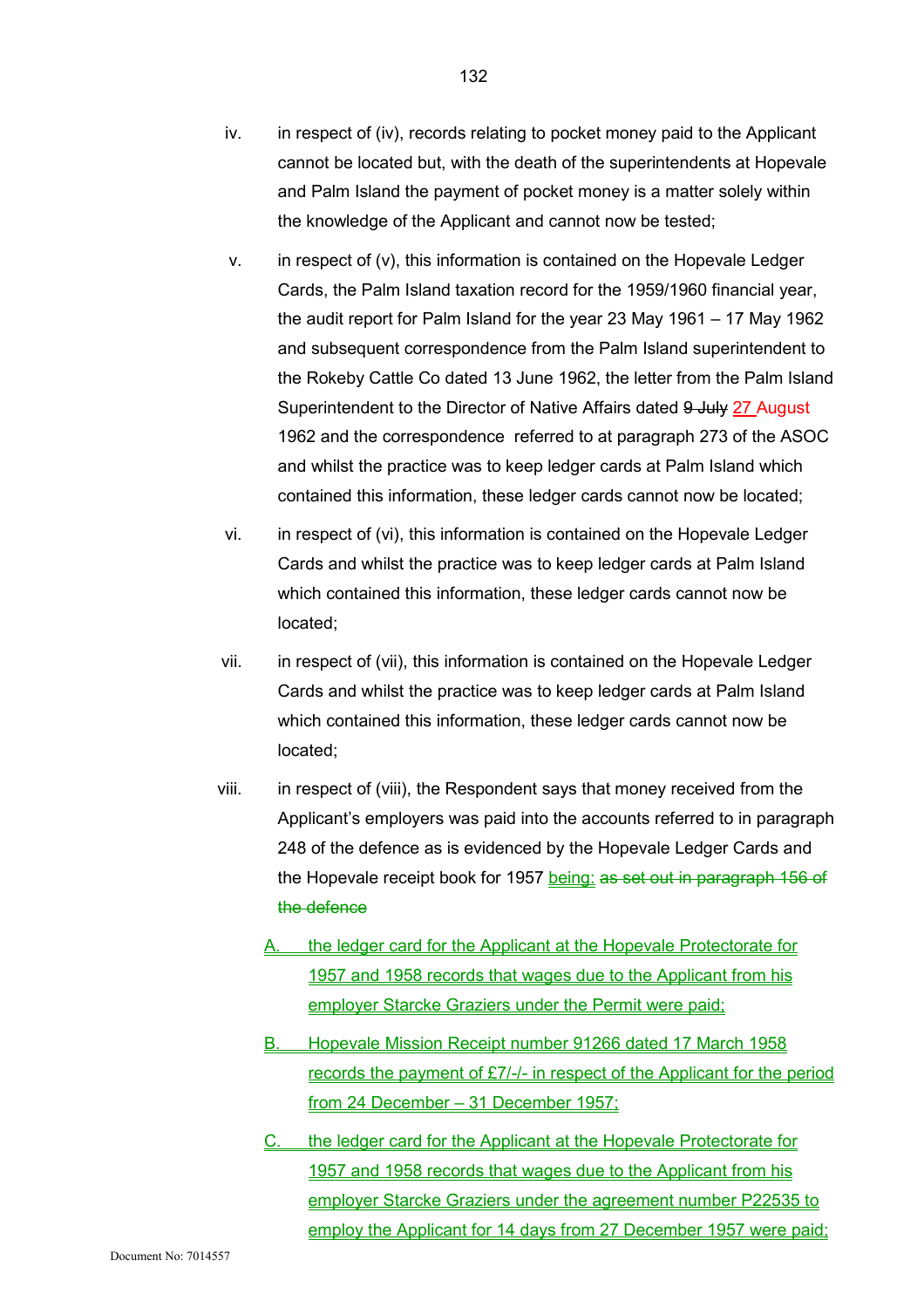iv. in respect of (iv), records relating to pocket money paid to the Applicant cannot be located but, with the death of the superintendents at Hopevale and Palm Island the payment of pocket money is a matter solely within the knowledge of the Applicant and cannot now be tested;

v. in respect of (v), this information is contained on the Hopevale Ledger Cards, the Palm Island taxation record for the 1959/1960 financial year, the audit report for Palm Island for the year 23 May 1961 – 17 May 1962 and subsequent correspondence from the Palm Island superintendent to the Rokeby Cattle Co dated 13 June 1962, the letter from the Palm Island Superintendent to the Director of Native Affairs dated ~~9 July~~ 27 August 1962 and the correspondence referred to at paragraph 273 of the ASOC and whilst the practice was to keep ledger cards at Palm Island which contained this information, these ledger cards cannot now be located;

vi. in respect of (vi), this information is contained on the Hopevale Ledger Cards and whilst the practice was to keep ledger cards at Palm Island which contained this information, these ledger cards cannot now be located;

vii. in respect of (vii), this information is contained on the Hopevale Ledger Cards and whilst the practice was to keep ledger cards at Palm Island which contained this information, these ledger cards cannot now be located;

viii. in respect of (viii), the Respondent says that money received from the Applicant's employers was paid into the accounts referred to in paragraph 248 of the defence as is evidenced by the Hopevale Ledger Cards and the Hopevale receipt book for 1957 being: ~~as set out in paragraph 156 of the defence~~

   A. the ledger card for the Applicant at the Hopevale Protectorate for 1957 and 1958 records that wages due to the Applicant from his employer Starcke Graziers under the Permit were paid;

   B. Hopevale Mission Receipt number 91266 dated 17 March 1958 records the payment of £7/-/- in respect of the Applicant for the period from 24 December – 31 December 1957;

   C. the ledger card for the Applicant at the Hopevale Protectorate for 1957 and 1958 records that wages due to the Applicant from his employer Starcke Graziers under the agreement number P22535 to employ the Applicant for 14 days from 27 December 1957 were paid;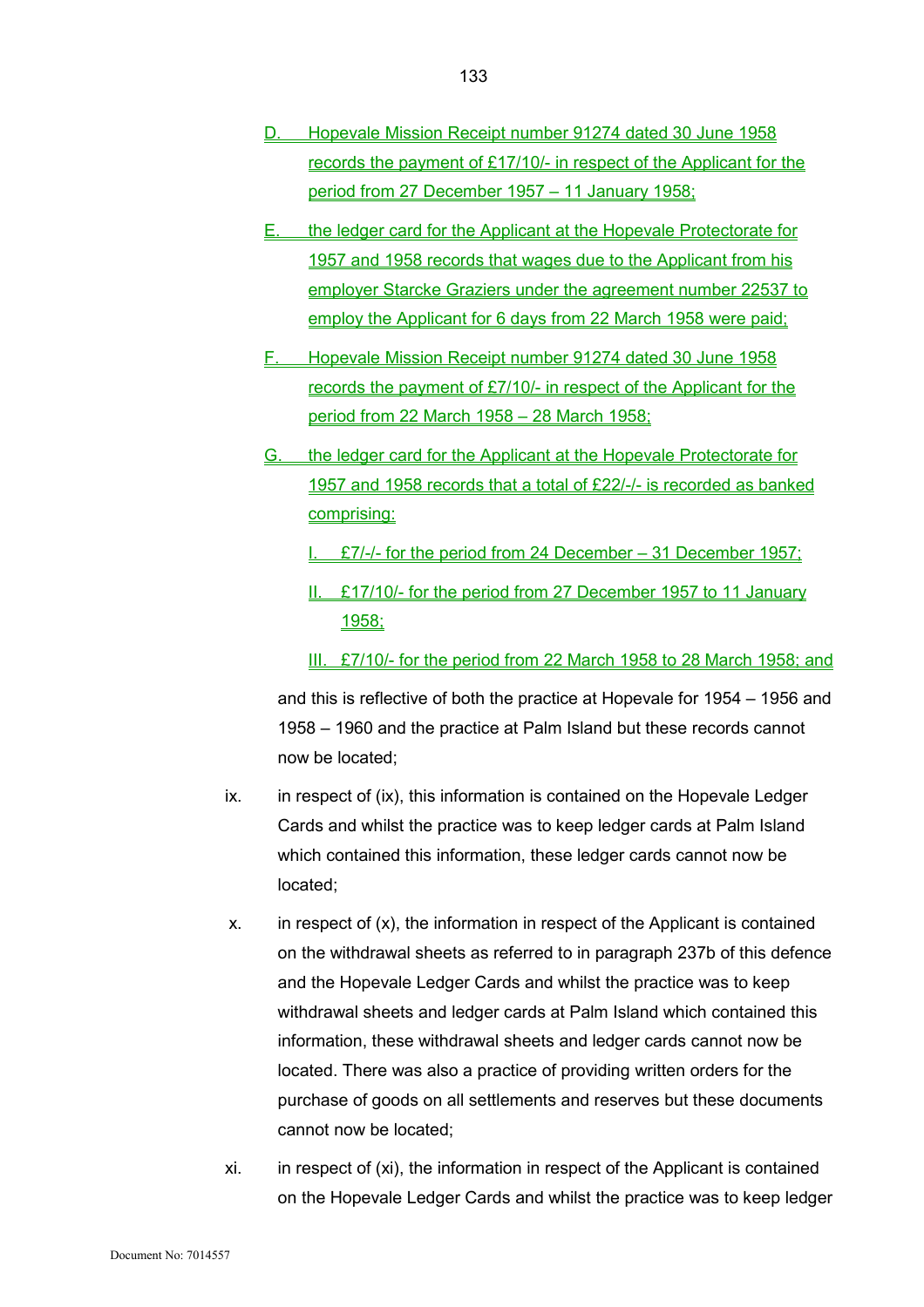D. Hopevale Mission Receipt number 91274 dated 30 June 1958 records the payment of £17/10/- in respect of the Applicant for the period from 27 December 1957 – 11 January 1958;

E. the ledger card for the Applicant at the Hopevale Protectorate for 1957 and 1958 records that wages due to the Applicant from his employer Starcke Graziers under the agreement number 22537 to employ the Applicant for 6 days from 22 March 1958 were paid;

F. Hopevale Mission Receipt number 91274 dated 30 June 1958 records the payment of £7/10/- in respect of the Applicant for the period from 22 March 1958 – 28 March 1958;

G. the ledger card for the Applicant at the Hopevale Protectorate for 1957 and 1958 records that a total of £22/-/- is recorded as banked comprising:

I. £7/-/- for the period from 24 December – 31 December 1957;

II. £17/10/- for the period from 27 December 1957 to 11 January 1958;

III. £7/10/- for the period from 22 March 1958 to 28 March 1958; and

and this is reflective of both the practice at Hopevale for 1954 – 1956 and 1958 – 1960 and the practice at Palm Island but these records cannot now be located;

ix. in respect of (ix), this information is contained on the Hopevale Ledger Cards and whilst the practice was to keep ledger cards at Palm Island which contained this information, these ledger cards cannot now be located;

x. in respect of (x), the information in respect of the Applicant is contained on the withdrawal sheets as referred to in paragraph 237b of this defence and the Hopevale Ledger Cards and whilst the practice was to keep withdrawal sheets and ledger cards at Palm Island which contained this information, these withdrawal sheets and ledger cards cannot now be located. There was also a practice of providing written orders for the purchase of goods on all settlements and reserves but these documents cannot now be located;

xi. in respect of (xi), the information in respect of the Applicant is contained on the Hopevale Ledger Cards and whilst the practice was to keep ledger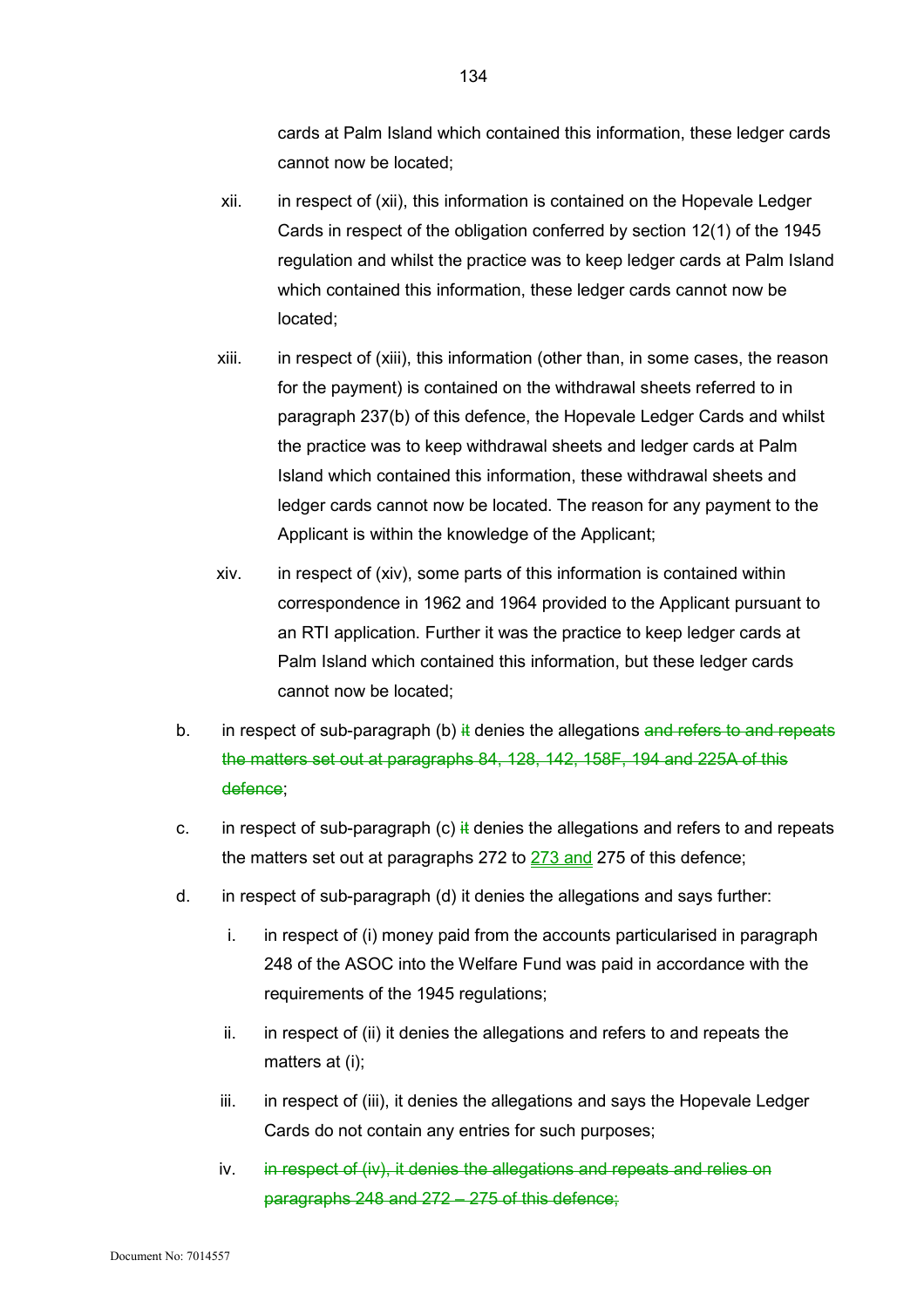cards at Palm Island which contained this information, these ledger cards cannot now be located;

xii. in respect of (xii), this information is contained on the Hopevale Ledger Cards in respect of the obligation conferred by section 12(1) of the 1945 regulation and whilst the practice was to keep ledger cards at Palm Island which contained this information, these ledger cards cannot now be located;

xiii. in respect of (xiii), this information (other than, in some cases, the reason for the payment) is contained on the withdrawal sheets referred to in paragraph 237(b) of this defence, the Hopevale Ledger Cards and whilst the practice was to keep withdrawal sheets and ledger cards at Palm Island which contained this information, these withdrawal sheets and ledger cards cannot now be located. The reason for any payment to the Applicant is within the knowledge of the Applicant;

xiv. in respect of (xiv), some parts of this information is contained within correspondence in 1962 and 1964 provided to the Applicant pursuant to an RTI application. Further it was the practice to keep ledger cards at Palm Island which contained this information, but these ledger cards cannot now be located;

b. in respect of sub-paragraph (b) ~~it~~ denies the allegations ~~and refers to and repeats the matters set out at paragraphs 84, 128, 142, 158F, 194 and 225A of this defence~~;

c. in respect of sub-paragraph (c) ~~it~~ denies the allegations and refers to and repeats the matters set out at paragraphs 272 to 273 and 275 of this defence;

d. in respect of sub-paragraph (d) it denies the allegations and says further:

i. in respect of (i) money paid from the accounts particularised in paragraph 248 of the ASOC into the Welfare Fund was paid in accordance with the requirements of the 1945 regulations;

ii. in respect of (ii) it denies the allegations and refers to and repeats the matters at (i);

iii. in respect of (iii), it denies the allegations and says the Hopevale Ledger Cards do not contain any entries for such purposes;

iv. ~~in respect of (iv), it denies the allegations and repeats and relies on paragraphs 248 and 272 – 275 of this defence;~~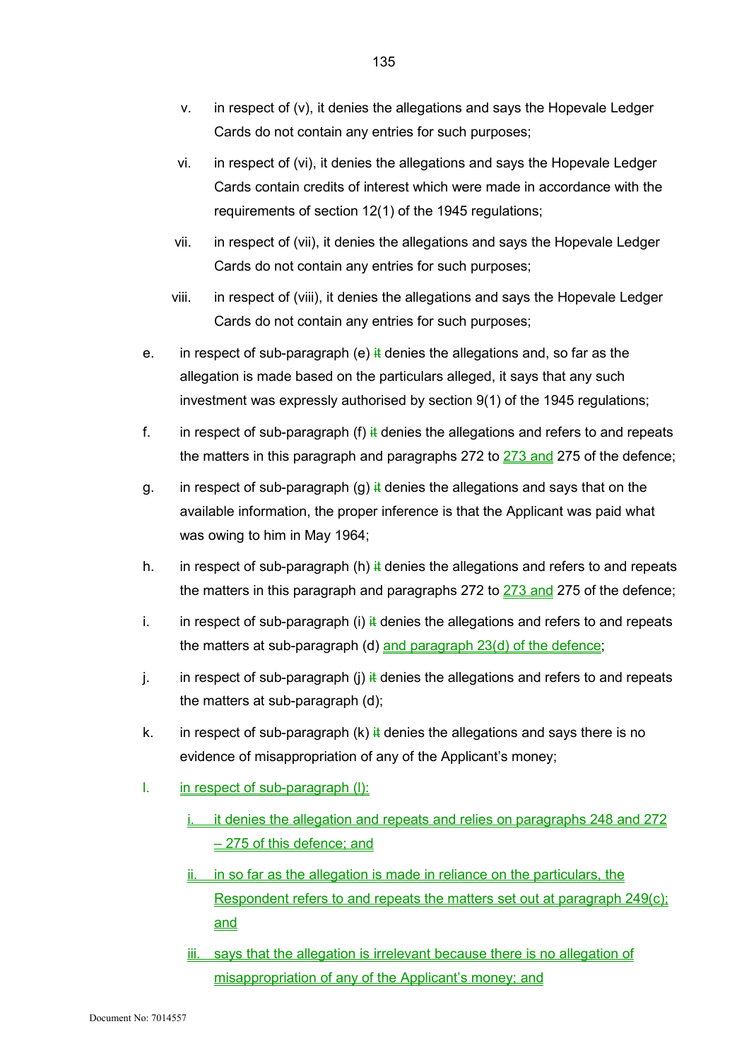v. in respect of (v), it denies the allegations and says the Hopevale Ledger Cards do not contain any entries for such purposes;

vi. in respect of (vi), it denies the allegations and says the Hopevale Ledger Cards contain credits of interest which were made in accordance with the requirements of section 12(1) of the 1945 regulations;

vii. in respect of (vii), it denies the allegations and says the Hopevale Ledger Cards do not contain any entries for such purposes;

viii. in respect of (viii), it denies the allegations and says the Hopevale Ledger Cards do not contain any entries for such purposes;

e. in respect of sub-paragraph (e) ~~it~~ denies the allegations and, so far as the allegation is made based on the particulars alleged, it says that any such investment was expressly authorised by section 9(1) of the 1945 regulations;

f. in respect of sub-paragraph (f) ~~it~~ denies the allegations and refers to and repeats the matters in this paragraph and paragraphs 272 to 273 and 275 of the defence;

g. in respect of sub-paragraph (g) ~~it~~ denies the allegations and says that on the available information, the proper inference is that the Applicant was paid what was owing to him in May 1964;

h. in respect of sub-paragraph (h) ~~it~~ denies the allegations and refers to and repeats the matters in this paragraph and paragraphs 272 to 273 and 275 of the defence;

i. in respect of sub-paragraph (i) ~~it~~ denies the allegations and refers to and repeats the matters at sub-paragraph (d) and paragraph 23(d) of the defence;

j. in respect of sub-paragraph (j) ~~it~~ denies the allegations and refers to and repeats the matters at sub-paragraph (d);

k. in respect of sub-paragraph (k) ~~it~~ denies the allegations and says there is no evidence of misappropriation of any of the Applicant's money;

l. in respect of sub-paragraph (l):

   i. it denies the allegation and repeats and relies on paragraphs 248 and 272 – 275 of this defence; and

   ii. in so far as the allegation is made in reliance on the particulars, the Respondent refers to and repeats the matters set out at paragraph 249(c); and

   iii. says that the allegation is irrelevant because there is no allegation of misappropriation of any of the Applicant's money; and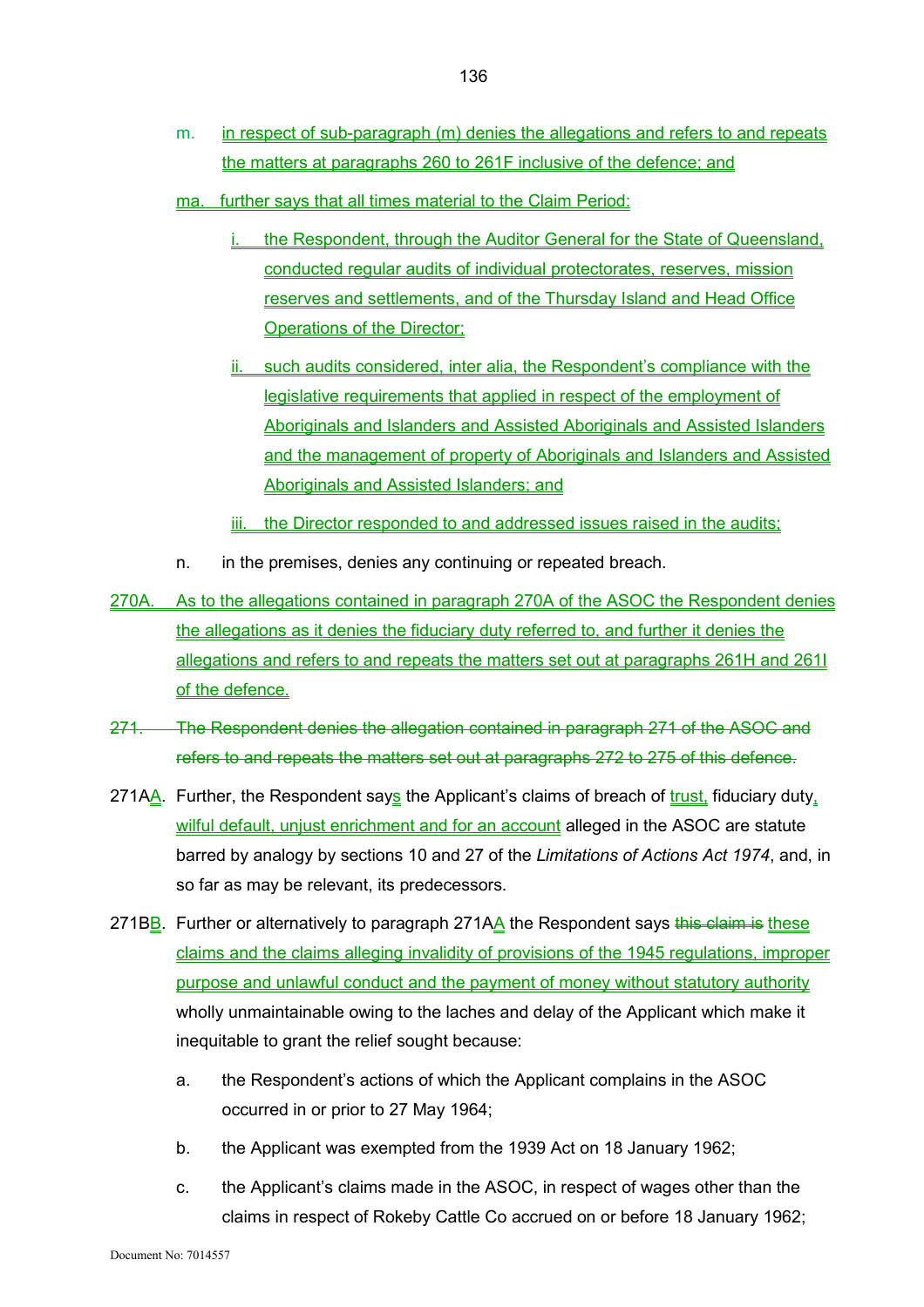m. in respect of sub-paragraph (m) denies the allegations and refers to and repeats the matters at paragraphs 260 to 261F inclusive of the defence; and

ma. further says that all times material to the Claim Period:

i. the Respondent, through the Auditor General for the State of Queensland, conducted regular audits of individual protectorates, reserves, mission reserves and settlements, and of the Thursday Island and Head Office Operations of the Director;

ii. such audits considered, inter alia, the Respondent's compliance with the legislative requirements that applied in respect of the employment of Aboriginals and Islanders and Assisted Aboriginals and Assisted Islanders and the management of property of Aboriginals and Islanders and Assisted Aboriginals and Assisted Islanders; and

iii. the Director responded to and addressed issues raised in the audits;

n. in the premises, denies any continuing or repeated breach.

270A. As to the allegations contained in paragraph 270A of the ASOC the Respondent denies the allegations as it denies the fiduciary duty referred to, and further it denies the allegations and refers to and repeats the matters set out at paragraphs 261H and 261I of the defence.

~~271. The Respondent denies the allegation contained in paragraph 271 of the ASOC and refers to and repeats the matters set out at paragraphs 272 to 275 of this defence.~~

271AA. Further, the Respondent says the Applicant's claims of breach of trust, fiduciary duty, wilful default, unjust enrichment and for an account alleged in the ASOC are statute barred by analogy by sections 10 and 27 of the *Limitations of Actions Act 1974*, and, in so far as may be relevant, its predecessors.

271BB. Further or alternatively to paragraph 271AA the Respondent says ~~this claim is~~ these claims and the claims alleging invalidity of provisions of the 1945 regulations, improper purpose and unlawful conduct and the payment of money without statutory authority wholly unmaintainable owing to the laches and delay of the Applicant which make it inequitable to grant the relief sought because:

a. the Respondent's actions of which the Applicant complains in the ASOC occurred in or prior to 27 May 1964;

b. the Applicant was exempted from the 1939 Act on 18 January 1962;

c. the Applicant's claims made in the ASOC, in respect of wages other than the claims in respect of Rokeby Cattle Co accrued on or before 18 January 1962;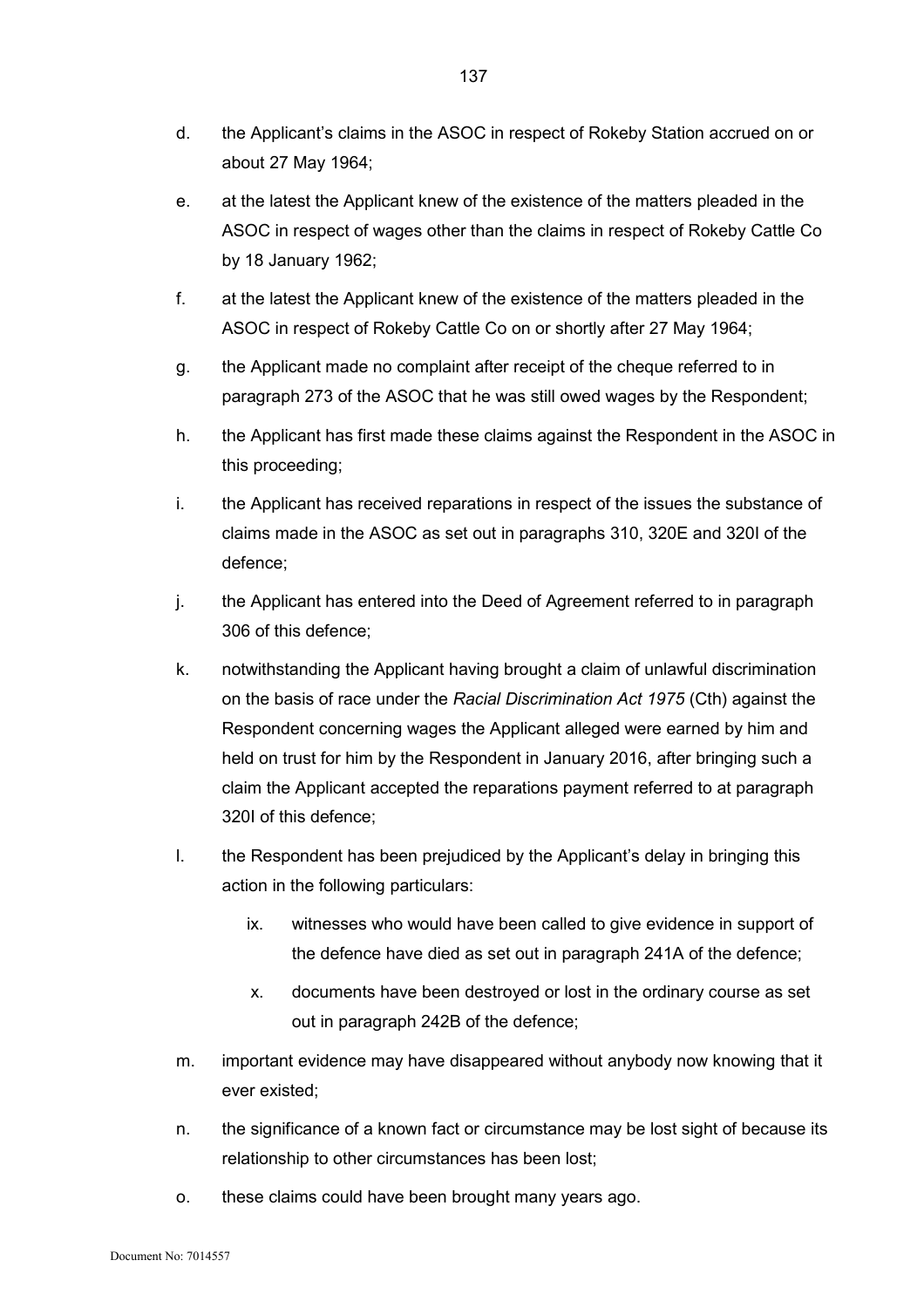d. the Applicant's claims in the ASOC in respect of Rokeby Station accrued on or about 27 May 1964;

e. at the latest the Applicant knew of the existence of the matters pleaded in the ASOC in respect of wages other than the claims in respect of Rokeby Cattle Co by 18 January 1962;

f. at the latest the Applicant knew of the existence of the matters pleaded in the ASOC in respect of Rokeby Cattle Co on or shortly after 27 May 1964;

g. the Applicant made no complaint after receipt of the cheque referred to in paragraph 273 of the ASOC that he was still owed wages by the Respondent;

h. the Applicant has first made these claims against the Respondent in the ASOC in this proceeding;

i. the Applicant has received reparations in respect of the issues the substance of claims made in the ASOC as set out in paragraphs 310, 320E and 320I of the defence;

j. the Applicant has entered into the Deed of Agreement referred to in paragraph 306 of this defence;

k. notwithstanding the Applicant having brought a claim of unlawful discrimination on the basis of race under the *Racial Discrimination Act 1975* (Cth) against the Respondent concerning wages the Applicant alleged were earned by him and held on trust for him by the Respondent in January 2016, after bringing such a claim the Applicant accepted the reparations payment referred to at paragraph 320I of this defence;

l. the Respondent has been prejudiced by the Applicant's delay in bringing this action in the following particulars:

   ix. witnesses who would have been called to give evidence in support of the defence have died as set out in paragraph 241A of the defence;

   x. documents have been destroyed or lost in the ordinary course as set out in paragraph 242B of the defence;

m. important evidence may have disappeared without anybody now knowing that it ever existed;

n. the significance of a known fact or circumstance may be lost sight of because its relationship to other circumstances has been lost;

o. these claims could have been brought many years ago.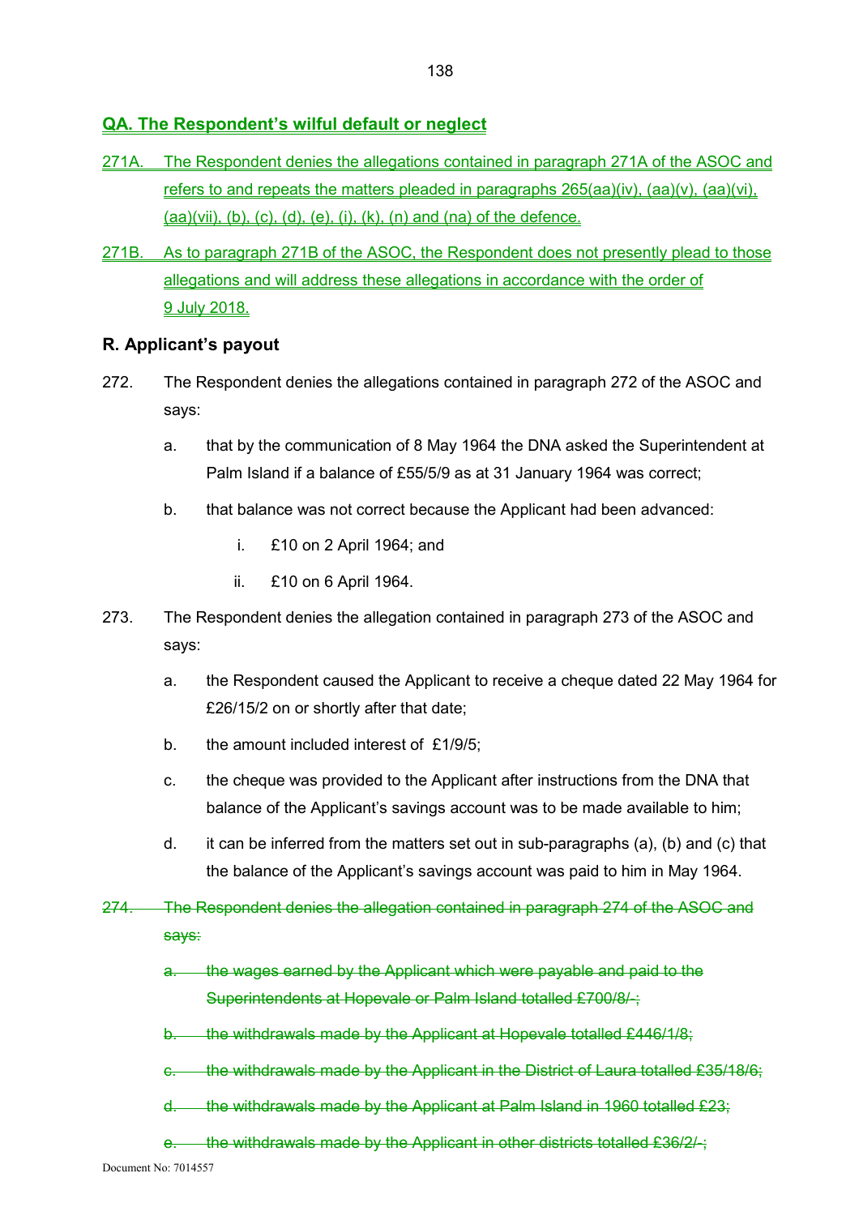## QA. The Respondent's wilful default or neglect

271A. The Respondent denies the allegations contained in paragraph 271A of the ASOC and refers to and repeats the matters pleaded in paragraphs 265(aa)(iv), (aa)(v), (aa)(vi), (aa)(vii), (b), (c), (d), (e), (i), (k), (n) and (na) of the defence.

271B. As to paragraph 271B of the ASOC, the Respondent does not presently plead to those allegations and will address these allegations in accordance with the order of 9 July 2018.

## R. Applicant's payout

272. The Respondent denies the allegations contained in paragraph 272 of the ASOC and says:

   a. that by the communication of 8 May 1964 the DNA asked the Superintendent at Palm Island if a balance of £55/5/9 as at 31 January 1964 was correct;

   b. that balance was not correct because the Applicant had been advanced:

      i. £10 on 2 April 1964; and

      ii. £10 on 6 April 1964.

273. The Respondent denies the allegation contained in paragraph 273 of the ASOC and says:

   a. the Respondent caused the Applicant to receive a cheque dated 22 May 1964 for £26/15/2 on or shortly after that date;

   b. the amount included interest of £1/9/5;

   c. the cheque was provided to the Applicant after instructions from the DNA that balance of the Applicant's savings account was to be made available to him;

   d. it can be inferred from the matters set out in sub-paragraphs (a), (b) and (c) that the balance of the Applicant's savings account was paid to him in May 1964.

~~274. The Respondent denies the allegation contained in paragraph 274 of the ASOC and says:~~

   ~~a. the wages earned by the Applicant which were payable and paid to the Superintendents at Hopevale or Palm Island totalled £700/8/-;~~

   ~~b. the withdrawals made by the Applicant at Hopevale totalled £446/1/8;~~

   ~~c. the withdrawals made by the Applicant in the District of Laura totalled £35/18/6;~~

   ~~d. the withdrawals made by the Applicant at Palm Island in 1960 totalled £23;~~

   ~~e. the withdrawals made by the Applicant in other districts totalled £36/2/-;~~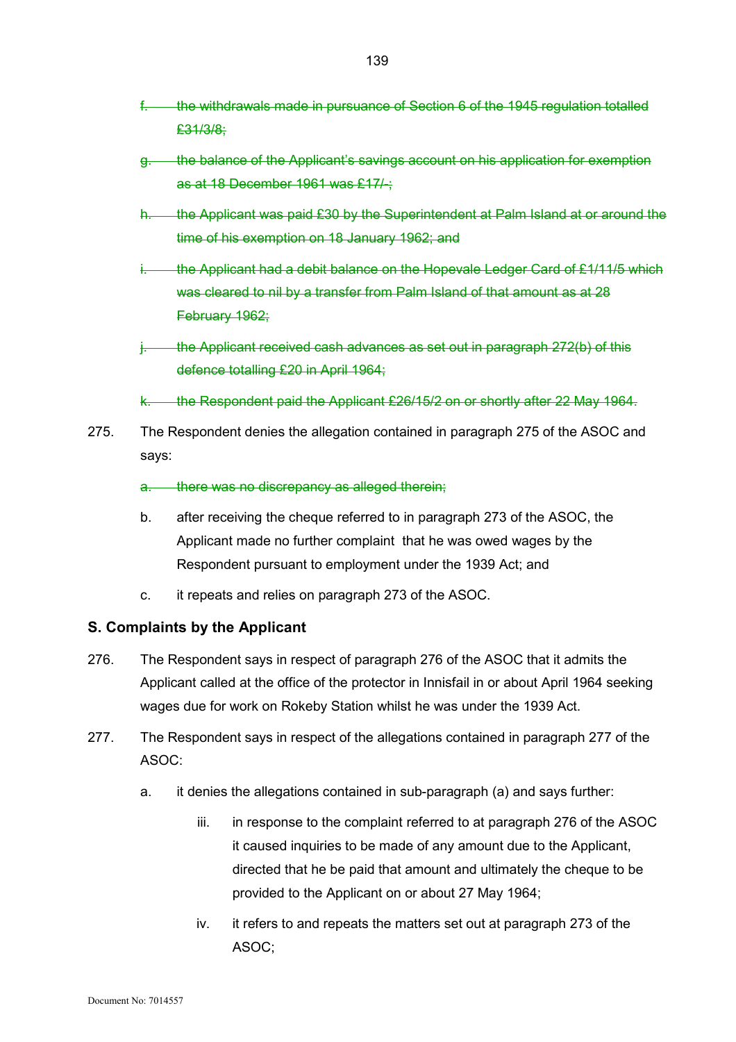- f. ~~the withdrawals made in pursuance of Section 6 of the 1945 regulation totalled £31/3/8;~~
- g. ~~the balance of the Applicant's savings account on his application for exemption as at 18 December 1961 was £17/-;~~
- h. ~~the Applicant was paid £30 by the Superintendent at Palm Island at or around the time of his exemption on 18 January 1962; and~~
- i. ~~the Applicant had a debit balance on the Hopevale Ledger Card of £1/11/5 which was cleared to nil by a transfer from Palm Island of that amount as at 28 February 1962;~~
- j. ~~the Applicant received cash advances as set out in paragraph 272(b) of this defence totalling £20 in April 1964;~~
- k. ~~the Respondent paid the Applicant £26/15/2 on or shortly after 22 May 1964.~~

275. The Respondent denies the allegation contained in paragraph 275 of the ASOC and says:

- a. ~~there was no discrepancy as alleged therein;~~
- b. after receiving the cheque referred to in paragraph 273 of the ASOC, the Applicant made no further complaint that he was owed wages by the Respondent pursuant to employment under the 1939 Act; and
- c. it repeats and relies on paragraph 273 of the ASOC.

## S. Complaints by the Applicant

276. The Respondent says in respect of paragraph 276 of the ASOC that it admits the Applicant called at the office of the protector in Innisfail in or about April 1964 seeking wages due for work on Rokeby Station whilst he was under the 1939 Act.

277. The Respondent says in respect of the allegations contained in paragraph 277 of the ASOC:

- a. it denies the allegations contained in sub-paragraph (a) and says further:
    - iii. in response to the complaint referred to at paragraph 276 of the ASOC it caused inquiries to be made of any amount due to the Applicant, directed that he be paid that amount and ultimately the cheque to be provided to the Applicant on or about 27 May 1964;
    - iv. it refers to and repeats the matters set out at paragraph 273 of the ASOC;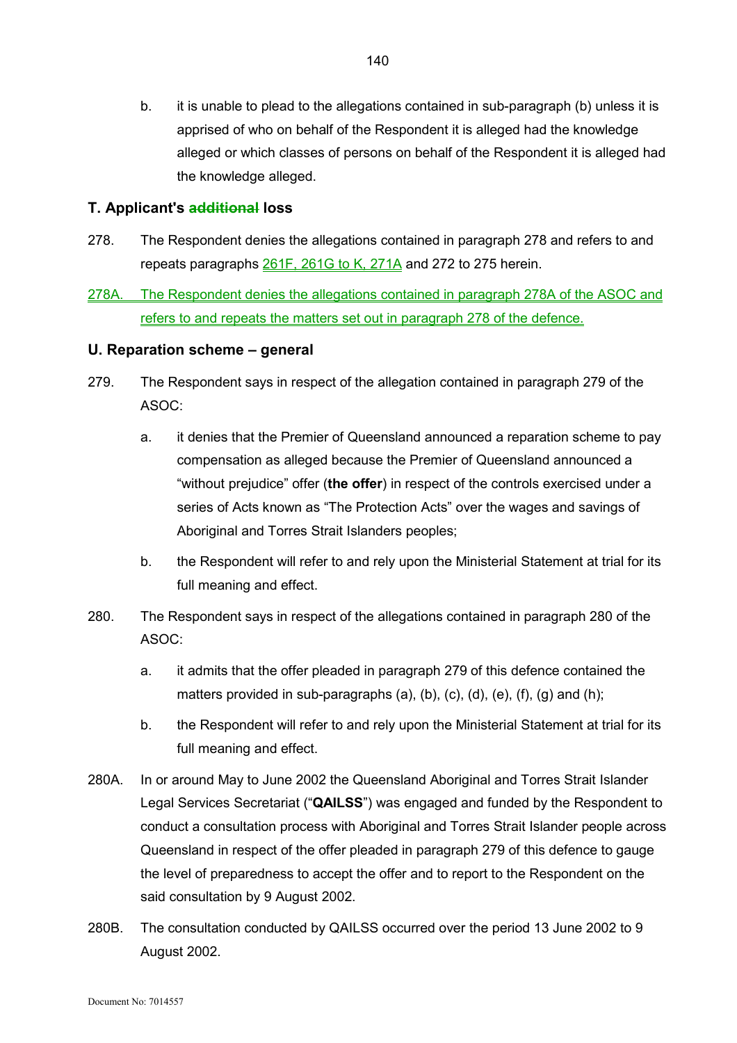b. it is unable to plead to the allegations contained in sub-paragraph (b) unless it is apprised of who on behalf of the Respondent it is alleged had the knowledge alleged or which classes of persons on behalf of the Respondent it is alleged had the knowledge alleged.

## T. Applicant's ~~additional~~ loss

278. The Respondent denies the allegations contained in paragraph 278 and refers to and repeats paragraphs 261F, 261G to K, 271A and 272 to 275 herein.

278A. The Respondent denies the allegations contained in paragraph 278A of the ASOC and refers to and repeats the matters set out in paragraph 278 of the defence.

## U. Reparation scheme – general

279. The Respondent says in respect of the allegation contained in paragraph 279 of the ASOC:

a. it denies that the Premier of Queensland announced a reparation scheme to pay compensation as alleged because the Premier of Queensland announced a "without prejudice" offer (**the offer**) in respect of the controls exercised under a series of Acts known as "The Protection Acts" over the wages and savings of Aboriginal and Torres Strait Islanders peoples;

b. the Respondent will refer to and rely upon the Ministerial Statement at trial for its full meaning and effect.

280. The Respondent says in respect of the allegations contained in paragraph 280 of the ASOC:

a. it admits that the offer pleaded in paragraph 279 of this defence contained the matters provided in sub-paragraphs (a), (b), (c), (d), (e), (f), (g) and (h);

b. the Respondent will refer to and rely upon the Ministerial Statement at trial for its full meaning and effect.

280A. In or around May to June 2002 the Queensland Aboriginal and Torres Strait Islander Legal Services Secretariat ("**QAILSS**") was engaged and funded by the Respondent to conduct a consultation process with Aboriginal and Torres Strait Islander people across Queensland in respect of the offer pleaded in paragraph 279 of this defence to gauge the level of preparedness to accept the offer and to report to the Respondent on the said consultation by 9 August 2002.

280B. The consultation conducted by QAILSS occurred over the period 13 June 2002 to 9 August 2002.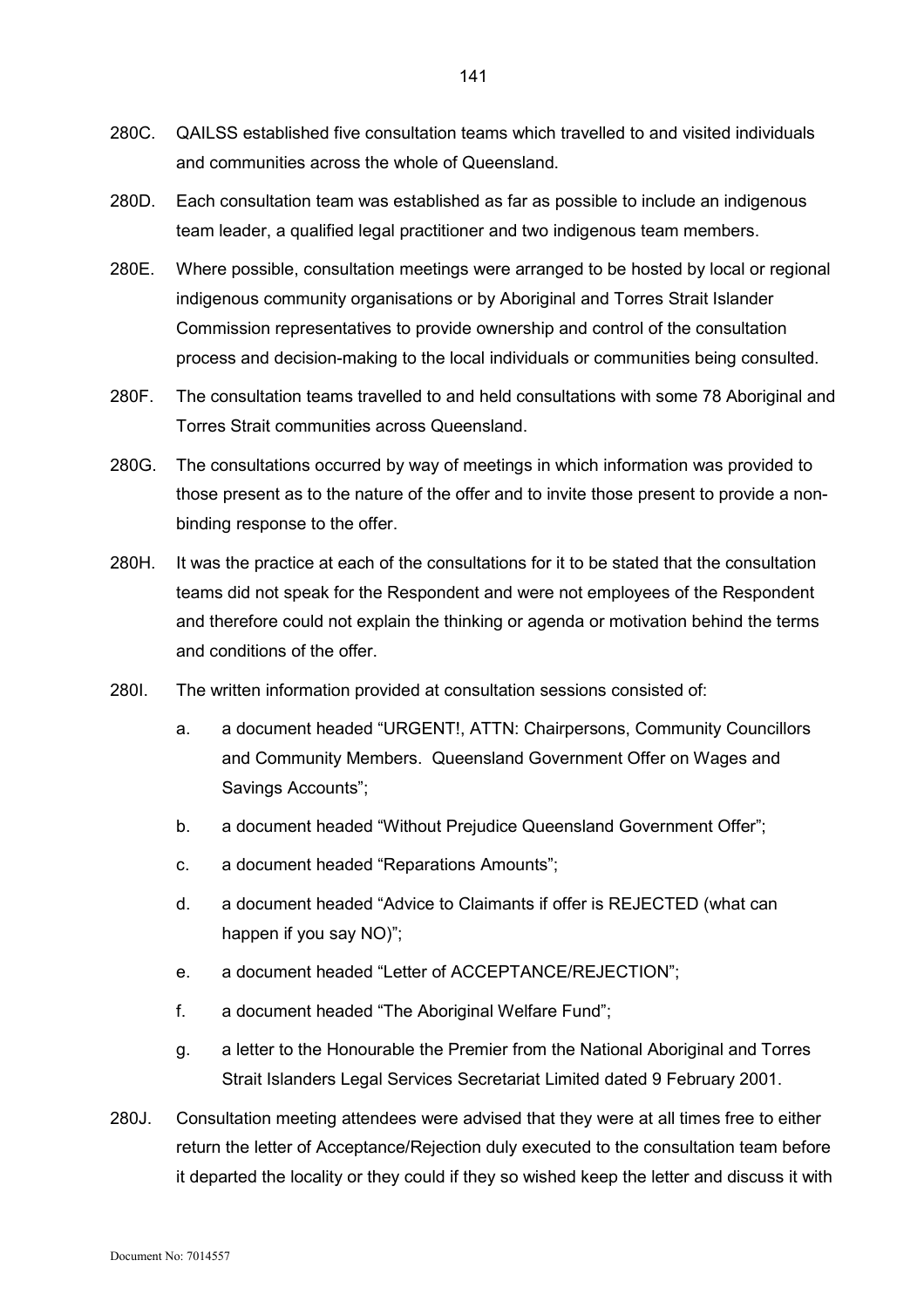280C. QAILSS established five consultation teams which travelled to and visited individuals and communities across the whole of Queensland.

280D. Each consultation team was established as far as possible to include an indigenous team leader, a qualified legal practitioner and two indigenous team members.

280E. Where possible, consultation meetings were arranged to be hosted by local or regional indigenous community organisations or by Aboriginal and Torres Strait Islander Commission representatives to provide ownership and control of the consultation process and decision-making to the local individuals or communities being consulted.

280F. The consultation teams travelled to and held consultations with some 78 Aboriginal and Torres Strait communities across Queensland.

280G. The consultations occurred by way of meetings in which information was provided to those present as to the nature of the offer and to invite those present to provide a non-binding response to the offer.

280H. It was the practice at each of the consultations for it to be stated that the consultation teams did not speak for the Respondent and were not employees of the Respondent and therefore could not explain the thinking or agenda or motivation behind the terms and conditions of the offer.

280I. The written information provided at consultation sessions consisted of:

   a. a document headed "URGENT!, ATTN: Chairpersons, Community Councillors and Community Members. Queensland Government Offer on Wages and Savings Accounts";

   b. a document headed "Without Prejudice Queensland Government Offer";

   c. a document headed "Reparations Amounts";

   d. a document headed "Advice to Claimants if offer is REJECTED (what can happen if you say NO)";

   e. a document headed "Letter of ACCEPTANCE/REJECTION";

   f. a document headed "The Aboriginal Welfare Fund";

   g. a letter to the Honourable the Premier from the National Aboriginal and Torres Strait Islanders Legal Services Secretariat Limited dated 9 February 2001.

280J. Consultation meeting attendees were advised that they were at all times free to either return the letter of Acceptance/Rejection duly executed to the consultation team before it departed the locality or they could if they so wished keep the letter and discuss it with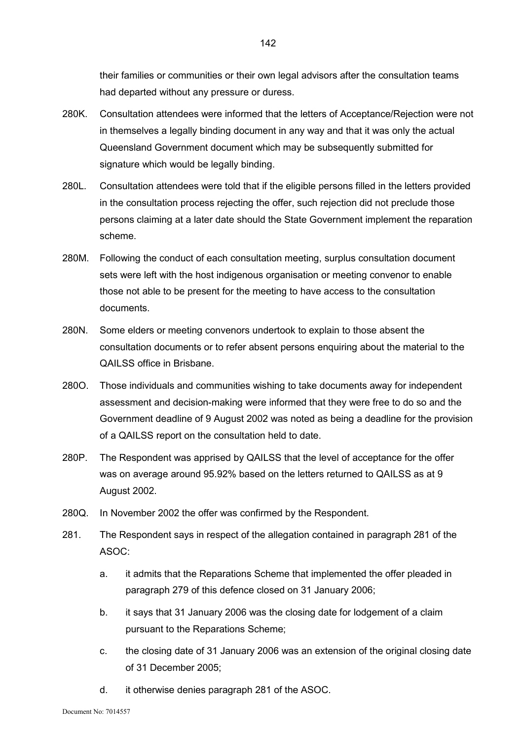their families or communities or their own legal advisors after the consultation teams had departed without any pressure or duress.

280K. Consultation attendees were informed that the letters of Acceptance/Rejection were not in themselves a legally binding document in any way and that it was only the actual Queensland Government document which may be subsequently submitted for signature which would be legally binding.

280L. Consultation attendees were told that if the eligible persons filled in the letters provided in the consultation process rejecting the offer, such rejection did not preclude those persons claiming at a later date should the State Government implement the reparation scheme.

280M. Following the conduct of each consultation meeting, surplus consultation document sets were left with the host indigenous organisation or meeting convenor to enable those not able to be present for the meeting to have access to the consultation documents.

280N. Some elders or meeting convenors undertook to explain to those absent the consultation documents or to refer absent persons enquiring about the material to the QAILSS office in Brisbane.

280O. Those individuals and communities wishing to take documents away for independent assessment and decision-making were informed that they were free to do so and the Government deadline of 9 August 2002 was noted as being a deadline for the provision of a QAILSS report on the consultation held to date.

280P. The Respondent was apprised by QAILSS that the level of acceptance for the offer was on average around 95.92% based on the letters returned to QAILSS as at 9 August 2002.

280Q. In November 2002 the offer was confirmed by the Respondent.

281. The Respondent says in respect of the allegation contained in paragraph 281 of the ASOC:

   a. it admits that the Reparations Scheme that implemented the offer pleaded in paragraph 279 of this defence closed on 31 January 2006;

   b. it says that 31 January 2006 was the closing date for lodgement of a claim pursuant to the Reparations Scheme;

   c. the closing date of 31 January 2006 was an extension of the original closing date of 31 December 2005;

   d. it otherwise denies paragraph 281 of the ASOC.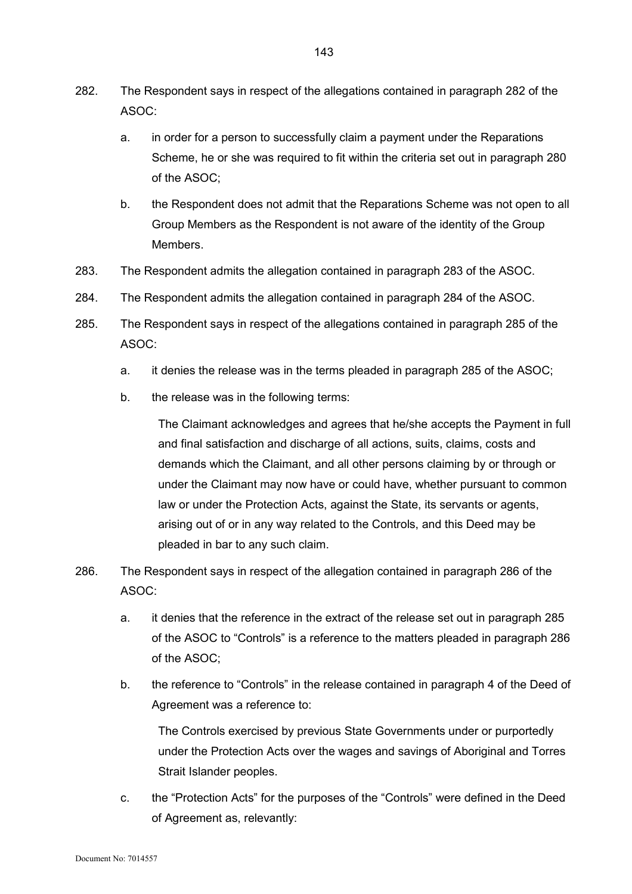282. The Respondent says in respect of the allegations contained in paragraph 282 of the ASOC:

    a. in order for a person to successfully claim a payment under the Reparations Scheme, he or she was required to fit within the criteria set out in paragraph 280 of the ASOC;

    b. the Respondent does not admit that the Reparations Scheme was not open to all Group Members as the Respondent is not aware of the identity of the Group Members.

283. The Respondent admits the allegation contained in paragraph 283 of the ASOC.

284. The Respondent admits the allegation contained in paragraph 284 of the ASOC.

285. The Respondent says in respect of the allegations contained in paragraph 285 of the ASOC:

    a. it denies the release was in the terms pleaded in paragraph 285 of the ASOC;

    b. the release was in the following terms:

        The Claimant acknowledges and agrees that he/she accepts the Payment in full and final satisfaction and discharge of all actions, suits, claims, costs and demands which the Claimant, and all other persons claiming by or through or under the Claimant may now have or could have, whether pursuant to common law or under the Protection Acts, against the State, its servants or agents, arising out of or in any way related to the Controls, and this Deed may be pleaded in bar to any such claim.

286. The Respondent says in respect of the allegation contained in paragraph 286 of the ASOC:

    a. it denies that the reference in the extract of the release set out in paragraph 285 of the ASOC to "Controls" is a reference to the matters pleaded in paragraph 286 of the ASOC;

    b. the reference to "Controls" in the release contained in paragraph 4 of the Deed of Agreement was a reference to:

        The Controls exercised by previous State Governments under or purportedly under the Protection Acts over the wages and savings of Aboriginal and Torres Strait Islander peoples.

    c. the "Protection Acts" for the purposes of the "Controls" were defined in the Deed of Agreement as, relevantly: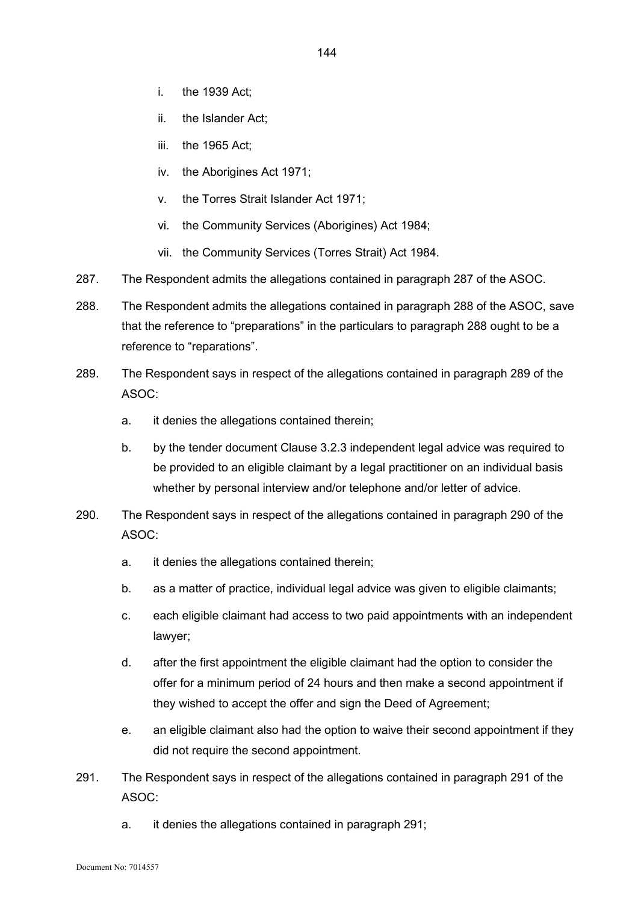i. the 1939 Act;

ii. the Islander Act;

iii. the 1965 Act;

iv. the Aborigines Act 1971;

v. the Torres Strait Islander Act 1971;

vi. the Community Services (Aborigines) Act 1984;

vii. the Community Services (Torres Strait) Act 1984.

287. The Respondent admits the allegations contained in paragraph 287 of the ASOC.

288. The Respondent admits the allegations contained in paragraph 288 of the ASOC, save that the reference to "preparations" in the particulars to paragraph 288 ought to be a reference to "reparations".

289. The Respondent says in respect of the allegations contained in paragraph 289 of the ASOC:

a. it denies the allegations contained therein;

b. by the tender document Clause 3.2.3 independent legal advice was required to be provided to an eligible claimant by a legal practitioner on an individual basis whether by personal interview and/or telephone and/or letter of advice.

290. The Respondent says in respect of the allegations contained in paragraph 290 of the ASOC:

a. it denies the allegations contained therein;

b. as a matter of practice, individual legal advice was given to eligible claimants;

c. each eligible claimant had access to two paid appointments with an independent lawyer;

d. after the first appointment the eligible claimant had the option to consider the offer for a minimum period of 24 hours and then make a second appointment if they wished to accept the offer and sign the Deed of Agreement;

e. an eligible claimant also had the option to waive their second appointment if they did not require the second appointment.

291. The Respondent says in respect of the allegations contained in paragraph 291 of the ASOC:

a. it denies the allegations contained in paragraph 291;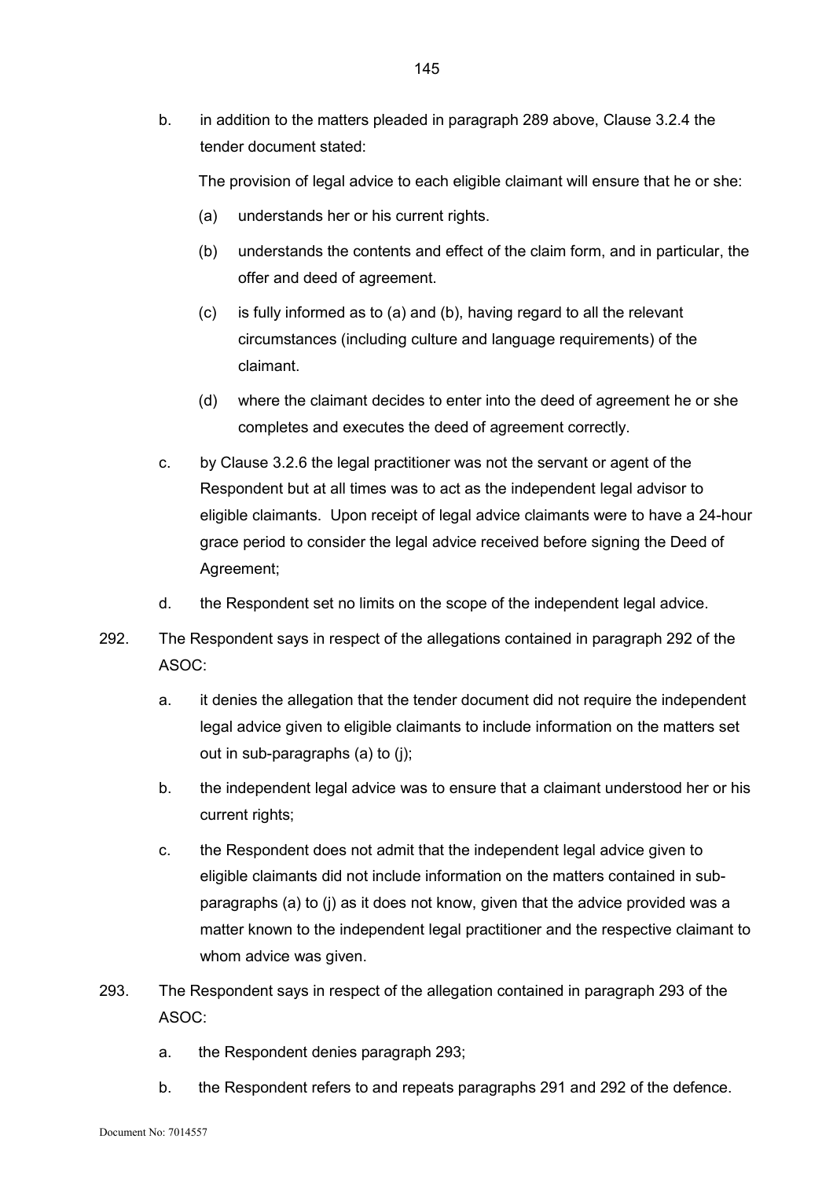b. in addition to the matters pleaded in paragraph 289 above, Clause 3.2.4 the tender document stated:

   The provision of legal advice to each eligible claimant will ensure that he or she:

   (a) understands her or his current rights.

   (b) understands the contents and effect of the claim form, and in particular, the offer and deed of agreement.

   (c) is fully informed as to (a) and (b), having regard to all the relevant circumstances (including culture and language requirements) of the claimant.

   (d) where the claimant decides to enter into the deed of agreement he or she completes and executes the deed of agreement correctly.

c. by Clause 3.2.6 the legal practitioner was not the servant or agent of the Respondent but at all times was to act as the independent legal advisor to eligible claimants. Upon receipt of legal advice claimants were to have a 24-hour grace period to consider the legal advice received before signing the Deed of Agreement;

d. the Respondent set no limits on the scope of the independent legal advice.

292. The Respondent says in respect of the allegations contained in paragraph 292 of the ASOC:

   a. it denies the allegation that the tender document did not require the independent legal advice given to eligible claimants to include information on the matters set out in sub-paragraphs (a) to (j);

   b. the independent legal advice was to ensure that a claimant understood her or his current rights;

   c. the Respondent does not admit that the independent legal advice given to eligible claimants did not include information on the matters contained in sub-paragraphs (a) to (j) as it does not know, given that the advice provided was a matter known to the independent legal practitioner and the respective claimant to whom advice was given.

293. The Respondent says in respect of the allegation contained in paragraph 293 of the ASOC:

   a. the Respondent denies paragraph 293;

   b. the Respondent refers to and repeats paragraphs 291 and 292 of the defence.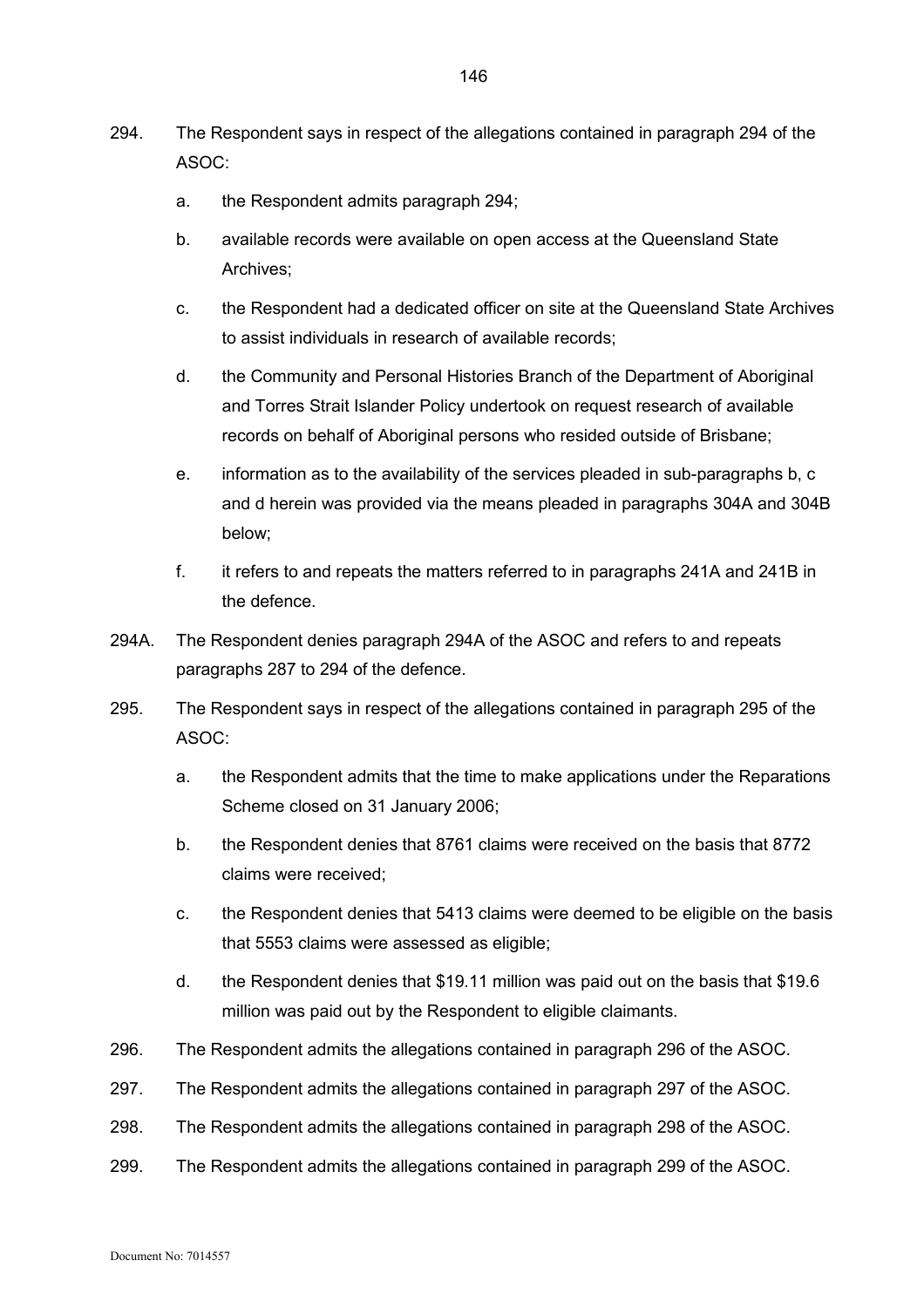294. The Respondent says in respect of the allegations contained in paragraph 294 of the ASOC:

    a. the Respondent admits paragraph 294;

    b. available records were available on open access at the Queensland State Archives;

    c. the Respondent had a dedicated officer on site at the Queensland State Archives to assist individuals in research of available records;

    d. the Community and Personal Histories Branch of the Department of Aboriginal and Torres Strait Islander Policy undertook on request research of available records on behalf of Aboriginal persons who resided outside of Brisbane;

    e. information as to the availability of the services pleaded in sub-paragraphs b, c and d herein was provided via the means pleaded in paragraphs 304A and 304B below;

    f. it refers to and repeats the matters referred to in paragraphs 241A and 241B in the defence.

294A. The Respondent denies paragraph 294A of the ASOC and refers to and repeats paragraphs 287 to 294 of the defence.

295. The Respondent says in respect of the allegations contained in paragraph 295 of the ASOC:

    a. the Respondent admits that the time to make applications under the Reparations Scheme closed on 31 January 2006;

    b. the Respondent denies that 8761 claims were received on the basis that 8772 claims were received;

    c. the Respondent denies that 5413 claims were deemed to be eligible on the basis that 5553 claims were assessed as eligible;

    d. the Respondent denies that $19.11 million was paid out on the basis that $19.6 million was paid out by the Respondent to eligible claimants.

296. The Respondent admits the allegations contained in paragraph 296 of the ASOC.

297. The Respondent admits the allegations contained in paragraph 297 of the ASOC.

298. The Respondent admits the allegations contained in paragraph 298 of the ASOC.

299. The Respondent admits the allegations contained in paragraph 299 of the ASOC.

Document No: 7014557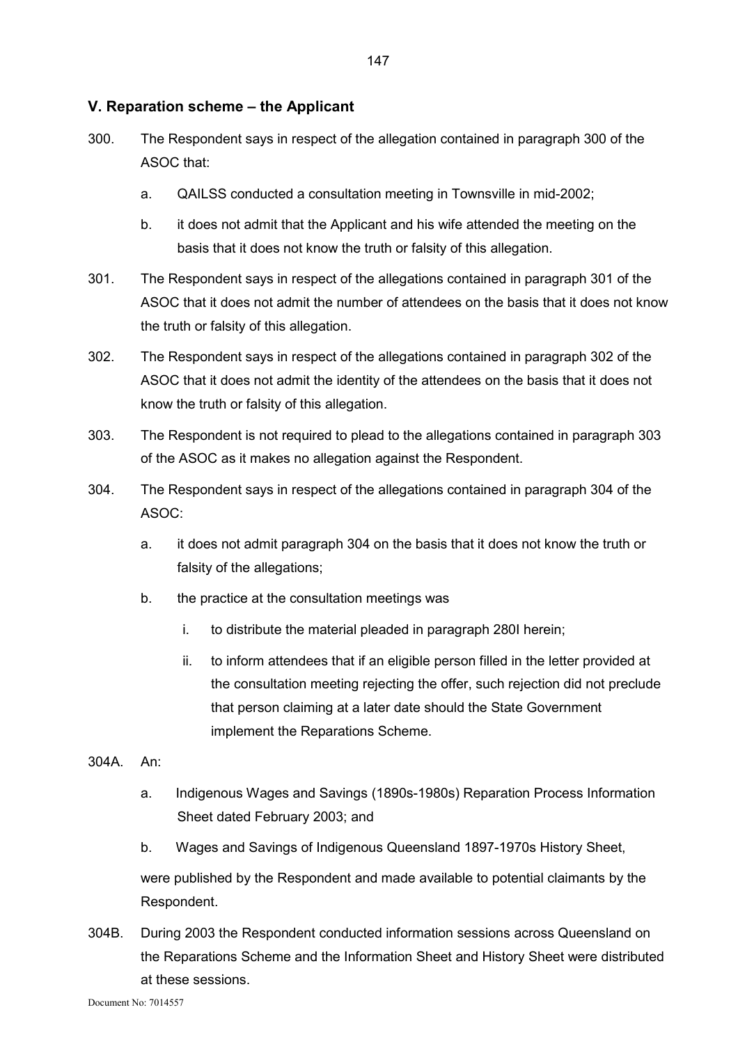## V. Reparation scheme – the Applicant

300. The Respondent says in respect of the allegation contained in paragraph 300 of the ASOC that:

  a. QAILSS conducted a consultation meeting in Townsville in mid-2002;

  b. it does not admit that the Applicant and his wife attended the meeting on the basis that it does not know the truth or falsity of this allegation.

301. The Respondent says in respect of the allegations contained in paragraph 301 of the ASOC that it does not admit the number of attendees on the basis that it does not know the truth or falsity of this allegation.

302. The Respondent says in respect of the allegations contained in paragraph 302 of the ASOC that it does not admit the identity of the attendees on the basis that it does not know the truth or falsity of this allegation.

303. The Respondent is not required to plead to the allegations contained in paragraph 303 of the ASOC as it makes no allegation against the Respondent.

304. The Respondent says in respect of the allegations contained in paragraph 304 of the ASOC:

  a. it does not admit paragraph 304 on the basis that it does not know the truth or falsity of the allegations;

  b. the practice at the consultation meetings was

    i. to distribute the material pleaded in paragraph 280I herein;

    ii. to inform attendees that if an eligible person filled in the letter provided at the consultation meeting rejecting the offer, such rejection did not preclude that person claiming at a later date should the State Government implement the Reparations Scheme.

304A. An:

  a. Indigenous Wages and Savings (1890s-1980s) Reparation Process Information Sheet dated February 2003; and

  b. Wages and Savings of Indigenous Queensland 1897-1970s History Sheet,

  were published by the Respondent and made available to potential claimants by the Respondent.

304B. During 2003 the Respondent conducted information sessions across Queensland on the Reparations Scheme and the Information Sheet and History Sheet were distributed at these sessions.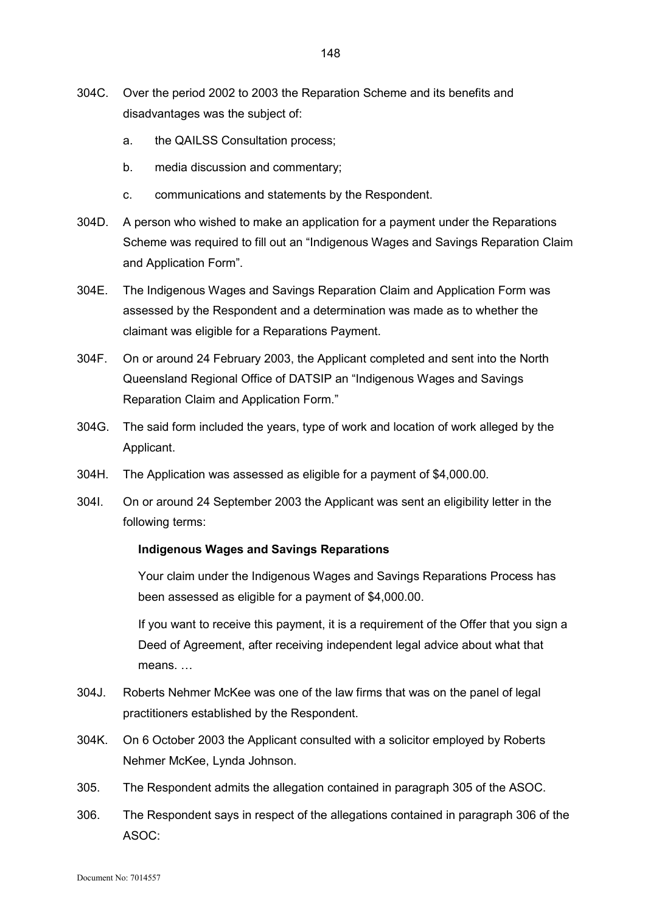304C. Over the period 2002 to 2003 the Reparation Scheme and its benefits and disadvantages was the subject of:

   a. the QAILSS Consultation process;

   b. media discussion and commentary;

   c. communications and statements by the Respondent.

304D. A person who wished to make an application for a payment under the Reparations Scheme was required to fill out an "Indigenous Wages and Savings Reparation Claim and Application Form".

304E. The Indigenous Wages and Savings Reparation Claim and Application Form was assessed by the Respondent and a determination was made as to whether the claimant was eligible for a Reparations Payment.

304F. On or around 24 February 2003, the Applicant completed and sent into the North Queensland Regional Office of DATSIP an "Indigenous Wages and Savings Reparation Claim and Application Form."

304G. The said form included the years, type of work and location of work alleged by the Applicant.

304H. The Application was assessed as eligible for a payment of $4,000.00.

304I. On or around 24 September 2003 the Applicant was sent an eligibility letter in the following terms:

> **Indigenous Wages and Savings Reparations**
>
> Your claim under the Indigenous Wages and Savings Reparations Process has been assessed as eligible for a payment of $4,000.00.
>
> If you want to receive this payment, it is a requirement of the Offer that you sign a Deed of Agreement, after receiving independent legal advice about what that means. …

304J. Roberts Nehmer McKee was one of the law firms that was on the panel of legal practitioners established by the Respondent.

304K. On 6 October 2003 the Applicant consulted with a solicitor employed by Roberts Nehmer McKee, Lynda Johnson.

305. The Respondent admits the allegation contained in paragraph 305 of the ASOC.

306. The Respondent says in respect of the allegations contained in paragraph 306 of the ASOC: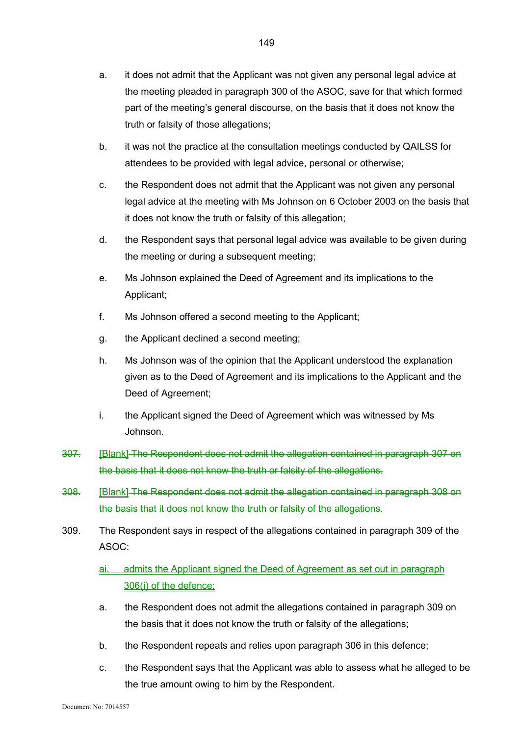a. it does not admit that the Applicant was not given any personal legal advice at the meeting pleaded in paragraph 300 of the ASOC, save for that which formed part of the meeting's general discourse, on the basis that it does not know the truth or falsity of those allegations;

b. it was not the practice at the consultation meetings conducted by QAILSS for attendees to be provided with legal advice, personal or otherwise;

c. the Respondent does not admit that the Applicant was not given any personal legal advice at the meeting with Ms Johnson on 6 October 2003 on the basis that it does not know the truth or falsity of this allegation;

d. the Respondent says that personal legal advice was available to be given during the meeting or during a subsequent meeting;

e. Ms Johnson explained the Deed of Agreement and its implications to the Applicant;

f. Ms Johnson offered a second meeting to the Applicant;

g. the Applicant declined a second meeting;

h. Ms Johnson was of the opinion that the Applicant understood the explanation given as to the Deed of Agreement and its implications to the Applicant and the Deed of Agreement;

i. the Applicant signed the Deed of Agreement which was witnessed by Ms Johnson.

~~307.~~ [Blank] ~~The Respondent does not admit the allegation contained in paragraph 307 on the basis that it does not know the truth or falsity of the allegations.~~

~~308.~~ [Blank] ~~The Respondent does not admit the allegation contained in paragraph 308 on the basis that it does not know the truth or falsity of the allegations.~~

309. The Respondent says in respect of the allegations contained in paragraph 309 of the ASOC:

ai. admits the Applicant signed the Deed of Agreement as set out in paragraph 306(i) of the defence;

a. the Respondent does not admit the allegations contained in paragraph 309 on the basis that it does not know the truth or falsity of the allegations;

b. the Respondent repeats and relies upon paragraph 306 in this defence;

c. the Respondent says that the Applicant was able to assess what he alleged to be the true amount owing to him by the Respondent.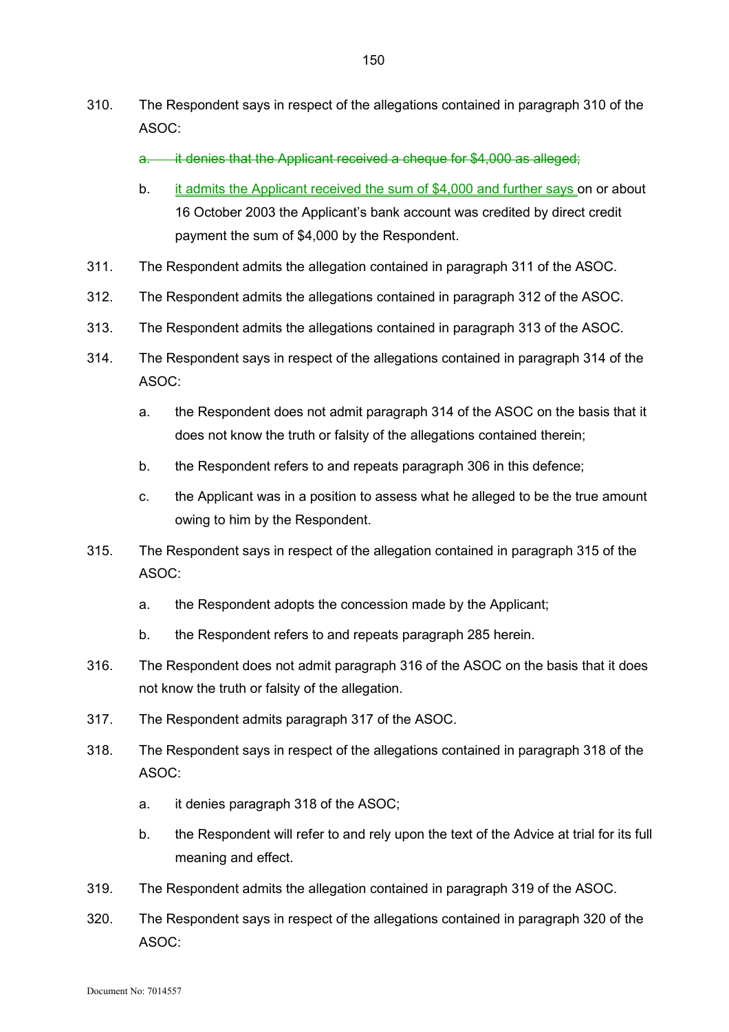310. The Respondent says in respect of the allegations contained in paragraph 310 of the ASOC:

    a. ~~it denies that the Applicant received a cheque for $4,000 as alleged;~~

    b. <u>it admits the Applicant received the sum of $4,000 and further says</u> on or about 16 October 2003 the Applicant's bank account was credited by direct credit payment the sum of $4,000 by the Respondent.

311. The Respondent admits the allegation contained in paragraph 311 of the ASOC.

312. The Respondent admits the allegations contained in paragraph 312 of the ASOC.

313. The Respondent admits the allegations contained in paragraph 313 of the ASOC.

314. The Respondent says in respect of the allegations contained in paragraph 314 of the ASOC:

    a. the Respondent does not admit paragraph 314 of the ASOC on the basis that it does not know the truth or falsity of the allegations contained therein;

    b. the Respondent refers to and repeats paragraph 306 in this defence;

    c. the Applicant was in a position to assess what he alleged to be the true amount owing to him by the Respondent.

315. The Respondent says in respect of the allegation contained in paragraph 315 of the ASOC:

    a. the Respondent adopts the concession made by the Applicant;

    b. the Respondent refers to and repeats paragraph 285 herein.

316. The Respondent does not admit paragraph 316 of the ASOC on the basis that it does not know the truth or falsity of the allegation.

317. The Respondent admits paragraph 317 of the ASOC.

318. The Respondent says in respect of the allegations contained in paragraph 318 of the ASOC:

    a. it denies paragraph 318 of the ASOC;

    b. the Respondent will refer to and rely upon the text of the Advice at trial for its full meaning and effect.

319. The Respondent admits the allegation contained in paragraph 319 of the ASOC.

320. The Respondent says in respect of the allegations contained in paragraph 320 of the ASOC:

Document No: 7014557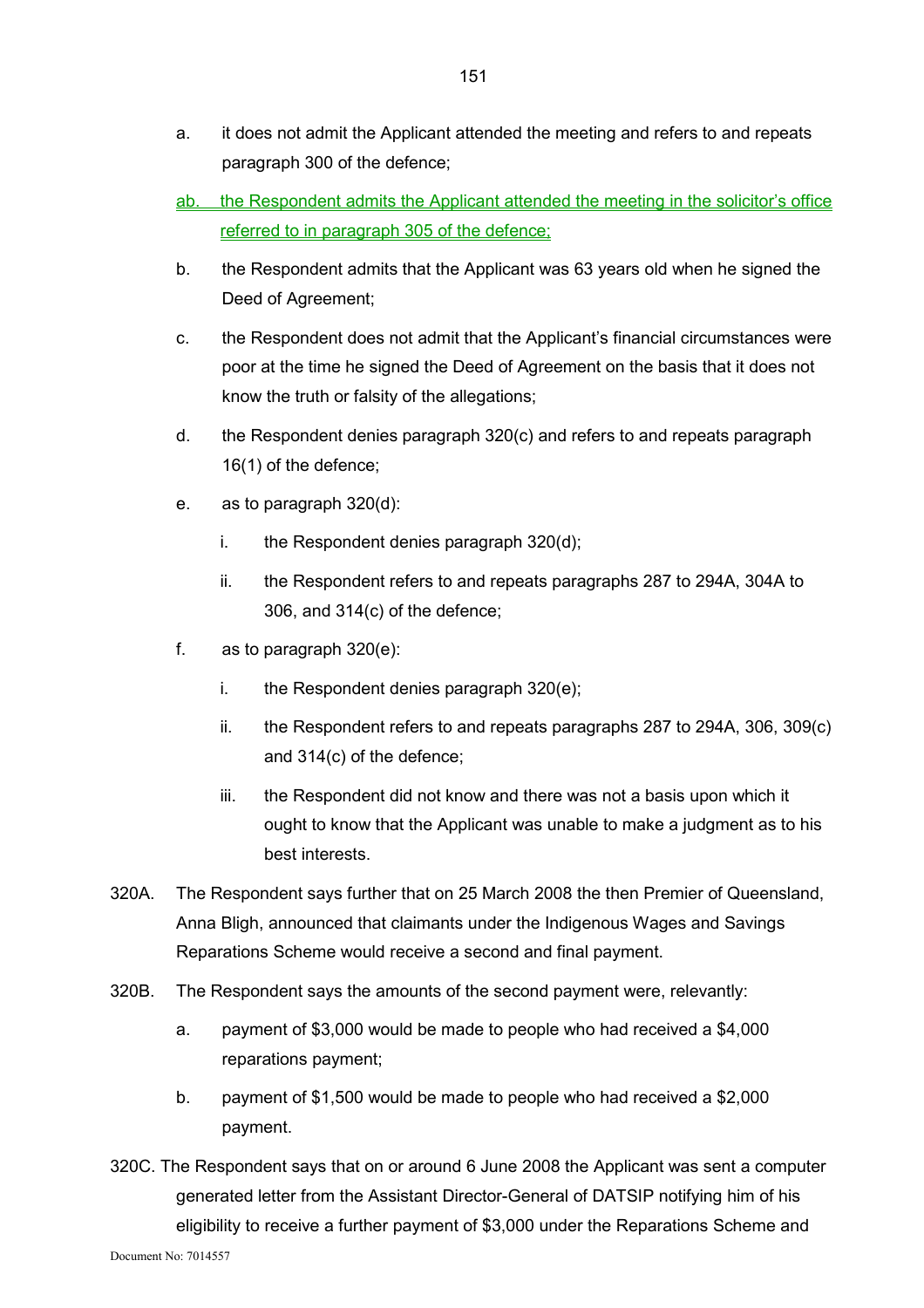a. it does not admit the Applicant attended the meeting and refers to and repeats paragraph 300 of the defence;

ab. the Respondent admits the Applicant attended the meeting in the solicitor's office referred to in paragraph 305 of the defence;

b. the Respondent admits that the Applicant was 63 years old when he signed the Deed of Agreement;

c. the Respondent does not admit that the Applicant's financial circumstances were poor at the time he signed the Deed of Agreement on the basis that it does not know the truth or falsity of the allegations;

d. the Respondent denies paragraph 320(c) and refers to and repeats paragraph 16(1) of the defence;

e. as to paragraph 320(d):

   i. the Respondent denies paragraph 320(d);

   ii. the Respondent refers to and repeats paragraphs 287 to 294A, 304A to 306, and 314(c) of the defence;

f. as to paragraph 320(e):

   i. the Respondent denies paragraph 320(e);

   ii. the Respondent refers to and repeats paragraphs 287 to 294A, 306, 309(c) and 314(c) of the defence;

   iii. the Respondent did not know and there was not a basis upon which it ought to know that the Applicant was unable to make a judgment as to his best interests.

320A. The Respondent says further that on 25 March 2008 the then Premier of Queensland, Anna Bligh, announced that claimants under the Indigenous Wages and Savings Reparations Scheme would receive a second and final payment.

320B. The Respondent says the amounts of the second payment were, relevantly:

a. payment of $3,000 would be made to people who had received a $4,000 reparations payment;

b. payment of $1,500 would be made to people who had received a $2,000 payment.

320C. The Respondent says that on or around 6 June 2008 the Applicant was sent a computer generated letter from the Assistant Director-General of DATSIP notifying him of his eligibility to receive a further payment of $3,000 under the Reparations Scheme and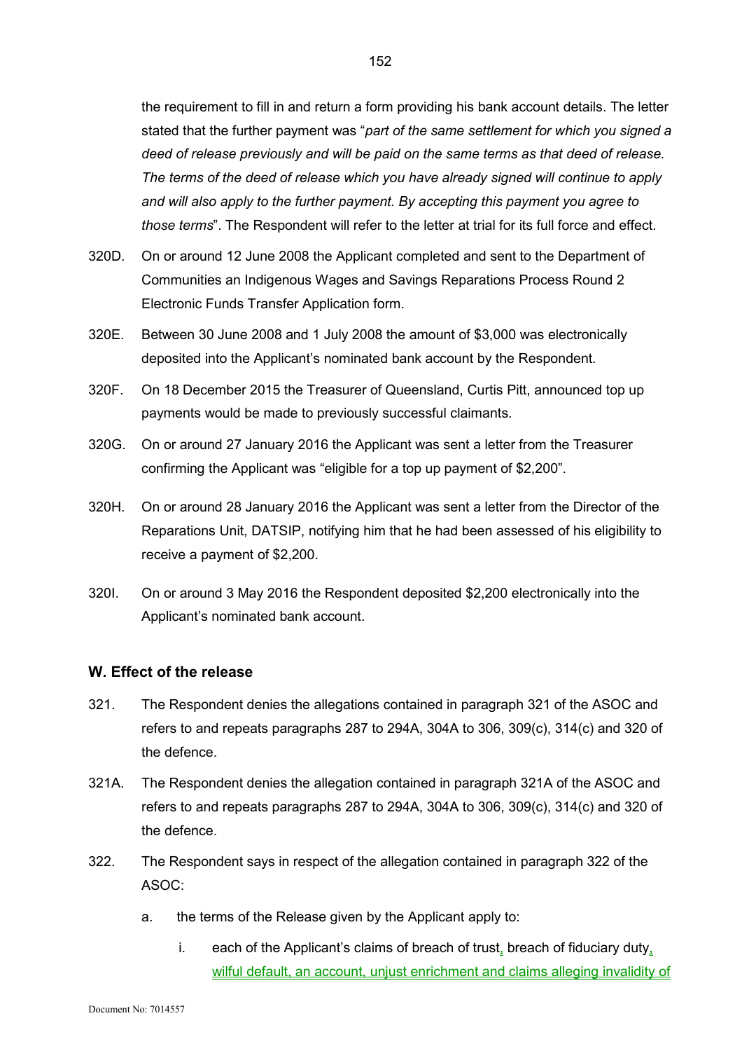the requirement to fill in and return a form providing his bank account details. The letter stated that the further payment was "*part of the same settlement for which you signed a deed of release previously and will be paid on the same terms as that deed of release. The terms of the deed of release which you have already signed will continue to apply and will also apply to the further payment. By accepting this payment you agree to those terms*". The Respondent will refer to the letter at trial for its full force and effect.

320D. On or around 12 June 2008 the Applicant completed and sent to the Department of Communities an Indigenous Wages and Savings Reparations Process Round 2 Electronic Funds Transfer Application form.

320E. Between 30 June 2008 and 1 July 2008 the amount of $3,000 was electronically deposited into the Applicant's nominated bank account by the Respondent.

320F. On 18 December 2015 the Treasurer of Queensland, Curtis Pitt, announced top up payments would be made to previously successful claimants.

320G. On or around 27 January 2016 the Applicant was sent a letter from the Treasurer confirming the Applicant was "eligible for a top up payment of $2,200".

320H. On or around 28 January 2016 the Applicant was sent a letter from the Director of the Reparations Unit, DATSIP, notifying him that he had been assessed of his eligibility to receive a payment of $2,200.

320I. On or around 3 May 2016 the Respondent deposited $2,200 electronically into the Applicant's nominated bank account.

## W. Effect of the release

321. The Respondent denies the allegations contained in paragraph 321 of the ASOC and refers to and repeats paragraphs 287 to 294A, 304A to 306, 309(c), 314(c) and 320 of the defence.

321A. The Respondent denies the allegation contained in paragraph 321A of the ASOC and refers to and repeats paragraphs 287 to 294A, 304A to 306, 309(c), 314(c) and 320 of the defence.

322. The Respondent says in respect of the allegation contained in paragraph 322 of the ASOC:

   a. the terms of the Release given by the Applicant apply to:

      i. each of the Applicant's claims of breach of trust, breach of fiduciary duty, wilful default, an account, unjust enrichment and claims alleging invalidity of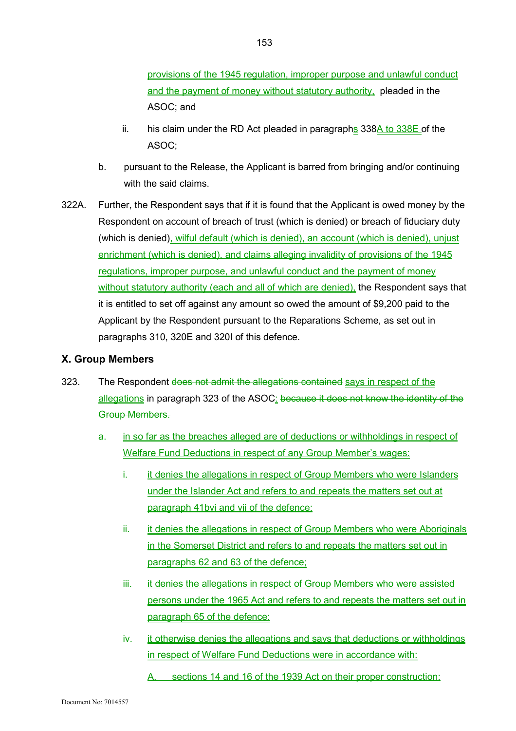provisions of the 1945 regulation, improper purpose and unlawful conduct and the payment of money without statutory authority, pleaded in the ASOC; and

ii. his claim under the RD Act pleaded in paragraphs 338A to 338E of the ASOC;

b. pursuant to the Release, the Applicant is barred from bringing and/or continuing with the said claims.

322A. Further, the Respondent says that if it is found that the Applicant is owed money by the Respondent on account of breach of trust (which is denied) or breach of fiduciary duty (which is denied), wilful default (which is denied), an account (which is denied), unjust enrichment (which is denied), and claims alleging invalidity of provisions of the 1945 regulations, improper purpose, and unlawful conduct and the payment of money without statutory authority (each and all of which are denied), the Respondent says that it is entitled to set off against any amount so owed the amount of $9,200 paid to the Applicant by the Respondent pursuant to the Reparations Scheme, as set out in paragraphs 310, 320E and 320I of this defence.

### X. Group Members

323. The Respondent ~~does not admit the allegations contained~~ says in respect of the allegations in paragraph 323 of the ASOC: ~~because it does not know the identity of the Group Members.~~

a. in so far as the breaches alleged are of deductions or withholdings in respect of Welfare Fund Deductions in respect of any Group Member's wages:

i. it denies the allegations in respect of Group Members who were Islanders under the Islander Act and refers to and repeats the matters set out at paragraph 41bvi and vii of the defence;

ii. it denies the allegations in respect of Group Members who were Aboriginals in the Somerset District and refers to and repeats the matters set out in paragraphs 62 and 63 of the defence;

iii. it denies the allegations in respect of Group Members who were assisted persons under the 1965 Act and refers to and repeats the matters set out in paragraph 65 of the defence;

iv. it otherwise denies the allegations and says that deductions or withholdings in respect of Welfare Fund Deductions were in accordance with:

A. sections 14 and 16 of the 1939 Act on their proper construction;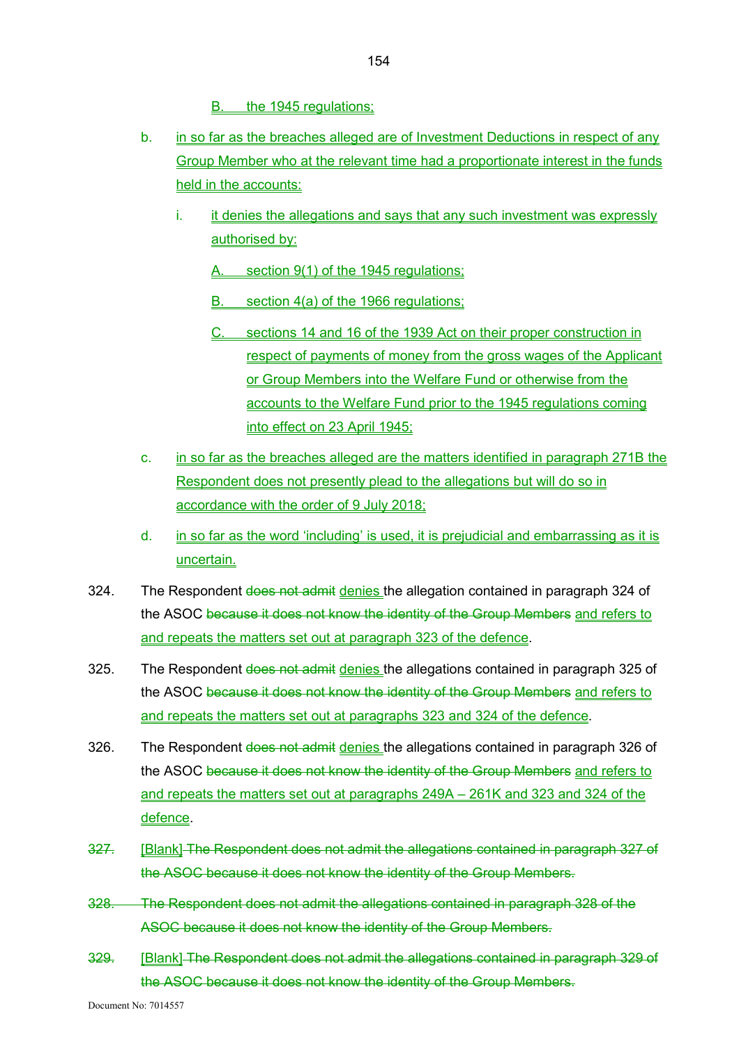B. the 1945 regulations;

b. in so far as the breaches alleged are of Investment Deductions in respect of any Group Member who at the relevant time had a proportionate interest in the funds held in the accounts:

   i. it denies the allegations and says that any such investment was expressly authorised by:

      A. section 9(1) of the 1945 regulations;

      B. section 4(a) of the 1966 regulations;

      C. sections 14 and 16 of the 1939 Act on their proper construction in respect of payments of money from the gross wages of the Applicant or Group Members into the Welfare Fund or otherwise from the accounts to the Welfare Fund prior to the 1945 regulations coming into effect on 23 April 1945;

c. in so far as the breaches alleged are the matters identified in paragraph 271B the Respondent does not presently plead to the allegations but will do so in accordance with the order of 9 July 2018;

d. in so far as the word 'including' is used, it is prejudicial and embarrassing as it is uncertain.

324. The Respondent ~~does not admit~~ denies the allegation contained in paragraph 324 of the ASOC ~~because it does not know the identity of the Group Members~~ and refers to and repeats the matters set out at paragraph 323 of the defence.

325. The Respondent ~~does not admit~~ denies the allegations contained in paragraph 325 of the ASOC ~~because it does not know the identity of the Group Members~~ and refers to and repeats the matters set out at paragraphs 323 and 324 of the defence.

326. The Respondent ~~does not admit~~ denies the allegations contained in paragraph 326 of the ASOC ~~because it does not know the identity of the Group Members~~ and refers to and repeats the matters set out at paragraphs 249A – 261K and 323 and 324 of the defence.

~~327.~~ [Blank] ~~The Respondent does not admit the allegations contained in paragraph 327 of the ASOC because it does not know the identity of the Group Members.~~

~~328. The Respondent does not admit the allegations contained in paragraph 328 of the ASOC because it does not know the identity of the Group Members.~~

~~329.~~ [Blank] ~~The Respondent does not admit the allegations contained in paragraph 329 of the ASOC because it does not know the identity of the Group Members.~~

Document No: 7014557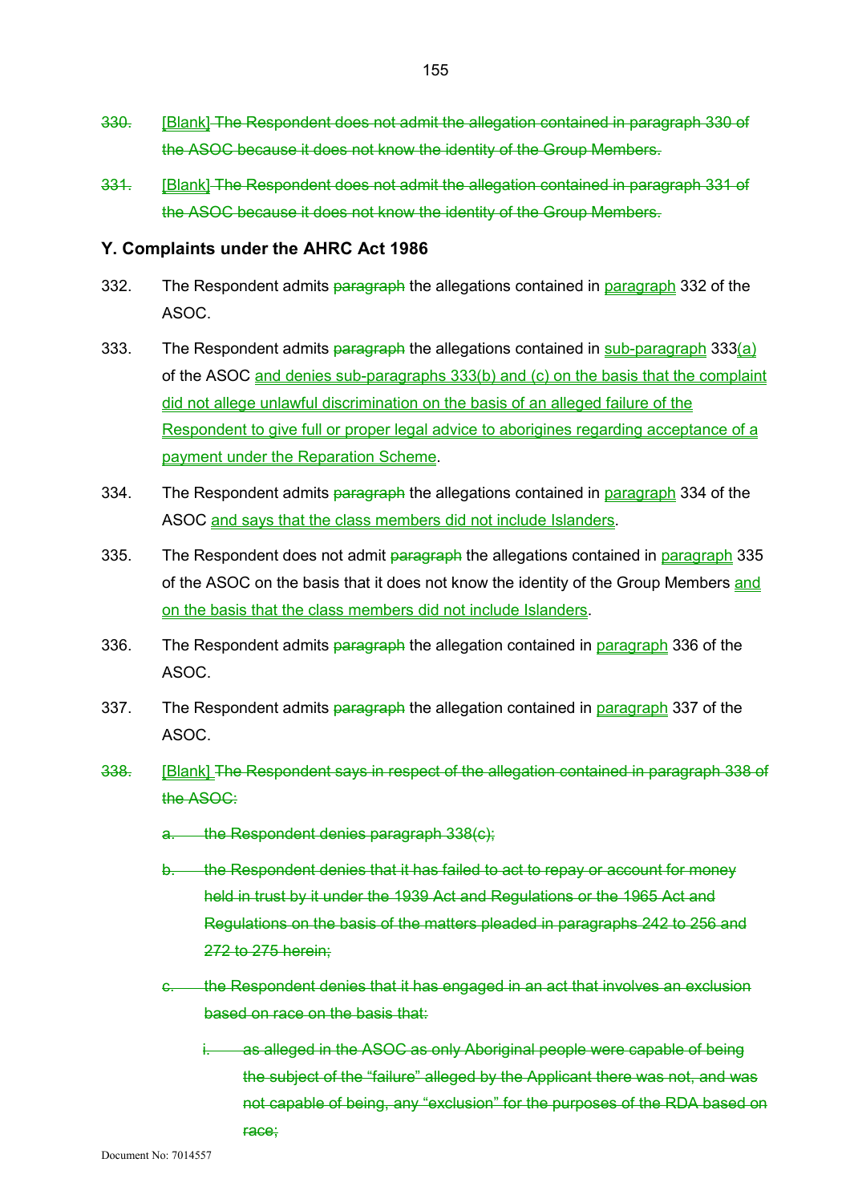330. ~~[Blank] The Respondent does not admit the allegation contained in paragraph 330 of the ASOC because it does not know the identity of the Group Members.~~

331. ~~[Blank] The Respondent does not admit the allegation contained in paragraph 331 of the ASOC because it does not know the identity of the Group Members.~~

## Y. Complaints under the AHRC Act 1986

332. The Respondent admits ~~paragraph~~ the allegations contained in <u>paragraph</u> 332 of the ASOC.

333. The Respondent admits ~~paragraph~~ the allegations contained in <u>sub-paragraph</u> 333<u>(a)</u> of the ASOC <u>and denies sub-paragraphs 333(b) and (c) on the basis that the complaint did not allege unlawful discrimination on the basis of an alleged failure of the Respondent to give full or proper legal advice to aborigines regarding acceptance of a payment under the Reparation Scheme</u>.

334. The Respondent admits ~~paragraph~~ the allegations contained in <u>paragraph</u> 334 of the ASOC <u>and says that the class members did not include Islanders</u>.

335. The Respondent does not admit ~~paragraph~~ the allegations contained in <u>paragraph</u> 335 of the ASOC on the basis that it does not know the identity of the Group Members <u>and on the basis that the class members did not include Islanders</u>.

336. The Respondent admits ~~paragraph~~ the allegation contained in <u>paragraph</u> 336 of the ASOC.

337. The Respondent admits ~~paragraph~~ the allegation contained in <u>paragraph</u> 337 of the ASOC.

338. ~~[Blank] The Respondent says in respect of the allegation contained in paragraph 338 of the ASOC:~~

   a. ~~the Respondent denies paragraph 338(c);~~

   b. ~~the Respondent denies that it has failed to act to repay or account for money held in trust by it under the 1939 Act and Regulations or the 1965 Act and Regulations on the basis of the matters pleaded in paragraphs 242 to 256 and 272 to 275 herein;~~

   c. ~~the Respondent denies that it has engaged in an act that involves an exclusion based on race on the basis that:~~

      i. ~~as alleged in the ASOC as only Aboriginal people were capable of being the subject of the "failure" alleged by the Applicant there was not, and was not capable of being, any "exclusion" for the purposes of the RDA based on race;~~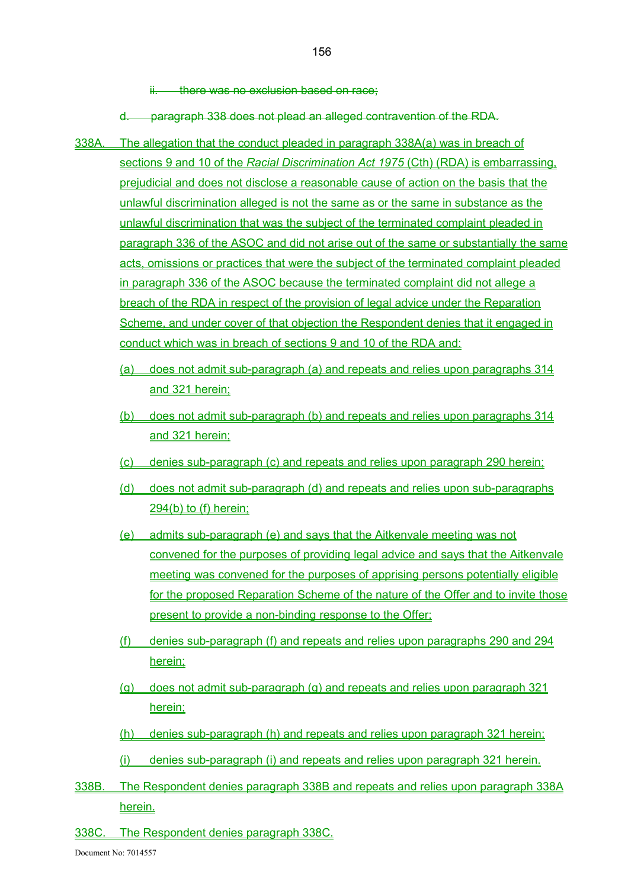~~ii. there was no exclusion based on race;~~

~~d. paragraph 338 does not plead an alleged contravention of the RDA.~~

338A. The allegation that the conduct pleaded in paragraph 338A(a) was in breach of sections 9 and 10 of the *Racial Discrimination Act 1975* (Cth) (RDA) is embarrassing, prejudicial and does not disclose a reasonable cause of action on the basis that the unlawful discrimination alleged is not the same as or the same in substance as the unlawful discrimination that was the subject of the terminated complaint pleaded in paragraph 336 of the ASOC and did not arise out of the same or substantially the same acts, omissions or practices that were the subject of the terminated complaint pleaded in paragraph 336 of the ASOC because the terminated complaint did not allege a breach of the RDA in respect of the provision of legal advice under the Reparation Scheme, and under cover of that objection the Respondent denies that it engaged in conduct which was in breach of sections 9 and 10 of the RDA and:

(a) does not admit sub-paragraph (a) and repeats and relies upon paragraphs 314 and 321 herein;

(b) does not admit sub-paragraph (b) and repeats and relies upon paragraphs 314 and 321 herein;

(c) denies sub-paragraph (c) and repeats and relies upon paragraph 290 herein;

(d) does not admit sub-paragraph (d) and repeats and relies upon sub-paragraphs 294(b) to (f) herein;

(e) admits sub-paragraph (e) and says that the Aitkenvale meeting was not convened for the purposes of providing legal advice and says that the Aitkenvale meeting was convened for the purposes of apprising persons potentially eligible for the proposed Reparation Scheme of the nature of the Offer and to invite those present to provide a non-binding response to the Offer;

(f) denies sub-paragraph (f) and repeats and relies upon paragraphs 290 and 294 herein;

(g) does not admit sub-paragraph (g) and repeats and relies upon paragraph 321 herein;

(h) denies sub-paragraph (h) and repeats and relies upon paragraph 321 herein;

(i) denies sub-paragraph (i) and repeats and relies upon paragraph 321 herein.

338B. The Respondent denies paragraph 338B and repeats and relies upon paragraph 338A herein.

338C. The Respondent denies paragraph 338C.

Document No: 7014557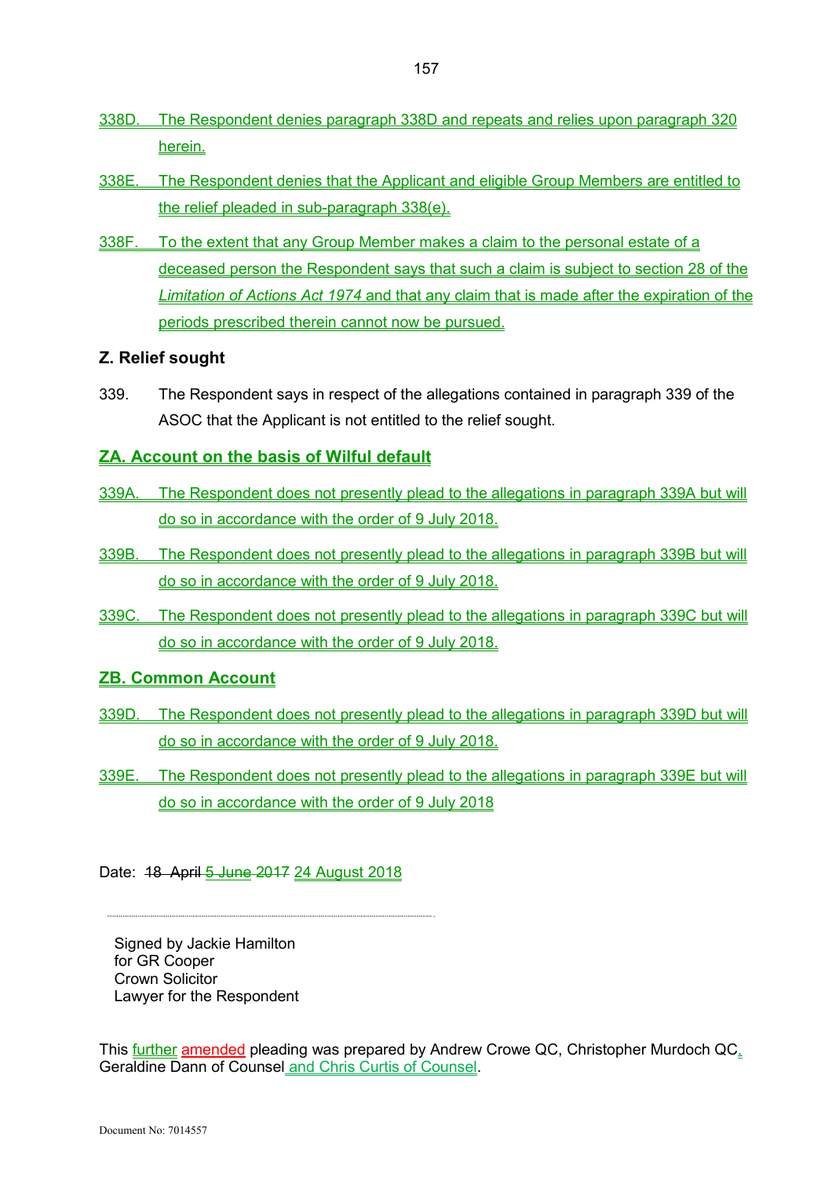338D. The Respondent denies paragraph 338D and repeats and relies upon paragraph 320 herein.

338E. The Respondent denies that the Applicant and eligible Group Members are entitled to the relief pleaded in sub-paragraph 338(e).

338F. To the extent that any Group Member makes a claim to the personal estate of a deceased person the Respondent says that such a claim is subject to section 28 of the *Limitation of Actions Act 1974* and that any claim that is made after the expiration of the periods prescribed therein cannot now be pursued.

## Z. Relief sought

339. The Respondent says in respect of the allegations contained in paragraph 339 of the ASOC that the Applicant is not entitled to the relief sought.

## ZA. Account on the basis of Wilful default

339A. The Respondent does not presently plead to the allegations in paragraph 339A but will do so in accordance with the order of 9 July 2018.

339B. The Respondent does not presently plead to the allegations in paragraph 339B but will do so in accordance with the order of 9 July 2018.

339C. The Respondent does not presently plead to the allegations in paragraph 339C but will do so in accordance with the order of 9 July 2018.

## ZB. Common Account

339D. The Respondent does not presently plead to the allegations in paragraph 339D but will do so in accordance with the order of 9 July 2018.

339E. The Respondent does not presently plead to the allegations in paragraph 339E but will do so in accordance with the order of 9 July 2018

Date: ~~18 April~~ ~~5 June~~ ~~2017~~ 24 August 2018

.......................................................................................

Signed by Jackie Hamilton
for GR Cooper
Crown Solicitor
Lawyer for the Respondent

This further amended pleading was prepared by Andrew Crowe QC, Christopher Murdoch QC, Geraldine Dann of Counsel and Chris Curtis of Counsel.

Document No: 7014557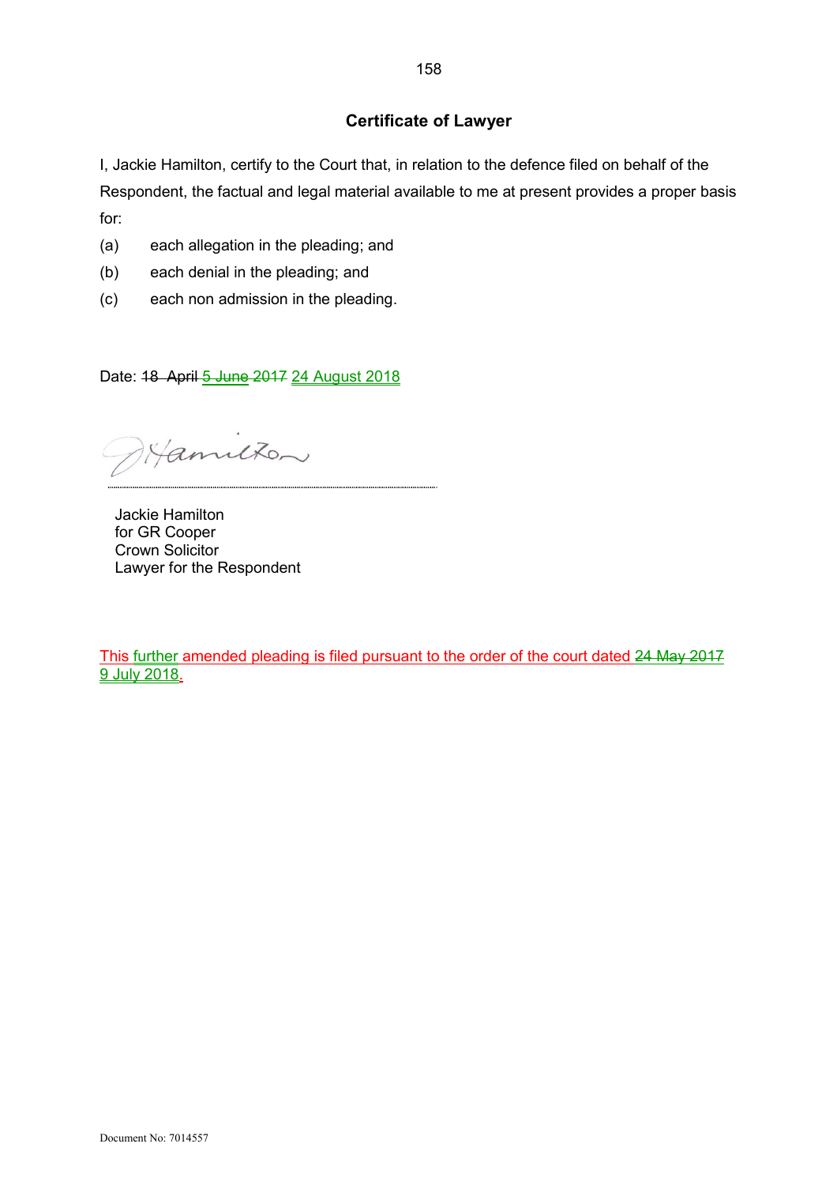## Certificate of Lawyer

I, Jackie Hamilton, certify to the Court that, in relation to the defence filed on behalf of the Respondent, the factual and legal material available to me at present provides a proper basis for:

(a) each allegation in the pleading; and

(b) each denial in the pleading; and

(c) each non admission in the pleading.

Date: ~~18 April~~ 5 June ~~2017~~ 24 August 2018

Jackie Hamilton
for GR Cooper
Crown Solicitor
Lawyer for the Respondent

This further amended pleading is filed pursuant to the order of the court dated ~~24 May 2017~~ 9 July 2018.

Document No: 7014557